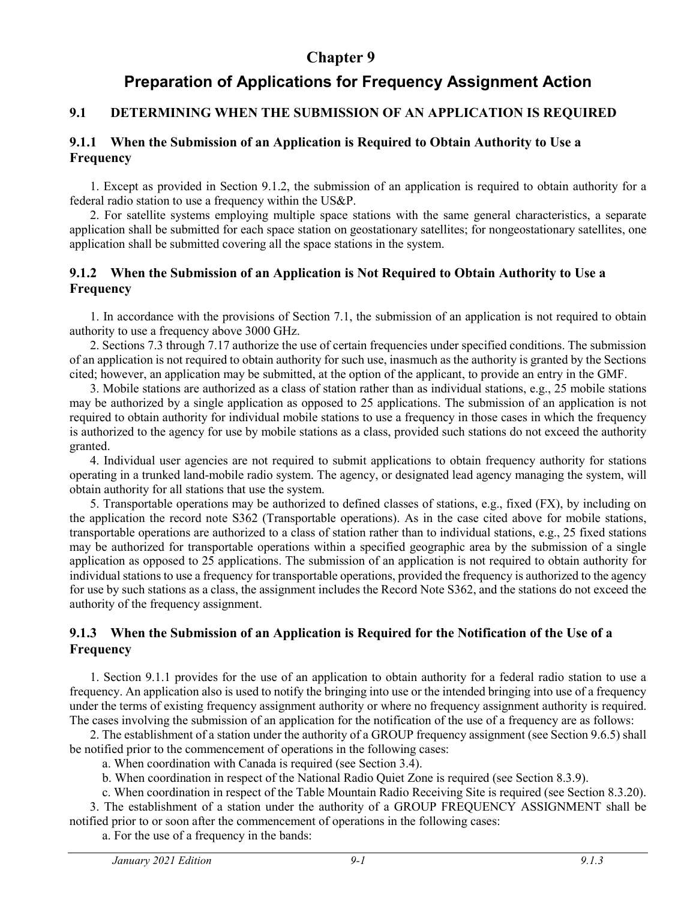# Chapter 9

# Preparation of Applications for Frequency Assignment Action

## 9.1 DETERMINING WHEN THE SUBMISSION OF AN APPLICATION IS REQUIRED

### 9.1.1 When the Submission of an Application is Required to Obtain Authority to Use a Frequency

1. Except as provided in Section 9.1.2, the submission of an application is required to obtain authority for a federal radio station to use a frequency within the US&P.

2. For satellite systems employing multiple space stations with the same general characteristics, a separate application shall be submitted for each space station on geostationary satellites; for nongeostationary satellites, one application shall be submitted covering all the space stations in the system.

### 9.1.2 When the Submission of an Application is Not Required to Obtain Authority to Use a Frequency

1. In accordance with the provisions of Section 7.1, the submission of an application is not required to obtain authority to use a frequency above 3000 GHz.

2. Sections 7.3 through 7.17 authorize the use of certain frequencies under specified conditions. The submission of an application is not required to obtain authority for such use, inasmuch as the authority is granted by the Sections cited; however, an application may be submitted, at the option of the applicant, to provide an entry in the GMF.

3. Mobile stations are authorized as a class of station rather than as individual stations, e.g., 25 mobile stations may be authorized by a single application as opposed to 25 applications. The submission of an application is not required to obtain authority for individual mobile stations to use a frequency in those cases in which the frequency is authorized to the agency for use by mobile stations as a class, provided such stations do not exceed the authority granted.

4. Individual user agencies are not required to submit applications to obtain frequency authority for stations operating in a trunked land-mobile radio system. The agency, or designated lead agency managing the system, will obtain authority for all stations that use the system.

5. Transportable operations may be authorized to defined classes of stations, e.g., fixed (FX), by including on the application the record note S362 (Transportable operations). As in the case cited above for mobile stations, transportable operations are authorized to a class of station rather than to individual stations, e.g., 25 fixed stations may be authorized for transportable operations within a specified geographic area by the submission of a single application as opposed to 25 applications. The submission of an application is not required to obtain authority for individual stations to use a frequency for transportable operations, provided the frequency is authorized to the agency for use by such stations as a class, the assignment includes the Record Note S362, and the stations do not exceed the authority of the frequency assignment.

### 9.1.3 When the Submission of an Application is Required for the Notification of the Use of a Frequency

1. Section 9.1.1 provides for the use of an application to obtain authority for a federal radio station to use a frequency. An application also is used to notify the bringing into use or the intended bringing into use of a frequency under the terms of existing frequency assignment authority or where no frequency assignment authority is required. The cases involving the submission of an application for the notification of the use of a frequency are as follows:

2. The establishment of a station under the authority of a GROUP frequency assignment (see Section 9.6.5) shall be notified prior to the commencement of operations in the following cases:

   a. When coordination with Canada is required (see Section 3.4).

   b. When coordination in respect of the National Radio Quiet Zone is required (see Section 8.3.9).

   c. When coordination in respect of the Table Mountain Radio Receiving Site is required (see Section 8.3.20).

3. The establishment of a station under the authority of a GROUP FREQUENCY ASSIGNMENT shall be notified prior to or soon after the commencement of operations in the following cases:

   a. For the use of a frequency in the bands: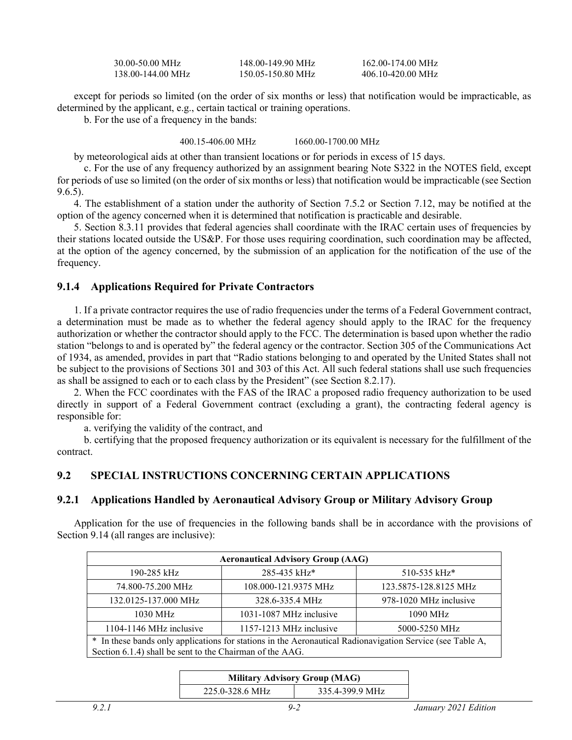| | | |
|---|---|---|
| 30.00-50.00 MHz | 148.00-149.90 MHz | 162.00-174.00 MHz |
| 138.00-144.00 MHz | 150.05-150.80 MHz | 406.10-420.00 MHz |

except for periods so limited (on the order of six months or less) that notification would be impracticable, as determined by the applicant, e.g., certain tactical or training operations.

b. For the use of a frequency in the bands:

| | |
|---|---|
| 400.15-406.00 MHz | 1660.00-1700.00 MHz |

by meteorological aids at other than transient locations or for periods in excess of 15 days.

c. For the use of any frequency authorized by an assignment bearing Note S322 in the NOTES field, except for periods of use so limited (on the order of six months or less) that notification would be impracticable (see Section 9.6.5).

4. The establishment of a station under the authority of Section 7.5.2 or Section 7.12, may be notified at the option of the agency concerned when it is determined that notification is practicable and desirable.

5. Section 8.3.11 provides that federal agencies shall coordinate with the IRAC certain uses of frequencies by their stations located outside the US&P. For those uses requiring coordination, such coordination may be affected, at the option of the agency concerned, by the submission of an application for the notification of the use of the frequency.

### 9.1.4 Applications Required for Private Contractors

1. If a private contractor requires the use of radio frequencies under the terms of a Federal Government contract, a determination must be made as to whether the federal agency should apply to the IRAC for the frequency authorization or whether the contractor should apply to the FCC. The determination is based upon whether the radio station "belongs to and is operated by" the federal agency or the contractor. Section 305 of the Communications Act of 1934, as amended, provides in part that "Radio stations belonging to and operated by the United States shall not be subject to the provisions of Sections 301 and 303 of this Act. All such federal stations shall use such frequencies as shall be assigned to each or to each class by the President" (see Section 8.2.17).

2. When the FCC coordinates with the FAS of the IRAC a proposed radio frequency authorization to be used directly in support of a Federal Government contract (excluding a grant), the contracting federal agency is responsible for:

a. verifying the validity of the contract, and

b. certifying that the proposed frequency authorization or its equivalent is necessary for the fulfillment of the contract.

## 9.2 SPECIAL INSTRUCTIONS CONCERNING CERTAIN APPLICATIONS

### 9.2.1 Applications Handled by Aeronautical Advisory Group or Military Advisory Group

Application for the use of frequencies in the following bands shall be in accordance with the provisions of Section 9.14 (all ranges are inclusive):

| Aeronautical Advisory Group (AAG) | | |
|---|---|---|
| 190-285 kHz | 285-435 kHz* | 510-535 kHz* |
| 74.800-75.200 MHz | 108.000-121.9375 MHz | 123.5875-128.8125 MHz |
| 132.0125-137.000 MHz | 328.6-335.4 MHz | 978-1020 MHz inclusive |
| 1030 MHz | 1031-1087 MHz inclusive | 1090 MHz |
| 1104-1146 MHz inclusive | 1157-1213 MHz inclusive | 5000-5250 MHz |
| * In these bands only applications for stations in the Aeronautical Radionavigation Service (see Table A, Section 6.1.4) shall be sent to the Chairman of the AAG. | | |

| Military Advisory Group (MAG) | |
|---|---|
| 225.0-328.6 MHz | 335.4-399.9 MHz |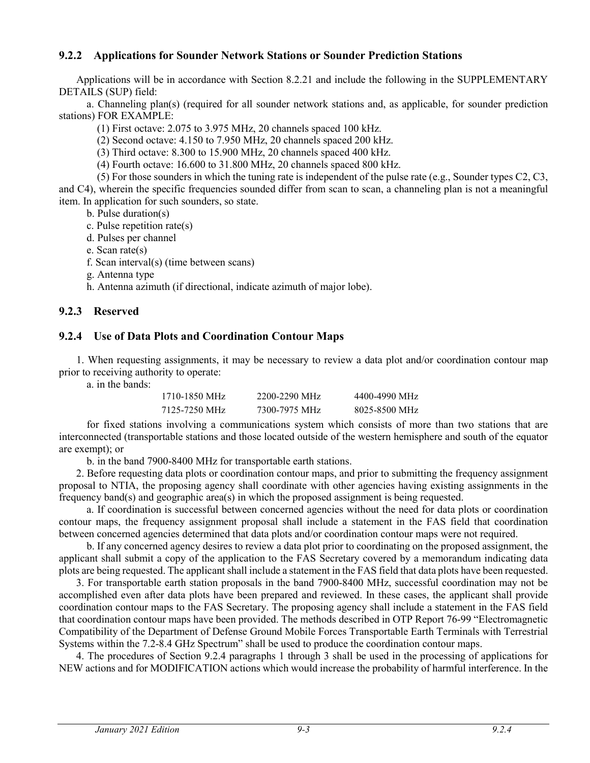### 9.2.2 Applications for Sounder Network Stations or Sounder Prediction Stations

Applications will be in accordance with Section 8.2.21 and include the following in the SUPPLEMENTARY DETAILS (SUP) field:

a. Channeling plan(s) (required for all sounder network stations and, as applicable, for sounder prediction stations) FOR EXAMPLE:

(1) First octave: 2.075 to 3.975 MHz, 20 channels spaced 100 kHz.

(2) Second octave: 4.150 to 7.950 MHz, 20 channels spaced 200 kHz.

(3) Third octave: 8.300 to 15.900 MHz, 20 channels spaced 400 kHz.

(4) Fourth octave: 16.600 to 31.800 MHz, 20 channels spaced 800 kHz.

(5) For those sounders in which the tuning rate is independent of the pulse rate (e.g., Sounder types C2, C3, and C4), wherein the specific frequencies sounded differ from scan to scan, a channeling plan is not a meaningful item. In application for such sounders, so state.

b. Pulse duration(s)

c. Pulse repetition rate(s)

d. Pulses per channel

e. Scan rate(s)

f. Scan interval(s) (time between scans)

g. Antenna type

h. Antenna azimuth (if directional, indicate azimuth of major lobe).

### 9.2.3 Reserved

### 9.2.4 Use of Data Plots and Coordination Contour Maps

1. When requesting assignments, it may be necessary to review a data plot and/or coordination contour map prior to receiving authority to operate:

a. in the bands:

| | | |
|---|---|---|
| 1710-1850 MHz | 2200-2290 MHz | 4400-4990 MHz |
| 7125-7250 MHz | 7300-7975 MHz | 8025-8500 MHz |

for fixed stations involving a communications system which consists of more than two stations that are interconnected (transportable stations and those located outside of the western hemisphere and south of the equator are exempt); or

b. in the band 7900-8400 MHz for transportable earth stations.

2. Before requesting data plots or coordination contour maps, and prior to submitting the frequency assignment proposal to NTIA, the proposing agency shall coordinate with other agencies having existing assignments in the frequency band(s) and geographic area(s) in which the proposed assignment is being requested.

a. If coordination is successful between concerned agencies without the need for data plots or coordination contour maps, the frequency assignment proposal shall include a statement in the FAS field that coordination between concerned agencies determined that data plots and/or coordination contour maps were not required.

b. If any concerned agency desires to review a data plot prior to coordinating on the proposed assignment, the applicant shall submit a copy of the application to the FAS Secretary covered by a memorandum indicating data plots are being requested. The applicant shall include a statement in the FAS field that data plots have been requested.

3. For transportable earth station proposals in the band 7900-8400 MHz, successful coordination may not be accomplished even after data plots have been prepared and reviewed. In these cases, the applicant shall provide coordination contour maps to the FAS Secretary. The proposing agency shall include a statement in the FAS field that coordination contour maps have been provided. The methods described in OTP Report 76-99 "Electromagnetic Compatibility of the Department of Defense Ground Mobile Forces Transportable Earth Terminals with Terrestrial Systems within the 7.2-8.4 GHz Spectrum" shall be used to produce the coordination contour maps.

4. The procedures of Section 9.2.4 paragraphs 1 through 3 shall be used in the processing of applications for NEW actions and for MODIFICATION actions which would increase the probability of harmful interference. In the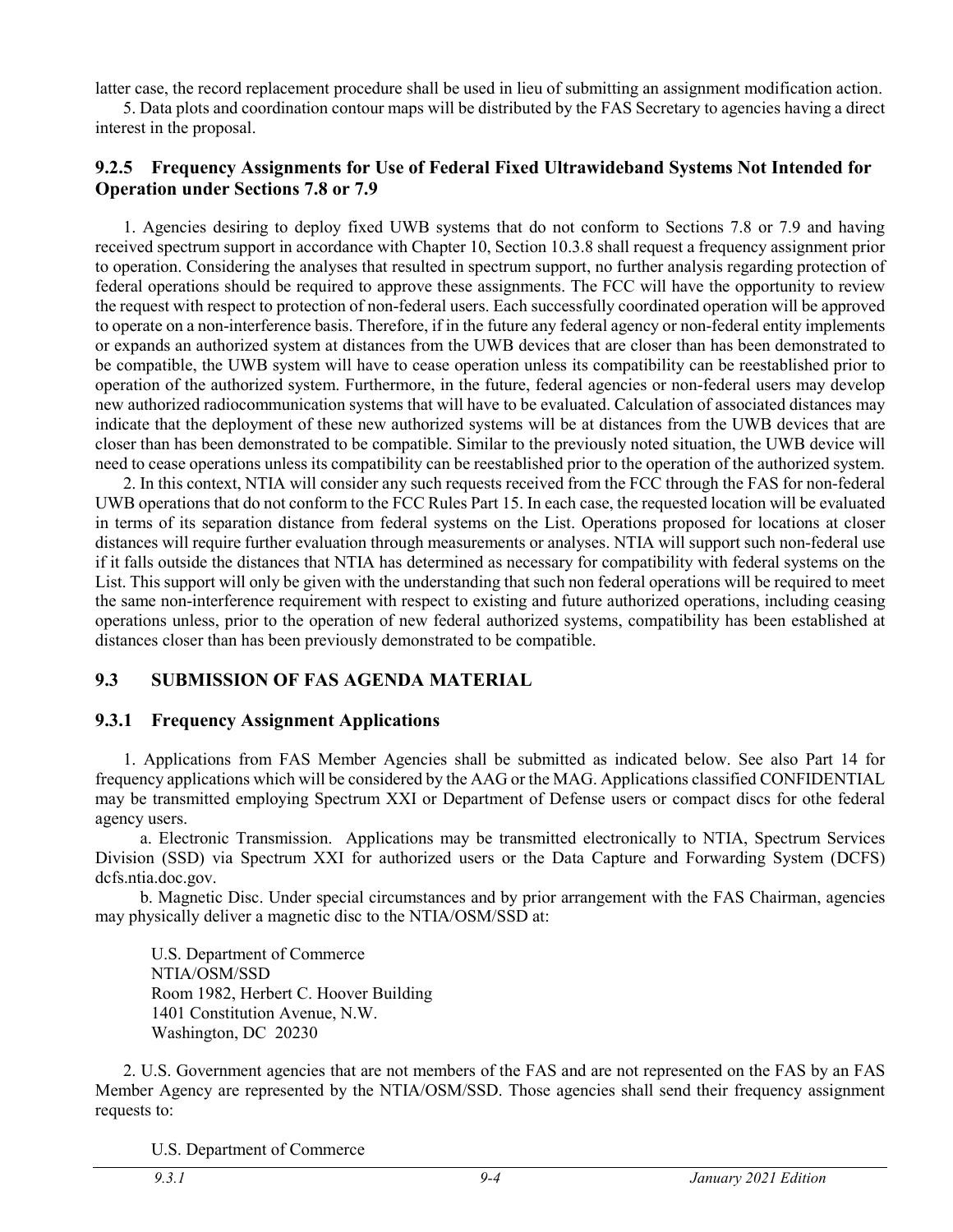latter case, the record replacement procedure shall be used in lieu of submitting an assignment modification action.

5. Data plots and coordination contour maps will be distributed by the FAS Secretary to agencies having a direct interest in the proposal.

### 9.2.5 Frequency Assignments for Use of Federal Fixed Ultrawideband Systems Not Intended for Operation under Sections 7.8 or 7.9

1. Agencies desiring to deploy fixed UWB systems that do not conform to Sections 7.8 or 7.9 and having received spectrum support in accordance with Chapter 10, Section 10.3.8 shall request a frequency assignment prior to operation. Considering the analyses that resulted in spectrum support, no further analysis regarding protection of federal operations should be required to approve these assignments. The FCC will have the opportunity to review the request with respect to protection of non-federal users. Each successfully coordinated operation will be approved to operate on a non-interference basis. Therefore, if in the future any federal agency or non-federal entity implements or expands an authorized system at distances from the UWB devices that are closer than has been demonstrated to be compatible, the UWB system will have to cease operation unless its compatibility can be reestablished prior to operation of the authorized system. Furthermore, in the future, federal agencies or non-federal users may develop new authorized radiocommunication systems that will have to be evaluated. Calculation of associated distances may indicate that the deployment of these new authorized systems will be at distances from the UWB devices that are closer than has been demonstrated to be compatible. Similar to the previously noted situation, the UWB device will need to cease operations unless its compatibility can be reestablished prior to the operation of the authorized system.

2. In this context, NTIA will consider any such requests received from the FCC through the FAS for non-federal UWB operations that do not conform to the FCC Rules Part 15. In each case, the requested location will be evaluated in terms of its separation distance from federal systems on the List. Operations proposed for locations at closer distances will require further evaluation through measurements or analyses. NTIA will support such non-federal use if it falls outside the distances that NTIA has determined as necessary for compatibility with federal systems on the List. This support will only be given with the understanding that such non federal operations will be required to meet the same non-interference requirement with respect to existing and future authorized operations, including ceasing operations unless, prior to the operation of new federal authorized systems, compatibility has been established at distances closer than has been previously demonstrated to be compatible.

## 9.3 SUBMISSION OF FAS AGENDA MATERIAL

### 9.3.1 Frequency Assignment Applications

1. Applications from FAS Member Agencies shall be submitted as indicated below. See also Part 14 for frequency applications which will be considered by the AAG or the MAG. Applications classified CONFIDENTIAL may be transmitted employing Spectrum XXI or Department of Defense users or compact discs for othe federal agency users.

a. Electronic Transmission. Applications may be transmitted electronically to NTIA, Spectrum Services Division (SSD) via Spectrum XXI for authorized users or the Data Capture and Forwarding System (DCFS) dcfs.ntia.doc.gov.

b. Magnetic Disc. Under special circumstances and by prior arrangement with the FAS Chairman, agencies may physically deliver a magnetic disc to the NTIA/OSM/SSD at:

U.S. Department of Commerce
NTIA/OSM/SSD
Room 1982, Herbert C. Hoover Building
1401 Constitution Avenue, N.W.
Washington, DC 20230

2. U.S. Government agencies that are not members of the FAS and are not represented on the FAS by an FAS Member Agency are represented by the NTIA/OSM/SSD. Those agencies shall send their frequency assignment requests to:

U.S. Department of Commerce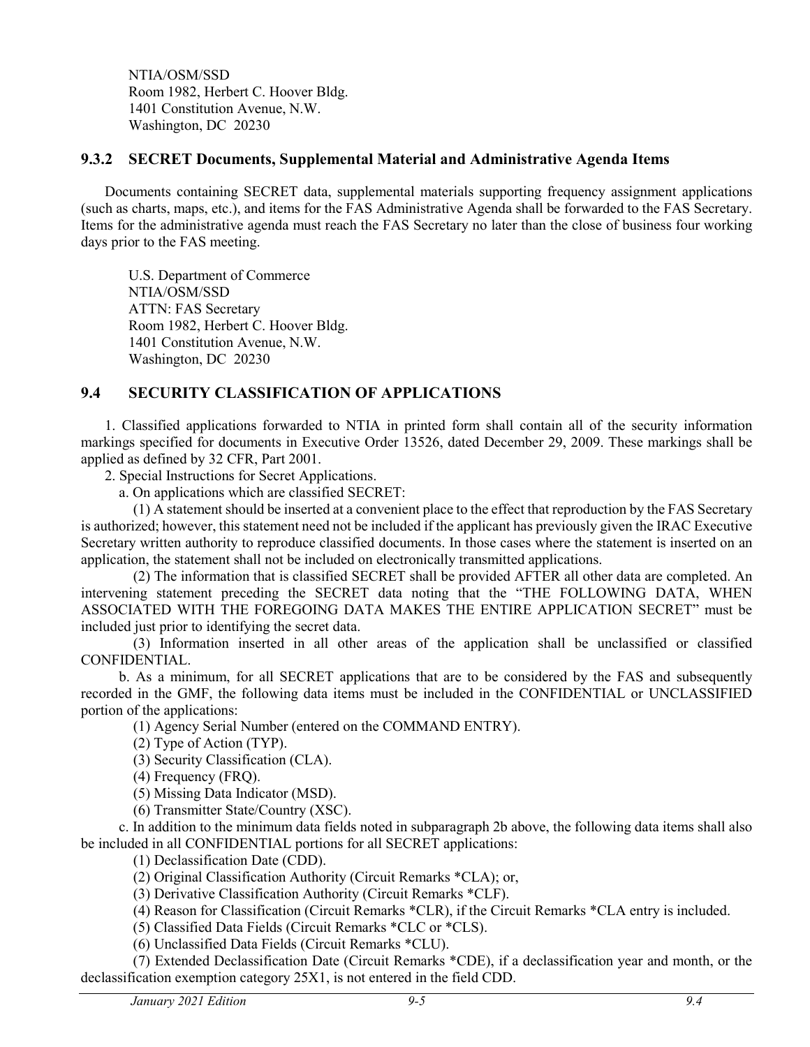NTIA/OSM/SSD
Room 1982, Herbert C. Hoover Bldg.
1401 Constitution Avenue, N.W.
Washington, DC 20230

### 9.3.2 SECRET Documents, Supplemental Material and Administrative Agenda Items

Documents containing SECRET data, supplemental materials supporting frequency assignment applications (such as charts, maps, etc.), and items for the FAS Administrative Agenda shall be forwarded to the FAS Secretary. Items for the administrative agenda must reach the FAS Secretary no later than the close of business four working days prior to the FAS meeting.

U.S. Department of Commerce
NTIA/OSM/SSD
ATTN: FAS Secretary
Room 1982, Herbert C. Hoover Bldg.
1401 Constitution Avenue, N.W.
Washington, DC 20230

## 9.4 SECURITY CLASSIFICATION OF APPLICATIONS

1. Classified applications forwarded to NTIA in printed form shall contain all of the security information markings specified for documents in Executive Order 13526, dated December 29, 2009. These markings shall be applied as defined by 32 CFR, Part 2001.

2. Special Instructions for Secret Applications.

a. On applications which are classified SECRET:

(1) A statement should be inserted at a convenient place to the effect that reproduction by the FAS Secretary is authorized; however, this statement need not be included if the applicant has previously given the IRAC Executive Secretary written authority to reproduce classified documents. In those cases where the statement is inserted on an application, the statement shall not be included on electronically transmitted applications.

(2) The information that is classified SECRET shall be provided AFTER all other data are completed. An intervening statement preceding the SECRET data noting that the "THE FOLLOWING DATA, WHEN ASSOCIATED WITH THE FOREGOING DATA MAKES THE ENTIRE APPLICATION SECRET" must be included just prior to identifying the secret data.

(3) Information inserted in all other areas of the application shall be unclassified or classified CONFIDENTIAL.

b. As a minimum, for all SECRET applications that are to be considered by the FAS and subsequently recorded in the GMF, the following data items must be included in the CONFIDENTIAL or UNCLASSIFIED portion of the applications:

(1) Agency Serial Number (entered on the COMMAND ENTRY).

(2) Type of Action (TYP).

(3) Security Classification (CLA).

(4) Frequency (FRQ).

(5) Missing Data Indicator (MSD).

(6) Transmitter State/Country (XSC).

c. In addition to the minimum data fields noted in subparagraph 2b above, the following data items shall also be included in all CONFIDENTIAL portions for all SECRET applications:

(1) Declassification Date (CDD).

(2) Original Classification Authority (Circuit Remarks *CLA); or,

(3) Derivative Classification Authority (Circuit Remarks *CLF).

(4) Reason for Classification (Circuit Remarks *CLR), if the Circuit Remarks *CLA entry is included.

(5) Classified Data Fields (Circuit Remarks *CLC or *CLS).

(6) Unclassified Data Fields (Circuit Remarks *CLU).

(7) Extended Declassification Date (Circuit Remarks *CDE), if a declassification year and month, or the declassification exemption category 25X1, is not entered in the field CDD.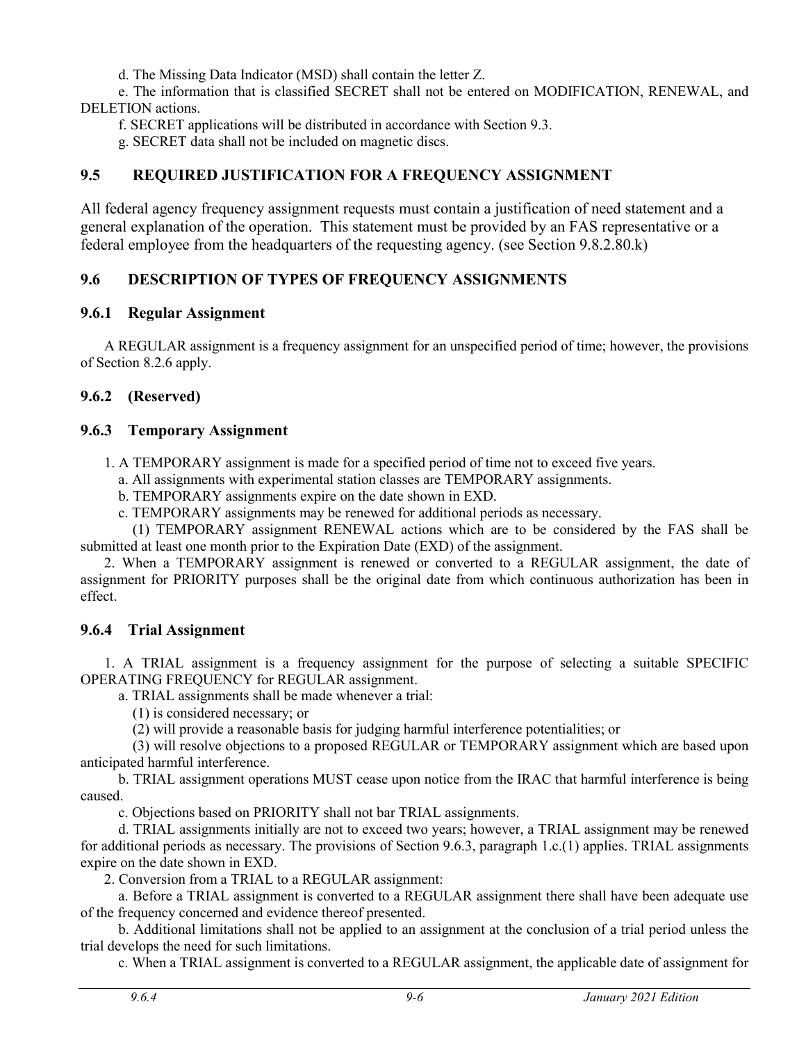d. The Missing Data Indicator (MSD) shall contain the letter Z.

e. The information that is classified SECRET shall not be entered on MODIFICATION, RENEWAL, and DELETION actions.

f. SECRET applications will be distributed in accordance with Section 9.3.

g. SECRET data shall not be included on magnetic discs.

## 9.5 REQUIRED JUSTIFICATION FOR A FREQUENCY ASSIGNMENT

All federal agency frequency assignment requests must contain a justification of need statement and a general explanation of the operation. This statement must be provided by an FAS representative or a federal employee from the headquarters of the requesting agency. (see Section 9.8.2.80.k)

## 9.6 DESCRIPTION OF TYPES OF FREQUENCY ASSIGNMENTS

### 9.6.1 Regular Assignment

A REGULAR assignment is a frequency assignment for an unspecified period of time; however, the provisions of Section 8.2.6 apply.

### 9.6.2 (Reserved)

### 9.6.3 Temporary Assignment

1. A TEMPORARY assignment is made for a specified period of time not to exceed five years.

   a. All assignments with experimental station classes are TEMPORARY assignments.

   b. TEMPORARY assignments expire on the date shown in EXD.

   c. TEMPORARY assignments may be renewed for additional periods as necessary.

      (1) TEMPORARY assignment RENEWAL actions which are to be considered by the FAS shall be submitted at least one month prior to the Expiration Date (EXD) of the assignment.

2. When a TEMPORARY assignment is renewed or converted to a REGULAR assignment, the date of assignment for PRIORITY purposes shall be the original date from which continuous authorization has been in effect.

### 9.6.4 Trial Assignment

1. A TRIAL assignment is a frequency assignment for the purpose of selecting a suitable SPECIFIC OPERATING FREQUENCY for REGULAR assignment.

   a. TRIAL assignments shall be made whenever a trial:

      (1) is considered necessary; or

      (2) will provide a reasonable basis for judging harmful interference potentialities; or

      (3) will resolve objections to a proposed REGULAR or TEMPORARY assignment which are based upon anticipated harmful interference.

   b. TRIAL assignment operations MUST cease upon notice from the IRAC that harmful interference is being caused.

   c. Objections based on PRIORITY shall not bar TRIAL assignments.

   d. TRIAL assignments initially are not to exceed two years; however, a TRIAL assignment may be renewed for additional periods as necessary. The provisions of Section 9.6.3, paragraph 1.c.(1) applies. TRIAL assignments expire on the date shown in EXD.

2. Conversion from a TRIAL to a REGULAR assignment:

   a. Before a TRIAL assignment is converted to a REGULAR assignment there shall have been adequate use of the frequency concerned and evidence thereof presented.

   b. Additional limitations shall not be applied to an assignment at the conclusion of a trial period unless the trial develops the need for such limitations.

   c. When a TRIAL assignment is converted to a REGULAR assignment, the applicable date of assignment for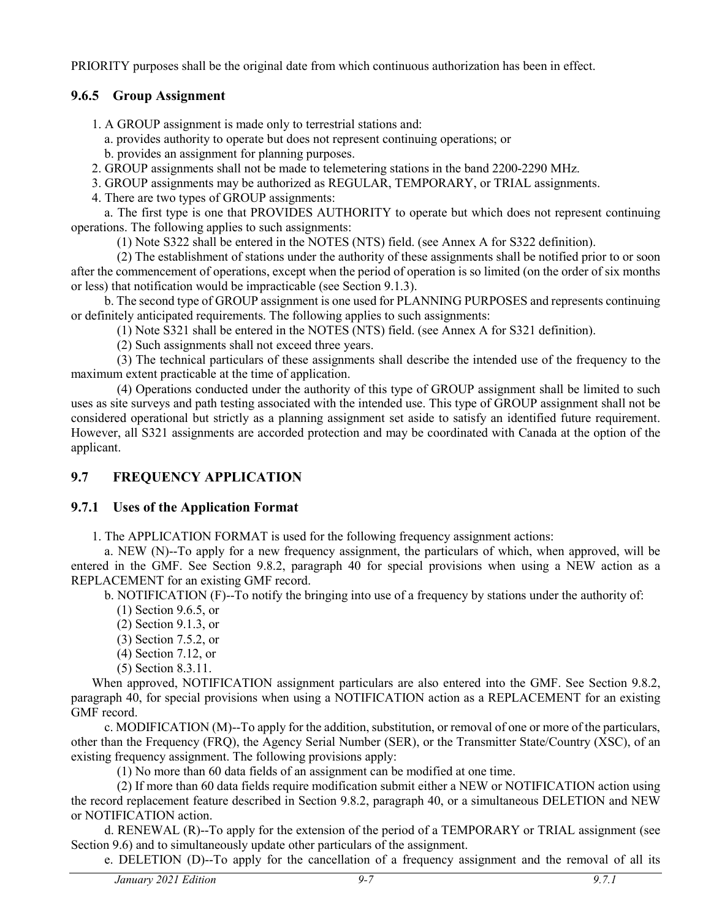PRIORITY purposes shall be the original date from which continuous authorization has been in effect.

### 9.6.5 Group Assignment

1. A GROUP assignment is made only to terrestrial stations and:
   a. provides authority to operate but does not represent continuing operations; or
   b. provides an assignment for planning purposes.
2. GROUP assignments shall not be made to telemetering stations in the band 2200-2290 MHz.
3. GROUP assignments may be authorized as REGULAR, TEMPORARY, or TRIAL assignments.
4. There are two types of GROUP assignments:

a. The first type is one that PROVIDES AUTHORITY to operate but which does not represent continuing operations. The following applies to such assignments:

(1) Note S322 shall be entered in the NOTES (NTS) field. (see Annex A for S322 definition).

(2) The establishment of stations under the authority of these assignments shall be notified prior to or soon after the commencement of operations, except when the period of operation is so limited (on the order of six months or less) that notification would be impracticable (see Section 9.1.3).

b. The second type of GROUP assignment is one used for PLANNING PURPOSES and represents continuing or definitely anticipated requirements. The following applies to such assignments:

(1) Note S321 shall be entered in the NOTES (NTS) field. (see Annex A for S321 definition).

(2) Such assignments shall not exceed three years.

(3) The technical particulars of these assignments shall describe the intended use of the frequency to the maximum extent practicable at the time of application.

(4) Operations conducted under the authority of this type of GROUP assignment shall be limited to such uses as site surveys and path testing associated with the intended use. This type of GROUP assignment shall not be considered operational but strictly as a planning assignment set aside to satisfy an identified future requirement. However, all S321 assignments are accorded protection and may be coordinated with Canada at the option of the applicant.

## 9.7 FREQUENCY APPLICATION

### 9.7.1 Uses of the Application Format

1. The APPLICATION FORMAT is used for the following frequency assignment actions:

a. NEW (N)--To apply for a new frequency assignment, the particulars of which, when approved, will be entered in the GMF. See Section 9.8.2, paragraph 40 for special provisions when using a NEW action as a REPLACEMENT for an existing GMF record.

b. NOTIFICATION (F)--To notify the bringing into use of a frequency by stations under the authority of:

(1) Section 9.6.5, or
(2) Section 9.1.3, or
(3) Section 7.5.2, or
(4) Section 7.12, or
(5) Section 8.3.11.

When approved, NOTIFICATION assignment particulars are also entered into the GMF. See Section 9.8.2, paragraph 40, for special provisions when using a NOTIFICATION action as a REPLACEMENT for an existing GMF record.

c. MODIFICATION (M)--To apply for the addition, substitution, or removal of one or more of the particulars, other than the Frequency (FRQ), the Agency Serial Number (SER), or the Transmitter State/Country (XSC), of an existing frequency assignment. The following provisions apply:

(1) No more than 60 data fields of an assignment can be modified at one time.

(2) If more than 60 data fields require modification submit either a NEW or NOTIFICATION action using the record replacement feature described in Section 9.8.2, paragraph 40, or a simultaneous DELETION and NEW or NOTIFICATION action.

d. RENEWAL (R)--To apply for the extension of the period of a TEMPORARY or TRIAL assignment (see Section 9.6) and to simultaneously update other particulars of the assignment.

e. DELETION (D)--To apply for the cancellation of a frequency assignment and the removal of all its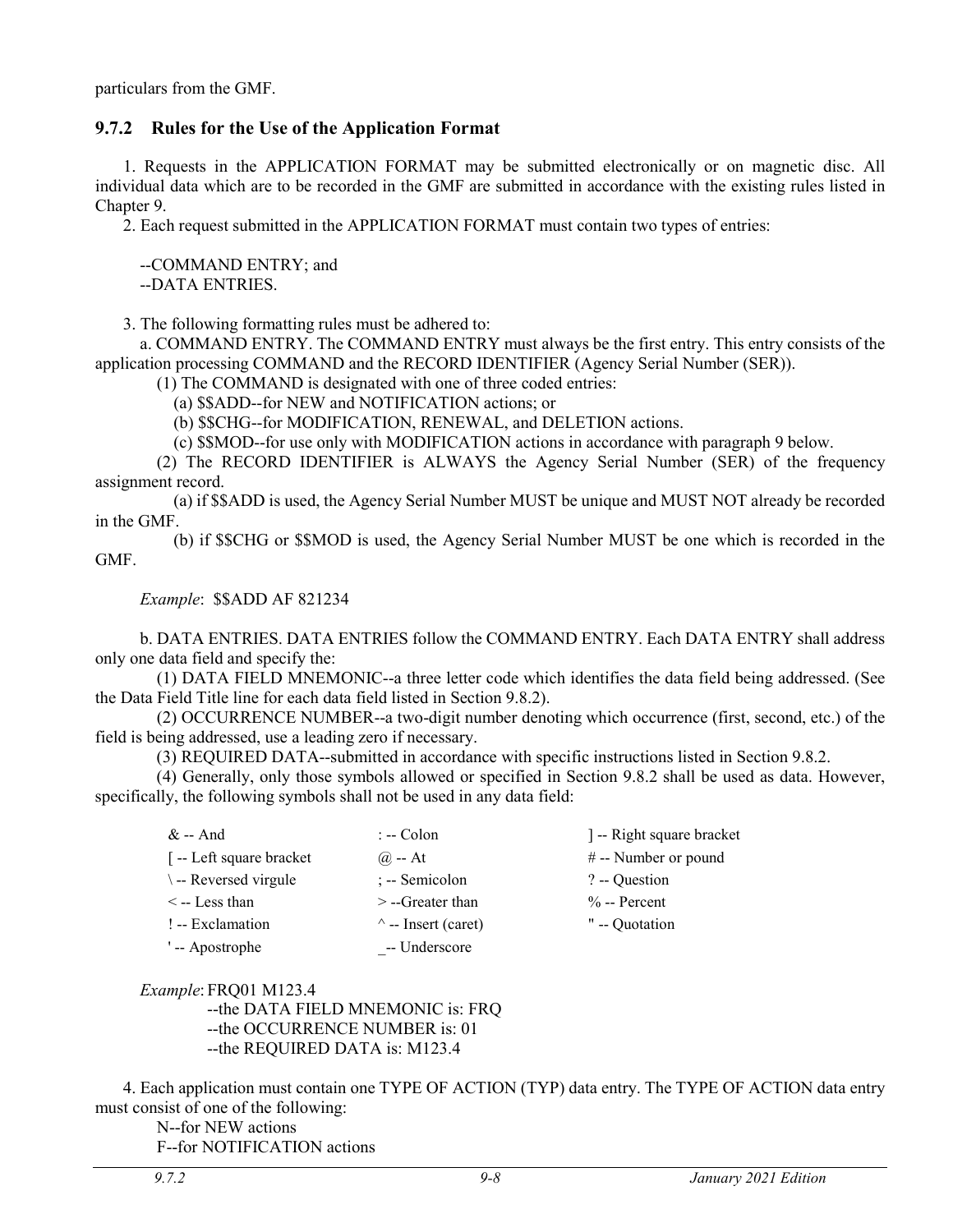particulars from the GMF.

### 9.7.2 Rules for the Use of the Application Format

1. Requests in the APPLICATION FORMAT may be submitted electronically or on magnetic disc. All individual data which are to be recorded in the GMF are submitted in accordance with the existing rules listed in Chapter 9.

2. Each request submitted in the APPLICATION FORMAT must contain two types of entries:

--COMMAND ENTRY; and
--DATA ENTRIES.

3. The following formatting rules must be adhered to:

a. COMMAND ENTRY. The COMMAND ENTRY must always be the first entry. This entry consists of the application processing COMMAND and the RECORD IDENTIFIER (Agency Serial Number (SER)).

(1) The COMMAND is designated with one of three coded entries:

(a) $$ADD--for NEW and NOTIFICATION actions; or

(b) $$CHG--for MODIFICATION, RENEWAL, and DELETION actions.

(c) $$MOD--for use only with MODIFICATION actions in accordance with paragraph 9 below.

(2) The RECORD IDENTIFIER is ALWAYS the Agency Serial Number (SER) of the frequency assignment record.

(a) if $$ADD is used, the Agency Serial Number MUST be unique and MUST NOT already be recorded in the GMF.

(b) if $$CHG or $$MOD is used, the Agency Serial Number MUST be one which is recorded in the GMF.

*Example*: $$ADD AF 821234

b. DATA ENTRIES. DATA ENTRIES follow the COMMAND ENTRY. Each DATA ENTRY shall address only one data field and specify the:

(1) DATA FIELD MNEMONIC--a three letter code which identifies the data field being addressed. (See the Data Field Title line for each data field listed in Section 9.8.2).

(2) OCCURRENCE NUMBER--a two-digit number denoting which occurrence (first, second, etc.) of the field is being addressed, use a leading zero if necessary.

(3) REQUIRED DATA--submitted in accordance with specific instructions listed in Section 9.8.2.

(4) Generally, only those symbols allowed or specified in Section 9.8.2 shall be used as data. However, specifically, the following symbols shall not be used in any data field:

| | | |
|---|---|---|
| & -- And | : -- Colon | ] -- Right square bracket |
| [ -- Left square bracket | @ -- At | # -- Number or pound |
| \ -- Reversed virgule | ; -- Semicolon | ? -- Question |
| < -- Less than | > --Greater than | % -- Percent |
| ! -- Exclamation | ^ -- Insert (caret) | " -- Quotation |
| ' -- Apostrophe | _-- Underscore | |

*Example*: FRQ01 M123.4
--the DATA FIELD MNEMONIC is: FRQ
--the OCCURRENCE NUMBER is: 01
--the REQUIRED DATA is: M123.4

4. Each application must contain one TYPE OF ACTION (TYP) data entry. The TYPE OF ACTION data entry must consist of one of the following:

N--for NEW actions
F--for NOTIFICATION actions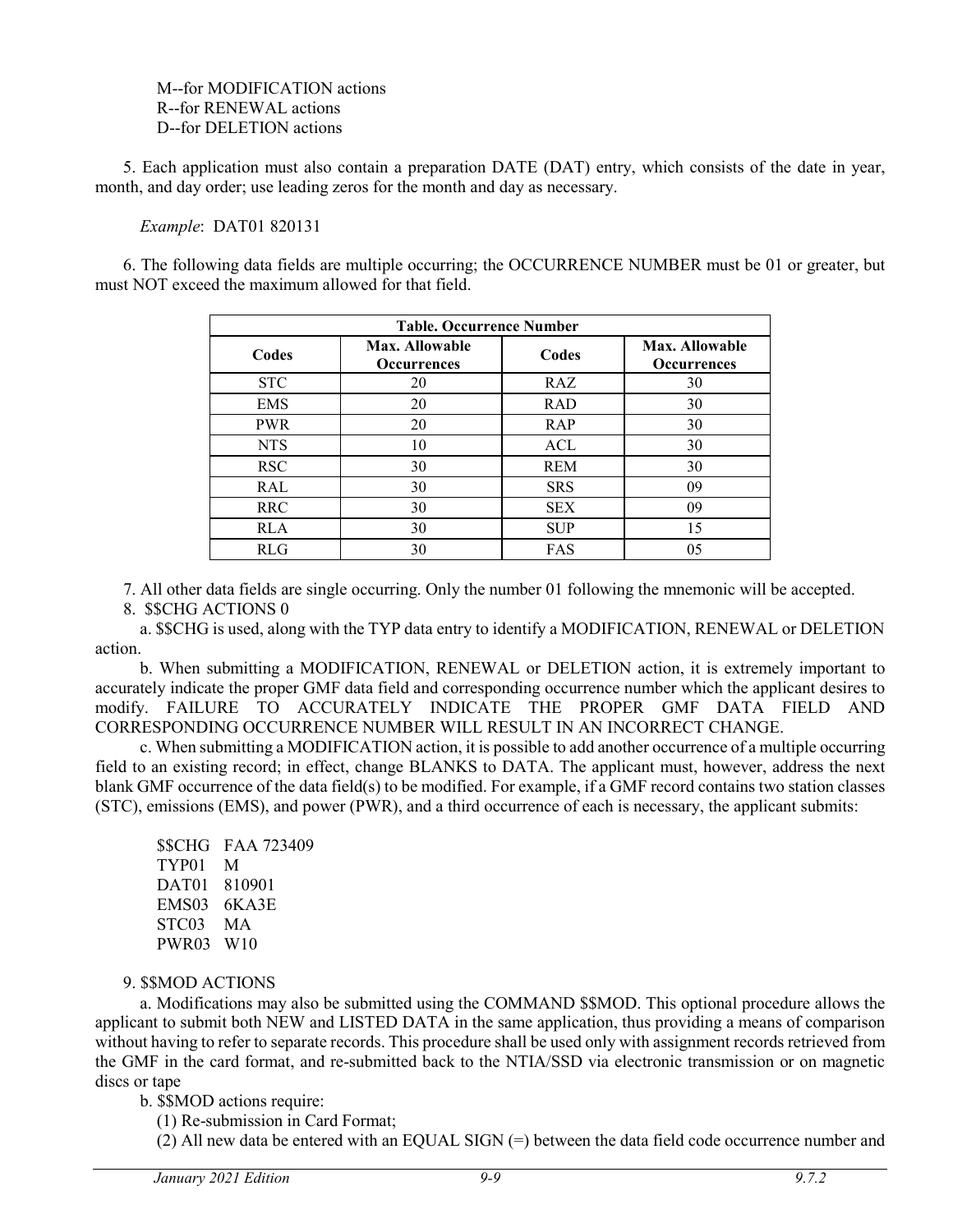M--for MODIFICATION actions
R--for RENEWAL actions
D--for DELETION actions

5. Each application must also contain a preparation DATE (DAT) entry, which consists of the date in year, month, and day order; use leading zeros for the month and day as necessary.

*Example*: DAT01 820131

6. The following data fields are multiple occurring; the OCCURRENCE NUMBER must be 01 or greater, but must NOT exceed the maximum allowed for that field.

**Table. Occurrence Number**

| Codes | Max. Allowable Occurrences | Codes | Max. Allowable Occurrences |
|---|---|---|---|
| STC | 20 | RAZ | 30 |
| EMS | 20 | RAD | 30 |
| PWR | 20 | RAP | 30 |
| NTS | 10 | ACL | 30 |
| RSC | 30 | REM | 30 |
| RAL | 30 | SRS | 09 |
| RRC | 30 | SEX | 09 |
| RLA | 30 | SUP | 15 |
| RLG | 30 | FAS | 05 |

7. All other data fields are single occurring. Only the number 01 following the mnemonic will be accepted.

8. $$CHG ACTIONS 0

a. $$CHG is used, along with the TYP data entry to identify a MODIFICATION, RENEWAL or DELETION action.

b. When submitting a MODIFICATION, RENEWAL or DELETION action, it is extremely important to accurately indicate the proper GMF data field and corresponding occurrence number which the applicant desires to modify. FAILURE TO ACCURATELY INDICATE THE PROPER GMF DATA FIELD AND CORRESPONDING OCCURRENCE NUMBER WILL RESULT IN AN INCORRECT CHANGE.

c. When submitting a MODIFICATION action, it is possible to add another occurrence of a multiple occurring field to an existing record; in effect, change BLANKS to DATA. The applicant must, however, address the next blank GMF occurrence of the data field(s) to be modified. For example, if a GMF record contains two station classes (STC), emissions (EMS), and power (PWR), and a third occurrence of each is necessary, the applicant submits:

```
$$CHG   FAA 723409
TYP01   M
DAT01   810901
EMS03   6KA3E
STC03   MA
PWR03   W10
```

9. $$MOD ACTIONS

a. Modifications may also be submitted using the COMMAND $$MOD. This optional procedure allows the applicant to submit both NEW and LISTED DATA in the same application, thus providing a means of comparison without having to refer to separate records. This procedure shall be used only with assignment records retrieved from the GMF in the card format, and re-submitted back to the NTIA/SSD via electronic transmission or on magnetic discs or tape

b. $$MOD actions require:

(1) Re-submission in Card Format;

(2) All new data be entered with an EQUAL SIGN (=) between the data field code occurrence number and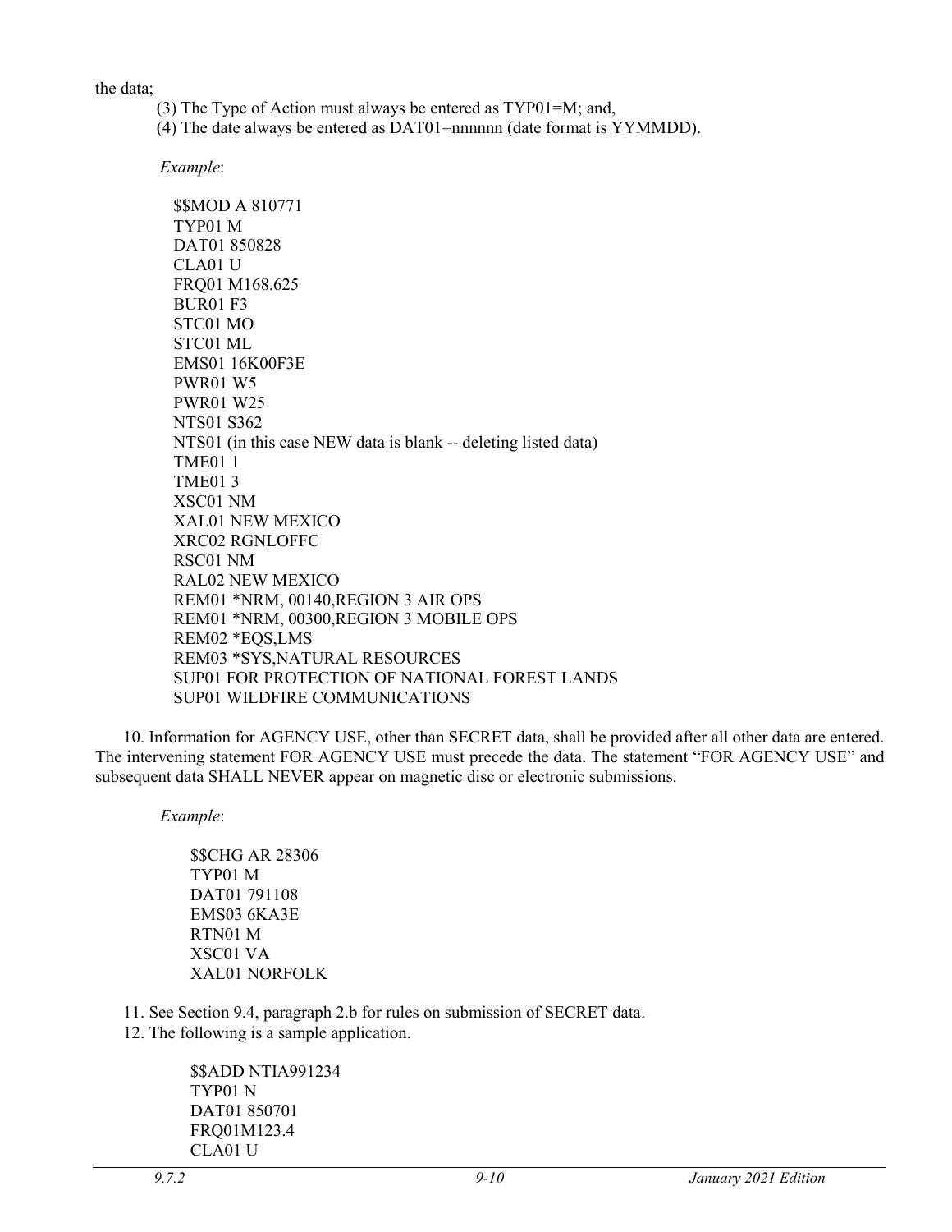the data;

(3) The Type of Action must always be entered as TYP01=M; and,

(4) The date always be entered as DAT01=nnnnnn (date format is YYMMDD).

*Example*:

```
$$MOD A 810771
TYP01 M
DAT01 850828
CLA01 U
FRQ01 M168.625
BUR01 F3
STC01 MO
STC01 ML
EMS01 16K00F3E
PWR01 W5
PWR01 W25
NTS01 S362
NTS01 (in this case NEW data is blank -- deleting listed data)
TME01 1
TME01 3
XSC01 NM
XAL01 NEW MEXICO
XRC02 RGNLOFFC
RSC01 NM
RAL02 NEW MEXICO
REM01 *NRM, 00140,REGION 3 AIR OPS
REM01 *NRM, 00300,REGION 3 MOBILE OPS
REM02 *EQS,LMS
REM03 *SYS,NATURAL RESOURCES
SUP01 FOR PROTECTION OF NATIONAL FOREST LANDS
SUP01 WILDFIRE COMMUNICATIONS
```

10. Information for AGENCY USE, other than SECRET data, shall be provided after all other data are entered. The intervening statement FOR AGENCY USE must precede the data. The statement "FOR AGENCY USE" and subsequent data SHALL NEVER appear on magnetic disc or electronic submissions.

*Example*:

```
$$CHG AR 28306
TYP01 M
DAT01 791108
EMS03 6KA3E
RTN01 M
XSC01 VA
XAL01 NORFOLK
```

11. See Section 9.4, paragraph 2.b for rules on submission of SECRET data.

12. The following is a sample application.

```
$$ADD NTIA991234
TYP01 N
DAT01 850701
FRQ01M123.4
CLA01 U
```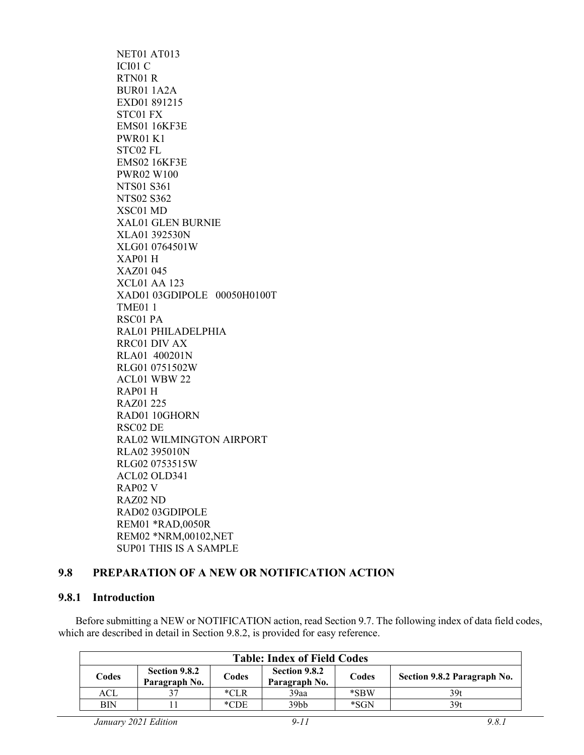```
NET01 AT013
ICI01 C
RTN01 R
BUR01 1A2A
EXD01 891215
STC01 FX
EMS01 16KF3E
PWR01 K1
STC02 FL
EMS02 16KF3E
PWR02 W100
NTS01 S361
NTS02 S362
XSC01 MD
XAL01 GLEN BURNIE
XLA01 392530N
XLG01 0764501W
XAP01 H
XAZ01 045
XCL01 AA 123
XAD01 03GDIPOLE   00050H0100T
TME01 1
RSC01 PA
RAL01 PHILADELPHIA
RRC01 DIV AX
RLA01  400201N
RLG01 0751502W
ACL01 WBW 22
RAP01 H
RAZ01 225
RAD01 10GHORN
RSC02 DE
RAL02 WILMINGTON AIRPORT
RLA02 395010N
RLG02 0753515W
ACL02 OLD341
RAP02 V
RAZ02 ND
RAD02 03GDIPOLE
REM01 *RAD,0050R
REM02 *NRM,00102,NET
SUP01 THIS IS A SAMPLE
```

## 9.8 PREPARATION OF A NEW OR NOTIFICATION ACTION

### 9.8.1 Introduction

Before submitting a NEW or NOTIFICATION action, read Section 9.7. The following index of data field codes, which are described in detail in Section 9.8.2, is provided for easy reference.

| **Table: Index of Field Codes** | | | | | |
|---|---|---|---|---|---|
| **Codes** | **Section 9.8.2 Paragraph No.** | **Codes** | **Section 9.8.2 Paragraph No.** | **Codes** | **Section 9.8.2 Paragraph No.** |
| ACL | 37 | *CLR | 39aa | *SBW | 39t |
| BIN | 11 | *CDE | 39bb | *SGN | 39t |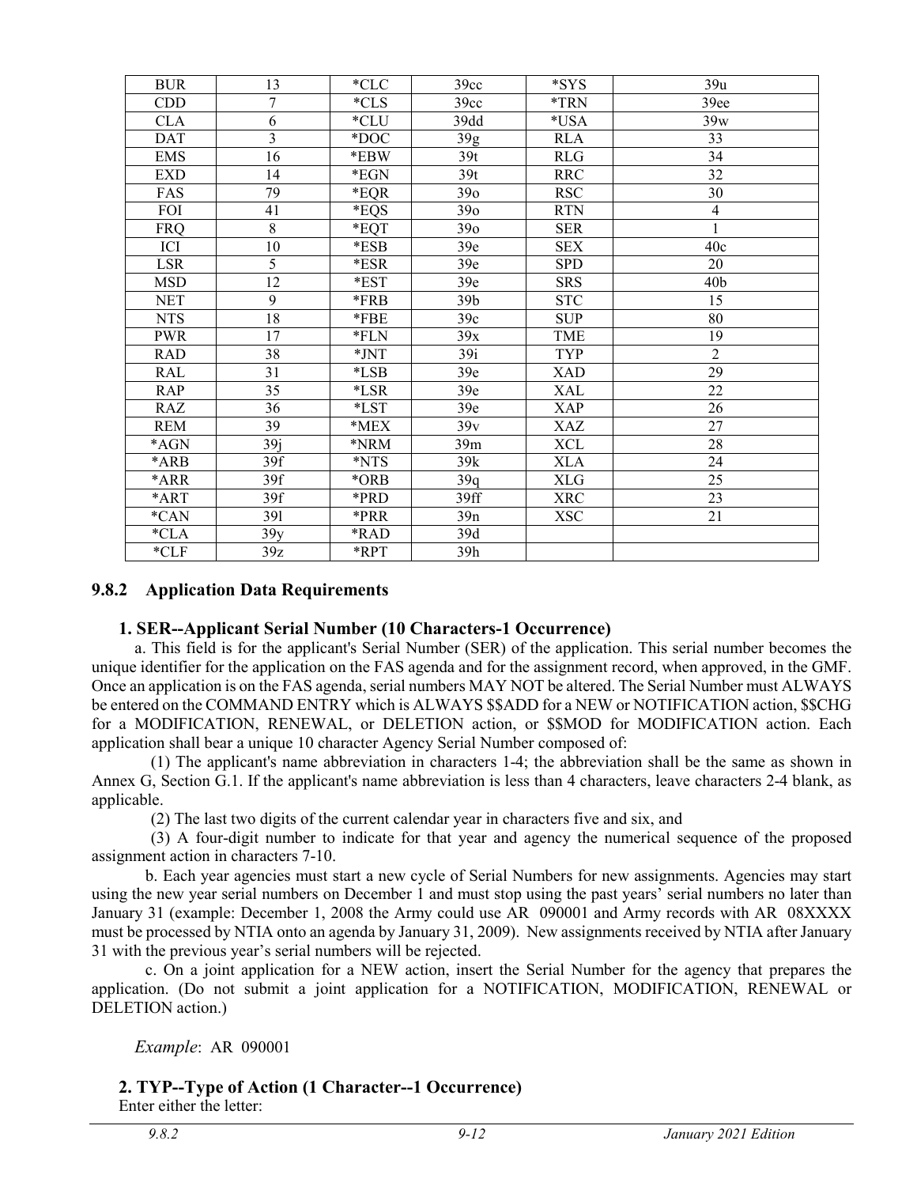| BUR | 13 | *CLC | 39cc | *SYS | 39u |
|---|---|---|---|---|---|
| CDD | 7 | *CLS | 39cc | *TRN | 39ee |
| CLA | 6 | *CLU | 39dd | *USA | 39w |
| DAT | 3 | *DOC | 39g | RLA | 33 |
| EMS | 16 | *EBW | 39t | RLG | 34 |
| EXD | 14 | *EGN | 39t | RRC | 32 |
| FAS | 79 | *EQR | 39o | RSC | 30 |
| FOI | 41 | *EQS | 39o | RTN | 4 |
| FRQ | 8 | *EQT | 39o | SER | 1 |
| ICI | 10 | *ESB | 39e | SEX | 40c |
| LSR | 5 | *ESR | 39e | SPD | 20 |
| MSD | 12 | *EST | 39e | SRS | 40b |
| NET | 9 | *FRB | 39b | STC | 15 |
| NTS | 18 | *FBE | 39c | SUP | 80 |
| PWR | 17 | *FLN | 39x | TME | 19 |
| RAD | 38 | *JNT | 39i | TYP | 2 |
| RAL | 31 | *LSB | 39e | XAD | 29 |
| RAP | 35 | *LSR | 39e | XAL | 22 |
| RAZ | 36 | *LST | 39e | XAP | 26 |
| REM | 39 | *MEX | 39v | XAZ | 27 |
| *AGN | 39j | *NRM | 39m | XCL | 28 |
| *ARB | 39f | *NTS | 39k | XLA | 24 |
| *ARR | 39f | *ORB | 39q | XLG | 25 |
| *ART | 39f | *PRD | 39ff | XRC | 23 |
| *CAN | 39l | *PRR | 39n | XSC | 21 |
| *CLA | 39y | *RAD | 39d | | |
| *CLF | 39z | *RPT | 39h | | |

### 9.8.2 Application Data Requirements

**1. SER--Applicant Serial Number (10 Characters-1 Occurrence)**

a. This field is for the applicant's Serial Number (SER) of the application. This serial number becomes the unique identifier for the application on the FAS agenda and for the assignment record, when approved, in the GMF. Once an application is on the FAS agenda, serial numbers MAY NOT be altered. The Serial Number must ALWAYS be entered on the COMMAND ENTRY which is ALWAYS $$ADD for a NEW or NOTIFICATION action, $$CHG for a MODIFICATION, RENEWAL, or DELETION action, or $$MOD for MODIFICATION action. Each application shall bear a unique 10 character Agency Serial Number composed of:

(1) The applicant's name abbreviation in characters 1-4; the abbreviation shall be the same as shown in Annex G, Section G.1. If the applicant's name abbreviation is less than 4 characters, leave characters 2-4 blank, as applicable.

(2) The last two digits of the current calendar year in characters five and six, and

(3) A four-digit number to indicate for that year and agency the numerical sequence of the proposed assignment action in characters 7-10.

b. Each year agencies must start a new cycle of Serial Numbers for new assignments. Agencies may start using the new year serial numbers on December 1 and must stop using the past years' serial numbers no later than January 31 (example: December 1, 2008 the Army could use AR 090001 and Army records with AR 08XXXX must be processed by NTIA onto an agenda by January 31, 2009). New assignments received by NTIA after January 31 with the previous year's serial numbers will be rejected.

c. On a joint application for a NEW action, insert the Serial Number for the agency that prepares the application. (Do not submit a joint application for a NOTIFICATION, MODIFICATION, RENEWAL or DELETION action.)

*Example*: AR 090001

**2. TYP--Type of Action (1 Character--1 Occurrence)**

Enter either the letter: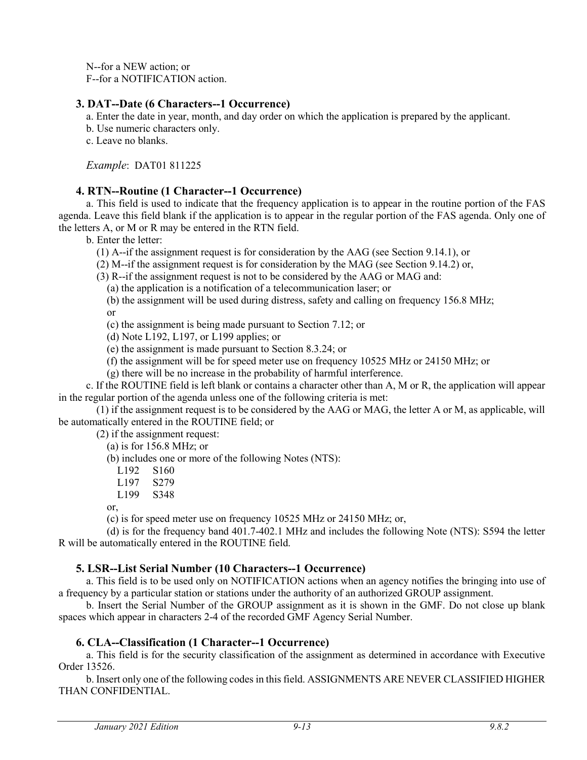N--for a NEW action; or
F--for a NOTIFICATION action.

### 3. DAT--Date (6 Characters--1 Occurrence)

a. Enter the date in year, month, and day order on which the application is prepared by the applicant.
b. Use numeric characters only.
c. Leave no blanks.

*Example*: DAT01 811225

### 4. RTN--Routine (1 Character--1 Occurrence)

a. This field is used to indicate that the frequency application is to appear in the routine portion of the FAS agenda. Leave this field blank if the application is to appear in the regular portion of the FAS agenda. Only one of the letters A, or M or R may be entered in the RTN field.

b. Enter the letter:

(1) A--if the assignment request is for consideration by the AAG (see Section 9.14.1), or
(2) M--if the assignment request is for consideration by the MAG (see Section 9.14.2) or,
(3) R--if the assignment request is not to be considered by the AAG or MAG and:
(a) the application is a notification of a telecommunication laser; or
(b) the assignment will be used during distress, safety and calling on frequency 156.8 MHz; or
(c) the assignment is being made pursuant to Section 7.12; or
(d) Note L192, L197, or L199 applies; or
(e) the assignment is made pursuant to Section 8.3.24; or
(f) the assignment will be for speed meter use on frequency 10525 MHz or 24150 MHz; or
(g) there will be no increase in the probability of harmful interference.

c. If the ROUTINE field is left blank or contains a character other than A, M or R, the application will appear in the regular portion of the agenda unless one of the following criteria is met:

(1) if the assignment request is to be considered by the AAG or MAG, the letter A or M, as applicable, will be automatically entered in the ROUTINE field; or

(2) if the assignment request:
(a) is for 156.8 MHz; or
(b) includes one or more of the following Notes (NTS):

L192 S160
L197 S279
L199 S348

or,
(c) is for speed meter use on frequency 10525 MHz or 24150 MHz; or,
(d) is for the frequency band 401.7-402.1 MHz and includes the following Note (NTS): S594 the letter R will be automatically entered in the ROUTINE field.

### 5. LSR--List Serial Number (10 Characters--1 Occurrence)

a. This field is to be used only on NOTIFICATION actions when an agency notifies the bringing into use of a frequency by a particular station or stations under the authority of an authorized GROUP assignment.

b. Insert the Serial Number of the GROUP assignment as it is shown in the GMF. Do not close up blank spaces which appear in characters 2-4 of the recorded GMF Agency Serial Number.

### 6. CLA--Classification (1 Character--1 Occurrence)

a. This field is for the security classification of the assignment as determined in accordance with Executive Order 13526.

b. Insert only one of the following codes in this field. ASSIGNMENTS ARE NEVER CLASSIFIED HIGHER THAN CONFIDENTIAL.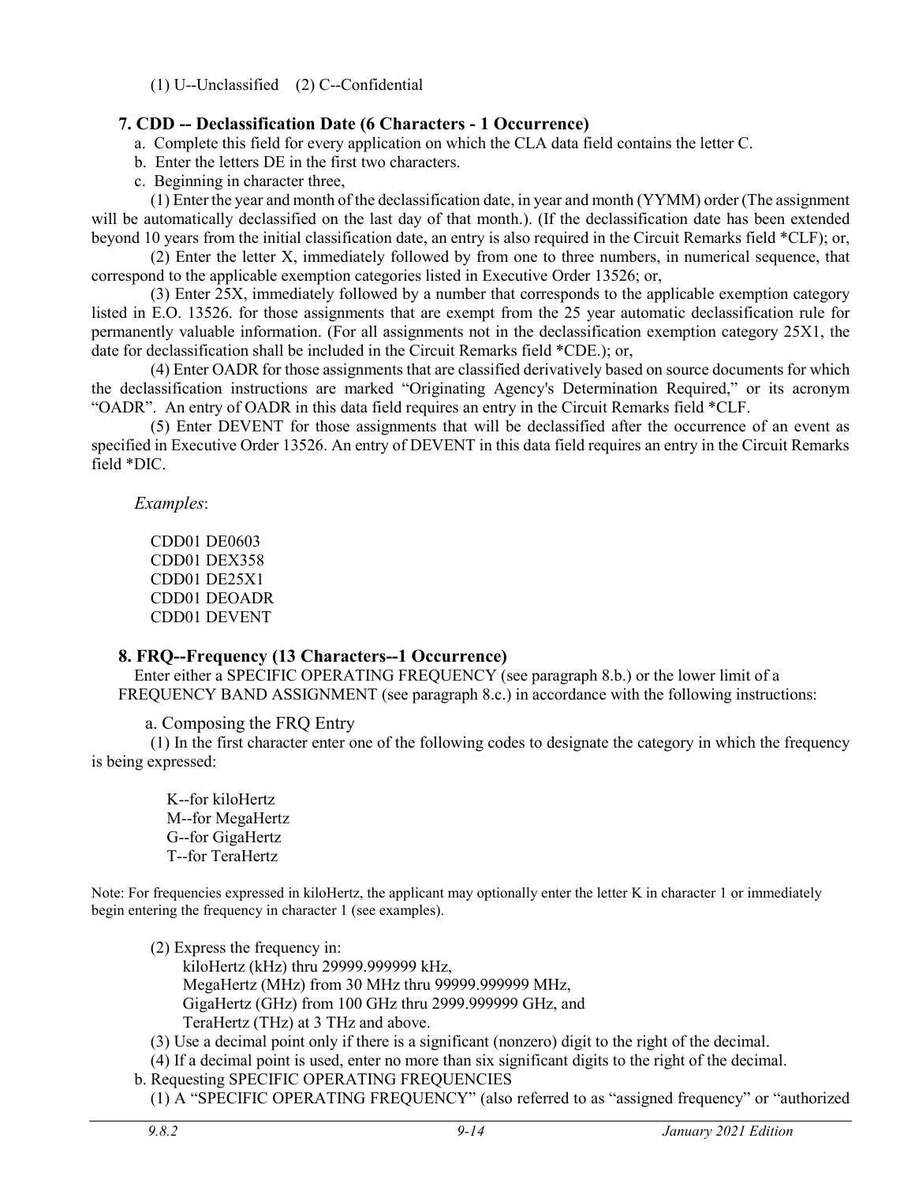(1) U--Unclassified (2) C--Confidential

### 7. CDD -- Declassification Date (6 Characters - 1 Occurrence)

a. Complete this field for every application on which the CLA data field contains the letter C.

b. Enter the letters DE in the first two characters.

c. Beginning in character three,

(1) Enter the year and month of the declassification date, in year and month (YYMM) order (The assignment will be automatically declassified on the last day of that month.). (If the declassification date has been extended beyond 10 years from the initial classification date, an entry is also required in the Circuit Remarks field *CLF); or,

(2) Enter the letter X, immediately followed by from one to three numbers, in numerical sequence, that correspond to the applicable exemption categories listed in Executive Order 13526; or,

(3) Enter 25X, immediately followed by a number that corresponds to the applicable exemption category listed in E.O. 13526. for those assignments that are exempt from the 25 year automatic declassification rule for permanently valuable information. (For all assignments not in the declassification exemption category 25X1, the date for declassification shall be included in the Circuit Remarks field *CDE.); or,

(4) Enter OADR for those assignments that are classified derivatively based on source documents for which the declassification instructions are marked "Originating Agency's Determination Required," or its acronym "OADR". An entry of OADR in this data field requires an entry in the Circuit Remarks field *CLF.

(5) Enter DEVENT for those assignments that will be declassified after the occurrence of an event as specified in Executive Order 13526. An entry of DEVENT in this data field requires an entry in the Circuit Remarks field *DIC.

*Examples*:

CDD01 DE0603
CDD01 DEX358
CDD01 DE25X1
CDD01 DEOADR
CDD01 DEVENT

### 8. FRQ--Frequency (13 Characters--1 Occurrence)

Enter either a SPECIFIC OPERATING FREQUENCY (see paragraph 8.b.) or the lower limit of a FREQUENCY BAND ASSIGNMENT (see paragraph 8.c.) in accordance with the following instructions:

a. Composing the FRQ Entry

(1) In the first character enter one of the following codes to designate the category in which the frequency is being expressed:

K--for kiloHertz
M--for MegaHertz
G--for GigaHertz
T--for TeraHertz

Note: For frequencies expressed in kiloHertz, the applicant may optionally enter the letter K in character 1 or immediately begin entering the frequency in character 1 (see examples).

(2) Express the frequency in:
kiloHertz (kHz) thru 29999.999999 kHz,
MegaHertz (MHz) from 30 MHz thru 99999.999999 MHz,
GigaHertz (GHz) from 100 GHz thru 2999.999999 GHz, and
TeraHertz (THz) at 3 THz and above.

(3) Use a decimal point only if there is a significant (nonzero) digit to the right of the decimal.

(4) If a decimal point is used, enter no more than six significant digits to the right of the decimal.

b. Requesting SPECIFIC OPERATING FREQUENCIES

(1) A "SPECIFIC OPERATING FREQUENCY" (also referred to as "assigned frequency" or "authorized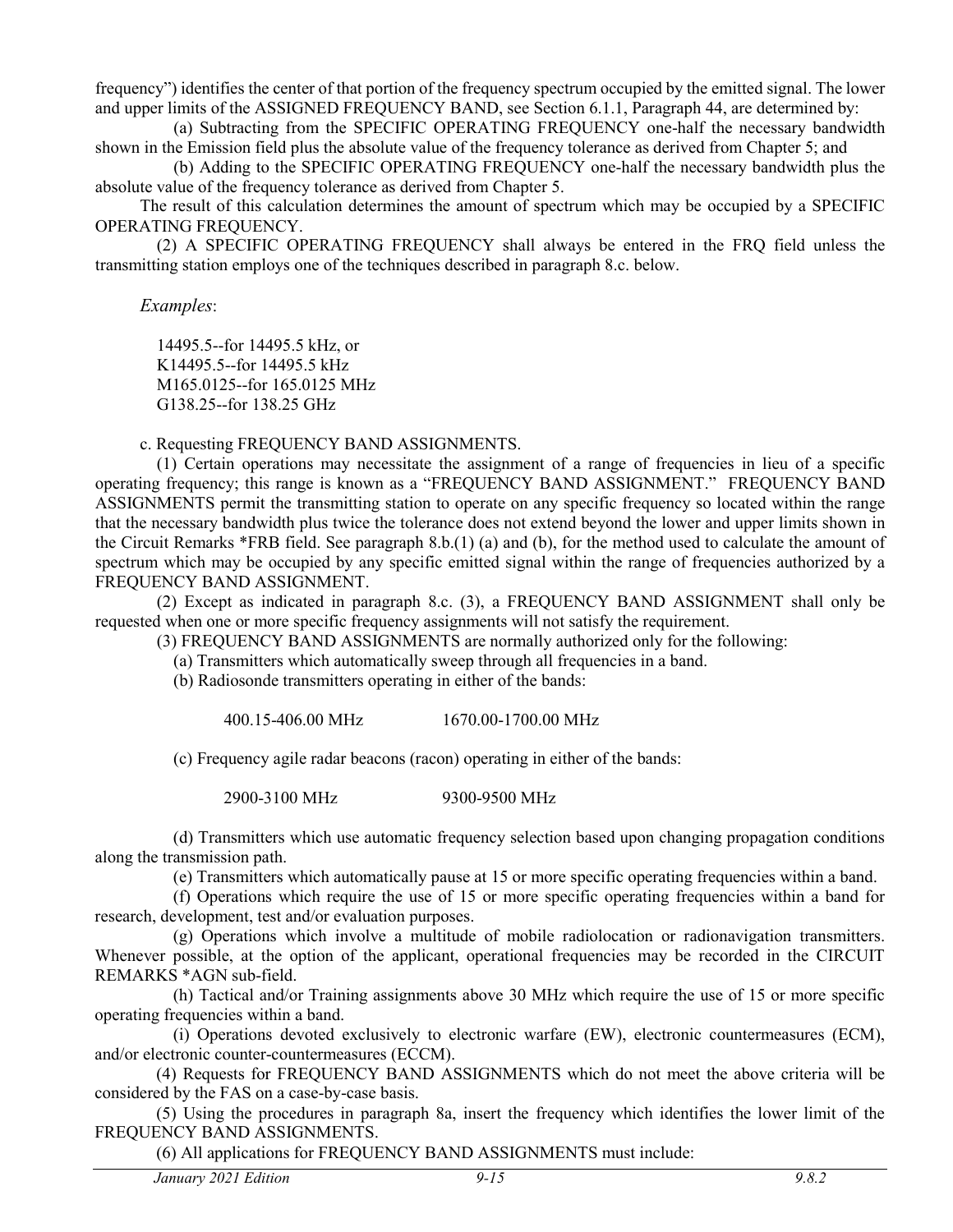frequency") identifies the center of that portion of the frequency spectrum occupied by the emitted signal. The lower and upper limits of the ASSIGNED FREQUENCY BAND, see Section 6.1.1, Paragraph 44, are determined by:

(a) Subtracting from the SPECIFIC OPERATING FREQUENCY one-half the necessary bandwidth shown in the Emission field plus the absolute value of the frequency tolerance as derived from Chapter 5; and

(b) Adding to the SPECIFIC OPERATING FREQUENCY one-half the necessary bandwidth plus the absolute value of the frequency tolerance as derived from Chapter 5.

The result of this calculation determines the amount of spectrum which may be occupied by a SPECIFIC OPERATING FREQUENCY.

(2) A SPECIFIC OPERATING FREQUENCY shall always be entered in the FRQ field unless the transmitting station employs one of the techniques described in paragraph 8.c. below.

*Examples*:

14495.5--for 14495.5 kHz, or
K14495.5--for 14495.5 kHz
M165.0125--for 165.0125 MHz
G138.25--for 138.25 GHz

c. Requesting FREQUENCY BAND ASSIGNMENTS.

(1) Certain operations may necessitate the assignment of a range of frequencies in lieu of a specific operating frequency; this range is known as a "FREQUENCY BAND ASSIGNMENT." FREQUENCY BAND ASSIGNMENTS permit the transmitting station to operate on any specific frequency so located within the range that the necessary bandwidth plus twice the tolerance does not extend beyond the lower and upper limits shown in the Circuit Remarks *FRB field. See paragraph 8.b.(1) (a) and (b), for the method used to calculate the amount of spectrum which may be occupied by any specific emitted signal within the range of frequencies authorized by a FREQUENCY BAND ASSIGNMENT.

(2) Except as indicated in paragraph 8.c. (3), a FREQUENCY BAND ASSIGNMENT shall only be requested when one or more specific frequency assignments will not satisfy the requirement.

(3) FREQUENCY BAND ASSIGNMENTS are normally authorized only for the following:

(a) Transmitters which automatically sweep through all frequencies in a band.

(b) Radiosonde transmitters operating in either of the bands:

400.15-406.00 MHz     1670.00-1700.00 MHz

(c) Frequency agile radar beacons (racon) operating in either of the bands:

2900-3100 MHz     9300-9500 MHz

(d) Transmitters which use automatic frequency selection based upon changing propagation conditions along the transmission path.

(e) Transmitters which automatically pause at 15 or more specific operating frequencies within a band.

(f) Operations which require the use of 15 or more specific operating frequencies within a band for research, development, test and/or evaluation purposes.

(g) Operations which involve a multitude of mobile radiolocation or radionavigation transmitters. Whenever possible, at the option of the applicant, operational frequencies may be recorded in the CIRCUIT REMARKS *AGN sub-field.

(h) Tactical and/or Training assignments above 30 MHz which require the use of 15 or more specific operating frequencies within a band.

(i) Operations devoted exclusively to electronic warfare (EW), electronic countermeasures (ECM), and/or electronic counter-countermeasures (ECCM).

(4) Requests for FREQUENCY BAND ASSIGNMENTS which do not meet the above criteria will be considered by the FAS on a case-by-case basis.

(5) Using the procedures in paragraph 8a, insert the frequency which identifies the lower limit of the FREQUENCY BAND ASSIGNMENTS.

(6) All applications for FREQUENCY BAND ASSIGNMENTS must include: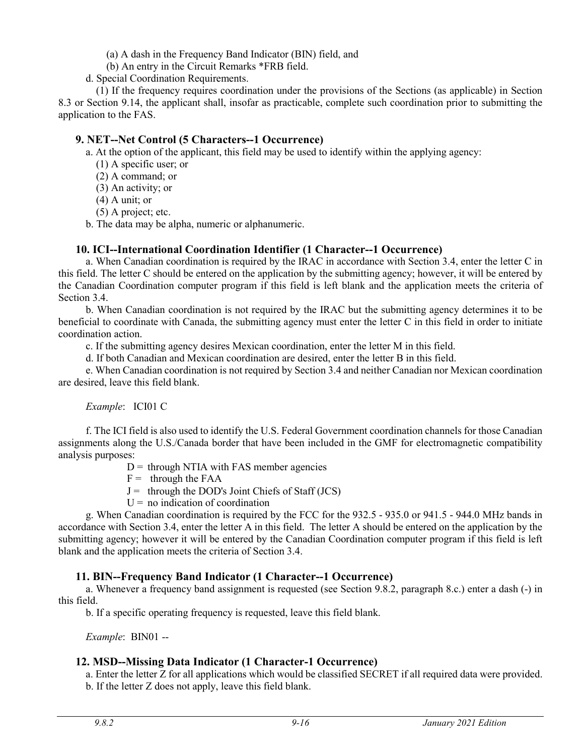(a) A dash in the Frequency Band Indicator (BIN) field, and

(b) An entry in the Circuit Remarks *FRB field.

d. Special Coordination Requirements.

(1) If the frequency requires coordination under the provisions of the Sections (as applicable) in Section 8.3 or Section 9.14, the applicant shall, insofar as practicable, complete such coordination prior to submitting the application to the FAS.

### 9. NET--Net Control (5 Characters--1 Occurrence)

a. At the option of the applicant, this field may be used to identify within the applying agency:

(1) A specific user; or

(2) A command; or

(3) An activity; or

(4) A unit; or

(5) A project; etc.

b. The data may be alpha, numeric or alphanumeric.

### 10. ICI--International Coordination Identifier (1 Character--1 Occurrence)

a. When Canadian coordination is required by the IRAC in accordance with Section 3.4, enter the letter C in this field. The letter C should be entered on the application by the submitting agency; however, it will be entered by the Canadian Coordination computer program if this field is left blank and the application meets the criteria of Section 3.4.

b. When Canadian coordination is not required by the IRAC but the submitting agency determines it to be beneficial to coordinate with Canada, the submitting agency must enter the letter C in this field in order to initiate coordination action.

c. If the submitting agency desires Mexican coordination, enter the letter M in this field.

d. If both Canadian and Mexican coordination are desired, enter the letter B in this field.

e. When Canadian coordination is not required by Section 3.4 and neither Canadian nor Mexican coordination are desired, leave this field blank.

*Example*: ICI01 C

f. The ICI field is also used to identify the U.S. Federal Government coordination channels for those Canadian assignments along the U.S./Canada border that have been included in the GMF for electromagnetic compatibility analysis purposes:

D = through NTIA with FAS member agencies

F = through the FAA

J = through the DOD's Joint Chiefs of Staff (JCS)

U = no indication of coordination

g. When Canadian coordination is required by the FCC for the 932.5 - 935.0 or 941.5 - 944.0 MHz bands in accordance with Section 3.4, enter the letter A in this field. The letter A should be entered on the application by the submitting agency; however it will be entered by the Canadian Coordination computer program if this field is left blank and the application meets the criteria of Section 3.4.

### 11. BIN--Frequency Band Indicator (1 Character--1 Occurrence)

a. Whenever a frequency band assignment is requested (see Section 9.8.2, paragraph 8.c.) enter a dash (-) in this field.

b. If a specific operating frequency is requested, leave this field blank.

*Example*: BIN01 --

### 12. MSD--Missing Data Indicator (1 Character-1 Occurrence)

a. Enter the letter Z for all applications which would be classified SECRET if all required data were provided.

b. If the letter Z does not apply, leave this field blank.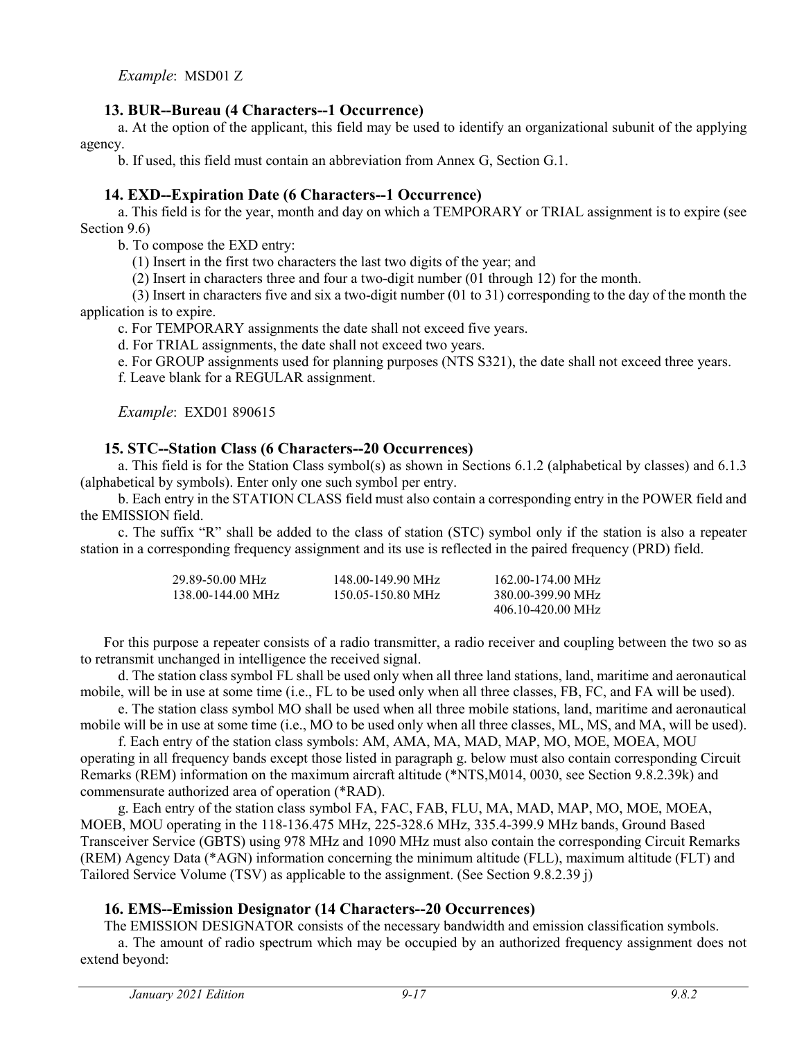*Example*: MSD01 Z

### 13. BUR--Bureau (4 Characters--1 Occurrence)

a. At the option of the applicant, this field may be used to identify an organizational subunit of the applying agency.

b. If used, this field must contain an abbreviation from Annex G, Section G.1.

### 14. EXD--Expiration Date (6 Characters--1 Occurrence)

a. This field is for the year, month and day on which a TEMPORARY or TRIAL assignment is to expire (see Section 9.6)

b. To compose the EXD entry:

(1) Insert in the first two characters the last two digits of the year; and

(2) Insert in characters three and four a two-digit number (01 through 12) for the month.

(3) Insert in characters five and six a two-digit number (01 to 31) corresponding to the day of the month the application is to expire.

c. For TEMPORARY assignments the date shall not exceed five years.

d. For TRIAL assignments, the date shall not exceed two years.

e. For GROUP assignments used for planning purposes (NTS S321), the date shall not exceed three years.

f. Leave blank for a REGULAR assignment.

*Example*: EXD01 890615

### 15. STC--Station Class (6 Characters--20 Occurrences)

a. This field is for the Station Class symbol(s) as shown in Sections 6.1.2 (alphabetical by classes) and 6.1.3 (alphabetical by symbols). Enter only one such symbol per entry.

b. Each entry in the STATION CLASS field must also contain a corresponding entry in the POWER field and the EMISSION field.

c. The suffix "R" shall be added to the class of station (STC) symbol only if the station is also a repeater station in a corresponding frequency assignment and its use is reflected in the paired frequency (PRD) field.

| | | |
|---|---|---|
| 29.89-50.00 MHz | 148.00-149.90 MHz | 162.00-174.00 MHz |
| 138.00-144.00 MHz | 150.05-150.80 MHz | 380.00-399.90 MHz |
| | | 406.10-420.00 MHz |

For this purpose a repeater consists of a radio transmitter, a radio receiver and coupling between the two so as to retransmit unchanged in intelligence the received signal.

d. The station class symbol FL shall be used only when all three land stations, land, maritime and aeronautical mobile, will be in use at some time (i.e., FL to be used only when all three classes, FB, FC, and FA will be used).

e. The station class symbol MO shall be used when all three mobile stations, land, maritime and aeronautical mobile will be in use at some time (i.e., MO to be used only when all three classes, ML, MS, and MA, will be used).

f. Each entry of the station class symbols: AM, AMA, MA, MAD, MAP, MO, MOE, MOEA, MOU operating in all frequency bands except those listed in paragraph g. below must also contain corresponding Circuit Remarks (REM) information on the maximum aircraft altitude (*NTS,M014, 0030, see Section 9.8.2.39k) and commensurate authorized area of operation (*RAD).

g. Each entry of the station class symbol FA, FAC, FAB, FLU, MA, MAD, MAP, MO, MOE, MOEA, MOEB, MOU operating in the 118-136.475 MHz, 225-328.6 MHz, 335.4-399.9 MHz bands, Ground Based Transceiver Service (GBTS) using 978 MHz and 1090 MHz must also contain the corresponding Circuit Remarks (REM) Agency Data (*AGN) information concerning the minimum altitude (FLL), maximum altitude (FLT) and Tailored Service Volume (TSV) as applicable to the assignment. (See Section 9.8.2.39 j)

### 16. EMS--Emission Designator (14 Characters--20 Occurrences)

The EMISSION DESIGNATOR consists of the necessary bandwidth and emission classification symbols.

a. The amount of radio spectrum which may be occupied by an authorized frequency assignment does not extend beyond: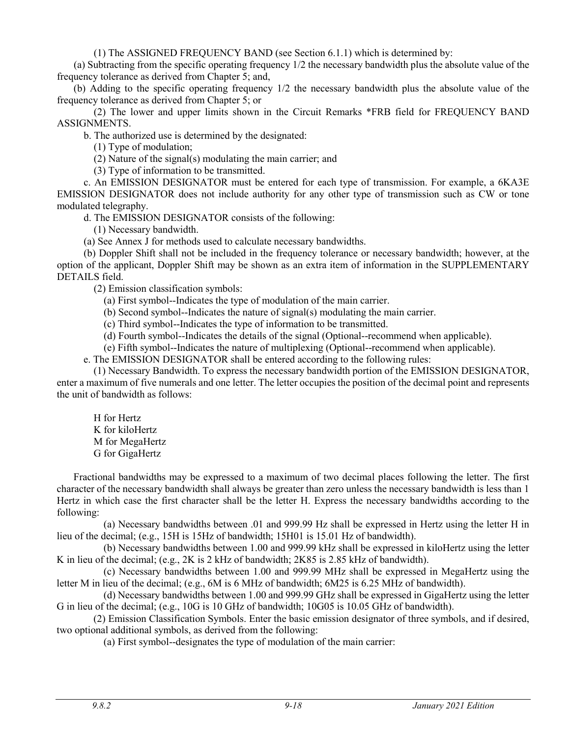(1) The ASSIGNED FREQUENCY BAND (see Section 6.1.1) which is determined by:

(a) Subtracting from the specific operating frequency 1/2 the necessary bandwidth plus the absolute value of the frequency tolerance as derived from Chapter 5; and,

(b) Adding to the specific operating frequency 1/2 the necessary bandwidth plus the absolute value of the frequency tolerance as derived from Chapter 5; or

(2) The lower and upper limits shown in the Circuit Remarks *FRB field for FREQUENCY BAND ASSIGNMENTS.

b. The authorized use is determined by the designated:

(1) Type of modulation;

(2) Nature of the signal(s) modulating the main carrier; and

(3) Type of information to be transmitted.

c. An EMISSION DESIGNATOR must be entered for each type of transmission. For example, a 6KA3E EMISSION DESIGNATOR does not include authority for any other type of transmission such as CW or tone modulated telegraphy.

d. The EMISSION DESIGNATOR consists of the following:

(1) Necessary bandwidth.

(a) See Annex J for methods used to calculate necessary bandwidths.

(b) Doppler Shift shall not be included in the frequency tolerance or necessary bandwidth; however, at the option of the applicant, Doppler Shift may be shown as an extra item of information in the SUPPLEMENTARY DETAILS field.

(2) Emission classification symbols:

(a) First symbol--Indicates the type of modulation of the main carrier.

(b) Second symbol--Indicates the nature of signal(s) modulating the main carrier.

(c) Third symbol--Indicates the type of information to be transmitted.

(d) Fourth symbol--Indicates the details of the signal (Optional--recommend when applicable).

(e) Fifth symbol--Indicates the nature of multiplexing (Optional--recommend when applicable).

e. The EMISSION DESIGNATOR shall be entered according to the following rules:

(1) Necessary Bandwidth. To express the necessary bandwidth portion of the EMISSION DESIGNATOR, enter a maximum of five numerals and one letter. The letter occupies the position of the decimal point and represents the unit of bandwidth as follows:

H for Hertz
K for kiloHertz
M for MegaHertz
G for GigaHertz

Fractional bandwidths may be expressed to a maximum of two decimal places following the letter. The first character of the necessary bandwidth shall always be greater than zero unless the necessary bandwidth is less than 1 Hertz in which case the first character shall be the letter H. Express the necessary bandwidths according to the following:

(a) Necessary bandwidths between .01 and 999.99 Hz shall be expressed in Hertz using the letter H in lieu of the decimal; (e.g., 15H is 15Hz of bandwidth; 15H01 is 15.01 Hz of bandwidth).

(b) Necessary bandwidths between 1.00 and 999.99 kHz shall be expressed in kiloHertz using the letter K in lieu of the decimal; (e.g., 2K is 2 kHz of bandwidth; 2K85 is 2.85 kHz of bandwidth).

(c) Necessary bandwidths between 1.00 and 999.99 MHz shall be expressed in MegaHertz using the letter M in lieu of the decimal; (e.g., 6M is 6 MHz of bandwidth; 6M25 is 6.25 MHz of bandwidth).

(d) Necessary bandwidths between 1.00 and 999.99 GHz shall be expressed in GigaHertz using the letter G in lieu of the decimal; (e.g., 10G is 10 GHz of bandwidth; 10G05 is 10.05 GHz of bandwidth).

(2) Emission Classification Symbols. Enter the basic emission designator of three symbols, and if desired, two optional additional symbols, as derived from the following:

(a) First symbol--designates the type of modulation of the main carrier: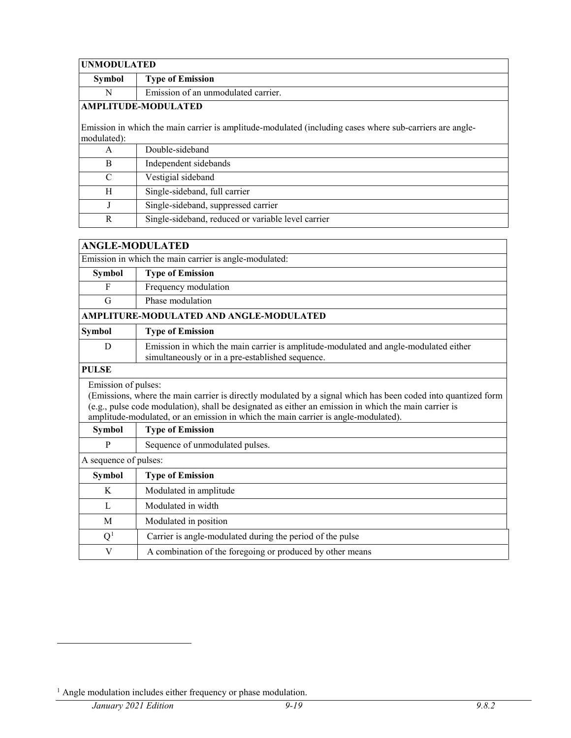| UNMODULATED | |
|---|---|
| **Symbol** | **Type of Emission** |
| N | Emission of an unmodulated carrier. |
| **AMPLITUDE-MODULATED** | |
| Emission in which the main carrier is amplitude-modulated (including cases where sub-carriers are angle-modulated): | |
| A | Double-sideband |
| B | Independent sidebands |
| C | Vestigial sideband |
| H | Single-sideband, full carrier |
| J | Single-sideband, suppressed carrier |
| R | Single-sideband, reduced or variable level carrier |

| ANGLE-MODULATED | |
|---|---|
| Emission in which the main carrier is angle-modulated: | |
| **Symbol** | **Type of Emission** |
| F | Frequency modulation |
| G | Phase modulation |
| **AMPLITURE-MODULATED AND ANGLE-MODULATED** | |
| **Symbol** | **Type of Emission** |
| D | Emission in which the main carrier is amplitude-modulated and angle-modulated either simultaneously or in a pre-established sequence. |
| **PULSE** | |
| Emission of pulses: (Emissions, where the main carrier is directly modulated by a signal which has been coded into quantized form (e.g., pulse code modulation), shall be designated as either an emission in which the main carrier is amplitude-modulated, or an emission in which the main carrier is angle-modulated). | |
| **Symbol** | **Type of Emission** |
| P | Sequence of unmodulated pulses. |
| A sequence of pulses: | |
| **Symbol** | **Type of Emission** |
| K | Modulated in amplitude |
| L | Modulated in width |
| M | Modulated in position |
| Q[1] | Carrier is angle-modulated during the period of the pulse |
| V | A combination of the foregoing or produced by other means |

[1] Angle modulation includes either frequency or phase modulation.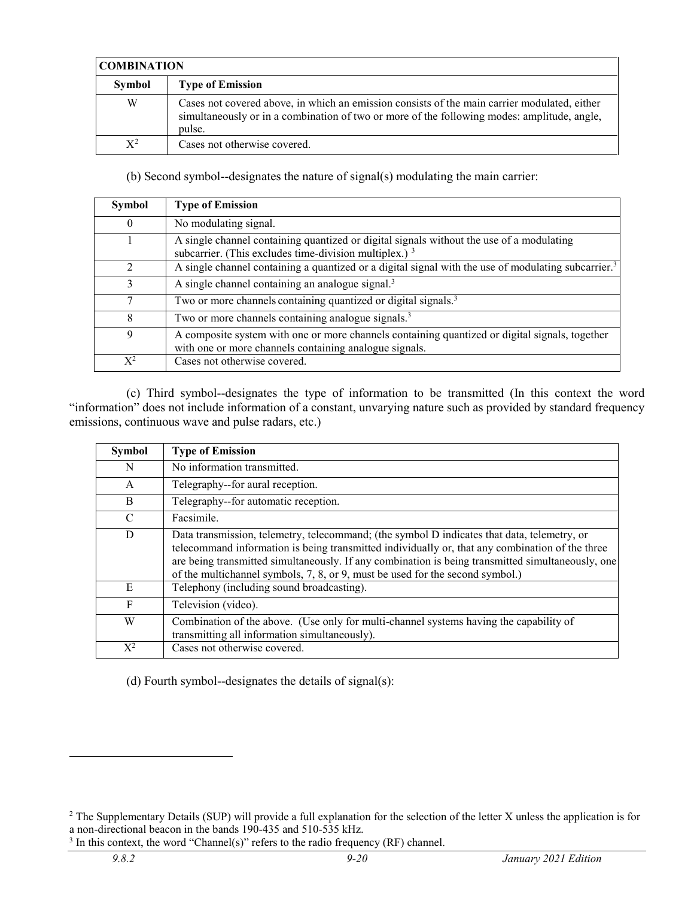| COMBINATION | |
|---|---|
| **Symbol** | **Type of Emission** |
| W | Cases not covered above, in which an emission consists of the main carrier modulated, either simultaneously or in a combination of two or more of the following modes: amplitude, angle, pulse. |
| X[2] | Cases not otherwise covered. |

(b) Second symbol--designates the nature of signal(s) modulating the main carrier:

| Symbol | Type of Emission |
|---|---|
| 0 | No modulating signal. |
| 1 | A single channel containing quantized or digital signals without the use of a modulating subcarrier. (This excludes time-division multiplex.) [3] |
| 2 | A single channel containing a quantized or a digital signal with the use of modulating subcarrier.[3] |
| 3 | A single channel containing an analogue signal.[3] |
| 7 | Two or more channels containing quantized or digital signals.[3] |
| 8 | Two or more channels containing analogue signals.[3] |
| 9 | A composite system with one or more channels containing quantized or digital signals, together with one or more channels containing analogue signals. |
| X[2] | Cases not otherwise covered. |

(c) Third symbol--designates the type of information to be transmitted (In this context the word "information" does not include information of a constant, unvarying nature such as provided by standard frequency emissions, continuous wave and pulse radars, etc.)

| Symbol | Type of Emission |
|---|---|
| N | No information transmitted. |
| A | Telegraphy--for aural reception. |
| B | Telegraphy--for automatic reception. |
| C | Facsimile. |
| D | Data transmission, telemetry, telecommand; (the symbol D indicates that data, telemetry, or telecommand information is being transmitted individually or, that any combination of the three are being transmitted simultaneously. If any combination is being transmitted simultaneously, one of the multichannel symbols, 7, 8, or 9, must be used for the second symbol.) |
| E | Telephony (including sound broadcasting). |
| F | Television (video). |
| W | Combination of the above. (Use only for multi-channel systems having the capability of transmitting all information simultaneously). |
| X[2] | Cases not otherwise covered. |

(d) Fourth symbol--designates the details of signal(s):

---

[2] The Supplementary Details (SUP) will provide a full explanation for the selection of the letter X unless the application is for a non-directional beacon in the bands 190-435 and 510-535 kHz.

[3] In this context, the word "Channel(s)" refers to the radio frequency (RF) channel.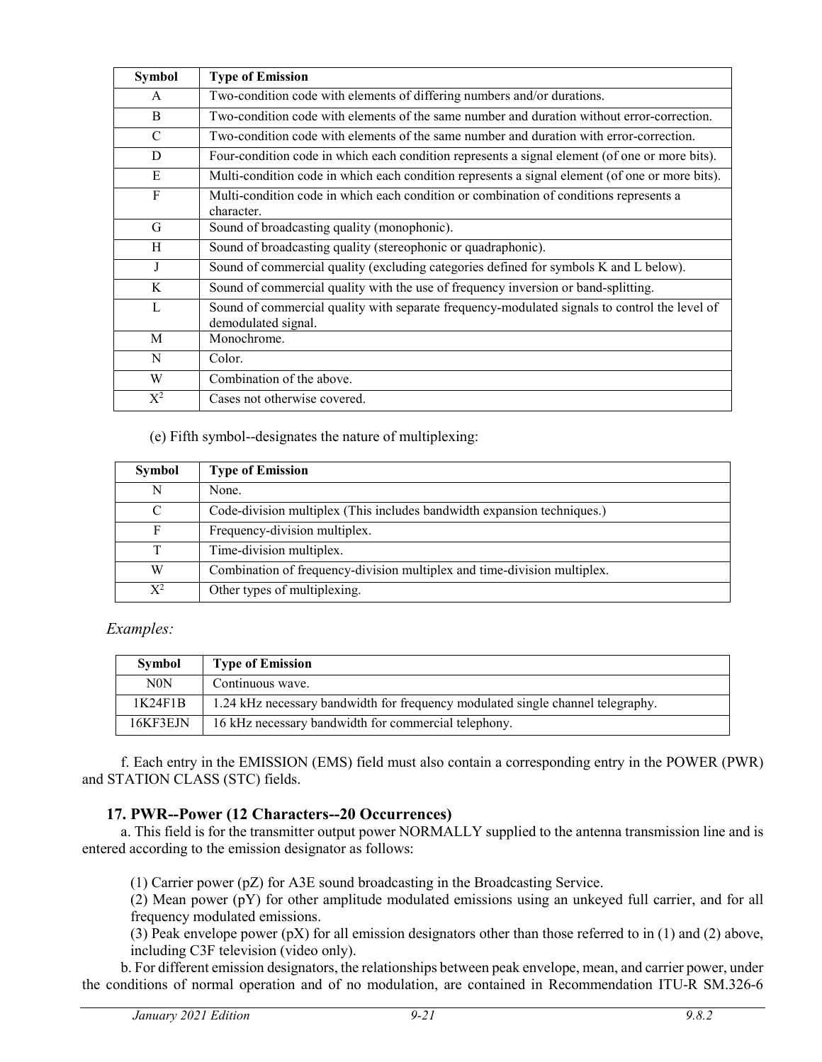| Symbol | Type of Emission |
|---|---|
| A | Two-condition code with elements of differing numbers and/or durations. |
| B | Two-condition code with elements of the same number and duration without error-correction. |
| C | Two-condition code with elements of the same number and duration with error-correction. |
| D | Four-condition code in which each condition represents a signal element (of one or more bits). |
| E | Multi-condition code in which each condition represents a signal element (of one or more bits). |
| F | Multi-condition code in which each condition or combination of conditions represents a character. |
| G | Sound of broadcasting quality (monophonic). |
| H | Sound of broadcasting quality (stereophonic or quadraphonic). |
| J | Sound of commercial quality (excluding categories defined for symbols K and L below). |
| K | Sound of commercial quality with the use of frequency inversion or band-splitting. |
| L | Sound of commercial quality with separate frequency-modulated signals to control the level of demodulated signal. |
| M | Monochrome. |
| N | Color. |
| W | Combination of the above. |
| X[2] | Cases not otherwise covered. |

(e) Fifth symbol--designates the nature of multiplexing:

| Symbol | Type of Emission |
|---|---|
| N | None. |
| C | Code-division multiplex (This includes bandwidth expansion techniques.) |
| F | Frequency-division multiplex. |
| T | Time-division multiplex. |
| W | Combination of frequency-division multiplex and time-division multiplex. |
| X[2] | Other types of multiplexing. |

*Examples:*

| Symbol | Type of Emission |
|---|---|
| N0N | Continuous wave. |
| 1K24F1B | 1.24 kHz necessary bandwidth for frequency modulated single channel telegraphy. |
| 16KF3EJN | 16 kHz necessary bandwidth for commercial telephony. |

f. Each entry in the EMISSION (EMS) field must also contain a corresponding entry in the POWER (PWR) and STATION CLASS (STC) fields.

### 17. PWR--Power (12 Characters--20 Occurrences)

a. This field is for the transmitter output power NORMALLY supplied to the antenna transmission line and is entered according to the emission designator as follows:

(1) Carrier power (pZ) for A3E sound broadcasting in the Broadcasting Service.
(2) Mean power (pY) for other amplitude modulated emissions using an unkeyed full carrier, and for all frequency modulated emissions.
(3) Peak envelope power (pX) for all emission designators other than those referred to in (1) and (2) above, including C3F television (video only).

b. For different emission designators, the relationships between peak envelope, mean, and carrier power, under the conditions of normal operation and of no modulation, are contained in Recommendation ITU-R SM.326-6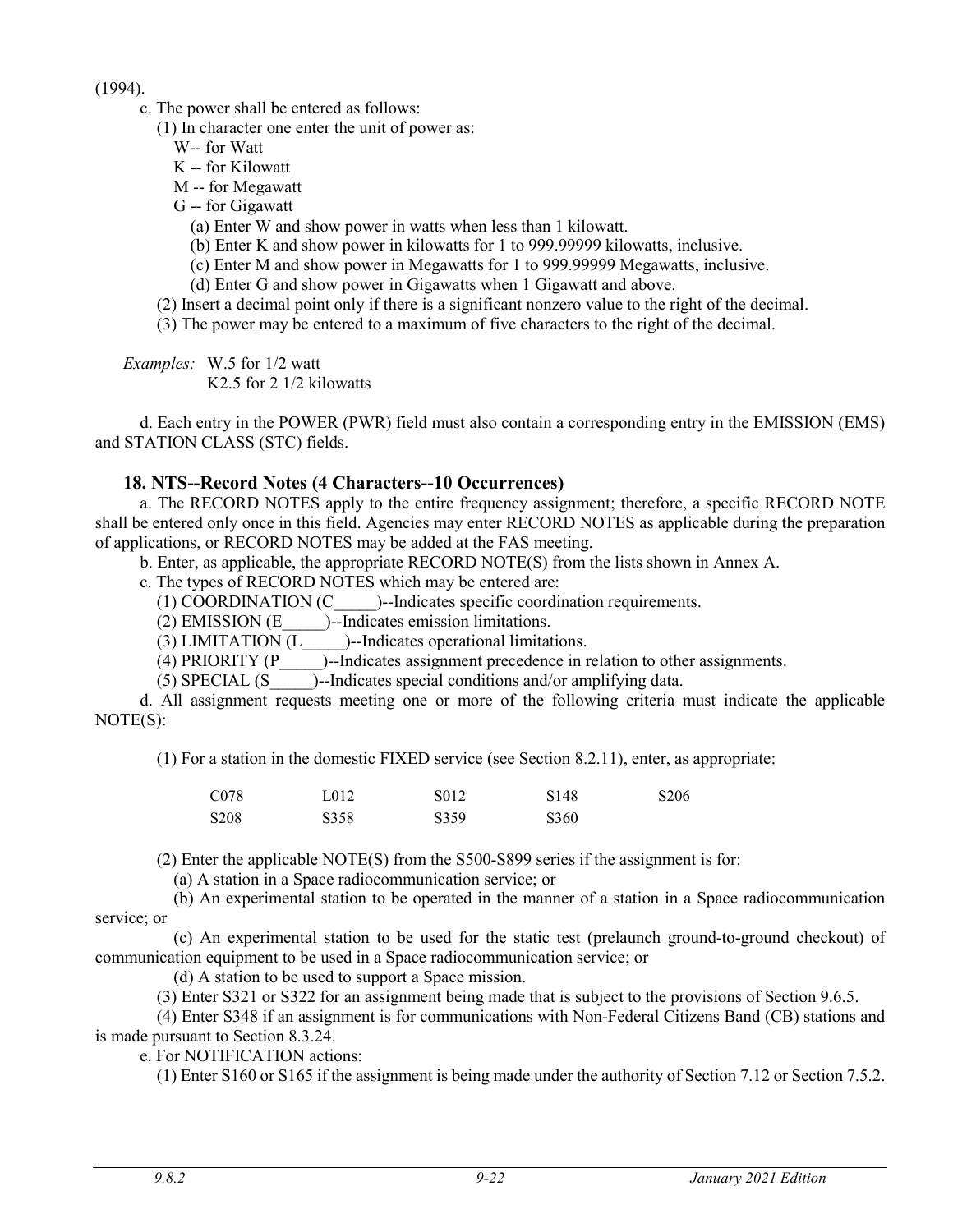(1994).

c. The power shall be entered as follows:

(1) In character one enter the unit of power as:

W-- for Watt

K -- for Kilowatt

M -- for Megawatt

G -- for Gigawatt

(a) Enter W and show power in watts when less than 1 kilowatt.

(b) Enter K and show power in kilowatts for 1 to 999.99999 kilowatts, inclusive.

(c) Enter M and show power in Megawatts for 1 to 999.99999 Megawatts, inclusive.

(d) Enter G and show power in Gigawatts when 1 Gigawatt and above.

(2) Insert a decimal point only if there is a significant nonzero value to the right of the decimal.

(3) The power may be entered to a maximum of five characters to the right of the decimal.

*Examples:* W.5 for 1/2 watt
K2.5 for 2 1/2 kilowatts

d. Each entry in the POWER (PWR) field must also contain a corresponding entry in the EMISSION (EMS) and STATION CLASS (STC) fields.

### 18. NTS--Record Notes (4 Characters--10 Occurrences)

a. The RECORD NOTES apply to the entire frequency assignment; therefore, a specific RECORD NOTE shall be entered only once in this field. Agencies may enter RECORD NOTES as applicable during the preparation of applications, or RECORD NOTES may be added at the FAS meeting.

b. Enter, as applicable, the appropriate RECORD NOTE(S) from the lists shown in Annex A.

c. The types of RECORD NOTES which may be entered are:

(1) COORDINATION (C_____)--Indicates specific coordination requirements.

(2) EMISSION (E_____)--Indicates emission limitations.

(3) LIMITATION (L_____)--Indicates operational limitations.

(4) PRIORITY (P_____)--Indicates assignment precedence in relation to other assignments.

(5) SPECIAL (S_____)--Indicates special conditions and/or amplifying data.

d. All assignment requests meeting one or more of the following criteria must indicate the applicable NOTE(S):

(1) For a station in the domestic FIXED service (see Section 8.2.11), enter, as appropriate:

| C078 | L012 | S012 | S148 | S206 |
|---|---|---|---|---|
| S208 | S358 | S359 | S360 | |

(2) Enter the applicable NOTE(S) from the S500-S899 series if the assignment is for:

(a) A station in a Space radiocommunication service; or

(b) An experimental station to be operated in the manner of a station in a Space radiocommunication service; or

(c) An experimental station to be used for the static test (prelaunch ground-to-ground checkout) of communication equipment to be used in a Space radiocommunication service; or

(d) A station to be used to support a Space mission.

(3) Enter S321 or S322 for an assignment being made that is subject to the provisions of Section 9.6.5.

(4) Enter S348 if an assignment is for communications with Non-Federal Citizens Band (CB) stations and is made pursuant to Section 8.3.24.

e. For NOTIFICATION actions:

(1) Enter S160 or S165 if the assignment is being made under the authority of Section 7.12 or Section 7.5.2.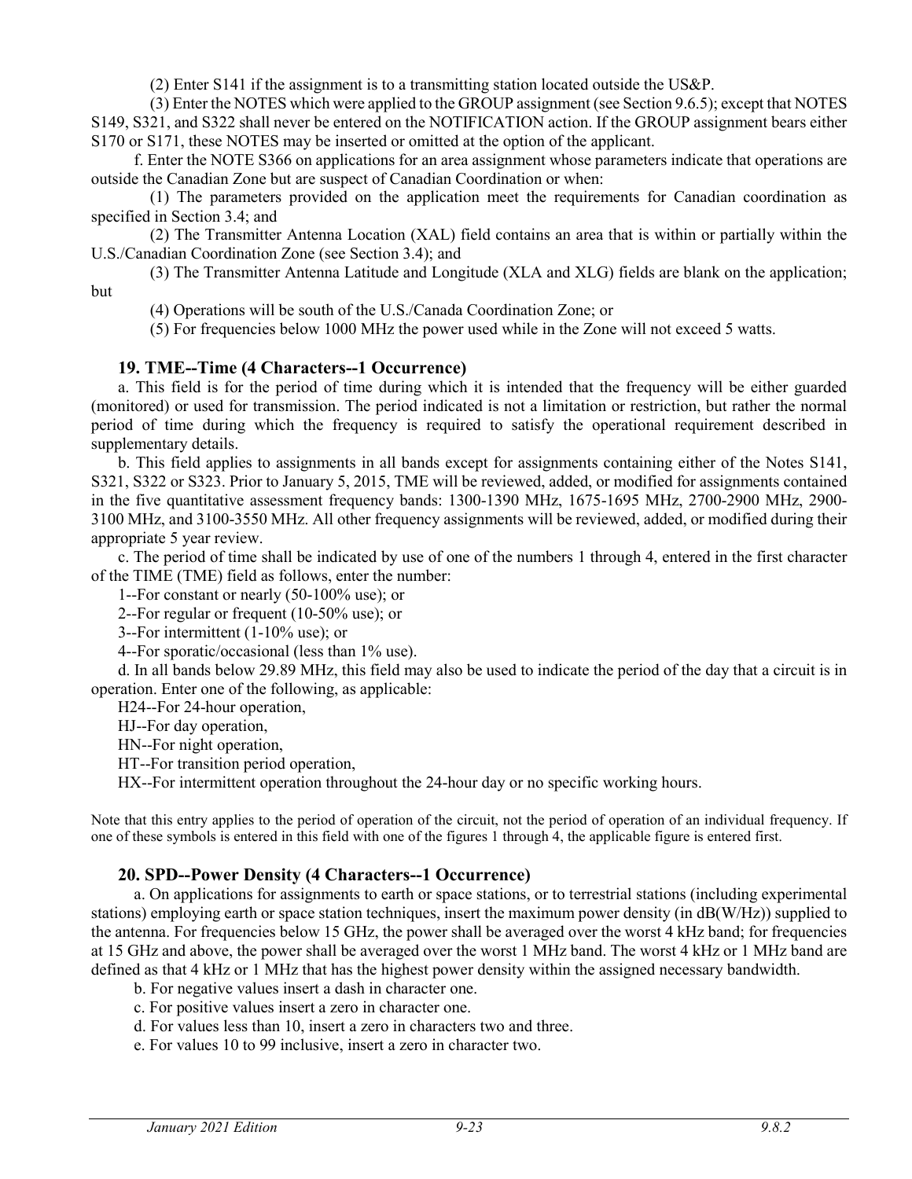(2) Enter S141 if the assignment is to a transmitting station located outside the US&P.

(3) Enter the NOTES which were applied to the GROUP assignment (see Section 9.6.5); except that NOTES S149, S321, and S322 shall never be entered on the NOTIFICATION action. If the GROUP assignment bears either S170 or S171, these NOTES may be inserted or omitted at the option of the applicant.

f. Enter the NOTE S366 on applications for an area assignment whose parameters indicate that operations are outside the Canadian Zone but are suspect of Canadian Coordination or when:

(1) The parameters provided on the application meet the requirements for Canadian coordination as specified in Section 3.4; and

(2) The Transmitter Antenna Location (XAL) field contains an area that is within or partially within the U.S./Canadian Coordination Zone (see Section 3.4); and

(3) The Transmitter Antenna Latitude and Longitude (XLA and XLG) fields are blank on the application; but

(4) Operations will be south of the U.S./Canada Coordination Zone; or

(5) For frequencies below 1000 MHz the power used while in the Zone will not exceed 5 watts.

### 19. TME--Time (4 Characters--1 Occurrence)

a. This field is for the period of time during which it is intended that the frequency will be either guarded (monitored) or used for transmission. The period indicated is not a limitation or restriction, but rather the normal period of time during which the frequency is required to satisfy the operational requirement described in supplementary details.

b. This field applies to assignments in all bands except for assignments containing either of the Notes S141, S321, S322 or S323. Prior to January 5, 2015, TME will be reviewed, added, or modified for assignments contained in the five quantitative assessment frequency bands: 1300-1390 MHz, 1675-1695 MHz, 2700-2900 MHz, 2900-3100 MHz, and 3100-3550 MHz. All other frequency assignments will be reviewed, added, or modified during their appropriate 5 year review.

c. The period of time shall be indicated by use of one of the numbers 1 through 4, entered in the first character of the TIME (TME) field as follows, enter the number:

1--For constant or nearly (50-100% use); or

2--For regular or frequent (10-50% use); or

3--For intermittent (1-10% use); or

4--For sporatic/occasional (less than 1% use).

d. In all bands below 29.89 MHz, this field may also be used to indicate the period of the day that a circuit is in operation. Enter one of the following, as applicable:

H24--For 24-hour operation,

HJ--For day operation,

HN--For night operation,

HT--For transition period operation,

HX--For intermittent operation throughout the 24-hour day or no specific working hours.

Note that this entry applies to the period of operation of the circuit, not the period of operation of an individual frequency. If one of these symbols is entered in this field with one of the figures 1 through 4, the applicable figure is entered first.

### 20. SPD--Power Density (4 Characters--1 Occurrence)

a. On applications for assignments to earth or space stations, or to terrestrial stations (including experimental stations) employing earth or space station techniques, insert the maximum power density (in dB(W/Hz)) supplied to the antenna. For frequencies below 15 GHz, the power shall be averaged over the worst 4 kHz band; for frequencies at 15 GHz and above, the power shall be averaged over the worst 1 MHz band. The worst 4 kHz or 1 MHz band are defined as that 4 kHz or 1 MHz that has the highest power density within the assigned necessary bandwidth.

b. For negative values insert a dash in character one.

c. For positive values insert a zero in character one.

d. For values less than 10, insert a zero in characters two and three.

e. For values 10 to 99 inclusive, insert a zero in character two.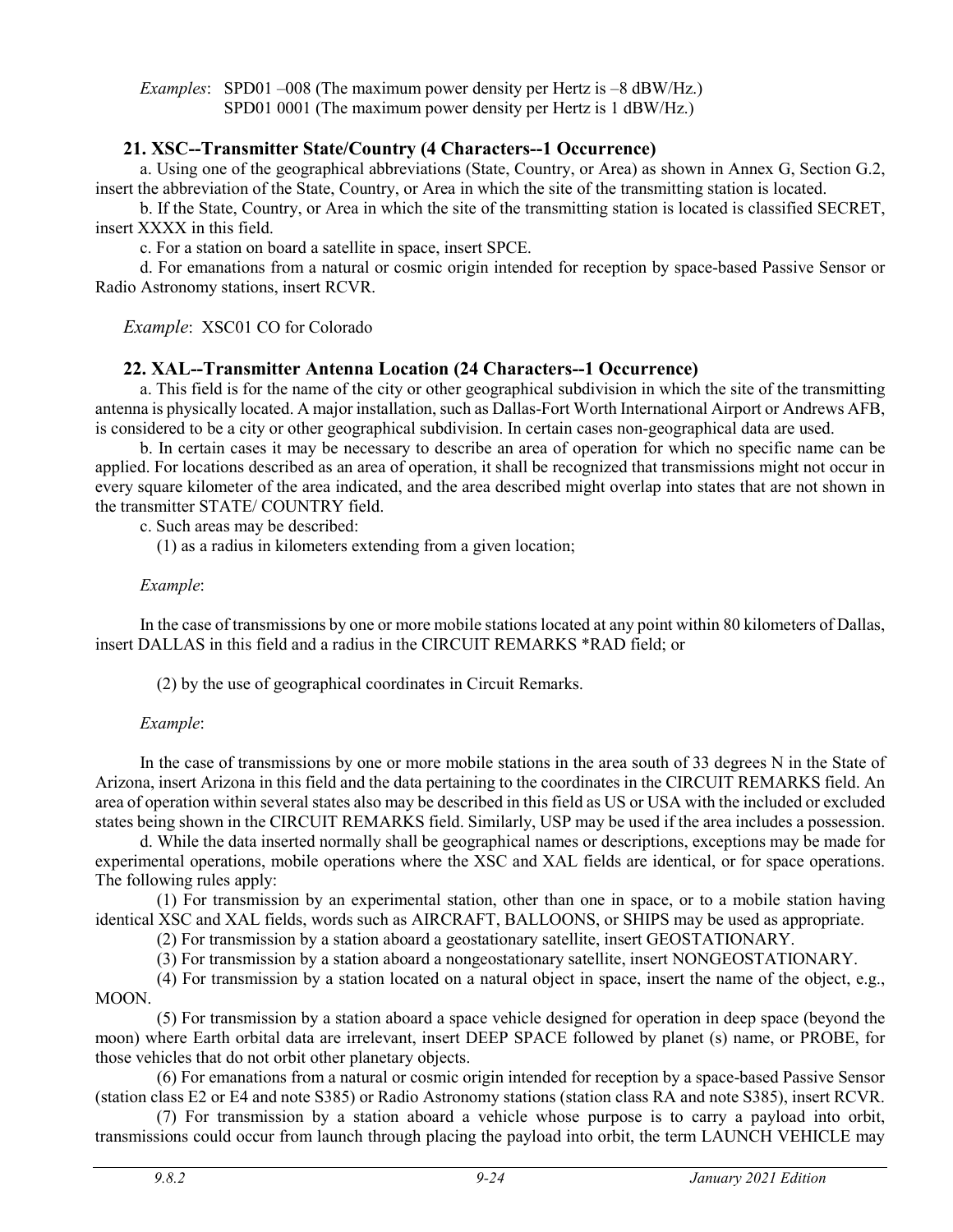*Examples*: SPD01 –008 (The maximum power density per Hertz is –8 dBW/Hz.)
SPD01 0001 (The maximum power density per Hertz is 1 dBW/Hz.)

## 21. XSC--Transmitter State/Country (4 Characters--1 Occurrence)

a. Using one of the geographical abbreviations (State, Country, or Area) as shown in Annex G, Section G.2, insert the abbreviation of the State, Country, or Area in which the site of the transmitting station is located.

b. If the State, Country, or Area in which the site of the transmitting station is located is classified SECRET, insert XXXX in this field.

c. For a station on board a satellite in space, insert SPCE.

d. For emanations from a natural or cosmic origin intended for reception by space-based Passive Sensor or Radio Astronomy stations, insert RCVR.

*Example*: XSC01 CO for Colorado

## 22. XAL--Transmitter Antenna Location (24 Characters--1 Occurrence)

a. This field is for the name of the city or other geographical subdivision in which the site of the transmitting antenna is physically located. A major installation, such as Dallas-Fort Worth International Airport or Andrews AFB, is considered to be a city or other geographical subdivision. In certain cases non-geographical data are used.

b. In certain cases it may be necessary to describe an area of operation for which no specific name can be applied. For locations described as an area of operation, it shall be recognized that transmissions might not occur in every square kilometer of the area indicated, and the area described might overlap into states that are not shown in the transmitter STATE/ COUNTRY field.

c. Such areas may be described:

(1) as a radius in kilometers extending from a given location;

*Example*:

In the case of transmissions by one or more mobile stations located at any point within 80 kilometers of Dallas, insert DALLAS in this field and a radius in the CIRCUIT REMARKS *RAD field; or

(2) by the use of geographical coordinates in Circuit Remarks.

*Example*:

In the case of transmissions by one or more mobile stations in the area south of 33 degrees N in the State of Arizona, insert Arizona in this field and the data pertaining to the coordinates in the CIRCUIT REMARKS field. An area of operation within several states also may be described in this field as US or USA with the included or excluded states being shown in the CIRCUIT REMARKS field. Similarly, USP may be used if the area includes a possession.

d. While the data inserted normally shall be geographical names or descriptions, exceptions may be made for experimental operations, mobile operations where the XSC and XAL fields are identical, or for space operations. The following rules apply:

(1) For transmission by an experimental station, other than one in space, or to a mobile station having identical XSC and XAL fields, words such as AIRCRAFT, BALLOONS, or SHIPS may be used as appropriate.

(2) For transmission by a station aboard a geostationary satellite, insert GEOSTATIONARY.

(3) For transmission by a station aboard a nongeostationary satellite, insert NONGEOSTATIONARY.

(4) For transmission by a station located on a natural object in space, insert the name of the object, e.g., MOON.

(5) For transmission by a station aboard a space vehicle designed for operation in deep space (beyond the moon) where Earth orbital data are irrelevant, insert DEEP SPACE followed by planet (s) name, or PROBE, for those vehicles that do not orbit other planetary objects.

(6) For emanations from a natural or cosmic origin intended for reception by a space-based Passive Sensor (station class E2 or E4 and note S385) or Radio Astronomy stations (station class RA and note S385), insert RCVR.

(7) For transmission by a station aboard a vehicle whose purpose is to carry a payload into orbit, transmissions could occur from launch through placing the payload into orbit, the term LAUNCH VEHICLE may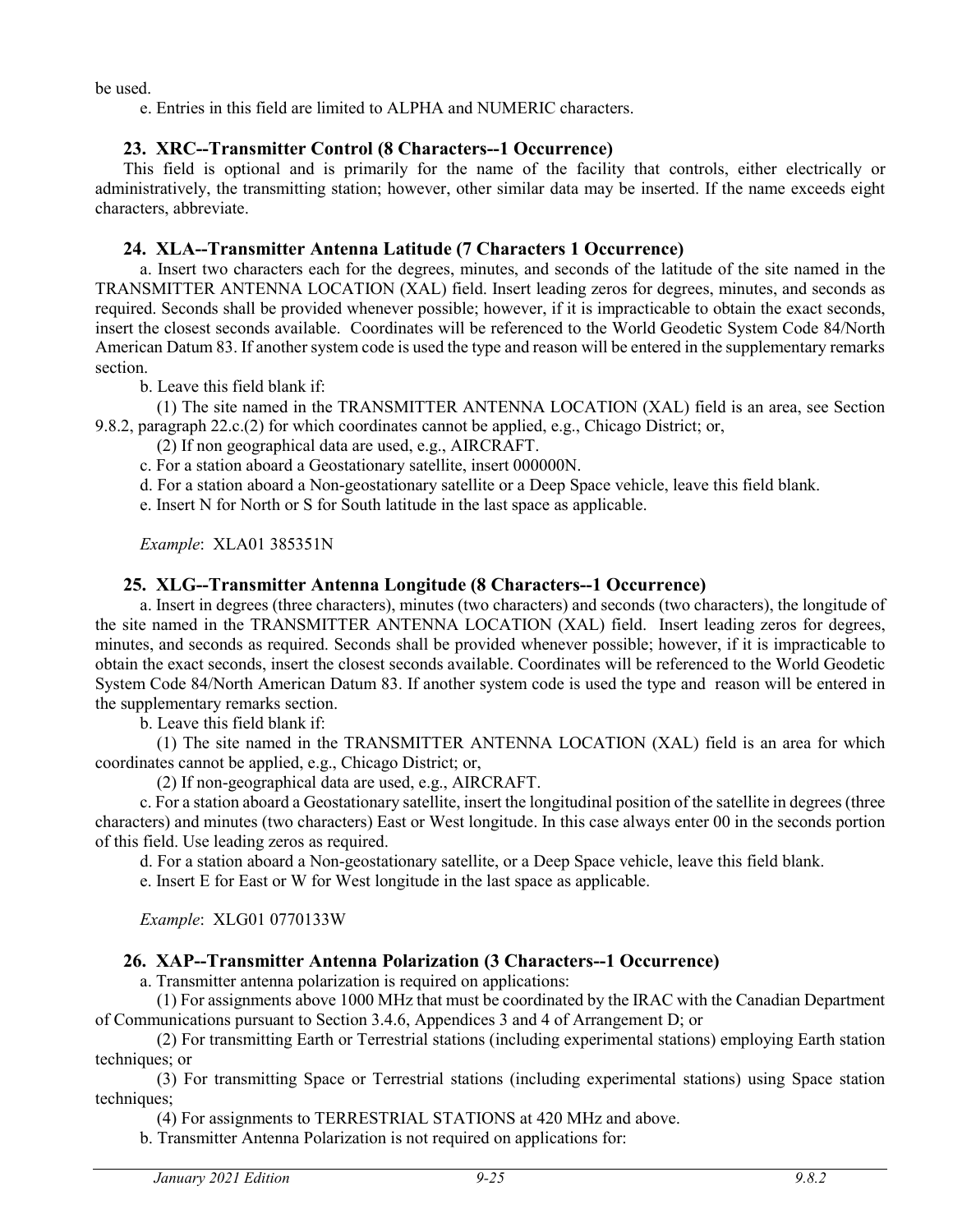be used.

e. Entries in this field are limited to ALPHA and NUMERIC characters.

### 23. XRC--Transmitter Control (8 Characters--1 Occurrence)

This field is optional and is primarily for the name of the facility that controls, either electrically or administratively, the transmitting station; however, other similar data may be inserted. If the name exceeds eight characters, abbreviate.

### 24. XLA--Transmitter Antenna Latitude (7 Characters 1 Occurrence)

a. Insert two characters each for the degrees, minutes, and seconds of the latitude of the site named in the TRANSMITTER ANTENNA LOCATION (XAL) field. Insert leading zeros for degrees, minutes, and seconds as required. Seconds shall be provided whenever possible; however, if it is impracticable to obtain the exact seconds, insert the closest seconds available. Coordinates will be referenced to the World Geodetic System Code 84/North American Datum 83. If another system code is used the type and reason will be entered in the supplementary remarks section.

b. Leave this field blank if:

(1) The site named in the TRANSMITTER ANTENNA LOCATION (XAL) field is an area, see Section 9.8.2, paragraph 22.c.(2) for which coordinates cannot be applied, e.g., Chicago District; or,

(2) If non geographical data are used, e.g., AIRCRAFT.

c. For a station aboard a Geostationary satellite, insert 000000N.

d. For a station aboard a Non-geostationary satellite or a Deep Space vehicle, leave this field blank.

e. Insert N for North or S for South latitude in the last space as applicable.

*Example*: XLA01 385351N

### 25. XLG--Transmitter Antenna Longitude (8 Characters--1 Occurrence)

a. Insert in degrees (three characters), minutes (two characters) and seconds (two characters), the longitude of the site named in the TRANSMITTER ANTENNA LOCATION (XAL) field. Insert leading zeros for degrees, minutes, and seconds as required. Seconds shall be provided whenever possible; however, if it is impracticable to obtain the exact seconds, insert the closest seconds available. Coordinates will be referenced to the World Geodetic System Code 84/North American Datum 83. If another system code is used the type and reason will be entered in the supplementary remarks section.

b. Leave this field blank if:

(1) The site named in the TRANSMITTER ANTENNA LOCATION (XAL) field is an area for which coordinates cannot be applied, e.g., Chicago District; or,

(2) If non-geographical data are used, e.g., AIRCRAFT.

c. For a station aboard a Geostationary satellite, insert the longitudinal position of the satellite in degrees (three characters) and minutes (two characters) East or West longitude. In this case always enter 00 in the seconds portion of this field. Use leading zeros as required.

d. For a station aboard a Non-geostationary satellite, or a Deep Space vehicle, leave this field blank.

e. Insert E for East or W for West longitude in the last space as applicable.

*Example*: XLG01 0770133W

### 26. XAP--Transmitter Antenna Polarization (3 Characters--1 Occurrence)

a. Transmitter antenna polarization is required on applications:

(1) For assignments above 1000 MHz that must be coordinated by the IRAC with the Canadian Department of Communications pursuant to Section 3.4.6, Appendices 3 and 4 of Arrangement D; or

(2) For transmitting Earth or Terrestrial stations (including experimental stations) employing Earth station techniques; or

(3) For transmitting Space or Terrestrial stations (including experimental stations) using Space station techniques;

(4) For assignments to TERRESTRIAL STATIONS at 420 MHz and above.

b. Transmitter Antenna Polarization is not required on applications for: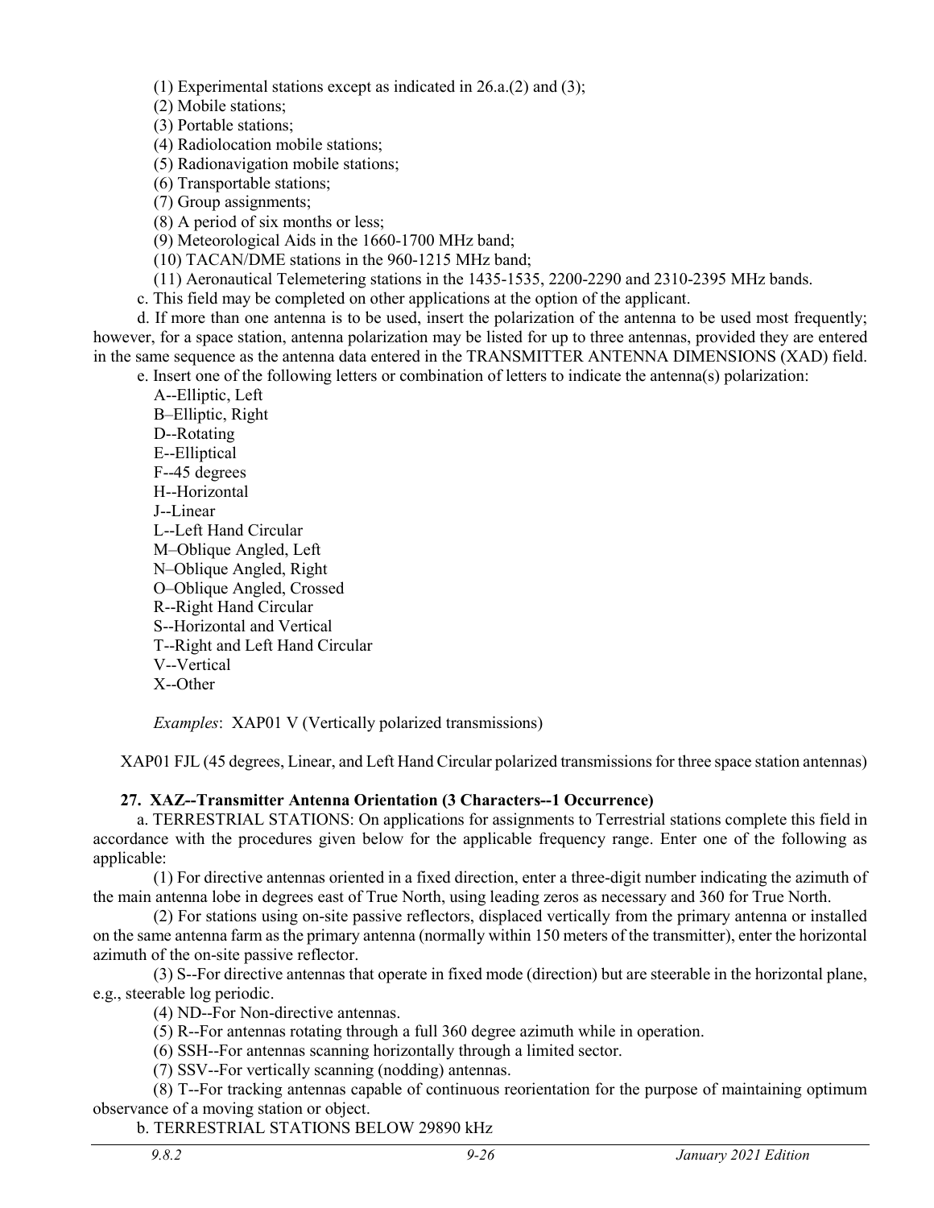(1) Experimental stations except as indicated in 26.a.(2) and (3);

(2) Mobile stations;

(3) Portable stations;

(4) Radiolocation mobile stations;

(5) Radionavigation mobile stations;

(6) Transportable stations;

(7) Group assignments;

(8) A period of six months or less;

(9) Meteorological Aids in the 1660-1700 MHz band;

(10) TACAN/DME stations in the 960-1215 MHz band;

(11) Aeronautical Telemetering stations in the 1435-1535, 2200-2290 and 2310-2395 MHz bands.

c. This field may be completed on other applications at the option of the applicant.

d. If more than one antenna is to be used, insert the polarization of the antenna to be used most frequently; however, for a space station, antenna polarization may be listed for up to three antennas, provided they are entered in the same sequence as the antenna data entered in the TRANSMITTER ANTENNA DIMENSIONS (XAD) field.

e. Insert one of the following letters or combination of letters to indicate the antenna(s) polarization:

A--Elliptic, Left
B–Elliptic, Right
D--Rotating
E--Elliptical
F--45 degrees
H--Horizontal
J--Linear
L--Left Hand Circular
M–Oblique Angled, Left
N–Oblique Angled, Right
O–Oblique Angled, Crossed
R--Right Hand Circular
S--Horizontal and Vertical
T--Right and Left Hand Circular
V--Vertical
X--Other

*Examples*: XAP01 V (Vertically polarized transmissions)

XAP01 FJL (45 degrees, Linear, and Left Hand Circular polarized transmissions for three space station antennas)

### 27. XAZ--Transmitter Antenna Orientation (3 Characters--1 Occurrence)

a. TERRESTRIAL STATIONS: On applications for assignments to Terrestrial stations complete this field in accordance with the procedures given below for the applicable frequency range. Enter one of the following as applicable:

(1) For directive antennas oriented in a fixed direction, enter a three-digit number indicating the azimuth of the main antenna lobe in degrees east of True North, using leading zeros as necessary and 360 for True North.

(2) For stations using on-site passive reflectors, displaced vertically from the primary antenna or installed on the same antenna farm as the primary antenna (normally within 150 meters of the transmitter), enter the horizontal azimuth of the on-site passive reflector.

(3) S--For directive antennas that operate in fixed mode (direction) but are steerable in the horizontal plane, e.g., steerable log periodic.

(4) ND--For Non-directive antennas.

(5) R--For antennas rotating through a full 360 degree azimuth while in operation.

(6) SSH--For antennas scanning horizontally through a limited sector.

(7) SSV--For vertically scanning (nodding) antennas.

(8) T--For tracking antennas capable of continuous reorientation for the purpose of maintaining optimum observance of a moving station or object.

b. TERRESTRIAL STATIONS BELOW 29890 kHz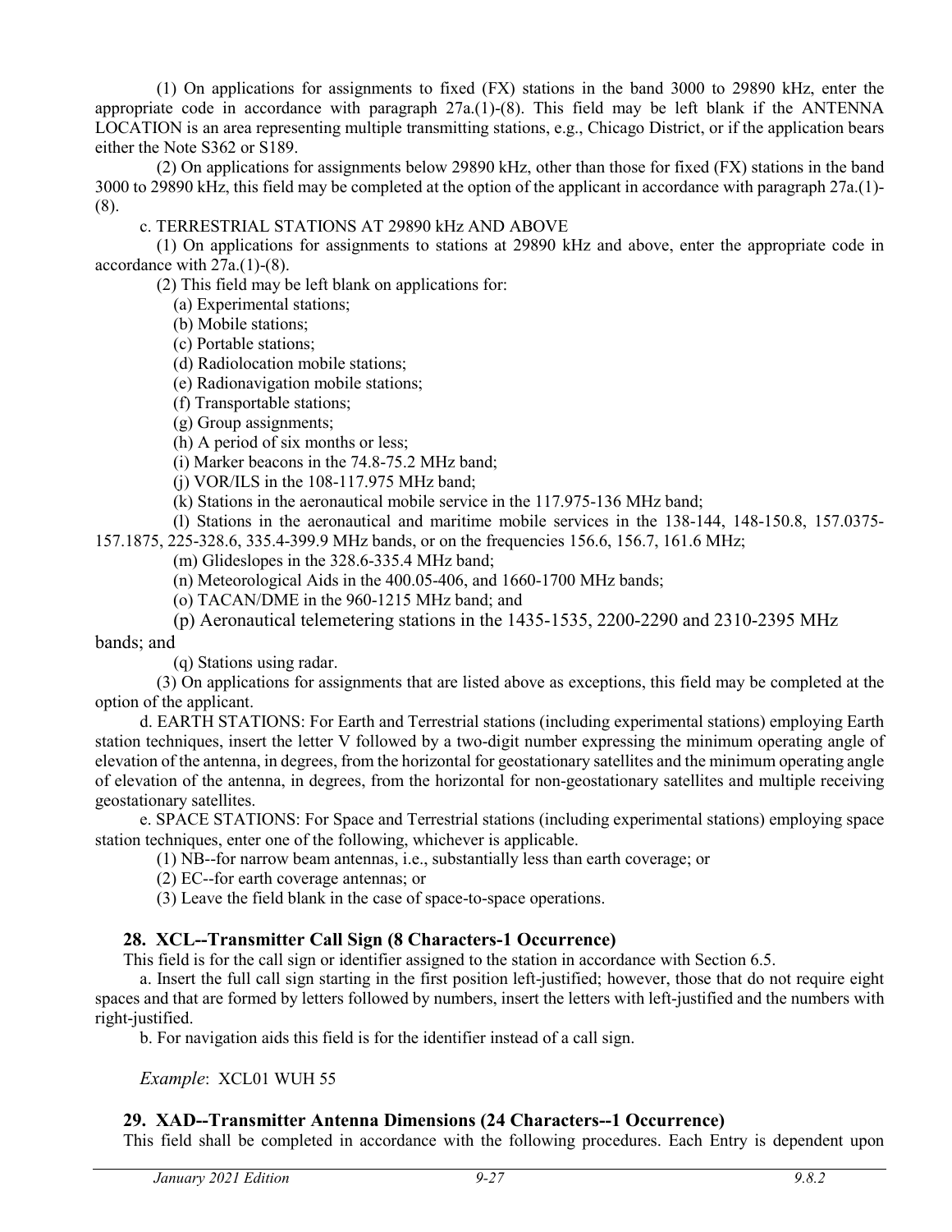(1) On applications for assignments to fixed (FX) stations in the band 3000 to 29890 kHz, enter the appropriate code in accordance with paragraph 27a.(1)-(8). This field may be left blank if the ANTENNA LOCATION is an area representing multiple transmitting stations, e.g., Chicago District, or if the application bears either the Note S362 or S189.

(2) On applications for assignments below 29890 kHz, other than those for fixed (FX) stations in the band 3000 to 29890 kHz, this field may be completed at the option of the applicant in accordance with paragraph 27a.(1)-(8).

c. TERRESTRIAL STATIONS AT 29890 kHz AND ABOVE

(1) On applications for assignments to stations at 29890 kHz and above, enter the appropriate code in accordance with 27a.(1)-(8).

(2) This field may be left blank on applications for:

(a) Experimental stations;

(b) Mobile stations;

(c) Portable stations;

(d) Radiolocation mobile stations;

(e) Radionavigation mobile stations;

(f) Transportable stations;

(g) Group assignments;

(h) A period of six months or less;

(i) Marker beacons in the 74.8-75.2 MHz band;

(j) VOR/ILS in the 108-117.975 MHz band;

(k) Stations in the aeronautical mobile service in the 117.975-136 MHz band;

(l) Stations in the aeronautical and maritime mobile services in the 138-144, 148-150.8, 157.0375-157.1875, 225-328.6, 335.4-399.9 MHz bands, or on the frequencies 156.6, 156.7, 161.6 MHz;

(m) Glideslopes in the 328.6-335.4 MHz band;

(n) Meteorological Aids in the 400.05-406, and 1660-1700 MHz bands;

(o) TACAN/DME in the 960-1215 MHz band; and

(p) Aeronautical telemetering stations in the 1435-1535, 2200-2290 and 2310-2395 MHz bands; and

(q) Stations using radar.

(3) On applications for assignments that are listed above as exceptions, this field may be completed at the option of the applicant.

d. EARTH STATIONS: For Earth and Terrestrial stations (including experimental stations) employing Earth station techniques, insert the letter V followed by a two-digit number expressing the minimum operating angle of elevation of the antenna, in degrees, from the horizontal for geostationary satellites and the minimum operating angle of elevation of the antenna, in degrees, from the horizontal for non-geostationary satellites and multiple receiving geostationary satellites.

e. SPACE STATIONS: For Space and Terrestrial stations (including experimental stations) employing space station techniques, enter one of the following, whichever is applicable.

(1) NB--for narrow beam antennas, i.e., substantially less than earth coverage; or

(2) EC--for earth coverage antennas; or

(3) Leave the field blank in the case of space-to-space operations.

## 28. XCL--Transmitter Call Sign (8 Characters-1 Occurrence)

This field is for the call sign or identifier assigned to the station in accordance with Section 6.5.

a. Insert the full call sign starting in the first position left-justified; however, those that do not require eight spaces and that are formed by letters followed by numbers, insert the letters with left-justified and the numbers with right-justified.

b. For navigation aids this field is for the identifier instead of a call sign.

*Example*: XCL01 WUH 55

## 29. XAD--Transmitter Antenna Dimensions (24 Characters--1 Occurrence)

This field shall be completed in accordance with the following procedures. Each Entry is dependent upon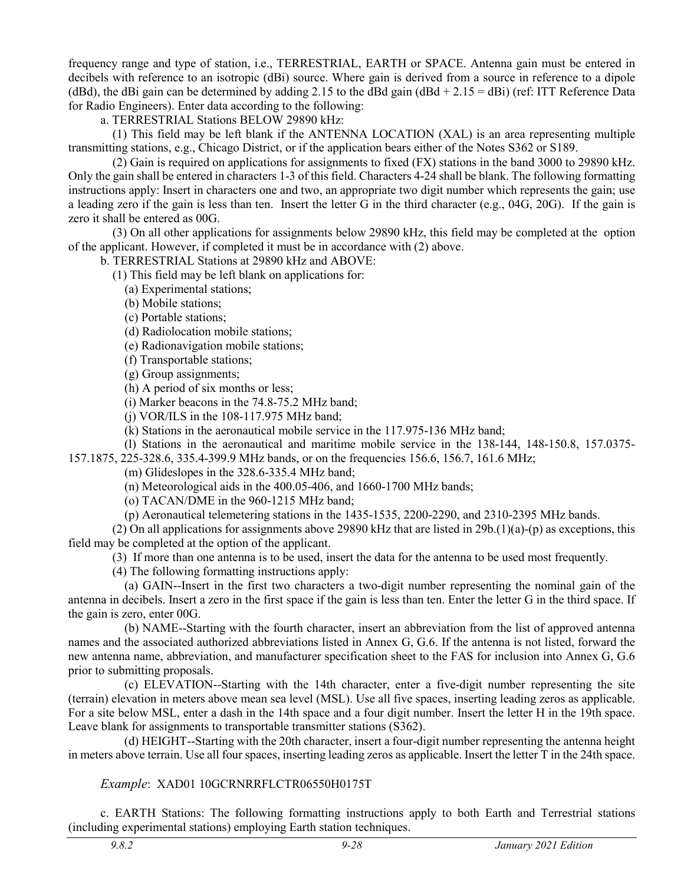frequency range and type of station, i.e., TERRESTRIAL, EARTH or SPACE. Antenna gain must be entered in decibels with reference to an isotropic (dBi) source. Where gain is derived from a source in reference to a dipole (dBd), the dBi gain can be determined by adding 2.15 to the dBd gain (dBd + 2.15 = dBi) (ref: ITT Reference Data for Radio Engineers). Enter data according to the following:

a. TERRESTRIAL Stations BELOW 29890 kHz:

(1) This field may be left blank if the ANTENNA LOCATION (XAL) is an area representing multiple transmitting stations, e.g., Chicago District, or if the application bears either of the Notes S362 or S189.

(2) Gain is required on applications for assignments to fixed (FX) stations in the band 3000 to 29890 kHz. Only the gain shall be entered in characters 1-3 of this field. Characters 4-24 shall be blank. The following formatting instructions apply: Insert in characters one and two, an appropriate two digit number which represents the gain; use a leading zero if the gain is less than ten. Insert the letter G in the third character (e.g., 04G, 20G). If the gain is zero it shall be entered as 00G.

(3) On all other applications for assignments below 29890 kHz, this field may be completed at the option of the applicant. However, if completed it must be in accordance with (2) above.

b. TERRESTRIAL Stations at 29890 kHz and ABOVE:

(1) This field may be left blank on applications for:

(a) Experimental stations;

(b) Mobile stations;

(c) Portable stations;

(d) Radiolocation mobile stations;

(e) Radionavigation mobile stations;

(f) Transportable stations;

(g) Group assignments;

(h) A period of six months or less;

(i) Marker beacons in the 74.8-75.2 MHz band;

(j) VOR/ILS in the 108-117.975 MHz band;

(k) Stations in the aeronautical mobile service in the 117.975-136 MHz band;

(l) Stations in the aeronautical and maritime mobile service in the 138-144, 148-150.8, 157.0375-157.1875, 225-328.6, 335.4-399.9 MHz bands, or on the frequencies 156.6, 156.7, 161.6 MHz;

(m) Glideslopes in the 328.6-335.4 MHz band;

(n) Meteorological aids in the 400.05-406, and 1660-1700 MHz bands;

(o) TACAN/DME in the 960-1215 MHz band;

(p) Aeronautical telemetering stations in the 1435-1535, 2200-2290, and 2310-2395 MHz bands.

(2) On all applications for assignments above 29890 kHz that are listed in 29b.(1)(a)-(p) as exceptions, this field may be completed at the option of the applicant.

(3) If more than one antenna is to be used, insert the data for the antenna to be used most frequently.

(4) The following formatting instructions apply:

(a) GAIN--Insert in the first two characters a two-digit number representing the nominal gain of the antenna in decibels. Insert a zero in the first space if the gain is less than ten. Enter the letter G in the third space. If the gain is zero, enter 00G.

(b) NAME--Starting with the fourth character, insert an abbreviation from the list of approved antenna names and the associated authorized abbreviations listed in Annex G, G.6. If the antenna is not listed, forward the new antenna name, abbreviation, and manufacturer specification sheet to the FAS for inclusion into Annex G, G.6 prior to submitting proposals.

(c) ELEVATION--Starting with the 14th character, enter a five-digit number representing the site (terrain) elevation in meters above mean sea level (MSL). Use all five spaces, inserting leading zeros as applicable. For a site below MSL, enter a dash in the 14th space and a four digit number. Insert the letter H in the 19th space. Leave blank for assignments to transportable transmitter stations (S362).

(d) HEIGHT--Starting with the 20th character, insert a four-digit number representing the antenna height in meters above terrain. Use all four spaces, inserting leading zeros as applicable. Insert the letter T in the 24th space.

*Example*: XAD01 10GCRNRRFLCTR06550H0175T

c. EARTH Stations: The following formatting instructions apply to both Earth and Terrestrial stations (including experimental stations) employing Earth station techniques.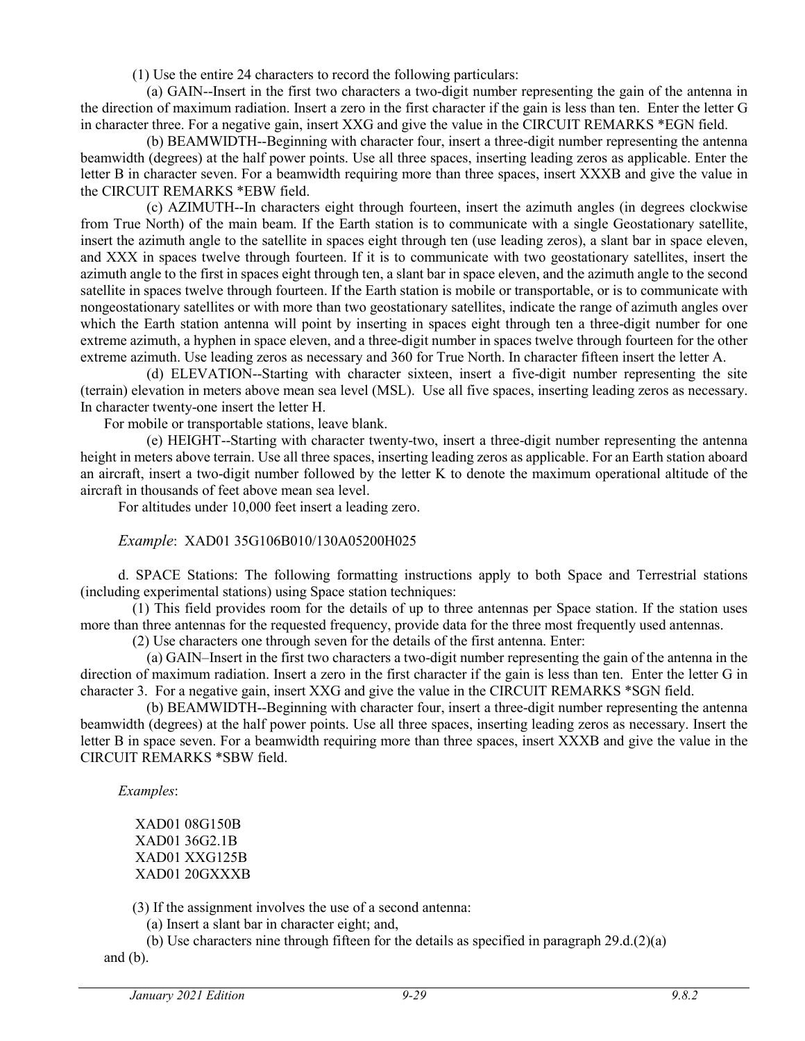(1) Use the entire 24 characters to record the following particulars:

(a) GAIN--Insert in the first two characters a two-digit number representing the gain of the antenna in the direction of maximum radiation. Insert a zero in the first character if the gain is less than ten. Enter the letter G in character three. For a negative gain, insert XXG and give the value in the CIRCUIT REMARKS *EGN field.

(b) BEAMWIDTH--Beginning with character four, insert a three-digit number representing the antenna beamwidth (degrees) at the half power points. Use all three spaces, inserting leading zeros as applicable. Enter the letter B in character seven. For a beamwidth requiring more than three spaces, insert XXXB and give the value in the CIRCUIT REMARKS *EBW field.

(c) AZIMUTH--In characters eight through fourteen, insert the azimuth angles (in degrees clockwise from True North) of the main beam. If the Earth station is to communicate with a single Geostationary satellite, insert the azimuth angle to the satellite in spaces eight through ten (use leading zeros), a slant bar in space eleven, and XXX in spaces twelve through fourteen. If it is to communicate with two geostationary satellites, insert the azimuth angle to the first in spaces eight through ten, a slant bar in space eleven, and the azimuth angle to the second satellite in spaces twelve through fourteen. If the Earth station is mobile or transportable, or is to communicate with nongeostationary satellites or with more than two geostationary satellites, indicate the range of azimuth angles over which the Earth station antenna will point by inserting in spaces eight through ten a three-digit number for one extreme azimuth, a hyphen in space eleven, and a three-digit number in spaces twelve through fourteen for the other extreme azimuth. Use leading zeros as necessary and 360 for True North. In character fifteen insert the letter A.

(d) ELEVATION--Starting with character sixteen, insert a five-digit number representing the site (terrain) elevation in meters above mean sea level (MSL). Use all five spaces, inserting leading zeros as necessary. In character twenty-one insert the letter H.

For mobile or transportable stations, leave blank.

(e) HEIGHT--Starting with character twenty-two, insert a three-digit number representing the antenna height in meters above terrain. Use all three spaces, inserting leading zeros as applicable. For an Earth station aboard an aircraft, insert a two-digit number followed by the letter K to denote the maximum operational altitude of the aircraft in thousands of feet above mean sea level.

For altitudes under 10,000 feet insert a leading zero.

*Example*: XAD01 35G106B010/130A05200H025

d. SPACE Stations: The following formatting instructions apply to both Space and Terrestrial stations (including experimental stations) using Space station techniques:

(1) This field provides room for the details of up to three antennas per Space station. If the station uses more than three antennas for the requested frequency, provide data for the three most frequently used antennas.

(2) Use characters one through seven for the details of the first antenna. Enter:

(a) GAIN–Insert in the first two characters a two-digit number representing the gain of the antenna in the direction of maximum radiation. Insert a zero in the first character if the gain is less than ten. Enter the letter G in character 3. For a negative gain, insert XXG and give the value in the CIRCUIT REMARKS *SGN field.

(b) BEAMWIDTH--Beginning with character four, insert a three-digit number representing the antenna beamwidth (degrees) at the half power points. Use all three spaces, inserting leading zeros as necessary. Insert the letter B in space seven. For a beamwidth requiring more than three spaces, insert XXXB and give the value in the CIRCUIT REMARKS *SBW field.

*Examples*:

XAD01 08G150B
XAD01 36G2.1B
XAD01 XXG125B
XAD01 20GXXXB

(3) If the assignment involves the use of a second antenna:

(a) Insert a slant bar in character eight; and,

(b) Use characters nine through fifteen for the details as specified in paragraph 29.d.(2)(a) and (b).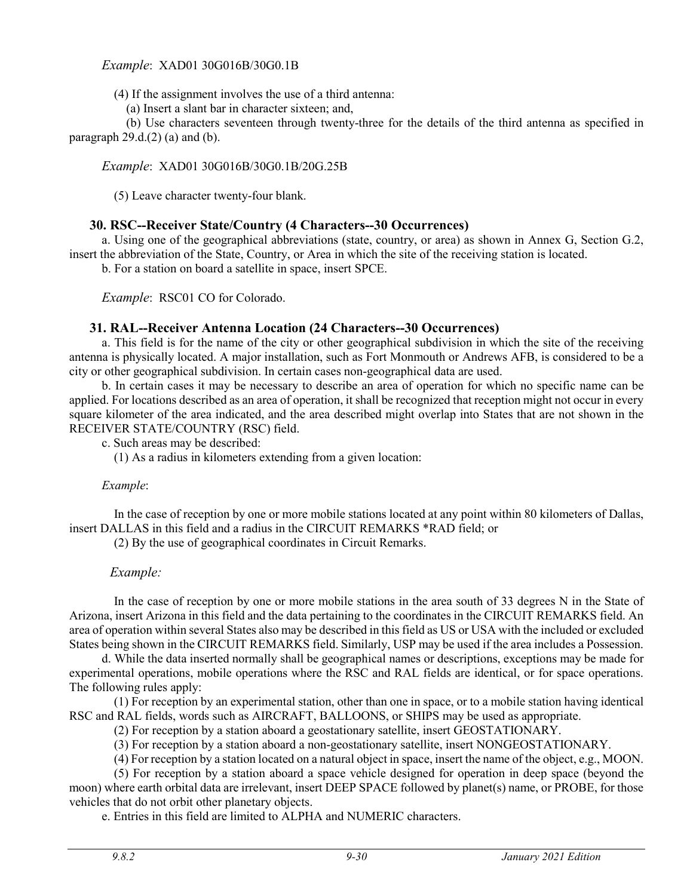*Example*: XAD01 30G016B/30G0.1B

(4) If the assignment involves the use of a third antenna:

(a) Insert a slant bar in character sixteen; and,

(b) Use characters seventeen through twenty-three for the details of the third antenna as specified in paragraph 29.d.(2) (a) and (b).

*Example*: XAD01 30G016B/30G0.1B/20G.25B

(5) Leave character twenty-four blank.

### 30. RSC--Receiver State/Country (4 Characters--30 Occurrences)

a. Using one of the geographical abbreviations (state, country, or area) as shown in Annex G, Section G.2, insert the abbreviation of the State, Country, or Area in which the site of the receiving station is located.

b. For a station on board a satellite in space, insert SPCE.

*Example*: RSC01 CO for Colorado.

### 31. RAL--Receiver Antenna Location (24 Characters--30 Occurrences)

a. This field is for the name of the city or other geographical subdivision in which the site of the receiving antenna is physically located. A major installation, such as Fort Monmouth or Andrews AFB, is considered to be a city or other geographical subdivision. In certain cases non-geographical data are used.

b. In certain cases it may be necessary to describe an area of operation for which no specific name can be applied. For locations described as an area of operation, it shall be recognized that reception might not occur in every square kilometer of the area indicated, and the area described might overlap into States that are not shown in the RECEIVER STATE/COUNTRY (RSC) field.

c. Such areas may be described:

(1) As a radius in kilometers extending from a given location:

*Example*:

In the case of reception by one or more mobile stations located at any point within 80 kilometers of Dallas, insert DALLAS in this field and a radius in the CIRCUIT REMARKS *RAD field; or

(2) By the use of geographical coordinates in Circuit Remarks.

*Example:*

In the case of reception by one or more mobile stations in the area south of 33 degrees N in the State of Arizona, insert Arizona in this field and the data pertaining to the coordinates in the CIRCUIT REMARKS field. An area of operation within several States also may be described in this field as US or USA with the included or excluded States being shown in the CIRCUIT REMARKS field. Similarly, USP may be used if the area includes a Possession.

d. While the data inserted normally shall be geographical names or descriptions, exceptions may be made for experimental operations, mobile operations where the RSC and RAL fields are identical, or for space operations. The following rules apply:

(1) For reception by an experimental station, other than one in space, or to a mobile station having identical RSC and RAL fields, words such as AIRCRAFT, BALLOONS, or SHIPS may be used as appropriate.

(2) For reception by a station aboard a geostationary satellite, insert GEOSTATIONARY.

(3) For reception by a station aboard a non-geostationary satellite, insert NONGEOSTATIONARY.

(4) For reception by a station located on a natural object in space, insert the name of the object, e.g., MOON.

(5) For reception by a station aboard a space vehicle designed for operation in deep space (beyond the moon) where earth orbital data are irrelevant, insert DEEP SPACE followed by planet(s) name, or PROBE, for those vehicles that do not orbit other planetary objects.

e. Entries in this field are limited to ALPHA and NUMERIC characters.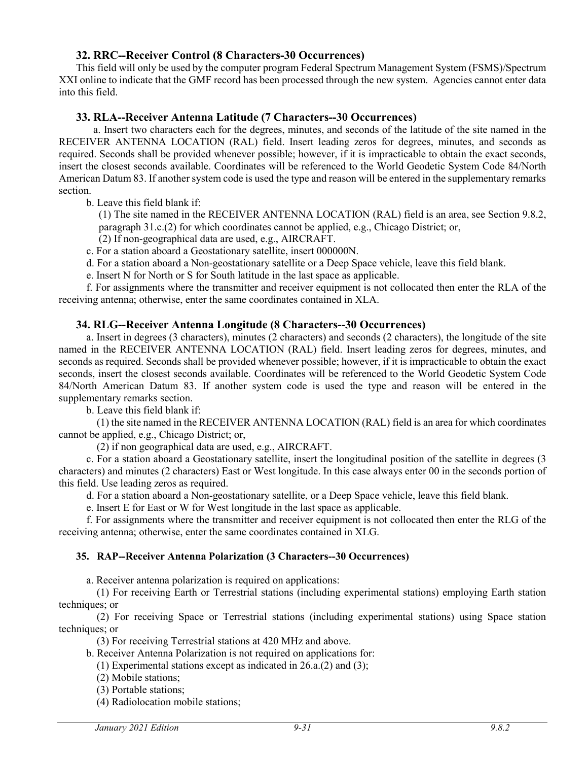### 32. RRC--Receiver Control (8 Characters-30 Occurrences)

This field will only be used by the computer program Federal Spectrum Management System (FSMS)/Spectrum XXI online to indicate that the GMF record has been processed through the new system. Agencies cannot enter data into this field.

### 33. RLA--Receiver Antenna Latitude (7 Characters--30 Occurrences)

a. Insert two characters each for the degrees, minutes, and seconds of the latitude of the site named in the RECEIVER ANTENNA LOCATION (RAL) field. Insert leading zeros for degrees, minutes, and seconds as required. Seconds shall be provided whenever possible; however, if it is impracticable to obtain the exact seconds, insert the closest seconds available. Coordinates will be referenced to the World Geodetic System Code 84/North American Datum 83. If another system code is used the type and reason will be entered in the supplementary remarks section.

b. Leave this field blank if:

(1) The site named in the RECEIVER ANTENNA LOCATION (RAL) field is an area, see Section 9.8.2, paragraph 31.c.(2) for which coordinates cannot be applied, e.g., Chicago District; or,

(2) If non-geographical data are used, e.g., AIRCRAFT.

c. For a station aboard a Geostationary satellite, insert 000000N.

d. For a station aboard a Non-geostationary satellite or a Deep Space vehicle, leave this field blank.

e. Insert N for North or S for South latitude in the last space as applicable.

f. For assignments where the transmitter and receiver equipment is not collocated then enter the RLA of the receiving antenna; otherwise, enter the same coordinates contained in XLA.

### 34. RLG--Receiver Antenna Longitude (8 Characters--30 Occurrences)

a. Insert in degrees (3 characters), minutes (2 characters) and seconds (2 characters), the longitude of the site named in the RECEIVER ANTENNA LOCATION (RAL) field. Insert leading zeros for degrees, minutes, and seconds as required. Seconds shall be provided whenever possible; however, if it is impracticable to obtain the exact seconds, insert the closest seconds available. Coordinates will be referenced to the World Geodetic System Code 84/North American Datum 83. If another system code is used the type and reason will be entered in the supplementary remarks section.

b. Leave this field blank if:

(1) the site named in the RECEIVER ANTENNA LOCATION (RAL) field is an area for which coordinates cannot be applied, e.g., Chicago District; or,

(2) if non geographical data are used, e.g., AIRCRAFT.

c. For a station aboard a Geostationary satellite, insert the longitudinal position of the satellite in degrees (3 characters) and minutes (2 characters) East or West longitude. In this case always enter 00 in the seconds portion of this field. Use leading zeros as required.

d. For a station aboard a Non-geostationary satellite, or a Deep Space vehicle, leave this field blank.

e. Insert E for East or W for West longitude in the last space as applicable.

f. For assignments where the transmitter and receiver equipment is not collocated then enter the RLG of the receiving antenna; otherwise, enter the same coordinates contained in XLG.

### 35. RAP--Receiver Antenna Polarization (3 Characters--30 Occurrences)

a. Receiver antenna polarization is required on applications:

(1) For receiving Earth or Terrestrial stations (including experimental stations) employing Earth station techniques; or

(2) For receiving Space or Terrestrial stations (including experimental stations) using Space station techniques; or

(3) For receiving Terrestrial stations at 420 MHz and above.

b. Receiver Antenna Polarization is not required on applications for:

(1) Experimental stations except as indicated in 26.a.(2) and (3);

(2) Mobile stations;

(3) Portable stations;

(4) Radiolocation mobile stations;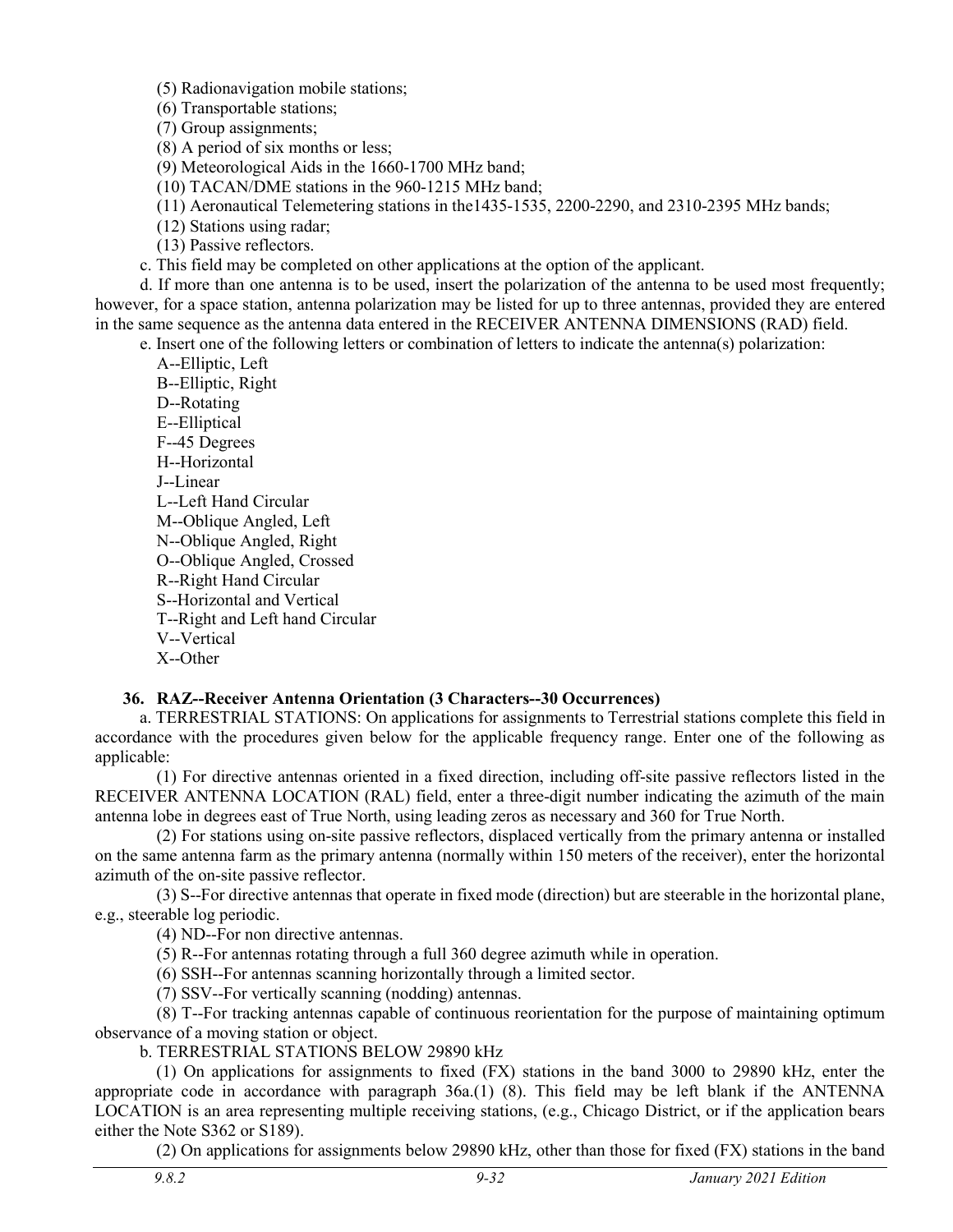(5) Radionavigation mobile stations;

(6) Transportable stations;

(7) Group assignments;

(8) A period of six months or less;

(9) Meteorological Aids in the 1660-1700 MHz band;

(10) TACAN/DME stations in the 960-1215 MHz band;

(11) Aeronautical Telemetering stations in the1435-1535, 2200-2290, and 2310-2395 MHz bands;

(12) Stations using radar;

(13) Passive reflectors.

c. This field may be completed on other applications at the option of the applicant.

d. If more than one antenna is to be used, insert the polarization of the antenna to be used most frequently; however, for a space station, antenna polarization may be listed for up to three antennas, provided they are entered in the same sequence as the antenna data entered in the RECEIVER ANTENNA DIMENSIONS (RAD) field.

e. Insert one of the following letters or combination of letters to indicate the antenna(s) polarization:

A--Elliptic, Left
B--Elliptic, Right
D--Rotating
E--Elliptical
F--45 Degrees
H--Horizontal
J--Linear
L--Left Hand Circular
M--Oblique Angled, Left
N--Oblique Angled, Right
O--Oblique Angled, Crossed
R--Right Hand Circular
S--Horizontal and Vertical
T--Right and Left hand Circular
V--Vertical
X--Other

### 36. RAZ--Receiver Antenna Orientation (3 Characters--30 Occurrences)

a. TERRESTRIAL STATIONS: On applications for assignments to Terrestrial stations complete this field in accordance with the procedures given below for the applicable frequency range. Enter one of the following as applicable:

(1) For directive antennas oriented in a fixed direction, including off-site passive reflectors listed in the RECEIVER ANTENNA LOCATION (RAL) field, enter a three-digit number indicating the azimuth of the main antenna lobe in degrees east of True North, using leading zeros as necessary and 360 for True North.

(2) For stations using on-site passive reflectors, displaced vertically from the primary antenna or installed on the same antenna farm as the primary antenna (normally within 150 meters of the receiver), enter the horizontal azimuth of the on-site passive reflector.

(3) S--For directive antennas that operate in fixed mode (direction) but are steerable in the horizontal plane, e.g., steerable log periodic.

(4) ND--For non directive antennas.

(5) R--For antennas rotating through a full 360 degree azimuth while in operation.

(6) SSH--For antennas scanning horizontally through a limited sector.

(7) SSV--For vertically scanning (nodding) antennas.

(8) T--For tracking antennas capable of continuous reorientation for the purpose of maintaining optimum observance of a moving station or object.

b. TERRESTRIAL STATIONS BELOW 29890 kHz

(1) On applications for assignments to fixed (FX) stations in the band 3000 to 29890 kHz, enter the appropriate code in accordance with paragraph 36a.(1) (8). This field may be left blank if the ANTENNA LOCATION is an area representing multiple receiving stations, (e.g., Chicago District, or if the application bears either the Note S362 or S189).

(2) On applications for assignments below 29890 kHz, other than those for fixed (FX) stations in the band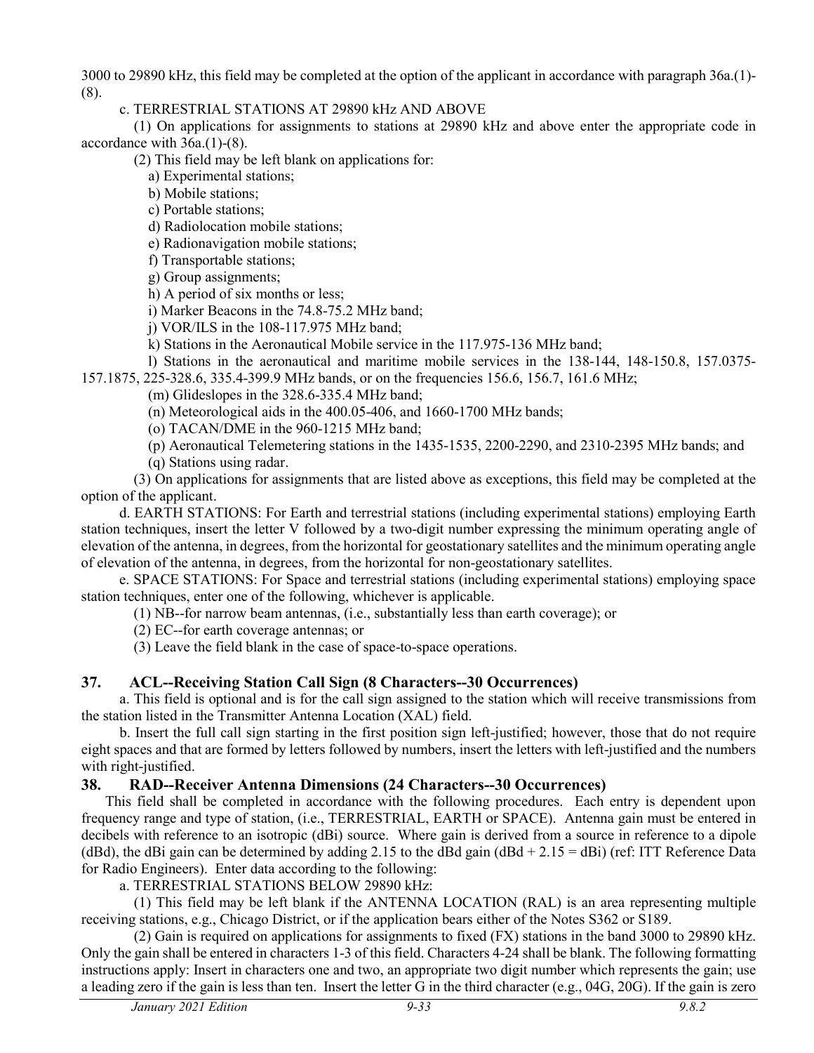3000 to 29890 kHz, this field may be completed at the option of the applicant in accordance with paragraph 36a.(1)-(8).

c. TERRESTRIAL STATIONS AT 29890 kHz AND ABOVE

(1) On applications for assignments to stations at 29890 kHz and above enter the appropriate code in accordance with 36a.(1)-(8).

(2) This field may be left blank on applications for:

a) Experimental stations;

b) Mobile stations;

c) Portable stations;

d) Radiolocation mobile stations;

e) Radionavigation mobile stations;

f) Transportable stations;

g) Group assignments;

h) A period of six months or less;

i) Marker Beacons in the 74.8-75.2 MHz band;

j) VOR/ILS in the 108-117.975 MHz band;

k) Stations in the Aeronautical Mobile service in the 117.975-136 MHz band;

l) Stations in the aeronautical and maritime mobile services in the 138-144, 148-150.8, 157.0375-157.1875, 225-328.6, 335.4-399.9 MHz bands, or on the frequencies 156.6, 156.7, 161.6 MHz;

(m) Glideslopes in the 328.6-335.4 MHz band;

(n) Meteorological aids in the 400.05-406, and 1660-1700 MHz bands;

(o) TACAN/DME in the 960-1215 MHz band;

(p) Aeronautical Telemetering stations in the 1435-1535, 2200-2290, and 2310-2395 MHz bands; and

(q) Stations using radar.

(3) On applications for assignments that are listed above as exceptions, this field may be completed at the option of the applicant.

d. EARTH STATIONS: For Earth and terrestrial stations (including experimental stations) employing Earth station techniques, insert the letter V followed by a two-digit number expressing the minimum operating angle of elevation of the antenna, in degrees, from the horizontal for geostationary satellites and the minimum operating angle of elevation of the antenna, in degrees, from the horizontal for non-geostationary satellites.

e. SPACE STATIONS: For Space and terrestrial stations (including experimental stations) employing space station techniques, enter one of the following, whichever is applicable.

(1) NB--for narrow beam antennas, (i.e., substantially less than earth coverage); or

(2) EC--for earth coverage antennas; or

(3) Leave the field blank in the case of space-to-space operations.

## 37. ACL--Receiving Station Call Sign (8 Characters--30 Occurrences)

a. This field is optional and is for the call sign assigned to the station which will receive transmissions from the station listed in the Transmitter Antenna Location (XAL) field.

b. Insert the full call sign starting in the first position sign left-justified; however, those that do not require eight spaces and that are formed by letters followed by numbers, insert the letters with left-justified and the numbers with right-justified.

## 38. RAD--Receiver Antenna Dimensions (24 Characters--30 Occurrences)

This field shall be completed in accordance with the following procedures. Each entry is dependent upon frequency range and type of station, (i.e., TERRESTRIAL, EARTH or SPACE). Antenna gain must be entered in decibels with reference to an isotropic (dBi) source. Where gain is derived from a source in reference to a dipole (dBd), the dBi gain can be determined by adding 2.15 to the dBd gain (dBd + 2.15 = dBi) (ref: ITT Reference Data for Radio Engineers). Enter data according to the following:

a. TERRESTRIAL STATIONS BELOW 29890 kHz:

(1) This field may be left blank if the ANTENNA LOCATION (RAL) is an area representing multiple receiving stations, e.g., Chicago District, or if the application bears either of the Notes S362 or S189.

(2) Gain is required on applications for assignments to fixed (FX) stations in the band 3000 to 29890 kHz. Only the gain shall be entered in characters 1-3 of this field. Characters 4-24 shall be blank. The following formatting instructions apply: Insert in characters one and two, an appropriate two digit number which represents the gain; use a leading zero if the gain is less than ten. Insert the letter G in the third character (e.g., 04G, 20G). If the gain is zero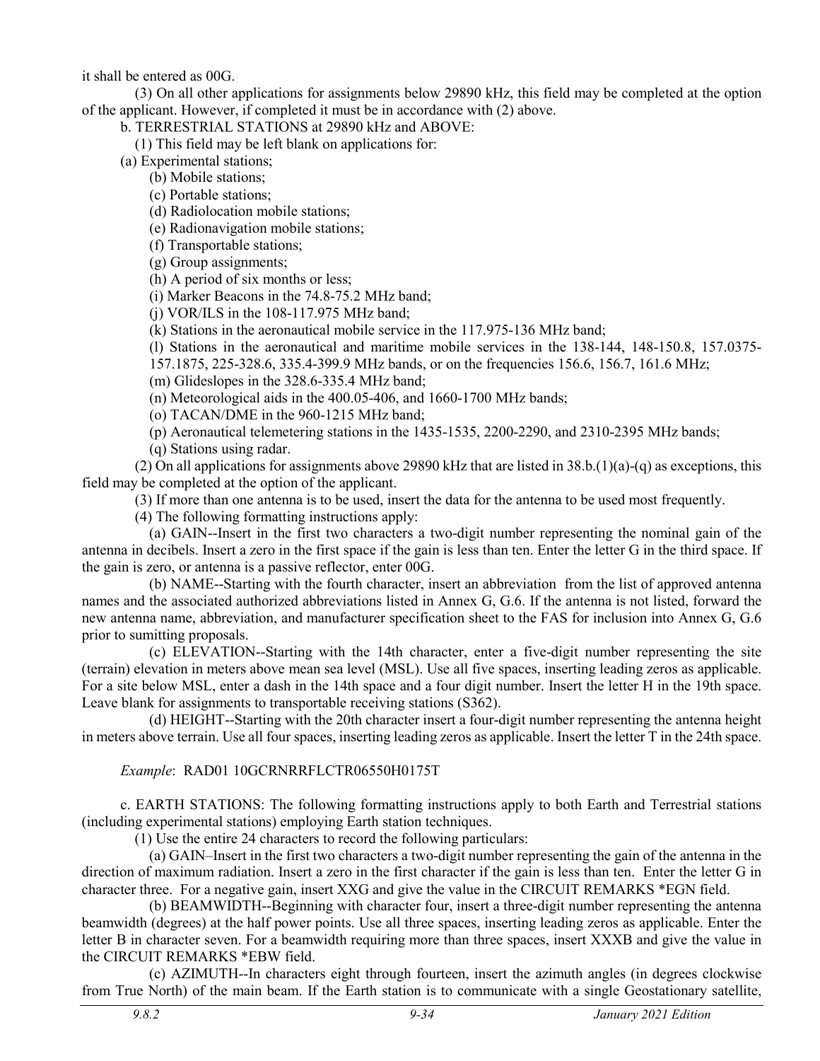it shall be entered as 00G.

(3) On all other applications for assignments below 29890 kHz, this field may be completed at the option of the applicant. However, if completed it must be in accordance with (2) above.

b. TERRESTRIAL STATIONS at 29890 kHz and ABOVE:

(1) This field may be left blank on applications for:

(a) Experimental stations;

(b) Mobile stations;

(c) Portable stations;

(d) Radiolocation mobile stations;

(e) Radionavigation mobile stations;

(f) Transportable stations;

(g) Group assignments;

(h) A period of six months or less;

(i) Marker Beacons in the 74.8-75.2 MHz band;

(j) VOR/ILS in the 108-117.975 MHz band;

(k) Stations in the aeronautical mobile service in the 117.975-136 MHz band;

(l) Stations in the aeronautical and maritime mobile services in the 138-144, 148-150.8, 157.0375-157.1875, 225-328.6, 335.4-399.9 MHz bands, or on the frequencies 156.6, 156.7, 161.6 MHz;

(m) Glideslopes in the 328.6-335.4 MHz band;

(n) Meteorological aids in the 400.05-406, and 1660-1700 MHz bands;

(o) TACAN/DME in the 960-1215 MHz band;

(p) Aeronautical telemetering stations in the 1435-1535, 2200-2290, and 2310-2395 MHz bands;

(q) Stations using radar.

(2) On all applications for assignments above 29890 kHz that are listed in 38.b.(1)(a)-(q) as exceptions, this field may be completed at the option of the applicant.

(3) If more than one antenna is to be used, insert the data for the antenna to be used most frequently.

(4) The following formatting instructions apply:

(a) GAIN--Insert in the first two characters a two-digit number representing the nominal gain of the antenna in decibels. Insert a zero in the first space if the gain is less than ten. Enter the letter G in the third space. If the gain is zero, or antenna is a passive reflector, enter 00G.

(b) NAME--Starting with the fourth character, insert an abbreviation from the list of approved antenna names and the associated authorized abbreviations listed in Annex G, G.6. If the antenna is not listed, forward the new antenna name, abbreviation, and manufacturer specification sheet to the FAS for inclusion into Annex G, G.6 prior to sumitting proposals.

(c) ELEVATION--Starting with the 14th character, enter a five-digit number representing the site (terrain) elevation in meters above mean sea level (MSL). Use all five spaces, inserting leading zeros as applicable. For a site below MSL, enter a dash in the 14th space and a four digit number. Insert the letter H in the 19th space. Leave blank for assignments to transportable receiving stations (S362).

(d) HEIGHT--Starting with the 20th character insert a four-digit number representing the antenna height in meters above terrain. Use all four spaces, inserting leading zeros as applicable. Insert the letter T in the 24th space.

*Example*: RAD01 10GCRNRRFLCTR06550H0175T

c. EARTH STATIONS: The following formatting instructions apply to both Earth and Terrestrial stations (including experimental stations) employing Earth station techniques.

(1) Use the entire 24 characters to record the following particulars:

(a) GAIN–Insert in the first two characters a two-digit number representing the gain of the antenna in the direction of maximum radiation. Insert a zero in the first character if the gain is less than ten. Enter the letter G in character three. For a negative gain, insert XXG and give the value in the CIRCUIT REMARKS *EGN field.

(b) BEAMWIDTH--Beginning with character four, insert a three-digit number representing the antenna beamwidth (degrees) at the half power points. Use all three spaces, inserting leading zeros as applicable. Enter the letter B in character seven. For a beamwidth requiring more than three spaces, insert XXXB and give the value in the CIRCUIT REMARKS *EBW field.

(c) AZIMUTH--In characters eight through fourteen, insert the azimuth angles (in degrees clockwise from True North) of the main beam. If the Earth station is to communicate with a single Geostationary satellite,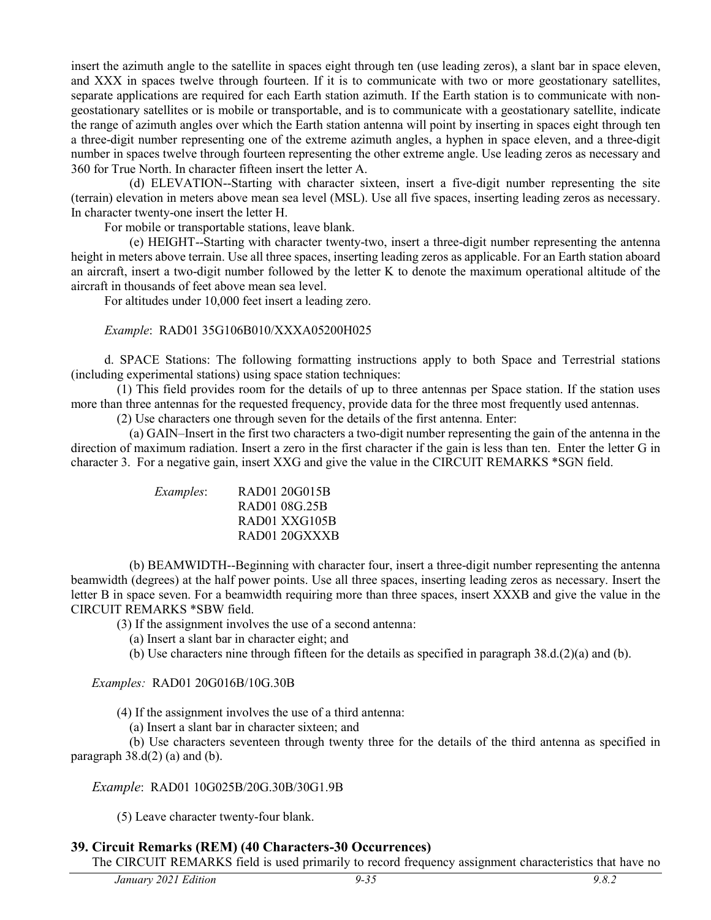insert the azimuth angle to the satellite in spaces eight through ten (use leading zeros), a slant bar in space eleven, and XXX in spaces twelve through fourteen. If it is to communicate with two or more geostationary satellites, separate applications are required for each Earth station azimuth. If the Earth station is to communicate with non-geostationary satellites or is mobile or transportable, and is to communicate with a geostationary satellite, indicate the range of azimuth angles over which the Earth station antenna will point by inserting in spaces eight through ten a three-digit number representing one of the extreme azimuth angles, a hyphen in space eleven, and a three-digit number in spaces twelve through fourteen representing the other extreme angle. Use leading zeros as necessary and 360 for True North. In character fifteen insert the letter A.

(d) ELEVATION--Starting with character sixteen, insert a five-digit number representing the site (terrain) elevation in meters above mean sea level (MSL). Use all five spaces, inserting leading zeros as necessary. In character twenty-one insert the letter H.

For mobile or transportable stations, leave blank.

(e) HEIGHT--Starting with character twenty-two, insert a three-digit number representing the antenna height in meters above terrain. Use all three spaces, inserting leading zeros as applicable. For an Earth station aboard an aircraft, insert a two-digit number followed by the letter K to denote the maximum operational altitude of the aircraft in thousands of feet above mean sea level.

For altitudes under 10,000 feet insert a leading zero.

*Example*: RAD01 35G106B010/XXXA05200H025

d. SPACE Stations: The following formatting instructions apply to both Space and Terrestrial stations (including experimental stations) using space station techniques:

(1) This field provides room for the details of up to three antennas per Space station. If the station uses more than three antennas for the requested frequency, provide data for the three most frequently used antennas.

(2) Use characters one through seven for the details of the first antenna. Enter:

(a) GAIN–Insert in the first two characters a two-digit number representing the gain of the antenna in the direction of maximum radiation. Insert a zero in the first character if the gain is less than ten. Enter the letter G in character 3. For a negative gain, insert XXG and give the value in the CIRCUIT REMARKS *SGN field.

*Examples*:
RAD01 20G015B
RAD01 08G.25B
RAD01 XXG105B
RAD01 20GXXXB

(b) BEAMWIDTH--Beginning with character four, insert a three-digit number representing the antenna beamwidth (degrees) at the half power points. Use all three spaces, inserting leading zeros as necessary. Insert the letter B in space seven. For a beamwidth requiring more than three spaces, insert XXXB and give the value in the CIRCUIT REMARKS *SBW field.

(3) If the assignment involves the use of a second antenna:

(a) Insert a slant bar in character eight; and

(b) Use characters nine through fifteen for the details as specified in paragraph 38.d.(2)(a) and (b).

*Examples:* RAD01 20G016B/10G.30B

(4) If the assignment involves the use of a third antenna:

(a) Insert a slant bar in character sixteen; and

(b) Use characters seventeen through twenty three for the details of the third antenna as specified in paragraph 38.d(2) (a) and (b).

*Example*: RAD01 10G025B/20G.30B/30G1.9B

(5) Leave character twenty-four blank.

## 39. Circuit Remarks (REM) (40 Characters-30 Occurrences)

The CIRCUIT REMARKS field is used primarily to record frequency assignment characteristics that have no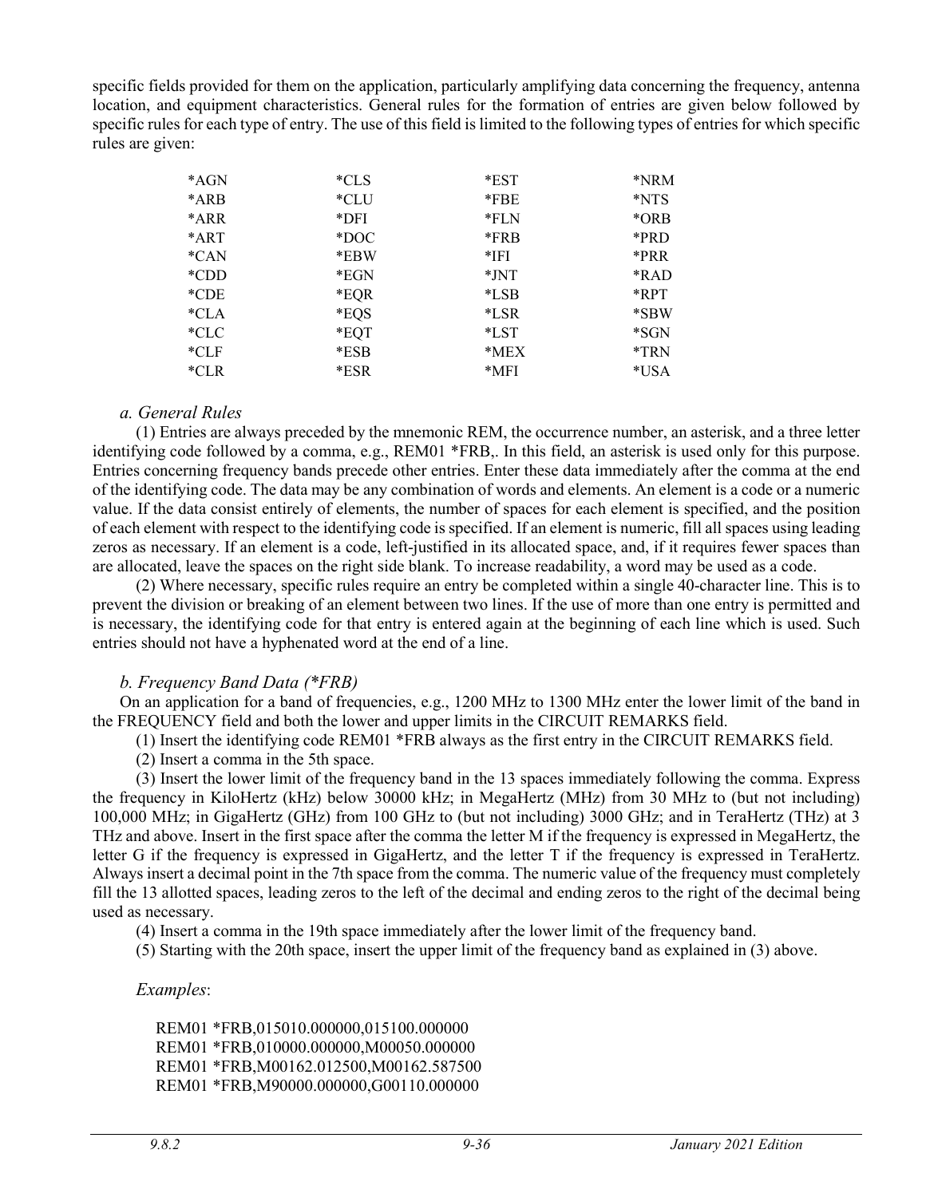specific fields provided for them on the application, particularly amplifying data concerning the frequency, antenna location, and equipment characteristics. General rules for the formation of entries are given below followed by specific rules for each type of entry. The use of this field is limited to the following types of entries for which specific rules are given:

| | | | |
|---|---|---|---|
| *AGN | *CLS | *EST | *NRM |
| *ARB | *CLU | *FBE | *NTS |
| *ARR | *DFI | *FLN | *ORB |
| *ART | *DOC | *FRB | *PRD |
| *CAN | *EBW | *IFI | *PRR |
| *CDD | *EGN | *JNT | *RAD |
| *CDE | *EQR | *LSB | *RPT |
| *CLA | *EQS | *LSR | *SBW |
| *CLC | *EQT | *LST | *SGN |
| *CLF | *ESB | *MEX | *TRN |
| *CLR | *ESR | *MFI | *USA |

### *a. General Rules*

(1) Entries are always preceded by the mnemonic REM, the occurrence number, an asterisk, and a three letter identifying code followed by a comma, e.g., REM01 *FRB,. In this field, an asterisk is used only for this purpose. Entries concerning frequency bands precede other entries. Enter these data immediately after the comma at the end of the identifying code. The data may be any combination of words and elements. An element is a code or a numeric value. If the data consist entirely of elements, the number of spaces for each element is specified, and the position of each element with respect to the identifying code is specified. If an element is numeric, fill all spaces using leading zeros as necessary. If an element is a code, left-justified in its allocated space, and, if it requires fewer spaces than are allocated, leave the spaces on the right side blank. To increase readability, a word may be used as a code.

(2) Where necessary, specific rules require an entry be completed within a single 40-character line. This is to prevent the division or breaking of an element between two lines. If the use of more than one entry is permitted and is necessary, the identifying code for that entry is entered again at the beginning of each line which is used. Such entries should not have a hyphenated word at the end of a line.

### *b. Frequency Band Data (*FRB)*

On an application for a band of frequencies, e.g., 1200 MHz to 1300 MHz enter the lower limit of the band in the FREQUENCY field and both the lower and upper limits in the CIRCUIT REMARKS field.

(1) Insert the identifying code REM01 *FRB always as the first entry in the CIRCUIT REMARKS field.

(2) Insert a comma in the 5th space.

(3) Insert the lower limit of the frequency band in the 13 spaces immediately following the comma. Express the frequency in KiloHertz (kHz) below 30000 kHz; in MegaHertz (MHz) from 30 MHz to (but not including) 100,000 MHz; in GigaHertz (GHz) from 100 GHz to (but not including) 3000 GHz; and in TeraHertz (THz) at 3 THz and above. Insert in the first space after the comma the letter M if the frequency is expressed in MegaHertz, the letter G if the frequency is expressed in GigaHertz, and the letter T if the frequency is expressed in TeraHertz. Always insert a decimal point in the 7th space from the comma. The numeric value of the frequency must completely fill the 13 allotted spaces, leading zeros to the left of the decimal and ending zeros to the right of the decimal being used as necessary.

(4) Insert a comma in the 19th space immediately after the lower limit of the frequency band.

(5) Starting with the 20th space, insert the upper limit of the frequency band as explained in (3) above.

*Examples*:

```
REM01 *FRB,015010.000000,015100.000000
REM01 *FRB,010000.000000,M00050.000000
REM01 *FRB,M00162.012500,M00162.587500
REM01 *FRB,M90000.000000,G00110.000000
```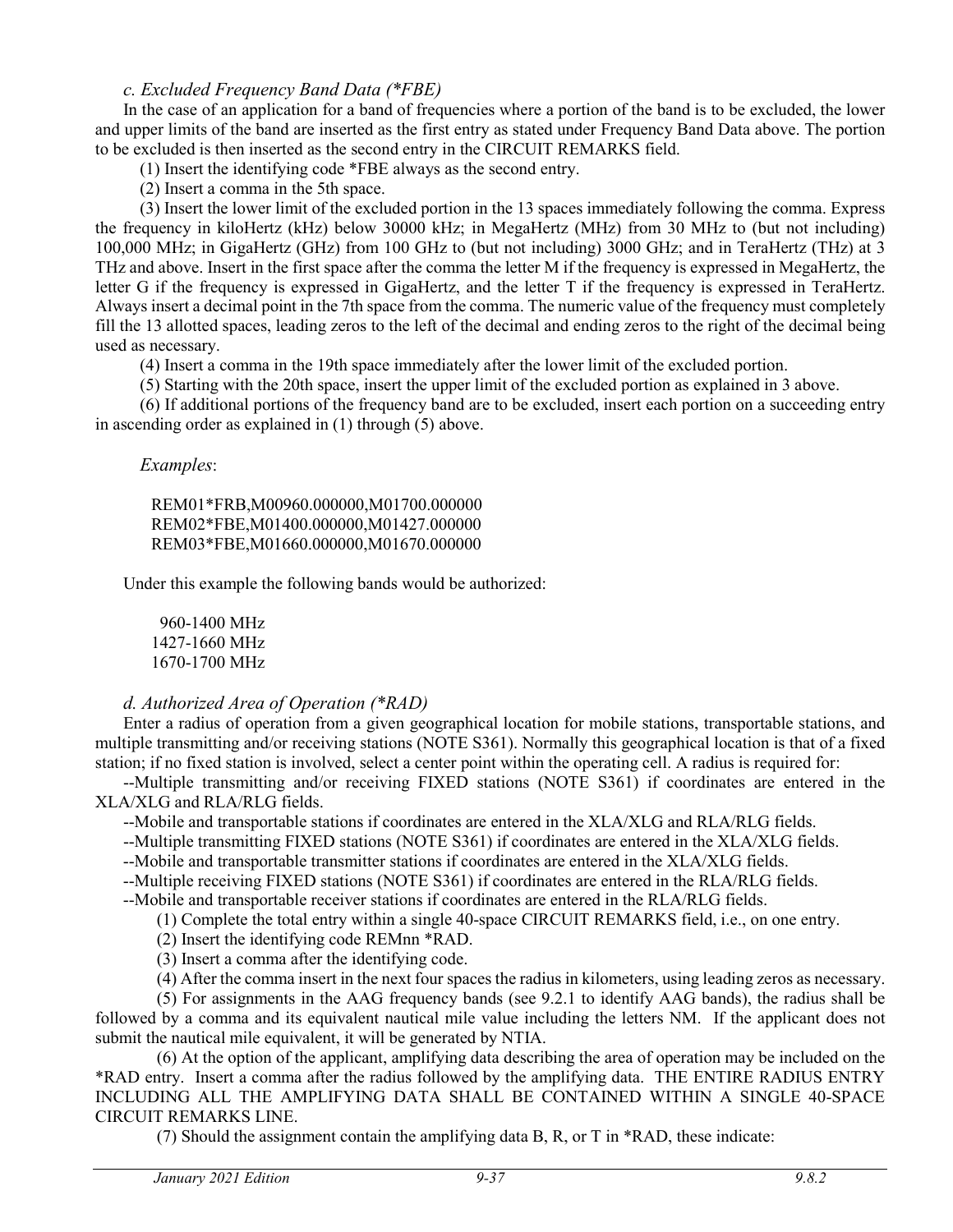### *c. Excluded Frequency Band Data (*FBE)*

In the case of an application for a band of frequencies where a portion of the band is to be excluded, the lower and upper limits of the band are inserted as the first entry as stated under Frequency Band Data above. The portion to be excluded is then inserted as the second entry in the CIRCUIT REMARKS field.

(1) Insert the identifying code *FBE always as the second entry.

(2) Insert a comma in the 5th space.

(3) Insert the lower limit of the excluded portion in the 13 spaces immediately following the comma. Express the frequency in kiloHertz (kHz) below 30000 kHz; in MegaHertz (MHz) from 30 MHz to (but not including) 100,000 MHz; in GigaHertz (GHz) from 100 GHz to (but not including) 3000 GHz; and in TeraHertz (THz) at 3 THz and above. Insert in the first space after the comma the letter M if the frequency is expressed in MegaHertz, the letter G if the frequency is expressed in GigaHertz, and the letter T if the frequency is expressed in TeraHertz. Always insert a decimal point in the 7th space from the comma. The numeric value of the frequency must completely fill the 13 allotted spaces, leading zeros to the left of the decimal and ending zeros to the right of the decimal being used as necessary.

(4) Insert a comma in the 19th space immediately after the lower limit of the excluded portion.

(5) Starting with the 20th space, insert the upper limit of the excluded portion as explained in 3 above.

(6) If additional portions of the frequency band are to be excluded, insert each portion on a succeeding entry in ascending order as explained in (1) through (5) above.

*Examples*:

```
REM01*FRB,M00960.000000,M01700.000000
REM02*FBE,M01400.000000,M01427.000000
REM03*FBE,M01660.000000,M01670.000000
```

Under this example the following bands would be authorized:

```
 960-1400 MHz
1427-1660 MHz
1670-1700 MHz
```

### *d. Authorized Area of Operation (*RAD)*

Enter a radius of operation from a given geographical location for mobile stations, transportable stations, and multiple transmitting and/or receiving stations (NOTE S361). Normally this geographical location is that of a fixed station; if no fixed station is involved, select a center point within the operating cell. A radius is required for:

--Multiple transmitting and/or receiving FIXED stations (NOTE S361) if coordinates are entered in the XLA/XLG and RLA/RLG fields.

--Mobile and transportable stations if coordinates are entered in the XLA/XLG and RLA/RLG fields.

--Multiple transmitting FIXED stations (NOTE S361) if coordinates are entered in the XLA/XLG fields.

--Mobile and transportable transmitter stations if coordinates are entered in the XLA/XLG fields.

--Multiple receiving FIXED stations (NOTE S361) if coordinates are entered in the RLA/RLG fields.

--Mobile and transportable receiver stations if coordinates are entered in the RLA/RLG fields.

(1) Complete the total entry within a single 40-space CIRCUIT REMARKS field, i.e., on one entry.

(2) Insert the identifying code REMnn *RAD.

(3) Insert a comma after the identifying code.

(4) After the comma insert in the next four spaces the radius in kilometers, using leading zeros as necessary.

(5) For assignments in the AAG frequency bands (see 9.2.1 to identify AAG bands), the radius shall be followed by a comma and its equivalent nautical mile value including the letters NM. If the applicant does not submit the nautical mile equivalent, it will be generated by NTIA.

(6) At the option of the applicant, amplifying data describing the area of operation may be included on the *RAD entry. Insert a comma after the radius followed by the amplifying data. THE ENTIRE RADIUS ENTRY INCLUDING ALL THE AMPLIFYING DATA SHALL BE CONTAINED WITHIN A SINGLE 40-SPACE CIRCUIT REMARKS LINE.

(7) Should the assignment contain the amplifying data B, R, or T in *RAD, these indicate: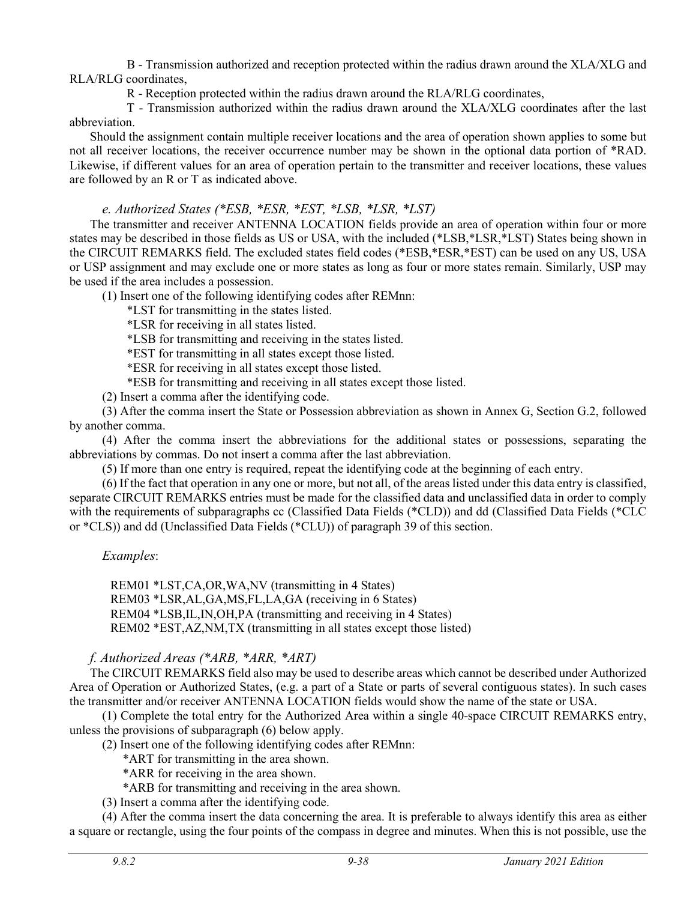B - Transmission authorized and reception protected within the radius drawn around the XLA/XLG and RLA/RLG coordinates,

R - Reception protected within the radius drawn around the RLA/RLG coordinates,

T - Transmission authorized within the radius drawn around the XLA/XLG coordinates after the last abbreviation.

Should the assignment contain multiple receiver locations and the area of operation shown applies to some but not all receiver locations, the receiver occurrence number may be shown in the optional data portion of *RAD. Likewise, if different values for an area of operation pertain to the transmitter and receiver locations, these values are followed by an R or T as indicated above.

### *e. Authorized States (*ESB, *ESR, *EST, *LSB, *LSR, *LST)*

The transmitter and receiver ANTENNA LOCATION fields provide an area of operation within four or more states may be described in those fields as US or USA, with the included (*LSB,*LSR,*LST) States being shown in the CIRCUIT REMARKS field. The excluded states field codes (*ESB,*ESR,*EST) can be used on any US, USA or USP assignment and may exclude one or more states as long as four or more states remain. Similarly, USP may be used if the area includes a possession.

(1) Insert one of the following identifying codes after REMnn:

*LST for transmitting in the states listed.
*LSR for receiving in all states listed.
*LSB for transmitting and receiving in the states listed.
*EST for transmitting in all states except those listed.
*ESR for receiving in all states except those listed.
*ESB for transmitting and receiving in all states except those listed.

(2) Insert a comma after the identifying code.

(3) After the comma insert the State or Possession abbreviation as shown in Annex G, Section G.2, followed by another comma.

(4) After the comma insert the abbreviations for the additional states or possessions, separating the abbreviations by commas. Do not insert a comma after the last abbreviation.

(5) If more than one entry is required, repeat the identifying code at the beginning of each entry.

(6) If the fact that operation in any one or more, but not all, of the areas listed under this data entry is classified, separate CIRCUIT REMARKS entries must be made for the classified data and unclassified data in order to comply with the requirements of subparagraphs cc (Classified Data Fields (*CLD)) and dd (Classified Data Fields (*CLC or *CLS)) and dd (Unclassified Data Fields (*CLU)) of paragraph 39 of this section.

*Examples*:

REM01 *LST,CA,OR,WA,NV (transmitting in 4 States)
REM03 *LSR,AL,GA,MS,FL,LA,GA (receiving in 6 States)
REM04 *LSB,IL,IN,OH,PA (transmitting and receiving in 4 States)
REM02 *EST,AZ,NM,TX (transmitting in all states except those listed)

### *f. Authorized Areas (*ARB, *ARR, *ART)*

The CIRCUIT REMARKS field also may be used to describe areas which cannot be described under Authorized Area of Operation or Authorized States, (e.g. a part of a State or parts of several contiguous states). In such cases the transmitter and/or receiver ANTENNA LOCATION fields would show the name of the state or USA.

(1) Complete the total entry for the Authorized Area within a single 40-space CIRCUIT REMARKS entry, unless the provisions of subparagraph (6) below apply.

(2) Insert one of the following identifying codes after REMnn:

*ART for transmitting in the area shown.
*ARR for receiving in the area shown.
*ARB for transmitting and receiving in the area shown.

(3) Insert a comma after the identifying code.

(4) After the comma insert the data concerning the area. It is preferable to always identify this area as either a square or rectangle, using the four points of the compass in degree and minutes. When this is not possible, use the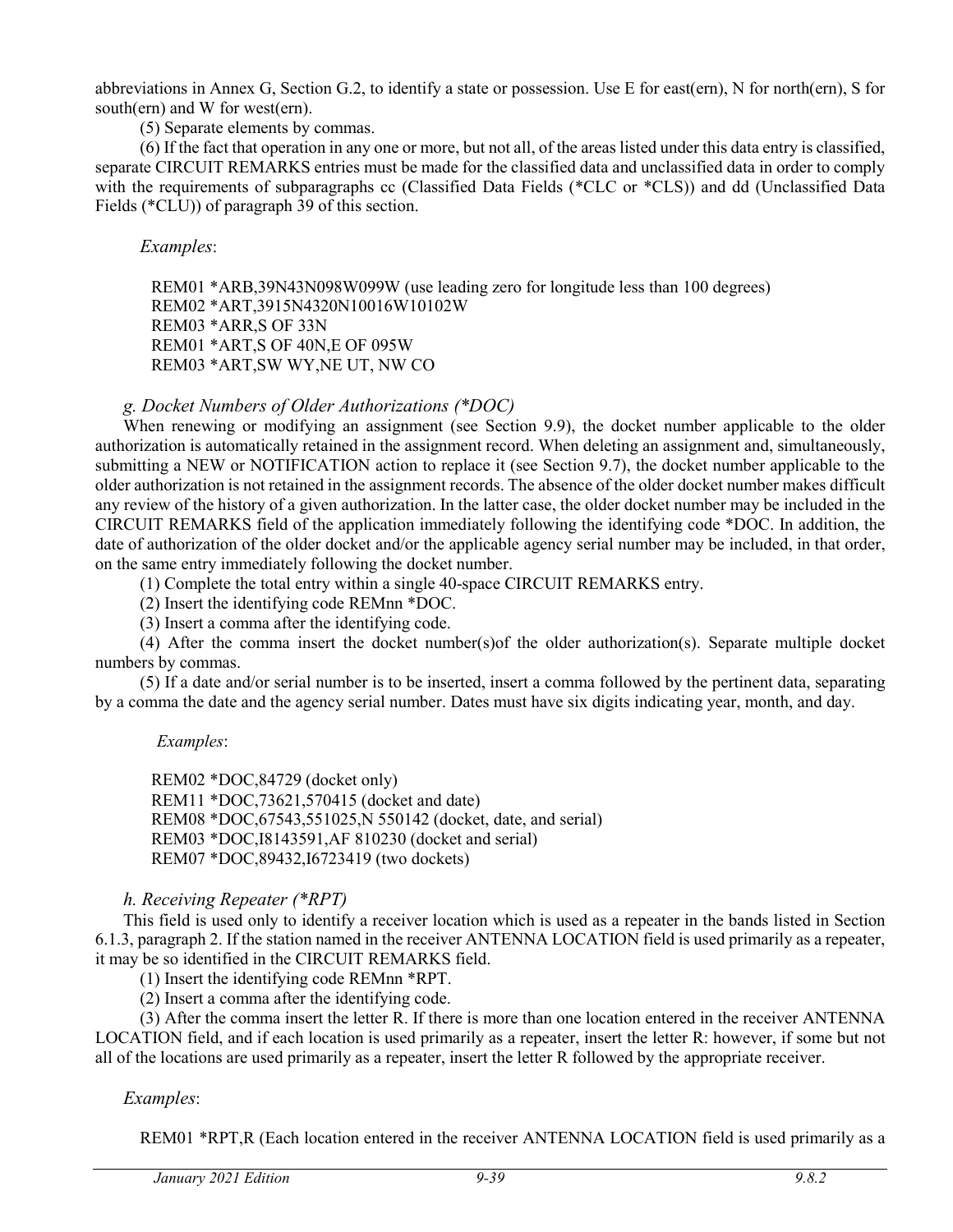abbreviations in Annex G, Section G.2, to identify a state or possession. Use E for east(ern), N for north(ern), S for south(ern) and W for west(ern).

(5) Separate elements by commas.

(6) If the fact that operation in any one or more, but not all, of the areas listed under this data entry is classified, separate CIRCUIT REMARKS entries must be made for the classified data and unclassified data in order to comply with the requirements of subparagraphs cc (Classified Data Fields (*CLC or *CLS)) and dd (Unclassified Data Fields (*CLU)) of paragraph 39 of this section.

*Examples*:

REM01 *ARB,39N43N098W099W (use leading zero for longitude less than 100 degrees)
REM02 *ART,3915N4320N10016W10102W
REM03 *ARR,S OF 33N
REM01 *ART,S OF 40N,E OF 095W
REM03 *ART,SW WY,NE UT, NW CO

### *g. Docket Numbers of Older Authorizations (*DOC)*

When renewing or modifying an assignment (see Section 9.9), the docket number applicable to the older authorization is automatically retained in the assignment record. When deleting an assignment and, simultaneously, submitting a NEW or NOTIFICATION action to replace it (see Section 9.7), the docket number applicable to the older authorization is not retained in the assignment records. The absence of the older docket number makes difficult any review of the history of a given authorization. In the latter case, the older docket number may be included in the CIRCUIT REMARKS field of the application immediately following the identifying code *DOC. In addition, the date of authorization of the older docket and/or the applicable agency serial number may be included, in that order, on the same entry immediately following the docket number.

(1) Complete the total entry within a single 40-space CIRCUIT REMARKS entry.

(2) Insert the identifying code REMnn *DOC.

(3) Insert a comma after the identifying code.

(4) After the comma insert the docket number(s)of the older authorization(s). Separate multiple docket numbers by commas.

(5) If a date and/or serial number is to be inserted, insert a comma followed by the pertinent data, separating by a comma the date and the agency serial number. Dates must have six digits indicating year, month, and day.

*Examples*:

REM02 *DOC,84729 (docket only)
REM11 *DOC,73621,570415 (docket and date)
REM08 *DOC,67543,551025,N 550142 (docket, date, and serial)
REM03 *DOC,I8143591,AF 810230 (docket and serial)
REM07 *DOC,89432,I6723419 (two dockets)

### *h. Receiving Repeater (*RPT)*

This field is used only to identify a receiver location which is used as a repeater in the bands listed in Section 6.1.3, paragraph 2. If the station named in the receiver ANTENNA LOCATION field is used primarily as a repeater, it may be so identified in the CIRCUIT REMARKS field.

(1) Insert the identifying code REMnn *RPT.

(2) Insert a comma after the identifying code.

(3) After the comma insert the letter R. If there is more than one location entered in the receiver ANTENNA LOCATION field, and if each location is used primarily as a repeater, insert the letter R: however, if some but not all of the locations are used primarily as a repeater, insert the letter R followed by the appropriate receiver.

*Examples*:

REM01 *RPT,R (Each location entered in the receiver ANTENNA LOCATION field is used primarily as a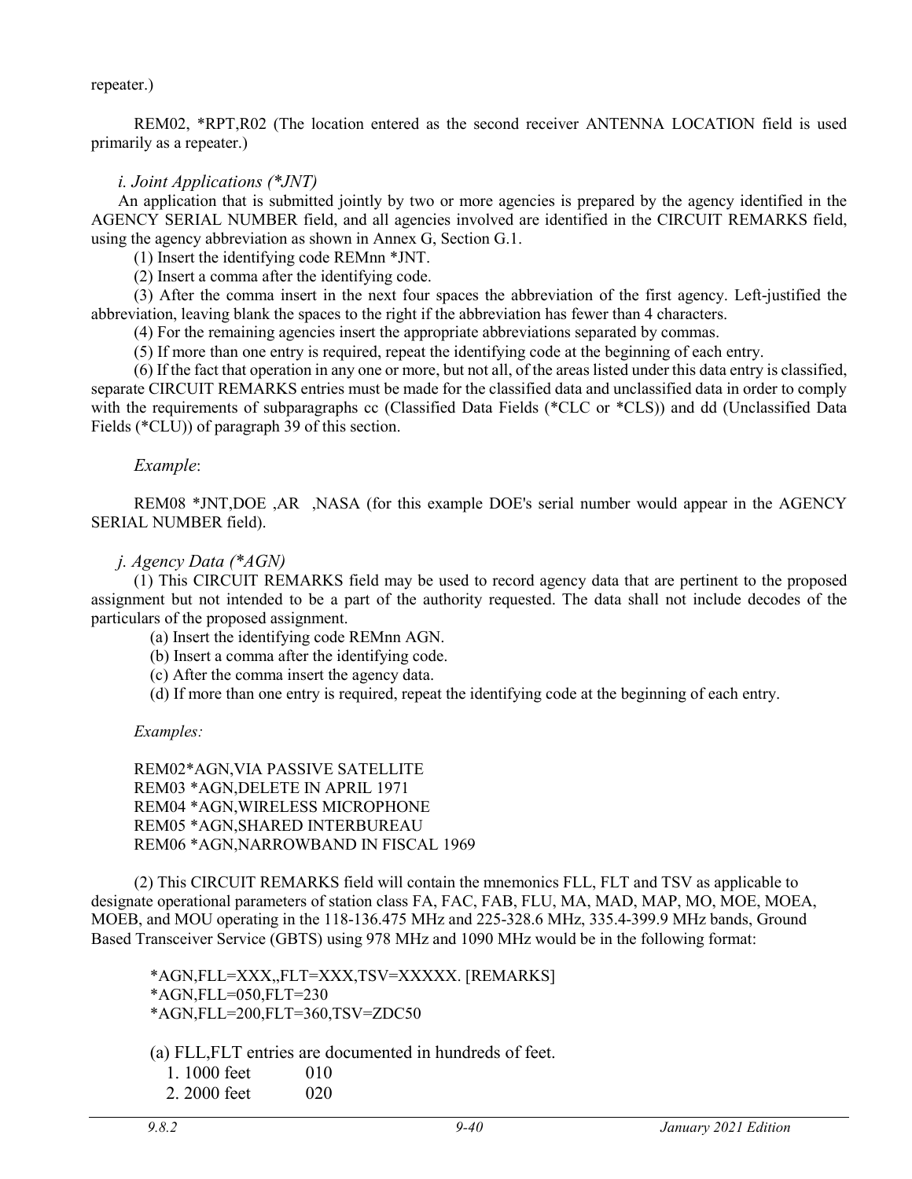repeater.)

REM02, *RPT,R02 (The location entered as the second receiver ANTENNA LOCATION field is used primarily as a repeater.)

*i. Joint Applications (*JNT)*

An application that is submitted jointly by two or more agencies is prepared by the agency identified in the AGENCY SERIAL NUMBER field, and all agencies involved are identified in the CIRCUIT REMARKS field, using the agency abbreviation as shown in Annex G, Section G.1.

(1) Insert the identifying code REMnn *JNT.

(2) Insert a comma after the identifying code.

(3) After the comma insert in the next four spaces the abbreviation of the first agency. Left-justified the abbreviation, leaving blank the spaces to the right if the abbreviation has fewer than 4 characters.

(4) For the remaining agencies insert the appropriate abbreviations separated by commas.

(5) If more than one entry is required, repeat the identifying code at the beginning of each entry.

(6) If the fact that operation in any one or more, but not all, of the areas listed under this data entry is classified, separate CIRCUIT REMARKS entries must be made for the classified data and unclassified data in order to comply with the requirements of subparagraphs cc (Classified Data Fields (*CLC or *CLS)) and dd (Unclassified Data Fields (*CLU)) of paragraph 39 of this section.

*Example*:

REM08 *JNT,DOE ,AR ,NASA (for this example DOE's serial number would appear in the AGENCY SERIAL NUMBER field).

*j. Agency Data (*AGN)*

(1) This CIRCUIT REMARKS field may be used to record agency data that are pertinent to the proposed assignment but not intended to be a part of the authority requested. The data shall not include decodes of the particulars of the proposed assignment.

(a) Insert the identifying code REMnn AGN.

(b) Insert a comma after the identifying code.

(c) After the comma insert the agency data.

(d) If more than one entry is required, repeat the identifying code at the beginning of each entry.

*Examples:*

REM02*AGN,VIA PASSIVE SATELLITE
REM03 *AGN,DELETE IN APRIL 1971
REM04 *AGN,WIRELESS MICROPHONE
REM05 *AGN,SHARED INTERBUREAU
REM06 *AGN,NARROWBAND IN FISCAL 1969

(2) This CIRCUIT REMARKS field will contain the mnemonics FLL, FLT and TSV as applicable to designate operational parameters of station class FA, FAC, FAB, FLU, MA, MAD, MAP, MO, MOE, MOEA, MOEB, and MOU operating in the 118-136.475 MHz and 225-328.6 MHz, 335.4-399.9 MHz bands, Ground Based Transceiver Service (GBTS) using 978 MHz and 1090 MHz would be in the following format:

*AGN,FLL=XXX,,FLT=XXX,TSV=XXXXX. [REMARKS]
*AGN,FLL=050,FLT=230
*AGN,FLL=200,FLT=360,TSV=ZDC50

(a) FLL,FLT entries are documented in hundreds of feet.

1. 1000 feet 010
2. 2000 feet 020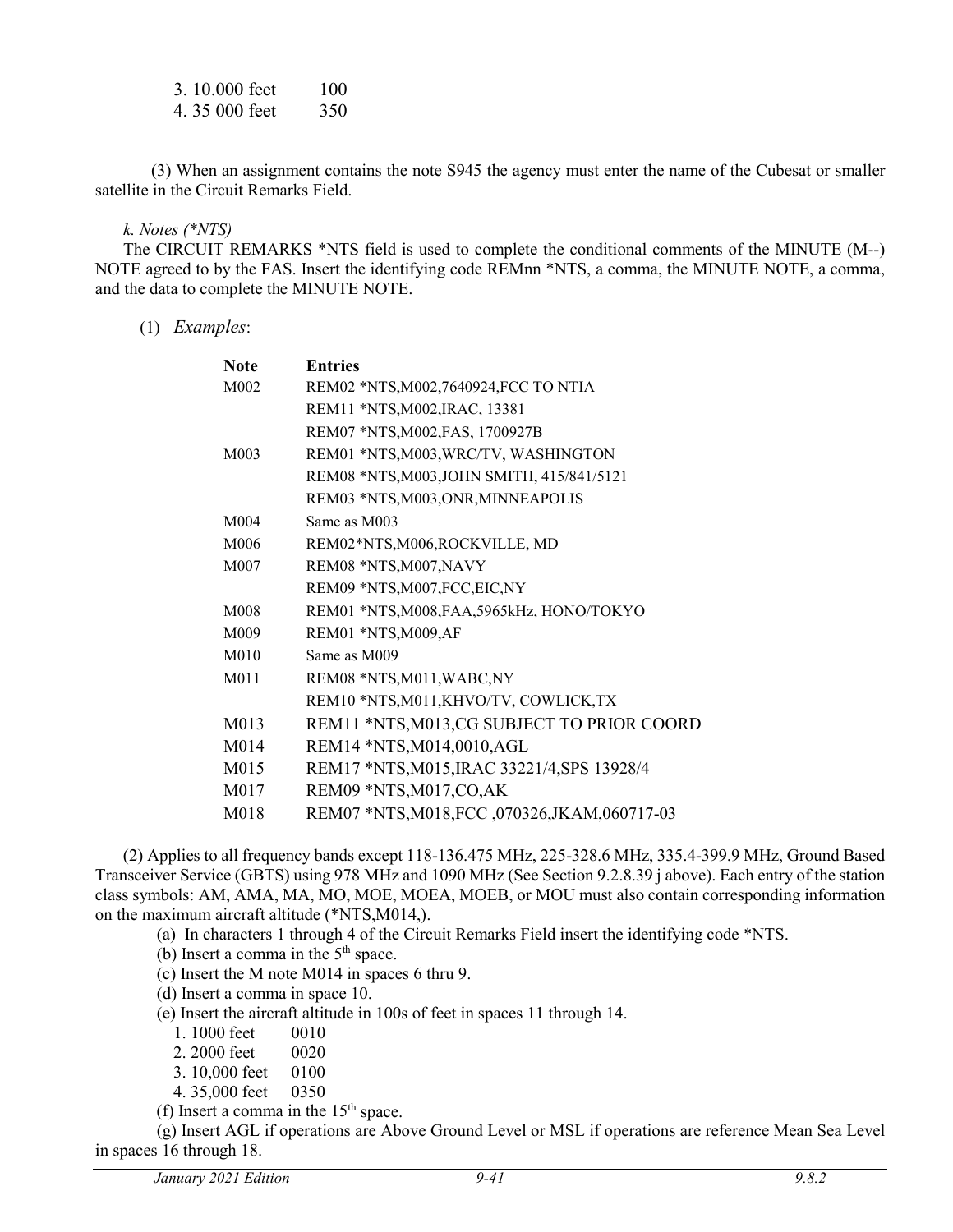3. 10.000 feet 100
4. 35 000 feet 350

(3) When an assignment contains the note S945 the agency must enter the name of the Cubesat or smaller satellite in the Circuit Remarks Field.

*k. Notes (*NTS)*

The CIRCUIT REMARKS *NTS field is used to complete the conditional comments of the MINUTE (M--) NOTE agreed to by the FAS. Insert the identifying code REMnn *NTS, a comma, the MINUTE NOTE, a comma, and the data to complete the MINUTE NOTE.

(1) *Examples*:

| Note | Entries |
|---|---|
| M002 | REM02 *NTS,M002,7640924,FCC TO NTIA |
| | REM11 *NTS,M002,IRAC, 13381 |
| | REM07 *NTS,M002,FAS, 1700927B |
| M003 | REM01 *NTS,M003,WRC/TV, WASHINGTON |
| | REM08 *NTS,M003,JOHN SMITH, 415/841/5121 |
| | REM03 *NTS,M003,ONR,MINNEAPOLIS |
| M004 | Same as M003 |
| M006 | REM02*NTS,M006,ROCKVILLE, MD |
| M007 | REM08 *NTS,M007,NAVY |
| | REM09 *NTS,M007,FCC,EIC,NY |
| M008 | REM01 *NTS,M008,FAA,5965kHz, HONO/TOKYO |
| M009 | REM01 *NTS,M009,AF |
| M010 | Same as M009 |
| M011 | REM08 *NTS,M011,WABC,NY |
| | REM10 *NTS,M011,KHVO/TV, COWLICK,TX |
| M013 | REM11 *NTS,M013,CG SUBJECT TO PRIOR COORD |
| M014 | REM14 *NTS,M014,0010,AGL |
| M015 | REM17 *NTS,M015,IRAC 33221/4,SPS 13928/4 |
| M017 | REM09 *NTS,M017,CO,AK |
| M018 | REM07 *NTS,M018,FCC ,070326,JKAM,060717-03 |

(2) Applies to all frequency bands except 118-136.475 MHz, 225-328.6 MHz, 335.4-399.9 MHz, Ground Based Transceiver Service (GBTS) using 978 MHz and 1090 MHz (See Section 9.2.8.39 j above). Each entry of the station class symbols: AM, AMA, MA, MO, MOE, MOEA, MOEB, or MOU must also contain corresponding information on the maximum aircraft altitude (*NTS,M014,).

(a) In characters 1 through 4 of the Circuit Remarks Field insert the identifying code *NTS.

(b) Insert a comma in the 5th space.

(c) Insert the M note M014 in spaces 6 thru 9.

(d) Insert a comma in space 10.

(e) Insert the aircraft altitude in 100s of feet in spaces 11 through 14.

1. 1000 feet 0010
2. 2000 feet 0020
3. 10,000 feet 0100
4. 35,000 feet 0350

(f) Insert a comma in the 15th space.

(g) Insert AGL if operations are Above Ground Level or MSL if operations are reference Mean Sea Level in spaces 16 through 18.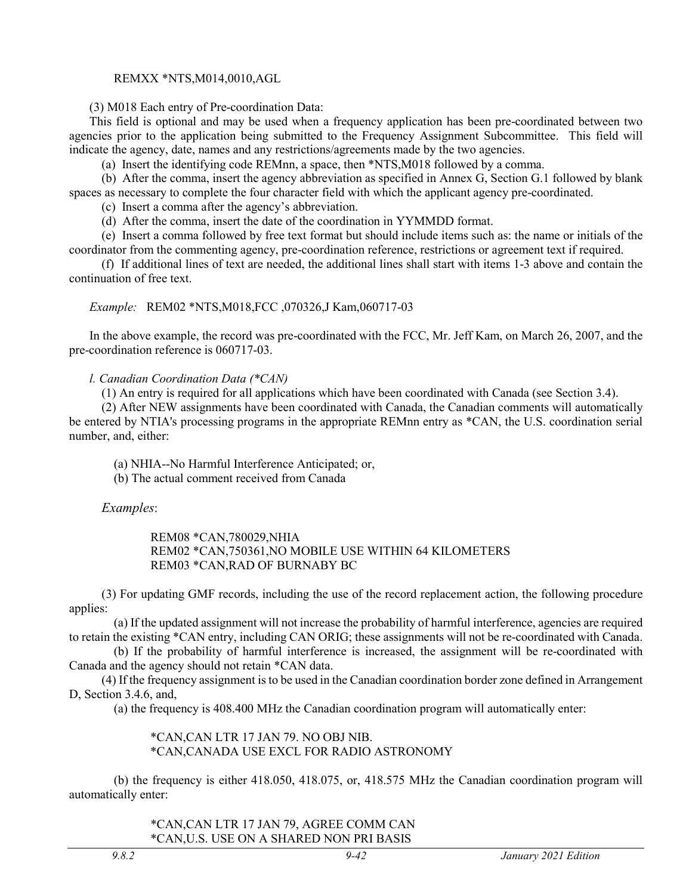REMXX *NTS,M014,0010,AGL

(3) M018 Each entry of Pre-coordination Data:

This field is optional and may be used when a frequency application has been pre-coordinated between two agencies prior to the application being submitted to the Frequency Assignment Subcommittee. This field will indicate the agency, date, names and any restrictions/agreements made by the two agencies.

(a) Insert the identifying code REMnn, a space, then *NTS,M018 followed by a comma.

(b) After the comma, insert the agency abbreviation as specified in Annex G, Section G.1 followed by blank spaces as necessary to complete the four character field with which the applicant agency pre-coordinated.

(c) Insert a comma after the agency's abbreviation.

(d) After the comma, insert the date of the coordination in YYMMDD format.

(e) Insert a comma followed by free text format but should include items such as: the name or initials of the coordinator from the commenting agency, pre-coordination reference, restrictions or agreement text if required.

(f) If additional lines of text are needed, the additional lines shall start with items 1-3 above and contain the continuation of free text.

*Example:* REM02 *NTS,M018,FCC ,070326,J Kam,060717-03

In the above example, the record was pre-coordinated with the FCC, Mr. Jeff Kam, on March 26, 2007, and the pre-coordination reference is 060717-03.

*l. Canadian Coordination Data (*CAN)*

(1) An entry is required for all applications which have been coordinated with Canada (see Section 3.4).

(2) After NEW assignments have been coordinated with Canada, the Canadian comments will automatically be entered by NTIA's processing programs in the appropriate REMnn entry as *CAN, the U.S. coordination serial number, and, either:

(a) NHIA--No Harmful Interference Anticipated; or,

(b) The actual comment received from Canada

*Examples*:

REM08 *CAN,780029,NHIA
REM02 *CAN,750361,NO MOBILE USE WITHIN 64 KILOMETERS
REM03 *CAN,RAD OF BURNABY BC

(3) For updating GMF records, including the use of the record replacement action, the following procedure applies:

(a) If the updated assignment will not increase the probability of harmful interference, agencies are required to retain the existing *CAN entry, including CAN ORIG; these assignments will not be re-coordinated with Canada.

(b) If the probability of harmful interference is increased, the assignment will be re-coordinated with Canada and the agency should not retain *CAN data.

(4) If the frequency assignment is to be used in the Canadian coordination border zone defined in Arrangement D, Section 3.4.6, and,

(a) the frequency is 408.400 MHz the Canadian coordination program will automatically enter:

*CAN,CAN LTR 17 JAN 79. NO OBJ NIB.
*CAN,CANADA USE EXCL FOR RADIO ASTRONOMY

(b) the frequency is either 418.050, 418.075, or, 418.575 MHz the Canadian coordination program will automatically enter:

*CAN,CAN LTR 17 JAN 79, AGREE COMM CAN
*CAN,U.S. USE ON A SHARED NON PRI BASIS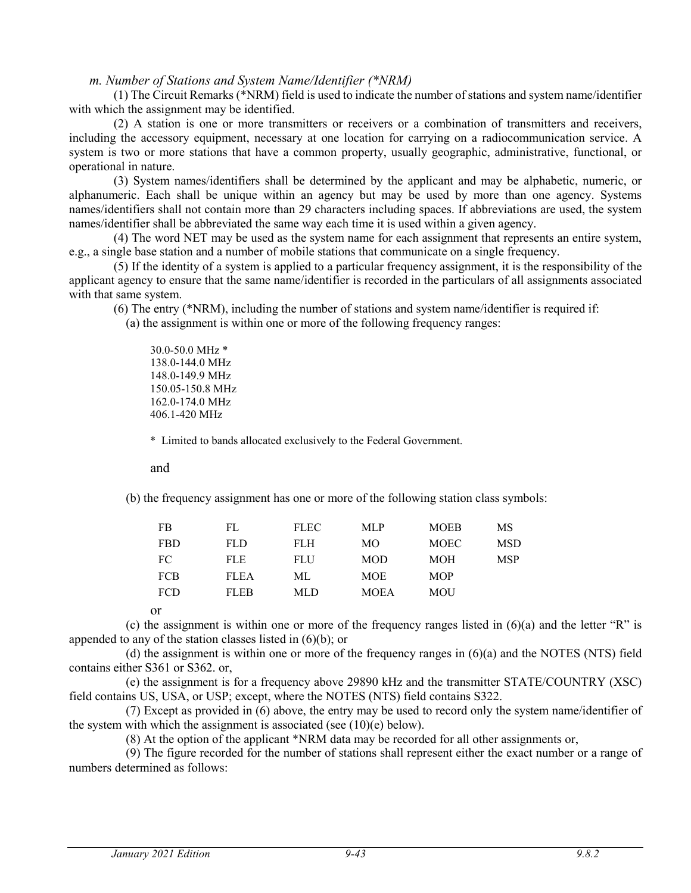*m. Number of Stations and System Name/Identifier (*NRM)*

(1) The Circuit Remarks (*NRM) field is used to indicate the number of stations and system name/identifier with which the assignment may be identified.

(2) A station is one or more transmitters or receivers or a combination of transmitters and receivers, including the accessory equipment, necessary at one location for carrying on a radiocommunication service. A system is two or more stations that have a common property, usually geographic, administrative, functional, or operational in nature.

(3) System names/identifiers shall be determined by the applicant and may be alphabetic, numeric, or alphanumeric. Each shall be unique within an agency but may be used by more than one agency. Systems names/identifiers shall not contain more than 29 characters including spaces. If abbreviations are used, the system names/identifier shall be abbreviated the same way each time it is used within a given agency.

(4) The word NET may be used as the system name for each assignment that represents an entire system, e.g., a single base station and a number of mobile stations that communicate on a single frequency.

(5) If the identity of a system is applied to a particular frequency assignment, it is the responsibility of the applicant agency to ensure that the same name/identifier is recorded in the particulars of all assignments associated with that same system.

(6) The entry (*NRM), including the number of stations and system name/identifier is required if:

(a) the assignment is within one or more of the following frequency ranges:

30.0-50.0 MHz *
138.0-144.0 MHz
148.0-149.9 MHz
150.05-150.8 MHz
162.0-174.0 MHz
406.1-420 MHz

\* Limited to bands allocated exclusively to the Federal Government.

and

(b) the frequency assignment has one or more of the following station class symbols:

| | | | | | |
|---|---|---|---|---|---|
| FB | FL | FLEC | MLP | MOEB | MS |
| FBD | FLD | FLH | MO | MOEC | MSD |
| FC | FLE | FLU | MOD | MOH | MSP |
| FCB | FLEA | ML | MOE | MOP | |
| FCD | FLEB | MLD | MOEA | MOU | |

or

(c) the assignment is within one or more of the frequency ranges listed in (6)(a) and the letter “R” is appended to any of the station classes listed in (6)(b); or

(d) the assignment is within one or more of the frequency ranges in (6)(a) and the NOTES (NTS) field contains either S361 or S362. or,

(e) the assignment is for a frequency above 29890 kHz and the transmitter STATE/COUNTRY (XSC) field contains US, USA, or USP; except, where the NOTES (NTS) field contains S322.

(7) Except as provided in (6) above, the entry may be used to record only the system name/identifier of the system with which the assignment is associated (see (10)(e) below).

(8) At the option of the applicant *NRM data may be recorded for all other assignments or,

(9) The figure recorded for the number of stations shall represent either the exact number or a range of numbers determined as follows: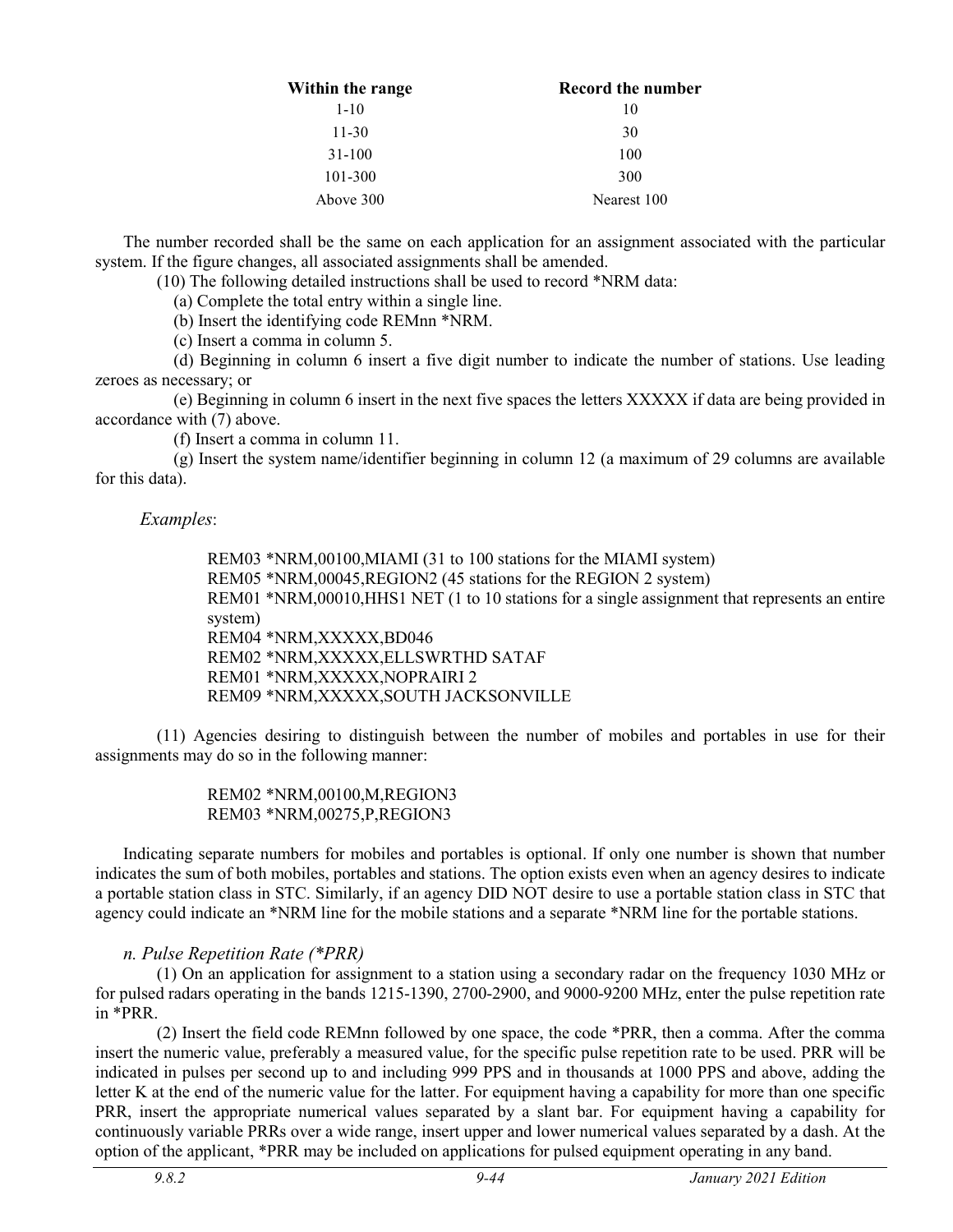| Within the range | Record the number |
|---|---|
| 1-10 | 10 |
| 11-30 | 30 |
| 31-100 | 100 |
| 101-300 | 300 |
| Above 300 | Nearest 100 |

The number recorded shall be the same on each application for an assignment associated with the particular system. If the figure changes, all associated assignments shall be amended.

(10) The following detailed instructions shall be used to record *NRM data:

(a) Complete the total entry within a single line.

(b) Insert the identifying code REMnn *NRM.

(c) Insert a comma in column 5.

(d) Beginning in column 6 insert a five digit number to indicate the number of stations. Use leading zeroes as necessary; or

(e) Beginning in column 6 insert in the next five spaces the letters XXXXX if data are being provided in accordance with (7) above.

(f) Insert a comma in column 11.

(g) Insert the system name/identifier beginning in column 12 (a maximum of 29 columns are available for this data).

*Examples*:

REM03 *NRM,00100,MIAMI (31 to 100 stations for the MIAMI system)
REM05 *NRM,00045,REGION2 (45 stations for the REGION 2 system)
REM01 *NRM,00010,HHS1 NET (1 to 10 stations for a single assignment that represents an entire system)
REM04 *NRM,XXXXX,BD046
REM02 *NRM,XXXXX,ELLSWRTHD SATAF
REM01 *NRM,XXXXX,NOPRAIRI 2
REM09 *NRM,XXXXX,SOUTH JACKSONVILLE

(11) Agencies desiring to distinguish between the number of mobiles and portables in use for their assignments may do so in the following manner:

REM02 *NRM,00100,M,REGION3
REM03 *NRM,00275,P,REGION3

Indicating separate numbers for mobiles and portables is optional. If only one number is shown that number indicates the sum of both mobiles, portables and stations. The option exists even when an agency desires to indicate a portable station class in STC. Similarly, if an agency DID NOT desire to use a portable station class in STC that agency could indicate an *NRM line for the mobile stations and a separate *NRM line for the portable stations.

*n. Pulse Repetition Rate (*PRR)*

(1) On an application for assignment to a station using a secondary radar on the frequency 1030 MHz or for pulsed radars operating in the bands 1215-1390, 2700-2900, and 9000-9200 MHz, enter the pulse repetition rate in *PRR.

(2) Insert the field code REMnn followed by one space, the code *PRR, then a comma. After the comma insert the numeric value, preferably a measured value, for the specific pulse repetition rate to be used. PRR will be indicated in pulses per second up to and including 999 PPS and in thousands at 1000 PPS and above, adding the letter K at the end of the numeric value for the latter. For equipment having a capability for more than one specific PRR, insert the appropriate numerical values separated by a slant bar. For equipment having a capability for continuously variable PRRs over a wide range, insert upper and lower numerical values separated by a dash. At the option of the applicant, *PRR may be included on applications for pulsed equipment operating in any band.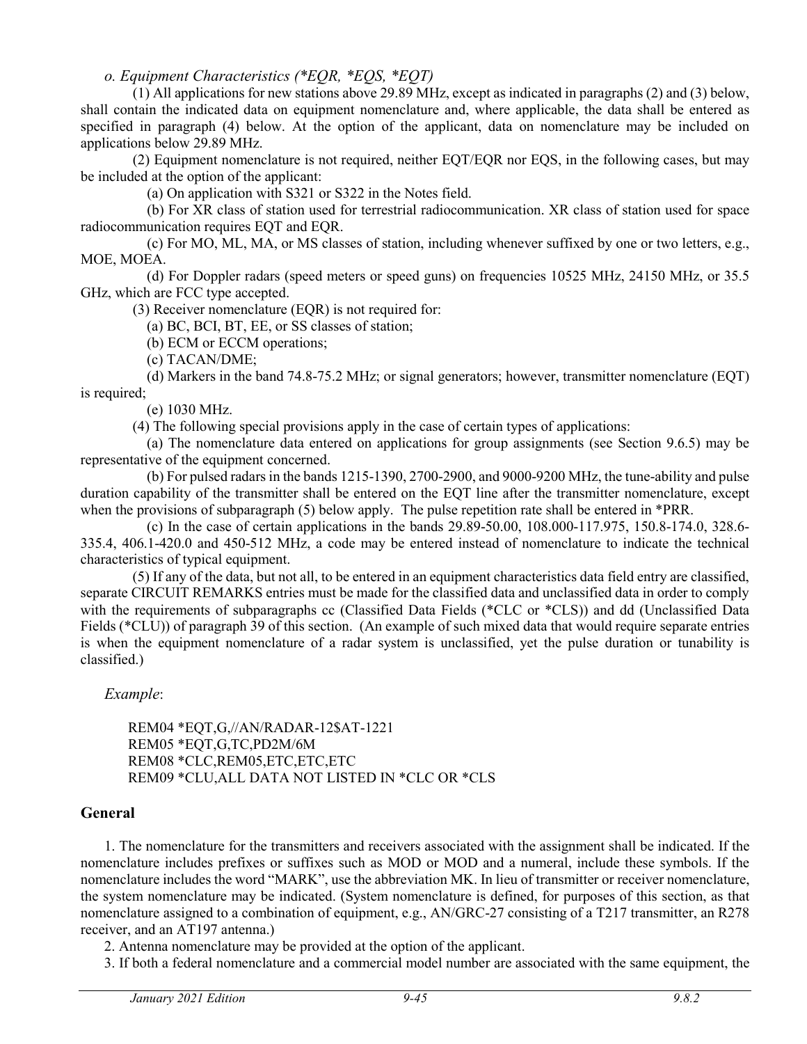*o. Equipment Characteristics (*EQR, *EQS, *EQT)*

(1) All applications for new stations above 29.89 MHz, except as indicated in paragraphs (2) and (3) below, shall contain the indicated data on equipment nomenclature and, where applicable, the data shall be entered as specified in paragraph (4) below. At the option of the applicant, data on nomenclature may be included on applications below 29.89 MHz.

(2) Equipment nomenclature is not required, neither EQT/EQR nor EQS, in the following cases, but may be included at the option of the applicant:

(a) On application with S321 or S322 in the Notes field.

(b) For XR class of station used for terrestrial radiocommunication. XR class of station used for space radiocommunication requires EQT and EQR.

(c) For MO, ML, MA, or MS classes of station, including whenever suffixed by one or two letters, e.g., MOE, MOEA.

(d) For Doppler radars (speed meters or speed guns) on frequencies 10525 MHz, 24150 MHz, or 35.5 GHz, which are FCC type accepted.

(3) Receiver nomenclature (EQR) is not required for:

(a) BC, BCI, BT, EE, or SS classes of station;

(b) ECM or ECCM operations;

(c) TACAN/DME;

(d) Markers in the band 74.8-75.2 MHz; or signal generators; however, transmitter nomenclature (EQT) is required;

(e) 1030 MHz.

(4) The following special provisions apply in the case of certain types of applications:

(a) The nomenclature data entered on applications for group assignments (see Section 9.6.5) may be representative of the equipment concerned.

(b) For pulsed radars in the bands 1215-1390, 2700-2900, and 9000-9200 MHz, the tune-ability and pulse duration capability of the transmitter shall be entered on the EQT line after the transmitter nomenclature, except when the provisions of subparagraph (5) below apply. The pulse repetition rate shall be entered in *PRR.

(c) In the case of certain applications in the bands 29.89-50.00, 108.000-117.975, 150.8-174.0, 328.6-335.4, 406.1-420.0 and 450-512 MHz, a code may be entered instead of nomenclature to indicate the technical characteristics of typical equipment.

(5) If any of the data, but not all, to be entered in an equipment characteristics data field entry are classified, separate CIRCUIT REMARKS entries must be made for the classified data and unclassified data in order to comply with the requirements of subparagraphs cc (Classified Data Fields (*CLC or *CLS)) and dd (Unclassified Data Fields (*CLU)) of paragraph 39 of this section. (An example of such mixed data that would require separate entries is when the equipment nomenclature of a radar system is unclassified, yet the pulse duration or tunability is classified.)

*Example*:

```
REM04 *EQT,G,//AN/RADAR-12$AT-1221
REM05 *EQT,G,TC,PD2M/6M
REM08 *CLC,REM05,ETC,ETC,ETC
REM09 *CLU,ALL DATA NOT LISTED IN *CLC OR *CLS
```

## General

1. The nomenclature for the transmitters and receivers associated with the assignment shall be indicated. If the nomenclature includes prefixes or suffixes such as MOD or MOD and a numeral, include these symbols. If the nomenclature includes the word "MARK", use the abbreviation MK. In lieu of transmitter or receiver nomenclature, the system nomenclature may be indicated. (System nomenclature is defined, for purposes of this section, as that nomenclature assigned to a combination of equipment, e.g., AN/GRC-27 consisting of a T217 transmitter, an R278 receiver, and an AT197 antenna.)

2. Antenna nomenclature may be provided at the option of the applicant.

3. If both a federal nomenclature and a commercial model number are associated with the same equipment, the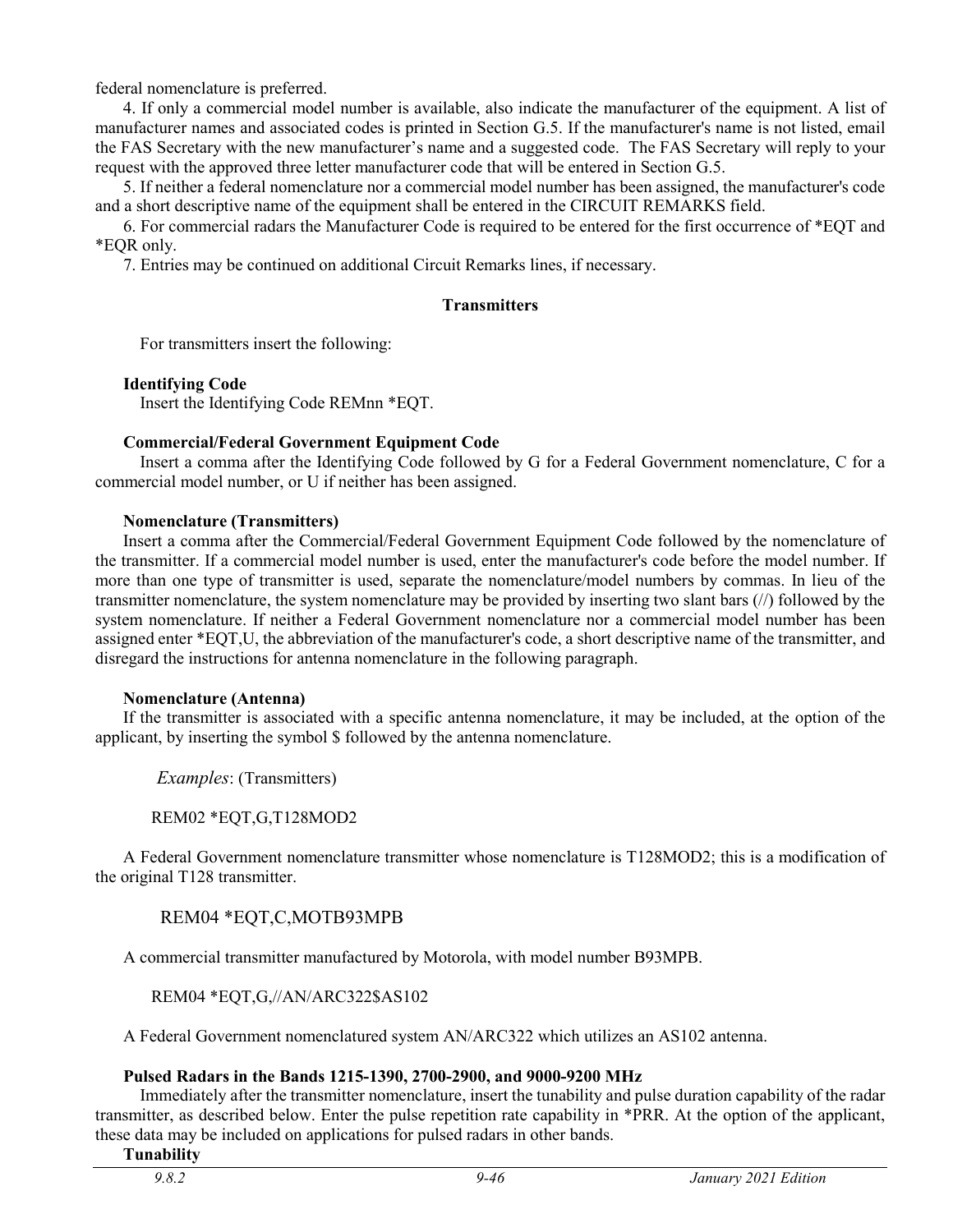federal nomenclature is preferred.

4. If only a commercial model number is available, also indicate the manufacturer of the equipment. A list of manufacturer names and associated codes is printed in Section G.5. If the manufacturer's name is not listed, email the FAS Secretary with the new manufacturer's name and a suggested code. The FAS Secretary will reply to your request with the approved three letter manufacturer code that will be entered in Section G.5.

5. If neither a federal nomenclature nor a commercial model number has been assigned, the manufacturer's code and a short descriptive name of the equipment shall be entered in the CIRCUIT REMARKS field.

6. For commercial radars the Manufacturer Code is required to be entered for the first occurrence of *EQT and *EQR only.

7. Entries may be continued on additional Circuit Remarks lines, if necessary.

### Transmitters

For transmitters insert the following:

**Identifying Code**

Insert the Identifying Code REMnn *EQT.

**Commercial/Federal Government Equipment Code**

Insert a comma after the Identifying Code followed by G for a Federal Government nomenclature, C for a commercial model number, or U if neither has been assigned.

**Nomenclature (Transmitters)**

Insert a comma after the Commercial/Federal Government Equipment Code followed by the nomenclature of the transmitter. If a commercial model number is used, enter the manufacturer's code before the model number. If more than one type of transmitter is used, separate the nomenclature/model numbers by commas. In lieu of the transmitter nomenclature, the system nomenclature may be provided by inserting two slant bars (//) followed by the system nomenclature. If neither a Federal Government nomenclature nor a commercial model number has been assigned enter *EQT,U, the abbreviation of the manufacturer's code, a short descriptive name of the transmitter, and disregard the instructions for antenna nomenclature in the following paragraph.

**Nomenclature (Antenna)**

If the transmitter is associated with a specific antenna nomenclature, it may be included, at the option of the applicant, by inserting the symbol $ followed by the antenna nomenclature.

*Examples*: (Transmitters)

REM02 *EQT,G,T128MOD2

A Federal Government nomenclature transmitter whose nomenclature is T128MOD2; this is a modification of the original T128 transmitter.

REM04 *EQT,C,MOTB93MPB

A commercial transmitter manufactured by Motorola, with model number B93MPB.

REM04 *EQT,G,//AN/ARC322$AS102

A Federal Government nomenclatured system AN/ARC322 which utilizes an AS102 antenna.

**Pulsed Radars in the Bands 1215-1390, 2700-2900, and 9000-9200 MHz**

Immediately after the transmitter nomenclature, insert the tunability and pulse duration capability of the radar transmitter, as described below. Enter the pulse repetition rate capability in *PRR. At the option of the applicant, these data may be included on applications for pulsed radars in other bands.

**Tunability**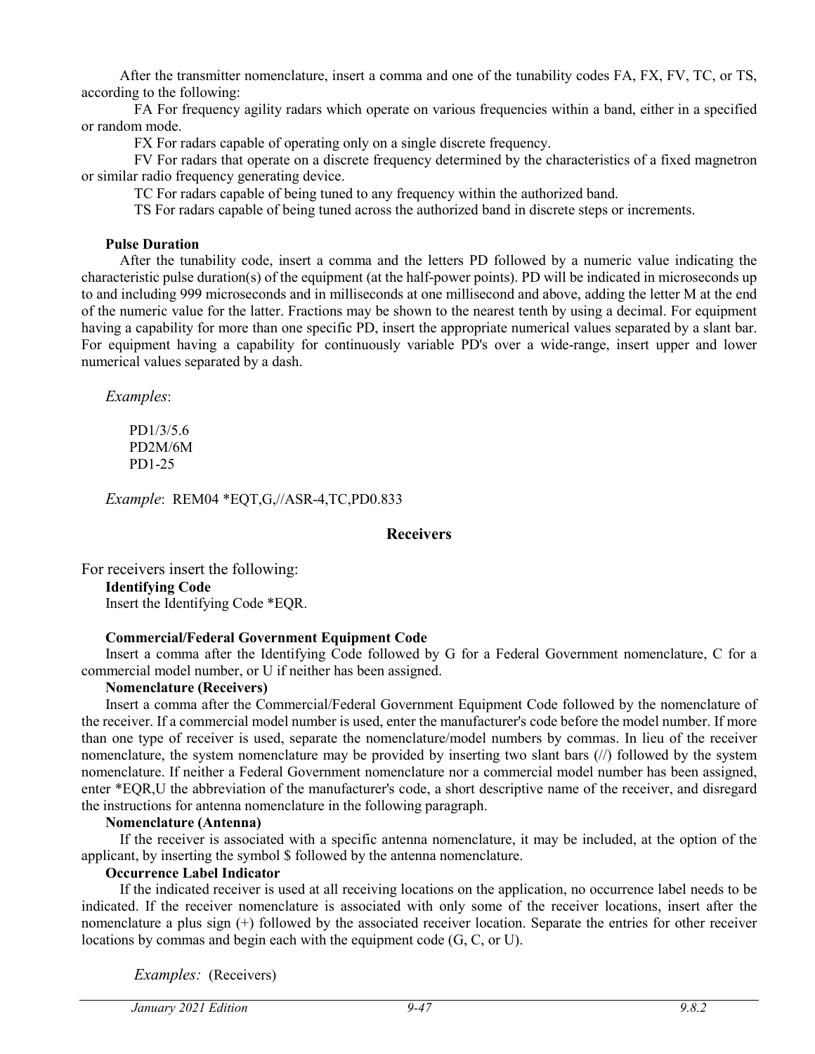After the transmitter nomenclature, insert a comma and one of the tunability codes FA, FX, FV, TC, or TS, according to the following:

FA For frequency agility radars which operate on various frequencies within a band, either in a specified or random mode.

FX For radars capable of operating only on a single discrete frequency.

FV For radars that operate on a discrete frequency determined by the characteristics of a fixed magnetron or similar radio frequency generating device.

TC For radars capable of being tuned to any frequency within the authorized band.

TS For radars capable of being tuned across the authorized band in discrete steps or increments.

**Pulse Duration**

After the tunability code, insert a comma and the letters PD followed by a numeric value indicating the characteristic pulse duration(s) of the equipment (at the half-power points). PD will be indicated in microseconds up to and including 999 microseconds and in milliseconds at one millisecond and above, adding the letter M at the end of the numeric value for the latter. Fractions may be shown to the nearest tenth by using a decimal. For equipment having a capability for more than one specific PD, insert the appropriate numerical values separated by a slant bar. For equipment having a capability for continuously variable PD's over a wide-range, insert upper and lower numerical values separated by a dash.

*Examples*:

PD1/3/5.6
PD2M/6M
PD1-25

*Example*: REM04 *EQT,G,//ASR-4,TC,PD0.833

## Receivers

For receivers insert the following:

**Identifying Code**

Insert the Identifying Code *EQR.

**Commercial/Federal Government Equipment Code**

Insert a comma after the Identifying Code followed by G for a Federal Government nomenclature, C for a commercial model number, or U if neither has been assigned.

**Nomenclature (Receivers)**

Insert a comma after the Commercial/Federal Government Equipment Code followed by the nomenclature of the receiver. If a commercial model number is used, enter the manufacturer's code before the model number. If more than one type of receiver is used, separate the nomenclature/model numbers by commas. In lieu of the receiver nomenclature, the system nomenclature may be provided by inserting two slant bars (//) followed by the system nomenclature. If neither a Federal Government nomenclature nor a commercial model number has been assigned, enter *EQR,U the abbreviation of the manufacturer's code, a short descriptive name of the receiver, and disregard the instructions for antenna nomenclature in the following paragraph.

**Nomenclature (Antenna)**

If the receiver is associated with a specific antenna nomenclature, it may be included, at the option of the applicant, by inserting the symbol $ followed by the antenna nomenclature.

**Occurrence Label Indicator**

If the indicated receiver is used at all receiving locations on the application, no occurrence label needs to be indicated. If the receiver nomenclature is associated with only some of the receiver locations, insert after the nomenclature a plus sign (+) followed by the associated receiver location. Separate the entries for other receiver locations by commas and begin each with the equipment code (G, C, or U).

*Examples:* (Receivers)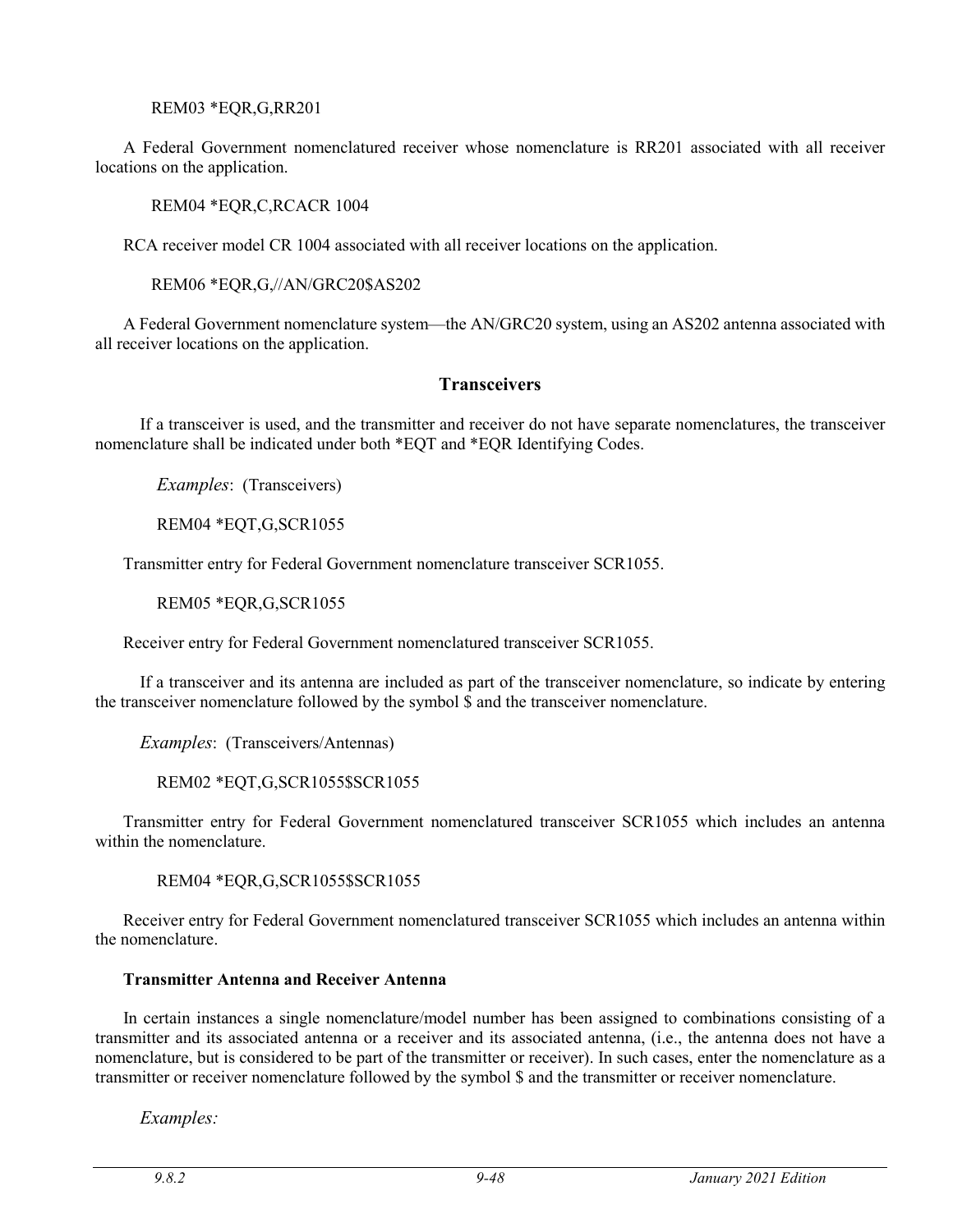REM03 *EQR,G,RR201

A Federal Government nomenclatured receiver whose nomenclature is RR201 associated with all receiver locations on the application.

REM04 *EQR,C,RCACR 1004

RCA receiver model CR 1004 associated with all receiver locations on the application.

REM06 *EQR,G,//AN/GRC20$AS202

A Federal Government nomenclature system—the AN/GRC20 system, using an AS202 antenna associated with all receiver locations on the application.

## Transceivers

If a transceiver is used, and the transmitter and receiver do not have separate nomenclatures, the transceiver nomenclature shall be indicated under both *EQT and *EQR Identifying Codes.

*Examples*: (Transceivers)

REM04 *EQT,G,SCR1055

Transmitter entry for Federal Government nomenclature transceiver SCR1055.

REM05 *EQR,G,SCR1055

Receiver entry for Federal Government nomenclatured transceiver SCR1055.

If a transceiver and its antenna are included as part of the transceiver nomenclature, so indicate by entering the transceiver nomenclature followed by the symbol $ and the transceiver nomenclature.

*Examples*: (Transceivers/Antennas)

REM02 *EQT,G,SCR1055$SCR1055

Transmitter entry for Federal Government nomenclatured transceiver SCR1055 which includes an antenna within the nomenclature.

REM04 *EQR,G,SCR1055$SCR1055

Receiver entry for Federal Government nomenclatured transceiver SCR1055 which includes an antenna within the nomenclature.

### Transmitter Antenna and Receiver Antenna

In certain instances a single nomenclature/model number has been assigned to combinations consisting of a transmitter and its associated antenna or a receiver and its associated antenna, (i.e., the antenna does not have a nomenclature, but is considered to be part of the transmitter or receiver). In such cases, enter the nomenclature as a transmitter or receiver nomenclature followed by the symbol $ and the transmitter or receiver nomenclature.

*Examples:*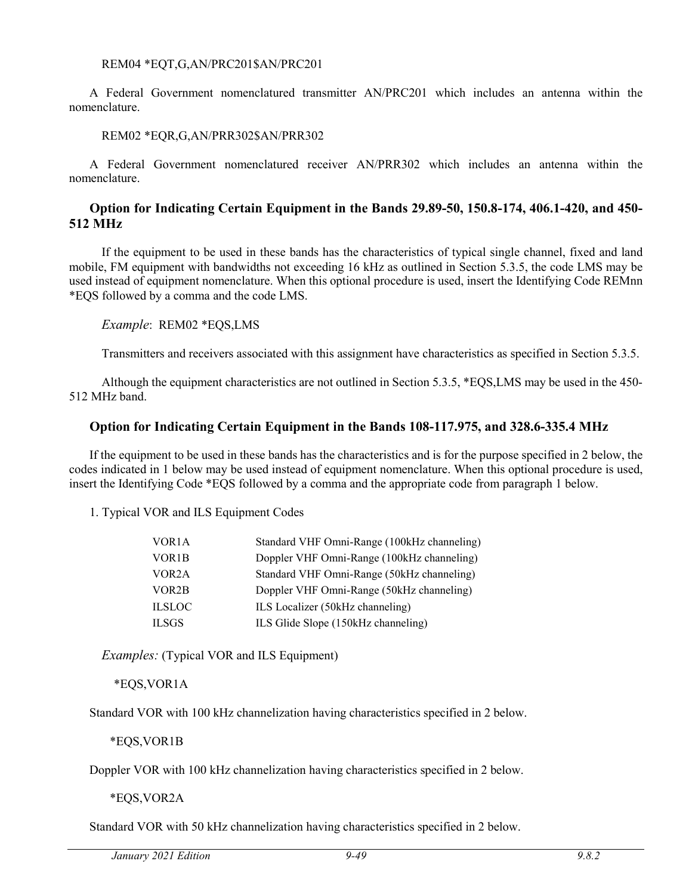REM04 *EQT,G,AN/PRC201$AN/PRC201

A Federal Government nomenclatured transmitter AN/PRC201 which includes an antenna within the nomenclature.

REM02 *EQR,G,AN/PRR302$AN/PRR302

A Federal Government nomenclatured receiver AN/PRR302 which includes an antenna within the nomenclature.

### Option for Indicating Certain Equipment in the Bands 29.89-50, 150.8-174, 406.1-420, and 450-512 MHz

If the equipment to be used in these bands has the characteristics of typical single channel, fixed and land mobile, FM equipment with bandwidths not exceeding 16 kHz as outlined in Section 5.3.5, the code LMS may be used instead of equipment nomenclature. When this optional procedure is used, insert the Identifying Code REMnn *EQS followed by a comma and the code LMS.

*Example*: REM02 *EQS,LMS

Transmitters and receivers associated with this assignment have characteristics as specified in Section 5.3.5.

Although the equipment characteristics are not outlined in Section 5.3.5, *EQS,LMS may be used in the 450-512 MHz band.

### Option for Indicating Certain Equipment in the Bands 108-117.975, and 328.6-335.4 MHz

If the equipment to be used in these bands has the characteristics and is for the purpose specified in 2 below, the codes indicated in 1 below may be used instead of equipment nomenclature. When this optional procedure is used, insert the Identifying Code *EQS followed by a comma and the appropriate code from paragraph 1 below.

1. Typical VOR and ILS Equipment Codes

| | |
|---|---|
| VOR1A | Standard VHF Omni-Range (100kHz channeling) |
| VOR1B | Doppler VHF Omni-Range (100kHz channeling) |
| VOR2A | Standard VHF Omni-Range (50kHz channeling) |
| VOR2B | Doppler VHF Omni-Range (50kHz channeling) |
| ILSLOC | ILS Localizer (50kHz channeling) |
| ILSGS | ILS Glide Slope (150kHz channeling) |

*Examples:* (Typical VOR and ILS Equipment)

*EQS,VOR1A

Standard VOR with 100 kHz channelization having characteristics specified in 2 below.

*EQS,VOR1B

Doppler VOR with 100 kHz channelization having characteristics specified in 2 below.

*EQS,VOR2A

Standard VOR with 50 kHz channelization having characteristics specified in 2 below.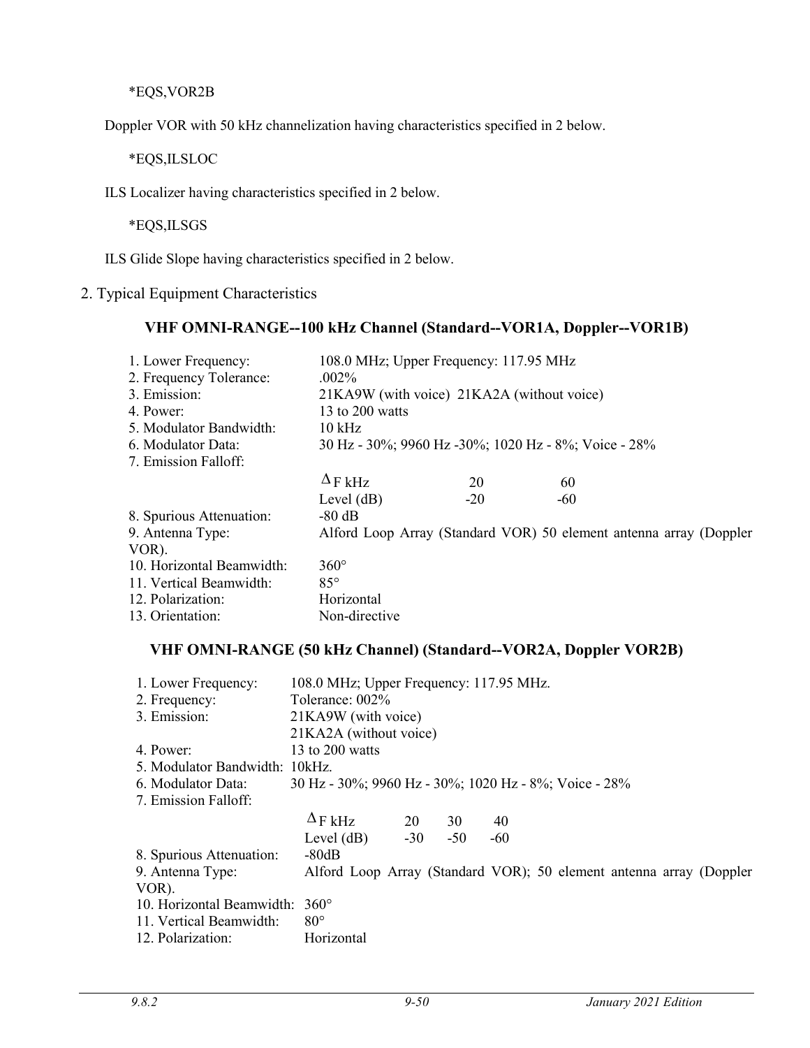*EQS,VOR2B

Doppler VOR with 50 kHz channelization having characteristics specified in 2 below.

*EQS,ILSLOC

ILS Localizer having characteristics specified in 2 below.

*EQS,ILSGS

ILS Glide Slope having characteristics specified in 2 below.

2. Typical Equipment Characteristics

### VHF OMNI-RANGE--100 kHz Channel (Standard--VOR1A, Doppler--VOR1B)

1. Lower Frequency: 108.0 MHz; Upper Frequency: 117.95 MHz
2. Frequency Tolerance: .002%
3. Emission: 21KA9W (with voice) 21KA2A (without voice)
4. Power: 13 to 200 watts
5. Modulator Bandwidth: 10 kHz
6. Modulator Data: 30 Hz - 30%; 9960 Hz -30%; 1020 Hz - 8%; Voice - 28%
7. Emission Falloff:

| $\Delta$F kHz | 20 | 60 |
|---|---|---|
| Level (dB) | -20 | -60 |

8. Spurious Attenuation: -80 dB
9. Antenna Type: Alford Loop Array (Standard VOR) 50 element antenna array (Doppler VOR).
10. Horizontal Beamwidth: 360°
11. Vertical Beamwidth: 85°
12. Polarization: Horizontal
13. Orientation: Non-directive

### VHF OMNI-RANGE (50 kHz Channel) (Standard--VOR2A, Doppler VOR2B)

1. Lower Frequency: 108.0 MHz; Upper Frequency: 117.95 MHz.
2. Frequency: Tolerance: 002%
3. Emission: 21KA9W (with voice)
   21KA2A (without voice)
4. Power: 13 to 200 watts
5. Modulator Bandwidth: 10kHz.
6. Modulator Data: 30 Hz - 30%; 9960 Hz - 30%; 1020 Hz - 8%; Voice - 28%
7. Emission Falloff:

| $\Delta$F kHz | 20 | 30 | 40 |
|---|---|---|---|
| Level (dB) | -30 | -50 | -60 |

8. Spurious Attenuation: -80dB
9. Antenna Type: Alford Loop Array (Standard VOR); 50 element antenna array (Doppler VOR).
10. Horizontal Beamwidth: 360°
11. Vertical Beamwidth: 80°
12. Polarization: Horizontal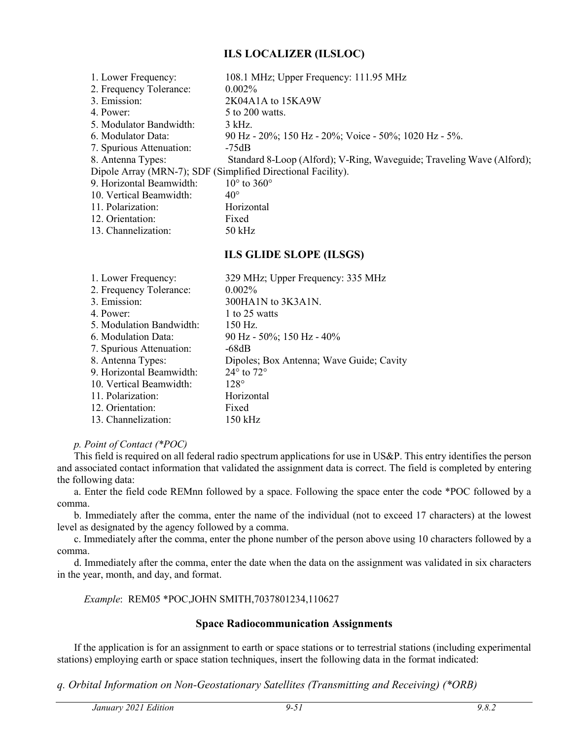## ILS LOCALIZER (ILSLOC)

1. Lower Frequency: 108.1 MHz; Upper Frequency: 111.95 MHz
2. Frequency Tolerance: 0.002%
3. Emission: 2K04A1A to 15KA9W
4. Power: 5 to 200 watts.
5. Modulator Bandwidth: 3 kHz.
6. Modulator Data: 90 Hz - 20%; 150 Hz - 20%; Voice - 50%; 1020 Hz - 5%.
7. Spurious Attenuation: -75dB
8. Antenna Types: Standard 8-Loop (Alford); V-Ring, Waveguide; Traveling Wave (Alford); Dipole Array (MRN-7); SDF (Simplified Directional Facility).
9. Horizontal Beamwidth: 10° to 360°
10. Vertical Beamwidth: 40°
11. Polarization: Horizontal
12. Orientation: Fixed
13. Channelization: 50 kHz

## ILS GLIDE SLOPE (ILSGS)

1. Lower Frequency: 329 MHz; Upper Frequency: 335 MHz
2. Frequency Tolerance: 0.002%
3. Emission: 300HA1N to 3K3A1N.
4. Power: 1 to 25 watts
5. Modulation Bandwidth: 150 Hz.
6. Modulation Data: 90 Hz - 50%; 150 Hz - 40%
7. Spurious Attenuation: -68dB
8. Antenna Types: Dipoles; Box Antenna; Wave Guide; Cavity
9. Horizontal Beamwidth: 24° to 72°
10. Vertical Beamwidth: 128°
11. Polarization: Horizontal
12. Orientation: Fixed
13. Channelization: 150 kHz

*p. Point of Contact (*POC)*

This field is required on all federal radio spectrum applications for use in US&P. This entry identifies the person and associated contact information that validated the assignment data is correct. The field is completed by entering the following data:

a. Enter the field code REMnn followed by a space. Following the space enter the code *POC followed by a comma.

b. Immediately after the comma, enter the name of the individual (not to exceed 17 characters) at the lowest level as designated by the agency followed by a comma.

c. Immediately after the comma, enter the phone number of the person above using 10 characters followed by a comma.

d. Immediately after the comma, enter the date when the data on the assignment was validated in six characters in the year, month, and day, and format.

*Example*: REM05 *POC,JOHN SMITH,7037801234,110627

### Space Radiocommunication Assignments

If the application is for an assignment to earth or space stations or to terrestrial stations (including experimental stations) employing earth or space station techniques, insert the following data in the format indicated:

*q. Orbital Information on Non-Geostationary Satellites (Transmitting and Receiving) (*ORB)*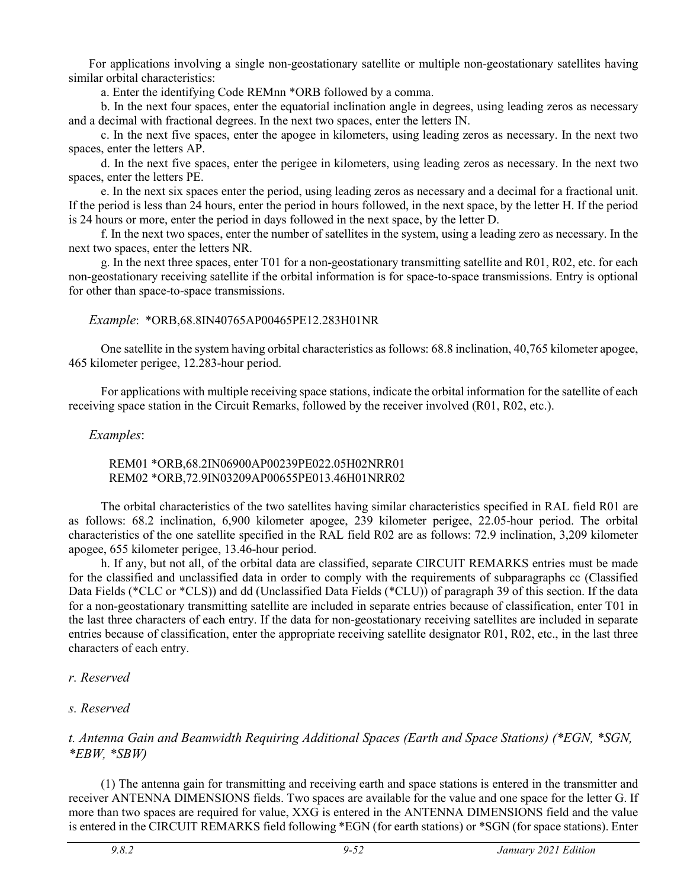For applications involving a single non-geostationary satellite or multiple non-geostationary satellites having similar orbital characteristics:

a. Enter the identifying Code REMnn *ORB followed by a comma.

b. In the next four spaces, enter the equatorial inclination angle in degrees, using leading zeros as necessary and a decimal with fractional degrees. In the next two spaces, enter the letters IN.

c. In the next five spaces, enter the apogee in kilometers, using leading zeros as necessary. In the next two spaces, enter the letters AP.

d. In the next five spaces, enter the perigee in kilometers, using leading zeros as necessary. In the next two spaces, enter the letters PE.

e. In the next six spaces enter the period, using leading zeros as necessary and a decimal for a fractional unit. If the period is less than 24 hours, enter the period in hours followed, in the next space, by the letter H. If the period is 24 hours or more, enter the period in days followed in the next space, by the letter D.

f. In the next two spaces, enter the number of satellites in the system, using a leading zero as necessary. In the next two spaces, enter the letters NR.

g. In the next three spaces, enter T01 for a non-geostationary transmitting satellite and R01, R02, etc. for each non-geostationary receiving satellite if the orbital information is for space-to-space transmissions. Entry is optional for other than space-to-space transmissions.

*Example*: *ORB,68.8IN40765AP00465PE12.283H01NR

One satellite in the system having orbital characteristics as follows: 68.8 inclination, 40,765 kilometer apogee, 465 kilometer perigee, 12.283-hour period.

For applications with multiple receiving space stations, indicate the orbital information for the satellite of each receiving space station in the Circuit Remarks, followed by the receiver involved (R01, R02, etc.).

*Examples*:

REM01 *ORB,68.2IN06900AP00239PE022.05H02NRR01
REM02 *ORB,72.9IN03209AP00655PE013.46H01NRR02

The orbital characteristics of the two satellites having similar characteristics specified in RAL field R01 are as follows: 68.2 inclination, 6,900 kilometer apogee, 239 kilometer perigee, 22.05-hour period. The orbital characteristics of the one satellite specified in the RAL field R02 are as follows: 72.9 inclination, 3,209 kilometer apogee, 655 kilometer perigee, 13.46-hour period.

h. If any, but not all, of the orbital data are classified, separate CIRCUIT REMARKS entries must be made for the classified and unclassified data in order to comply with the requirements of subparagraphs cc (Classified Data Fields (*CLC or *CLS)) and dd (Unclassified Data Fields (*CLU)) of paragraph 39 of this section. If the data for a non-geostationary transmitting satellite are included in separate entries because of classification, enter T01 in the last three characters of each entry. If the data for non-geostationary receiving satellites are included in separate entries because of classification, enter the appropriate receiving satellite designator R01, R02, etc., in the last three characters of each entry.

*r. Reserved*

*s. Reserved*

*t. Antenna Gain and Beamwidth Requiring Additional Spaces (Earth and Space Stations) (*EGN, *SGN, *EBW, *SBW)*

(1) The antenna gain for transmitting and receiving earth and space stations is entered in the transmitter and receiver ANTENNA DIMENSIONS fields. Two spaces are available for the value and one space for the letter G. If more than two spaces are required for value, XXG is entered in the ANTENNA DIMENSIONS field and the value is entered in the CIRCUIT REMARKS field following *EGN (for earth stations) or *SGN (for space stations). Enter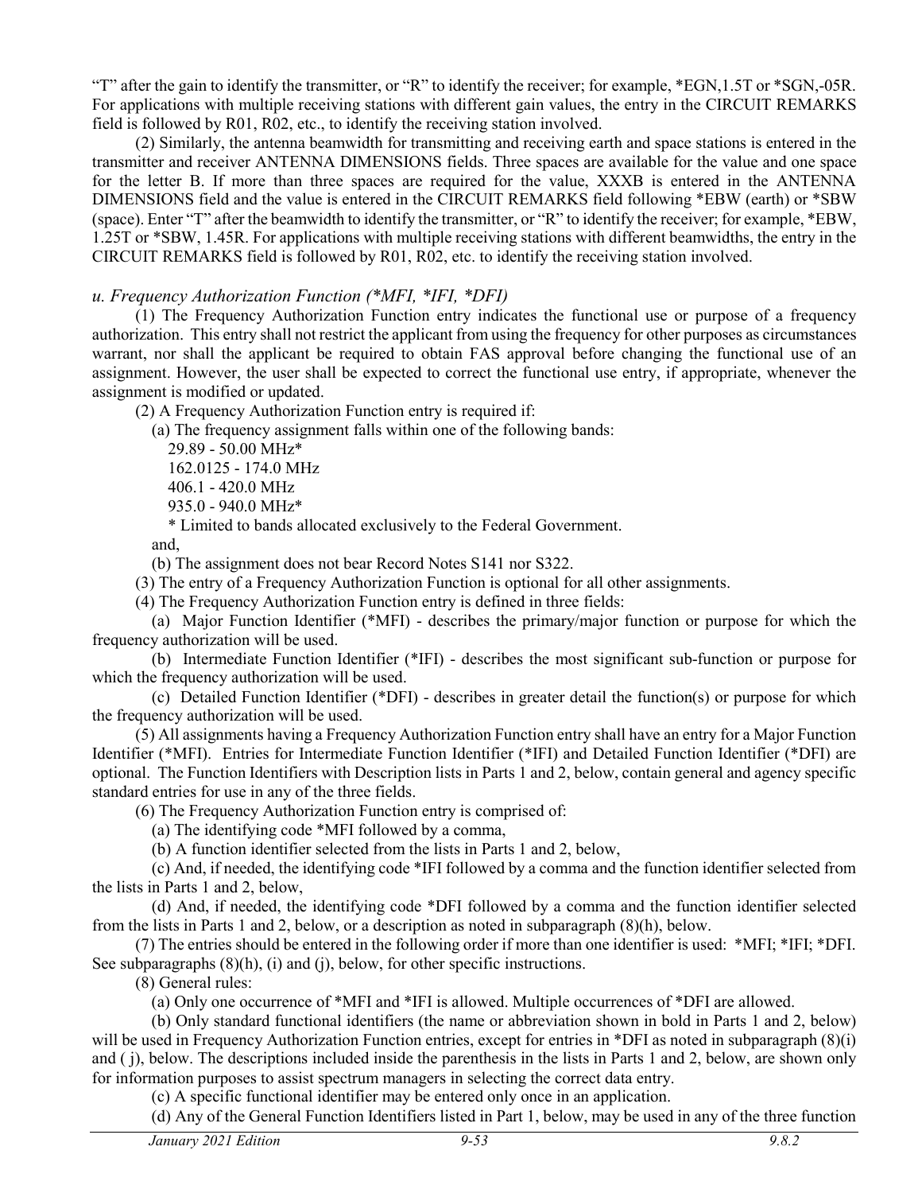"T" after the gain to identify the transmitter, or "R" to identify the receiver; for example, *EGN,1.5T or *SGN,-05R. For applications with multiple receiving stations with different gain values, the entry in the CIRCUIT REMARKS field is followed by R01, R02, etc., to identify the receiving station involved.

(2) Similarly, the antenna beamwidth for transmitting and receiving earth and space stations is entered in the transmitter and receiver ANTENNA DIMENSIONS fields. Three spaces are available for the value and one space for the letter B. If more than three spaces are required for the value, XXXB is entered in the ANTENNA DIMENSIONS field and the value is entered in the CIRCUIT REMARKS field following *EBW (earth) or *SBW (space). Enter "T" after the beamwidth to identify the transmitter, or "R" to identify the receiver; for example, *EBW, 1.25T or *SBW, 1.45R. For applications with multiple receiving stations with different beamwidths, the entry in the CIRCUIT REMARKS field is followed by R01, R02, etc. to identify the receiving station involved.

### *u. Frequency Authorization Function (*MFI, *IFI, *DFI)*

(1) The Frequency Authorization Function entry indicates the functional use or purpose of a frequency authorization. This entry shall not restrict the applicant from using the frequency for other purposes as circumstances warrant, nor shall the applicant be required to obtain FAS approval before changing the functional use of an assignment. However, the user shall be expected to correct the functional use entry, if appropriate, whenever the assignment is modified or updated.

(2) A Frequency Authorization Function entry is required if:

(a) The frequency assignment falls within one of the following bands:

29.89 - 50.00 MHz*
162.0125 - 174.0 MHz
406.1 - 420.0 MHz
935.0 - 940.0 MHz*

\* Limited to bands allocated exclusively to the Federal Government.

and,

(b) The assignment does not bear Record Notes S141 nor S322.

(3) The entry of a Frequency Authorization Function is optional for all other assignments.

(4) The Frequency Authorization Function entry is defined in three fields:

(a) Major Function Identifier (*MFI) - describes the primary/major function or purpose for which the frequency authorization will be used.

(b) Intermediate Function Identifier (*IFI) - describes the most significant sub-function or purpose for which the frequency authorization will be used.

(c) Detailed Function Identifier (*DFI) - describes in greater detail the function(s) or purpose for which the frequency authorization will be used.

(5) All assignments having a Frequency Authorization Function entry shall have an entry for a Major Function Identifier (*MFI). Entries for Intermediate Function Identifier (*IFI) and Detailed Function Identifier (*DFI) are optional. The Function Identifiers with Description lists in Parts 1 and 2, below, contain general and agency specific standard entries for use in any of the three fields.

(6) The Frequency Authorization Function entry is comprised of:

(a) The identifying code *MFI followed by a comma,

(b) A function identifier selected from the lists in Parts 1 and 2, below,

(c) And, if needed, the identifying code *IFI followed by a comma and the function identifier selected from the lists in Parts 1 and 2, below,

(d) And, if needed, the identifying code *DFI followed by a comma and the function identifier selected from the lists in Parts 1 and 2, below, or a description as noted in subparagraph (8)(h), below.

(7) The entries should be entered in the following order if more than one identifier is used: *MFI; *IFI; *DFI. See subparagraphs (8)(h), (i) and (j), below, for other specific instructions.

(8) General rules:

(a) Only one occurrence of *MFI and *IFI is allowed. Multiple occurrences of *DFI are allowed.

(b) Only standard functional identifiers (the name or abbreviation shown in bold in Parts 1 and 2, below) will be used in Frequency Authorization Function entries, except for entries in *DFI as noted in subparagraph (8)(i) and ( j), below. The descriptions included inside the parenthesis in the lists in Parts 1 and 2, below, are shown only for information purposes to assist spectrum managers in selecting the correct data entry.

(c) A specific functional identifier may be entered only once in an application.

(d) Any of the General Function Identifiers listed in Part 1, below, may be used in any of the three function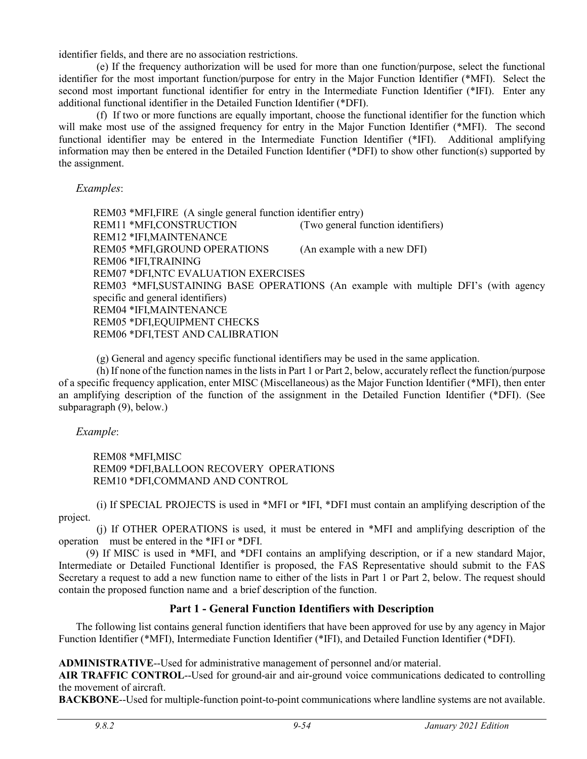identifier fields, and there are no association restrictions.

(e) If the frequency authorization will be used for more than one function/purpose, select the functional identifier for the most important function/purpose for entry in the Major Function Identifier (*MFI). Select the second most important functional identifier for entry in the Intermediate Function Identifier (*IFI). Enter any additional functional identifier in the Detailed Function Identifier (*DFI).

(f) If two or more functions are equally important, choose the functional identifier for the function which will make most use of the assigned frequency for entry in the Major Function Identifier (*MFI). The second functional identifier may be entered in the Intermediate Function Identifier (*IFI). Additional amplifying information may then be entered in the Detailed Function Identifier (*DFI) to show other function(s) supported by the assignment.

*Examples*:

REM03 *MFI,FIRE (A single general function identifier entry)
REM11 *MFI,CONSTRUCTION (Two general function identifiers)
REM12 *IFI,MAINTENANCE
REM05 *MFI,GROUND OPERATIONS (An example with a new DFI)
REM06 *IFI,TRAINING
REM07 *DFI,NTC EVALUATION EXERCISES
REM03 *MFI,SUSTAINING BASE OPERATIONS (An example with multiple DFI's (with agency specific and general identifiers)
REM04 *IFI,MAINTENANCE
REM05 *DFI,EQUIPMENT CHECKS
REM06 *DFI,TEST AND CALIBRATION

(g) General and agency specific functional identifiers may be used in the same application.

(h) If none of the function names in the lists in Part 1 or Part 2, below, accurately reflect the function/purpose of a specific frequency application, enter MISC (Miscellaneous) as the Major Function Identifier (*MFI), then enter an amplifying description of the function of the assignment in the Detailed Function Identifier (*DFI). (See subparagraph (9), below.)

*Example*:

REM08 *MFI,MISC
REM09 *DFI,BALLOON RECOVERY OPERATIONS
REM10 *DFI,COMMAND AND CONTROL

(i) If SPECIAL PROJECTS is used in *MFI or *IFI, *DFI must contain an amplifying description of the project.

(j) If OTHER OPERATIONS is used, it must be entered in *MFI and amplifying description of the operation must be entered in the *IFI or *DFI.

(9) If MISC is used in *MFI, and *DFI contains an amplifying description, or if a new standard Major, Intermediate or Detailed Functional Identifier is proposed, the FAS Representative should submit to the FAS Secretary a request to add a new function name to either of the lists in Part 1 or Part 2, below. The request should contain the proposed function name and a brief description of the function.

## Part 1 - General Function Identifiers with Description

The following list contains general function identifiers that have been approved for use by any agency in Major Function Identifier (*MFI), Intermediate Function Identifier (*IFI), and Detailed Function Identifier (*DFI).

**ADMINISTRATIVE**--Used for administrative management of personnel and/or material.
**AIR TRAFFIC CONTROL**--Used for ground-air and air-ground voice communications dedicated to controlling the movement of aircraft.
**BACKBONE**--Used for multiple-function point-to-point communications where landline systems are not available.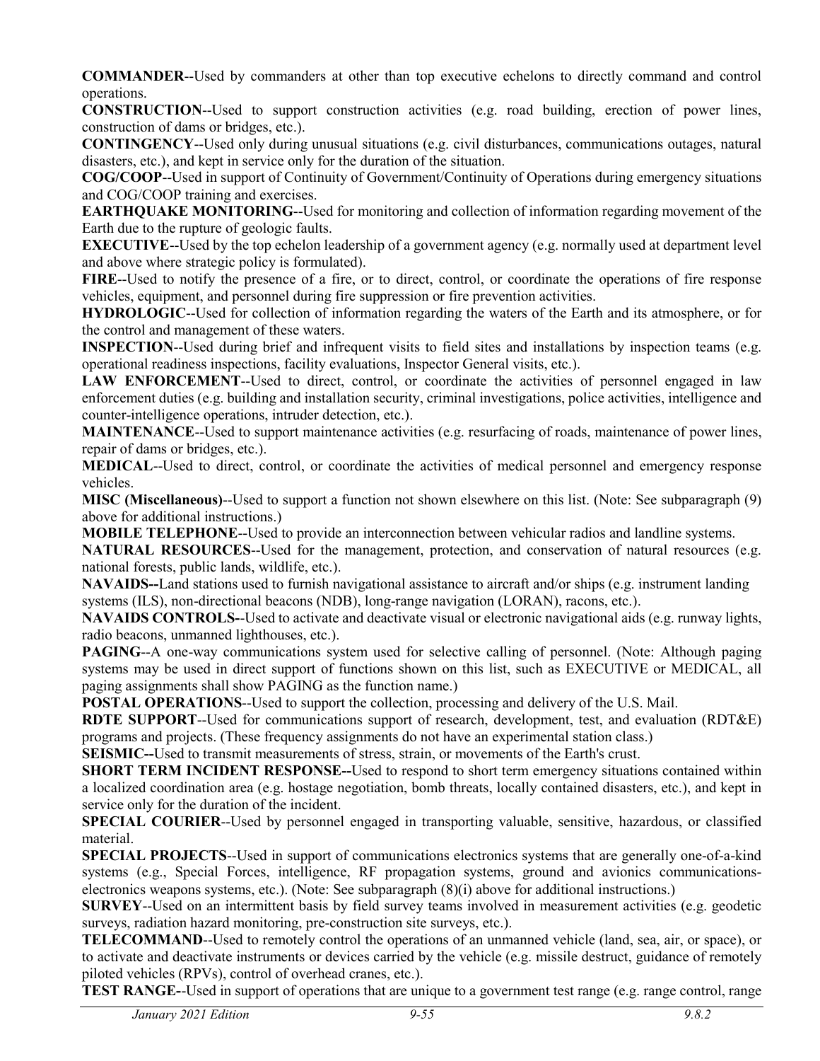**COMMANDER**--Used by commanders at other than top executive echelons to directly command and control operations.

**CONSTRUCTION**--Used to support construction activities (e.g. road building, erection of power lines, construction of dams or bridges, etc.).

**CONTINGENCY**--Used only during unusual situations (e.g. civil disturbances, communications outages, natural disasters, etc.), and kept in service only for the duration of the situation.

**COG/COOP**--Used in support of Continuity of Government/Continuity of Operations during emergency situations and COG/COOP training and exercises.

**EARTHQUAKE MONITORING**--Used for monitoring and collection of information regarding movement of the Earth due to the rupture of geologic faults.

**EXECUTIVE**--Used by the top echelon leadership of a government agency (e.g. normally used at department level and above where strategic policy is formulated).

**FIRE**--Used to notify the presence of a fire, or to direct, control, or coordinate the operations of fire response vehicles, equipment, and personnel during fire suppression or fire prevention activities.

**HYDROLOGIC**--Used for collection of information regarding the waters of the Earth and its atmosphere, or for the control and management of these waters.

**INSPECTION**--Used during brief and infrequent visits to field sites and installations by inspection teams (e.g. operational readiness inspections, facility evaluations, Inspector General visits, etc.).

**LAW ENFORCEMENT**--Used to direct, control, or coordinate the activities of personnel engaged in law enforcement duties (e.g. building and installation security, criminal investigations, police activities, intelligence and counter-intelligence operations, intruder detection, etc.).

**MAINTENANCE**--Used to support maintenance activities (e.g. resurfacing of roads, maintenance of power lines, repair of dams or bridges, etc.).

**MEDICAL**--Used to direct, control, or coordinate the activities of medical personnel and emergency response vehicles.

**MISC (Miscellaneous)**--Used to support a function not shown elsewhere on this list. (Note: See subparagraph (9) above for additional instructions.)

**MOBILE TELEPHONE**--Used to provide an interconnection between vehicular radios and landline systems.

**NATURAL RESOURCES**--Used for the management, protection, and conservation of natural resources (e.g. national forests, public lands, wildlife, etc.).

**NAVAIDS--**Land stations used to furnish navigational assistance to aircraft and/or ships (e.g. instrument landing systems (ILS), non-directional beacons (NDB), long-range navigation (LORAN), racons, etc.).

**NAVAIDS CONTROLS-**-Used to activate and deactivate visual or electronic navigational aids (e.g. runway lights, radio beacons, unmanned lighthouses, etc.).

**PAGING**--A one-way communications system used for selective calling of personnel. (Note: Although paging systems may be used in direct support of functions shown on this list, such as EXECUTIVE or MEDICAL, all paging assignments shall show PAGING as the function name.)

**POSTAL OPERATIONS**--Used to support the collection, processing and delivery of the U.S. Mail.

**RDTE SUPPORT**--Used for communications support of research, development, test, and evaluation (RDT&E) programs and projects. (These frequency assignments do not have an experimental station class.)

**SEISMIC--**Used to transmit measurements of stress, strain, or movements of the Earth's crust.

**SHORT TERM INCIDENT RESPONSE--**Used to respond to short term emergency situations contained within a localized coordination area (e.g. hostage negotiation, bomb threats, locally contained disasters, etc.), and kept in service only for the duration of the incident.

**SPECIAL COURIER**--Used by personnel engaged in transporting valuable, sensitive, hazardous, or classified material.

**SPECIAL PROJECTS**--Used in support of communications electronics systems that are generally one-of-a-kind systems (e.g., Special Forces, intelligence, RF propagation systems, ground and avionics communications-electronics weapons systems, etc.). (Note: See subparagraph (8)(i) above for additional instructions.)

**SURVEY**--Used on an intermittent basis by field survey teams involved in measurement activities (e.g. geodetic surveys, radiation hazard monitoring, pre-construction site surveys, etc.).

**TELECOMMAND**--Used to remotely control the operations of an unmanned vehicle (land, sea, air, or space), or to activate and deactivate instruments or devices carried by the vehicle (e.g. missile destruct, guidance of remotely piloted vehicles (RPVs), control of overhead cranes, etc.).

**TEST RANGE-**-Used in support of operations that are unique to a government test range (e.g. range control, range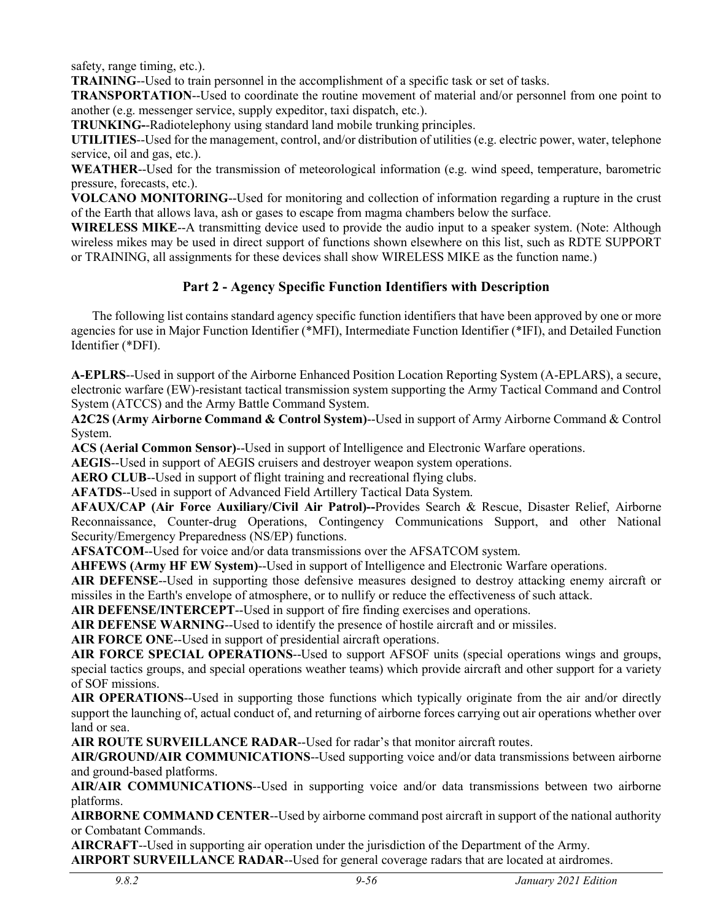safety, range timing, etc.).

**TRAINING**--Used to train personnel in the accomplishment of a specific task or set of tasks.

**TRANSPORTATION**--Used to coordinate the routine movement of material and/or personnel from one point to another (e.g. messenger service, supply expeditor, taxi dispatch, etc.).

**TRUNKING-**-Radiotelephony using standard land mobile trunking principles.

**UTILITIES**--Used for the management, control, and/or distribution of utilities (e.g. electric power, water, telephone service, oil and gas, etc.).

**WEATHER**--Used for the transmission of meteorological information (e.g. wind speed, temperature, barometric pressure, forecasts, etc.).

**VOLCANO MONITORING**--Used for monitoring and collection of information regarding a rupture in the crust of the Earth that allows lava, ash or gases to escape from magma chambers below the surface.

**WIRELESS MIKE**--A transmitting device used to provide the audio input to a speaker system. (Note: Although wireless mikes may be used in direct support of functions shown elsewhere on this list, such as RDTE SUPPORT or TRAINING, all assignments for these devices shall show WIRELESS MIKE as the function name.)

## Part 2 - Agency Specific Function Identifiers with Description

The following list contains standard agency specific function identifiers that have been approved by one or more agencies for use in Major Function Identifier (*MFI), Intermediate Function Identifier (*IFI), and Detailed Function Identifier (*DFI).

**A-EPLRS**--Used in support of the Airborne Enhanced Position Location Reporting System (A-EPLARS), a secure, electronic warfare (EW)-resistant tactical transmission system supporting the Army Tactical Command and Control System (ATCCS) and the Army Battle Command System.

**A2C2S (Army Airborne Command & Control System)**--Used in support of Army Airborne Command & Control System.

**ACS (Aerial Common Sensor)**--Used in support of Intelligence and Electronic Warfare operations.

**AEGIS**--Used in support of AEGIS cruisers and destroyer weapon system operations.

**AERO CLUB**--Used in support of flight training and recreational flying clubs.

**AFATDS**--Used in support of Advanced Field Artillery Tactical Data System.

**AFAUX/CAP (Air Force Auxiliary/Civil Air Patrol)--**Provides Search & Rescue, Disaster Relief, Airborne Reconnaissance, Counter-drug Operations, Contingency Communications Support, and other National Security/Emergency Preparedness (NS/EP) functions.

**AFSATCOM**--Used for voice and/or data transmissions over the AFSATCOM system.

**AHFEWS (Army HF EW System)**--Used in support of Intelligence and Electronic Warfare operations.

**AIR DEFENSE**--Used in supporting those defensive measures designed to destroy attacking enemy aircraft or missiles in the Earth's envelope of atmosphere, or to nullify or reduce the effectiveness of such attack.

**AIR DEFENSE/INTERCEPT**--Used in support of fire finding exercises and operations.

**AIR DEFENSE WARNING**--Used to identify the presence of hostile aircraft and or missiles.

**AIR FORCE ONE**--Used in support of presidential aircraft operations.

**AIR FORCE SPECIAL OPERATIONS**--Used to support AFSOF units (special operations wings and groups, special tactics groups, and special operations weather teams) which provide aircraft and other support for a variety of SOF missions.

**AIR OPERATIONS**--Used in supporting those functions which typically originate from the air and/or directly support the launching of, actual conduct of, and returning of airborne forces carrying out air operations whether over land or sea.

**AIR ROUTE SURVEILLANCE RADAR**--Used for radar's that monitor aircraft routes.

**AIR/GROUND/AIR COMMUNICATIONS**--Used supporting voice and/or data transmissions between airborne and ground-based platforms.

**AIR/AIR COMMUNICATIONS**--Used in supporting voice and/or data transmissions between two airborne platforms.

**AIRBORNE COMMAND CENTER**--Used by airborne command post aircraft in support of the national authority or Combatant Commands.

**AIRCRAFT**--Used in supporting air operation under the jurisdiction of the Department of the Army.

**AIRPORT SURVEILLANCE RADAR**--Used for general coverage radars that are located at airdromes.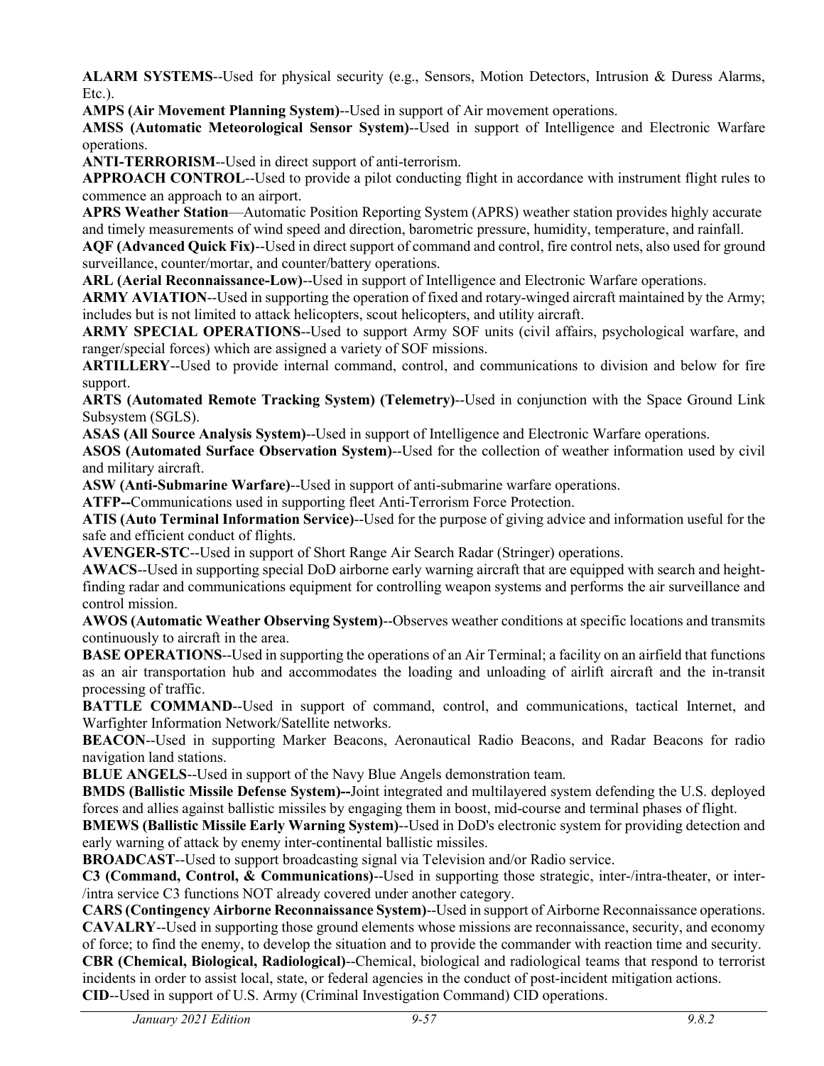**ALARM SYSTEMS**--Used for physical security (e.g., Sensors, Motion Detectors, Intrusion & Duress Alarms, Etc.).

**AMPS (Air Movement Planning System)**--Used in support of Air movement operations.

**AMSS (Automatic Meteorological Sensor System)**--Used in support of Intelligence and Electronic Warfare operations.

**ANTI-TERRORISM**--Used in direct support of anti-terrorism.

**APPROACH CONTROL**--Used to provide a pilot conducting flight in accordance with instrument flight rules to commence an approach to an airport.

**APRS Weather Station**—Automatic Position Reporting System (APRS) weather station provides highly accurate and timely measurements of wind speed and direction, barometric pressure, humidity, temperature, and rainfall.

**AQF (Advanced Quick Fix)**--Used in direct support of command and control, fire control nets, also used for ground surveillance, counter/mortar, and counter/battery operations.

**ARL (Aerial Reconnaissance-Low)**--Used in support of Intelligence and Electronic Warfare operations.

**ARMY AVIATION**--Used in supporting the operation of fixed and rotary-winged aircraft maintained by the Army; includes but is not limited to attack helicopters, scout helicopters, and utility aircraft.

**ARMY SPECIAL OPERATIONS**--Used to support Army SOF units (civil affairs, psychological warfare, and ranger/special forces) which are assigned a variety of SOF missions.

**ARTILLERY**--Used to provide internal command, control, and communications to division and below for fire support.

**ARTS (Automated Remote Tracking System) (Telemetry)**--Used in conjunction with the Space Ground Link Subsystem (SGLS).

**ASAS (All Source Analysis System)**--Used in support of Intelligence and Electronic Warfare operations.

**ASOS (Automated Surface Observation System)**--Used for the collection of weather information used by civil and military aircraft.

**ASW (Anti-Submarine Warfare)**--Used in support of anti-submarine warfare operations.

**ATFP--**Communications used in supporting fleet Anti-Terrorism Force Protection.

**ATIS (Auto Terminal Information Service)**--Used for the purpose of giving advice and information useful for the safe and efficient conduct of flights.

**AVENGER-STC**--Used in support of Short Range Air Search Radar (Stringer) operations.

**AWACS**--Used in supporting special DoD airborne early warning aircraft that are equipped with search and height-finding radar and communications equipment for controlling weapon systems and performs the air surveillance and control mission.

**AWOS (Automatic Weather Observing System)**--Observes weather conditions at specific locations and transmits continuously to aircraft in the area.

**BASE OPERATIONS**--Used in supporting the operations of an Air Terminal; a facility on an airfield that functions as an air transportation hub and accommodates the loading and unloading of airlift aircraft and the in-transit processing of traffic.

**BATTLE COMMAND**--Used in support of command, control, and communications, tactical Internet, and Warfighter Information Network/Satellite networks.

**BEACON**--Used in supporting Marker Beacons, Aeronautical Radio Beacons, and Radar Beacons for radio navigation land stations.

**BLUE ANGELS**--Used in support of the Navy Blue Angels demonstration team.

**BMDS (Ballistic Missile Defense System)--**Joint integrated and multilayered system defending the U.S. deployed forces and allies against ballistic missiles by engaging them in boost, mid-course and terminal phases of flight.

**BMEWS (Ballistic Missile Early Warning System)**--Used in DoD's electronic system for providing detection and early warning of attack by enemy inter-continental ballistic missiles.

**BROADCAST**--Used to support broadcasting signal via Television and/or Radio service.

**C3 (Command, Control, & Communications)**--Used in supporting those strategic, inter-/intra-theater, or inter-/intra service C3 functions NOT already covered under another category.

**CARS (Contingency Airborne Reconnaissance System)**--Used in support of Airborne Reconnaissance operations.

**CAVALRY**--Used in supporting those ground elements whose missions are reconnaissance, security, and economy of force; to find the enemy, to develop the situation and to provide the commander with reaction time and security.

**CBR (Chemical, Biological, Radiological)**--Chemical, biological and radiological teams that respond to terrorist incidents in order to assist local, state, or federal agencies in the conduct of post-incident mitigation actions.

**CID**--Used in support of U.S. Army (Criminal Investigation Command) CID operations.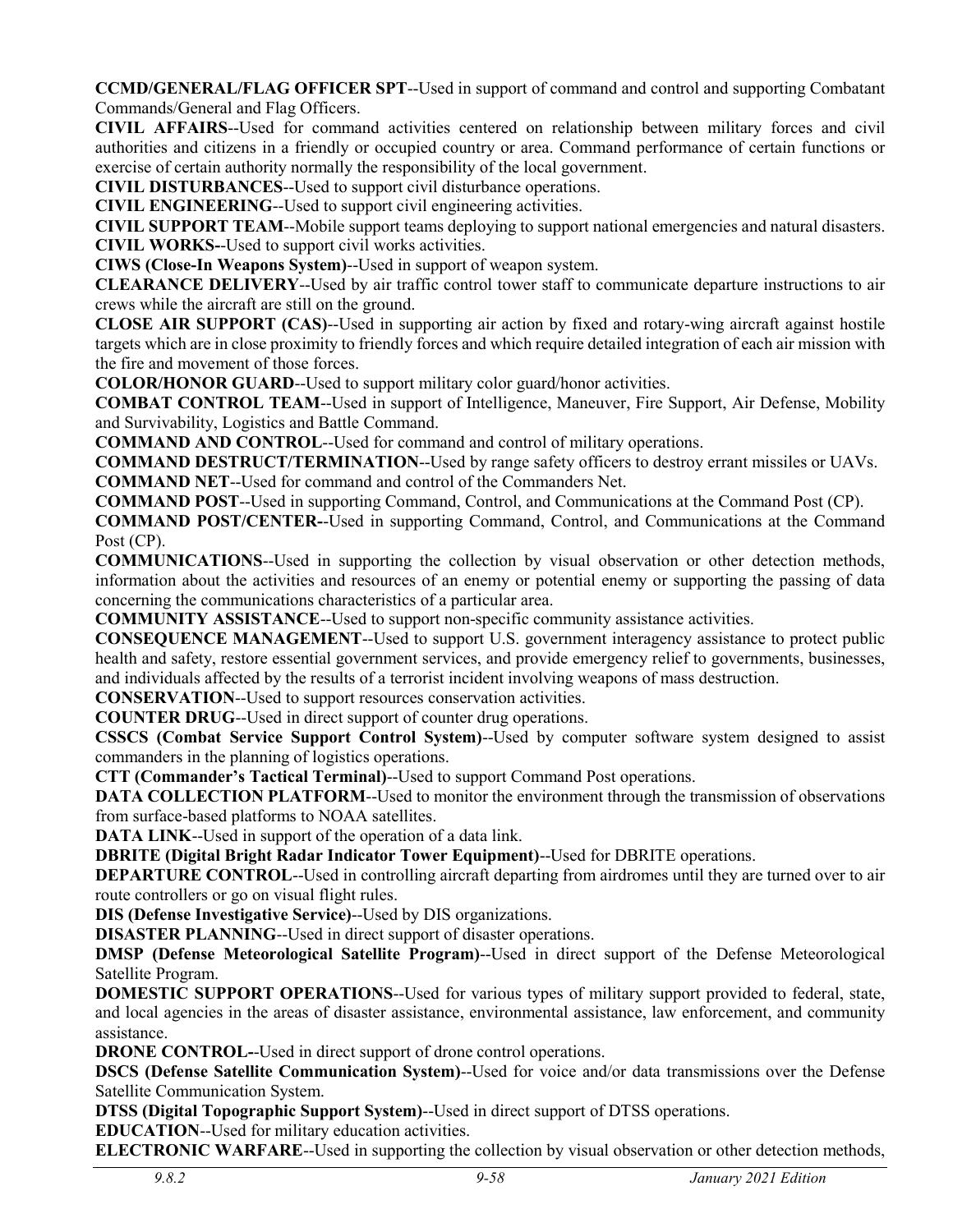**CCMD/GENERAL/FLAG OFFICER SPT**--Used in support of command and control and supporting Combatant Commands/General and Flag Officers.

**CIVIL AFFAIRS**--Used for command activities centered on relationship between military forces and civil authorities and citizens in a friendly or occupied country or area. Command performance of certain functions or exercise of certain authority normally the responsibility of the local government.

**CIVIL DISTURBANCES**--Used to support civil disturbance operations.

**CIVIL ENGINEERING**--Used to support civil engineering activities.

**CIVIL SUPPORT TEAM**--Mobile support teams deploying to support national emergencies and natural disasters.

**CIVIL WORKS**--Used to support civil works activities.

**CIWS (Close-In Weapons System)**--Used in support of weapon system.

**CLEARANCE DELIVERY**--Used by air traffic control tower staff to communicate departure instructions to air crews while the aircraft are still on the ground.

**CLOSE AIR SUPPORT (CAS)**--Used in supporting air action by fixed and rotary-wing aircraft against hostile targets which are in close proximity to friendly forces and which require detailed integration of each air mission with the fire and movement of those forces.

**COLOR/HONOR GUARD**--Used to support military color guard/honor activities.

**COMBAT CONTROL TEAM**--Used in support of Intelligence, Maneuver, Fire Support, Air Defense, Mobility and Survivability, Logistics and Battle Command.

**COMMAND AND CONTROL**--Used for command and control of military operations.

**COMMAND DESTRUCT/TERMINATION**--Used by range safety officers to destroy errant missiles or UAVs.

**COMMAND NET**--Used for command and control of the Commanders Net.

**COMMAND POST**--Used in supporting Command, Control, and Communications at the Command Post (CP).

**COMMAND POST/CENTER**--Used in supporting Command, Control, and Communications at the Command Post (CP).

**COMMUNICATIONS**--Used in supporting the collection by visual observation or other detection methods, information about the activities and resources of an enemy or potential enemy or supporting the passing of data concerning the communications characteristics of a particular area.

**COMMUNITY ASSISTANCE**--Used to support non-specific community assistance activities.

**CONSEQUENCE MANAGEMENT**--Used to support U.S. government interagency assistance to protect public health and safety, restore essential government services, and provide emergency relief to governments, businesses, and individuals affected by the results of a terrorist incident involving weapons of mass destruction.

**CONSERVATION**--Used to support resources conservation activities.

**COUNTER DRUG**--Used in direct support of counter drug operations.

**CSSCS (Combat Service Support Control System)**--Used by computer software system designed to assist commanders in the planning of logistics operations.

**CTT (Commander's Tactical Terminal)**--Used to support Command Post operations.

**DATA COLLECTION PLATFORM**--Used to monitor the environment through the transmission of observations from surface-based platforms to NOAA satellites.

**DATA LINK**--Used in support of the operation of a data link.

**DBRITE (Digital Bright Radar Indicator Tower Equipment)**--Used for DBRITE operations.

**DEPARTURE CONTROL**--Used in controlling aircraft departing from airdromes until they are turned over to air route controllers or go on visual flight rules.

**DIS (Defense Investigative Service)**--Used by DIS organizations.

**DISASTER PLANNING**--Used in direct support of disaster operations.

**DMSP (Defense Meteorological Satellite Program)**--Used in direct support of the Defense Meteorological Satellite Program.

**DOMESTIC SUPPORT OPERATIONS**--Used for various types of military support provided to federal, state, and local agencies in the areas of disaster assistance, environmental assistance, law enforcement, and community assistance.

**DRONE CONTROL**--Used in direct support of drone control operations.

**DSCS (Defense Satellite Communication System)**--Used for voice and/or data transmissions over the Defense Satellite Communication System.

**DTSS (Digital Topographic Support System)**--Used in direct support of DTSS operations.

**EDUCATION**--Used for military education activities.

**ELECTRONIC WARFARE**--Used in supporting the collection by visual observation or other detection methods,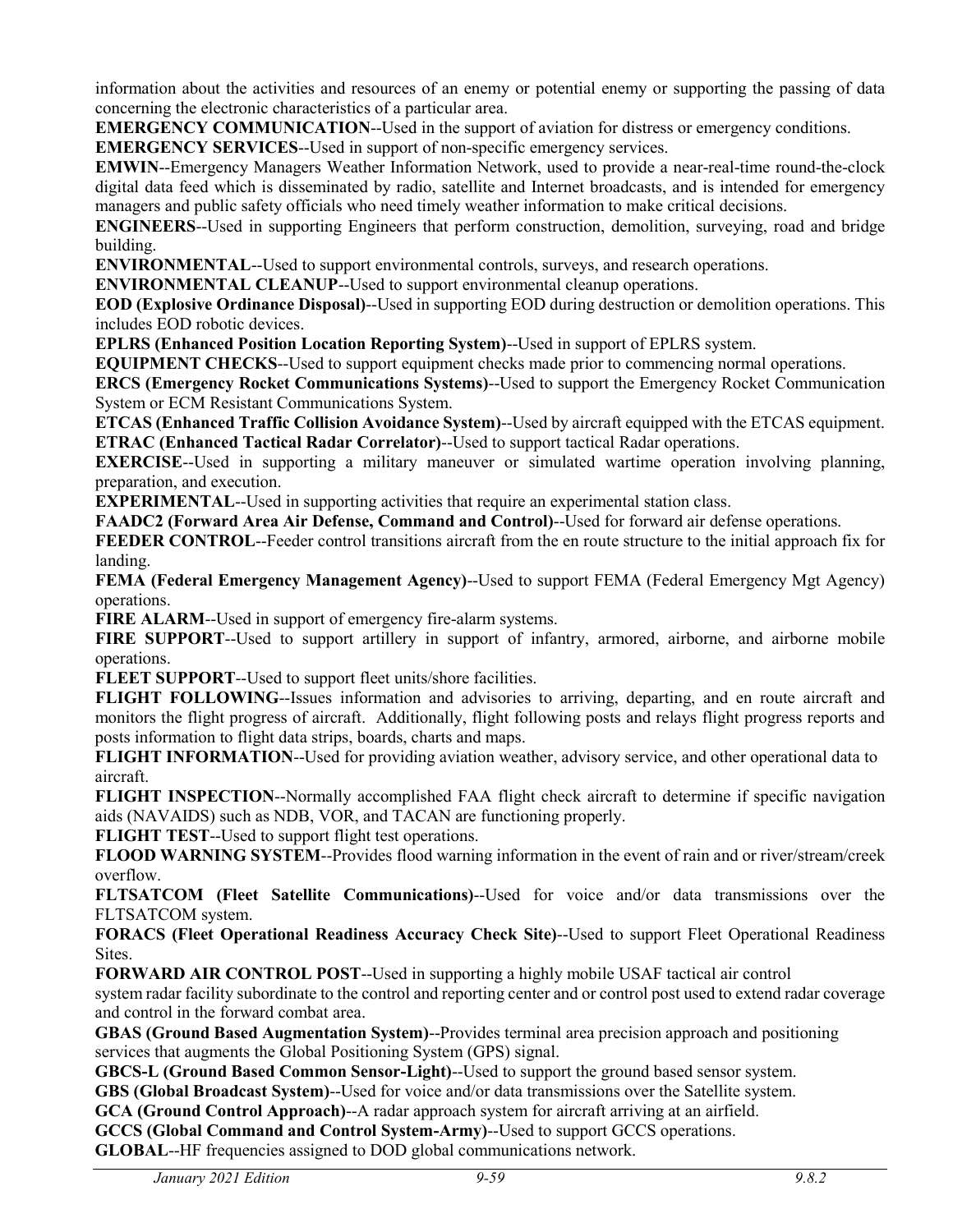information about the activities and resources of an enemy or potential enemy or supporting the passing of data concerning the electronic characteristics of a particular area.

**EMERGENCY COMMUNICATION**--Used in the support of aviation for distress or emergency conditions.

**EMERGENCY SERVICES**--Used in support of non-specific emergency services.

**EMWIN**--Emergency Managers Weather Information Network, used to provide a near-real-time round-the-clock digital data feed which is disseminated by radio, satellite and Internet broadcasts, and is intended for emergency managers and public safety officials who need timely weather information to make critical decisions.

**ENGINEERS**--Used in supporting Engineers that perform construction, demolition, surveying, road and bridge building.

**ENVIRONMENTAL**--Used to support environmental controls, surveys, and research operations.

**ENVIRONMENTAL CLEANUP**--Used to support environmental cleanup operations.

**EOD (Explosive Ordinance Disposal)**--Used in supporting EOD during destruction or demolition operations. This includes EOD robotic devices.

**EPLRS (Enhanced Position Location Reporting System)**--Used in support of EPLRS system.

**EQUIPMENT CHECKS**--Used to support equipment checks made prior to commencing normal operations.

**ERCS (Emergency Rocket Communications Systems)**--Used to support the Emergency Rocket Communication System or ECM Resistant Communications System.

**ETCAS (Enhanced Traffic Collision Avoidance System)**--Used by aircraft equipped with the ETCAS equipment.

**ETRAC (Enhanced Tactical Radar Correlator)**--Used to support tactical Radar operations.

**EXERCISE**--Used in supporting a military maneuver or simulated wartime operation involving planning, preparation, and execution.

**EXPERIMENTAL**--Used in supporting activities that require an experimental station class.

**FAADC2 (Forward Area Air Defense, Command and Control)**--Used for forward air defense operations.

**FEEDER CONTROL**--Feeder control transitions aircraft from the en route structure to the initial approach fix for landing.

**FEMA (Federal Emergency Management Agency)**--Used to support FEMA (Federal Emergency Mgt Agency) operations.

**FIRE ALARM**--Used in support of emergency fire-alarm systems.

**FIRE SUPPORT**--Used to support artillery in support of infantry, armored, airborne, and airborne mobile operations.

**FLEET SUPPORT**--Used to support fleet units/shore facilities.

**FLIGHT FOLLOWING**--Issues information and advisories to arriving, departing, and en route aircraft and monitors the flight progress of aircraft. Additionally, flight following posts and relays flight progress reports and posts information to flight data strips, boards, charts and maps.

**FLIGHT INFORMATION**--Used for providing aviation weather, advisory service, and other operational data to aircraft.

**FLIGHT INSPECTION**--Normally accomplished FAA flight check aircraft to determine if specific navigation aids (NAVAIDS) such as NDB, VOR, and TACAN are functioning properly.

**FLIGHT TEST**--Used to support flight test operations.

**FLOOD WARNING SYSTEM**--Provides flood warning information in the event of rain and or river/stream/creek overflow.

**FLTSATCOM (Fleet Satellite Communications)**--Used for voice and/or data transmissions over the FLTSATCOM system.

**FORACS (Fleet Operational Readiness Accuracy Check Site)**--Used to support Fleet Operational Readiness Sites.

**FORWARD AIR CONTROL POST**--Used in supporting a highly mobile USAF tactical air control system radar facility subordinate to the control and reporting center and or control post used to extend radar coverage and control in the forward combat area.

**GBAS (Ground Based Augmentation System)**--Provides terminal area precision approach and positioning services that augments the Global Positioning System (GPS) signal.

**GBCS-L (Ground Based Common Sensor-Light)**--Used to support the ground based sensor system.

**GBS (Global Broadcast System)**--Used for voice and/or data transmissions over the Satellite system.

**GCA (Ground Control Approach)**--A radar approach system for aircraft arriving at an airfield.

**GCCS (Global Command and Control System-Army)**--Used to support GCCS operations.

**GLOBAL**--HF frequencies assigned to DOD global communications network.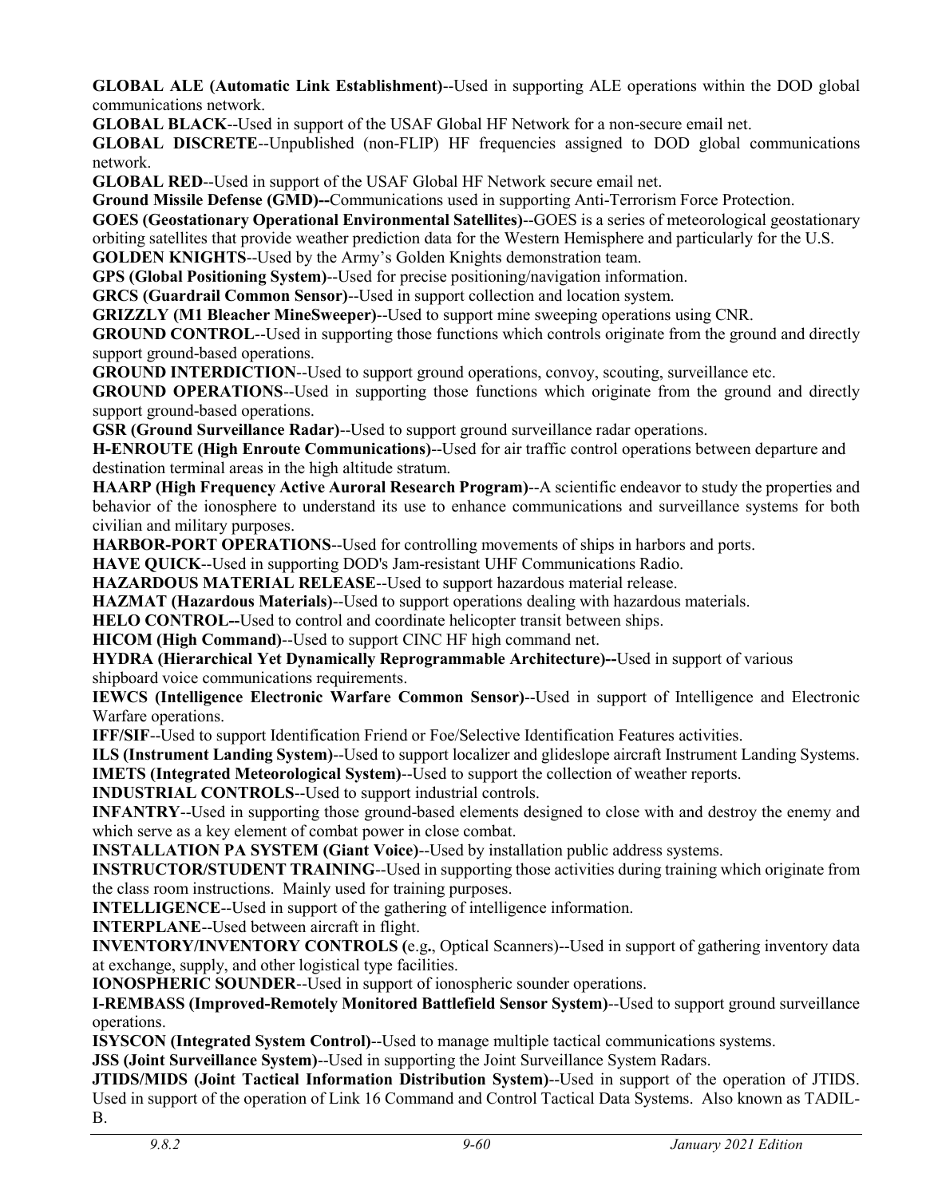**GLOBAL ALE (Automatic Link Establishment)**--Used in supporting ALE operations within the DOD global communications network.

**GLOBAL BLACK**--Used in support of the USAF Global HF Network for a non-secure email net.

**GLOBAL DISCRETE**--Unpublished (non-FLIP) HF frequencies assigned to DOD global communications network.

**GLOBAL RED**--Used in support of the USAF Global HF Network secure email net.

**Ground Missile Defense (GMD)--**Communications used in supporting Anti-Terrorism Force Protection.

**GOES (Geostationary Operational Environmental Satellites)**--GOES is a series of meteorological geostationary orbiting satellites that provide weather prediction data for the Western Hemisphere and particularly for the U.S.

**GOLDEN KNIGHTS**--Used by the Army's Golden Knights demonstration team.

**GPS (Global Positioning System)**--Used for precise positioning/navigation information.

**GRCS (Guardrail Common Sensor)**--Used in support collection and location system.

**GRIZZLY (M1 Bleacher MineSweeper)**--Used to support mine sweeping operations using CNR.

**GROUND CONTROL**--Used in supporting those functions which controls originate from the ground and directly support ground-based operations.

**GROUND INTERDICTION**--Used to support ground operations, convoy, scouting, surveillance etc.

**GROUND OPERATIONS**--Used in supporting those functions which originate from the ground and directly support ground-based operations.

**GSR (Ground Surveillance Radar)**--Used to support ground surveillance radar operations.

**H-ENROUTE (High Enroute Communications)**--Used for air traffic control operations between departure and destination terminal areas in the high altitude stratum.

**HAARP (High Frequency Active Auroral Research Program)**--A scientific endeavor to study the properties and behavior of the ionosphere to understand its use to enhance communications and surveillance systems for both civilian and military purposes.

**HARBOR-PORT OPERATIONS**--Used for controlling movements of ships in harbors and ports.

**HAVE QUICK**--Used in supporting DOD's Jam-resistant UHF Communications Radio.

**HAZARDOUS MATERIAL RELEASE**--Used to support hazardous material release.

**HAZMAT (Hazardous Materials)**--Used to support operations dealing with hazardous materials.

**HELO CONTROL--**Used to control and coordinate helicopter transit between ships.

**HICOM (High Command)**--Used to support CINC HF high command net.

**HYDRA (Hierarchical Yet Dynamically Reprogrammable Architecture)--**Used in support of various shipboard voice communications requirements.

**IEWCS (Intelligence Electronic Warfare Common Sensor)**--Used in support of Intelligence and Electronic Warfare operations.

**IFF/SIF**--Used to support Identification Friend or Foe/Selective Identification Features activities.

**ILS (Instrument Landing System)**--Used to support localizer and glideslope aircraft Instrument Landing Systems.

**IMETS (Integrated Meteorological System)**--Used to support the collection of weather reports.

**INDUSTRIAL CONTROLS**--Used to support industrial controls.

**INFANTRY**--Used in supporting those ground-based elements designed to close with and destroy the enemy and which serve as a key element of combat power in close combat.

**INSTALLATION PA SYSTEM (Giant Voice)**--Used by installation public address systems.

**INSTRUCTOR/STUDENT TRAINING**--Used in supporting those activities during training which originate from the class room instructions. Mainly used for training purposes.

**INTELLIGENCE**--Used in support of the gathering of intelligence information.

**INTERPLANE**--Used between aircraft in flight.

**INVENTORY/INVENTORY CONTROLS (**e.g**.,** Optical Scanners)--Used in support of gathering inventory data at exchange, supply, and other logistical type facilities.

**IONOSPHERIC SOUNDER**--Used in support of ionospheric sounder operations.

**I-REMBASS (Improved-Remotely Monitored Battlefield Sensor System)**--Used to support ground surveillance operations.

**ISYSCON (Integrated System Control)**--Used to manage multiple tactical communications systems.

**JSS (Joint Surveillance System)**--Used in supporting the Joint Surveillance System Radars.

**JTIDS/MIDS (Joint Tactical Information Distribution System)**--Used in support of the operation of JTIDS. Used in support of the operation of Link 16 Command and Control Tactical Data Systems. Also known as TADIL-B.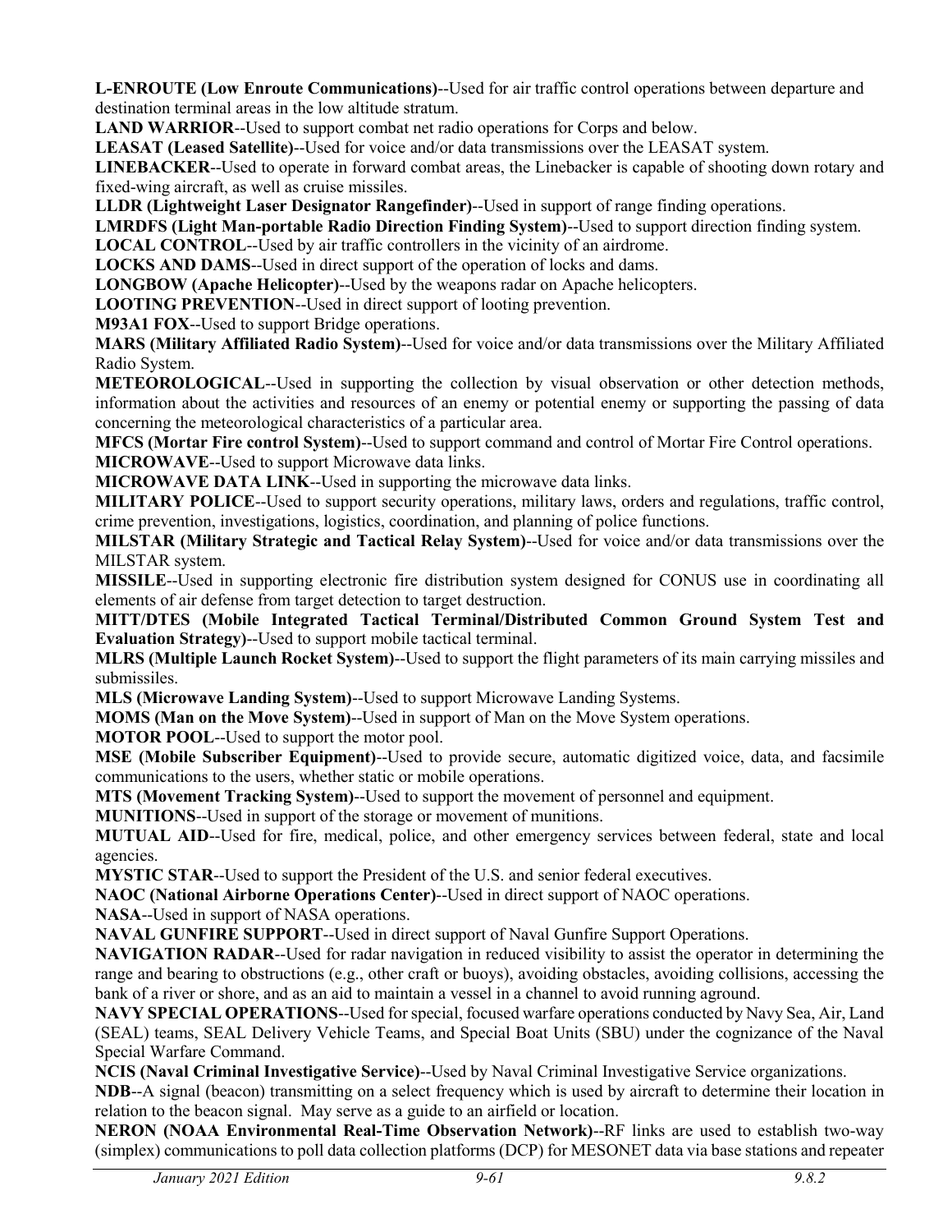**L-ENROUTE (Low Enroute Communications)**--Used for air traffic control operations between departure and destination terminal areas in the low altitude stratum.

**LAND WARRIOR**--Used to support combat net radio operations for Corps and below.

**LEASAT (Leased Satellite)**--Used for voice and/or data transmissions over the LEASAT system.

**LINEBACKER**--Used to operate in forward combat areas, the Linebacker is capable of shooting down rotary and fixed-wing aircraft, as well as cruise missiles.

**LLDR (Lightweight Laser Designator Rangefinder)**--Used in support of range finding operations.

**LMRDFS (Light Man-portable Radio Direction Finding System)**--Used to support direction finding system.

**LOCAL CONTROL**--Used by air traffic controllers in the vicinity of an airdrome.

**LOCKS AND DAMS**--Used in direct support of the operation of locks and dams.

**LONGBOW (Apache Helicopter)**--Used by the weapons radar on Apache helicopters.

**LOOTING PREVENTION**--Used in direct support of looting prevention.

**M93A1 FOX**--Used to support Bridge operations.

**MARS (Military Affiliated Radio System)**--Used for voice and/or data transmissions over the Military Affiliated Radio System.

**METEOROLOGICAL**--Used in supporting the collection by visual observation or other detection methods, information about the activities and resources of an enemy or potential enemy or supporting the passing of data concerning the meteorological characteristics of a particular area.

**MFCS (Mortar Fire control System)**--Used to support command and control of Mortar Fire Control operations.

**MICROWAVE**--Used to support Microwave data links.

**MICROWAVE DATA LINK**--Used in supporting the microwave data links.

**MILITARY POLICE**--Used to support security operations, military laws, orders and regulations, traffic control, crime prevention, investigations, logistics, coordination, and planning of police functions.

**MILSTAR (Military Strategic and Tactical Relay System)**--Used for voice and/or data transmissions over the MILSTAR system.

**MISSILE**--Used in supporting electronic fire distribution system designed for CONUS use in coordinating all elements of air defense from target detection to target destruction.

**MITT/DTES (Mobile Integrated Tactical Terminal/Distributed Common Ground System Test and Evaluation Strategy)**--Used to support mobile tactical terminal.

**MLRS (Multiple Launch Rocket System)**--Used to support the flight parameters of its main carrying missiles and submissiles.

**MLS (Microwave Landing System)**--Used to support Microwave Landing Systems.

**MOMS (Man on the Move System)**--Used in support of Man on the Move System operations.

**MOTOR POOL**--Used to support the motor pool.

**MSE (Mobile Subscriber Equipment)**--Used to provide secure, automatic digitized voice, data, and facsimile communications to the users, whether static or mobile operations.

**MTS (Movement Tracking System)**--Used to support the movement of personnel and equipment.

**MUNITIONS**--Used in support of the storage or movement of munitions.

**MUTUAL AID**--Used for fire, medical, police, and other emergency services between federal, state and local agencies.

**MYSTIC STAR**--Used to support the President of the U.S. and senior federal executives.

**NAOC (National Airborne Operations Center)**--Used in direct support of NAOC operations.

**NASA**--Used in support of NASA operations.

**NAVAL GUNFIRE SUPPORT**--Used in direct support of Naval Gunfire Support Operations.

**NAVIGATION RADAR**--Used for radar navigation in reduced visibility to assist the operator in determining the range and bearing to obstructions (e.g., other craft or buoys), avoiding obstacles, avoiding collisions, accessing the bank of a river or shore, and as an aid to maintain a vessel in a channel to avoid running aground.

**NAVY SPECIAL OPERATIONS**--Used for special, focused warfare operations conducted by Navy Sea, Air, Land (SEAL) teams, SEAL Delivery Vehicle Teams, and Special Boat Units (SBU) under the cognizance of the Naval Special Warfare Command.

**NCIS (Naval Criminal Investigative Service)**--Used by Naval Criminal Investigative Service organizations.

**NDB**--A signal (beacon) transmitting on a select frequency which is used by aircraft to determine their location in relation to the beacon signal. May serve as a guide to an airfield or location.

**NERON (NOAA Environmental Real-Time Observation Network)**--RF links are used to establish two-way (simplex) communications to poll data collection platforms (DCP) for MESONET data via base stations and repeater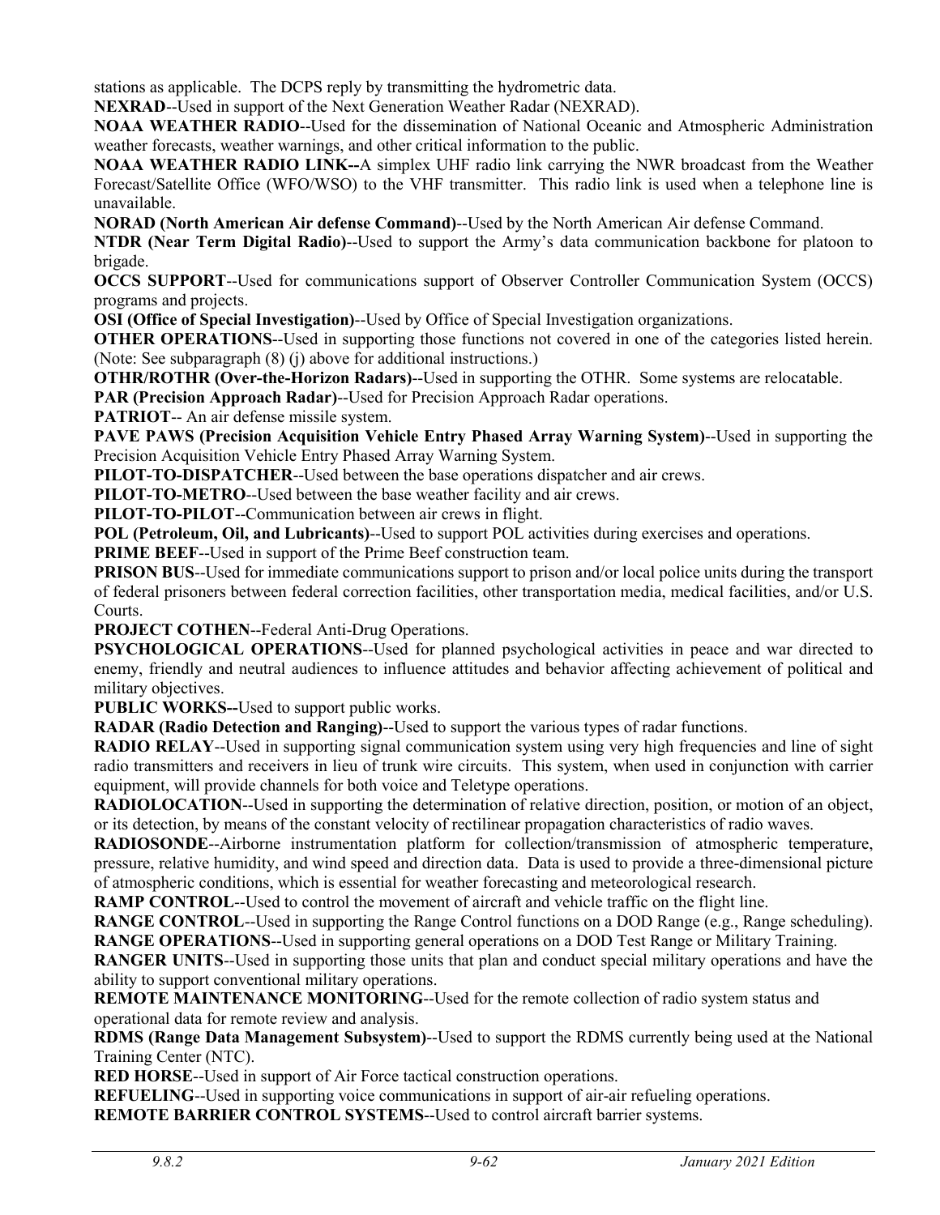stations as applicable. The DCPS reply by transmitting the hydrometric data.

**NEXRAD**--Used in support of the Next Generation Weather Radar (NEXRAD).

**NOAA WEATHER RADIO**--Used for the dissemination of National Oceanic and Atmospheric Administration weather forecasts, weather warnings, and other critical information to the public.

**NOAA WEATHER RADIO LINK--**A simplex UHF radio link carrying the NWR broadcast from the Weather Forecast/Satellite Office (WFO/WSO) to the VHF transmitter. This radio link is used when a telephone line is unavailable.

**NORAD (North American Air defense Command)**--Used by the North American Air defense Command.

**NTDR (Near Term Digital Radio)**--Used to support the Army's data communication backbone for platoon to brigade.

**OCCS SUPPORT**--Used for communications support of Observer Controller Communication System (OCCS) programs and projects.

**OSI (Office of Special Investigation)**--Used by Office of Special Investigation organizations.

**OTHER OPERATIONS**--Used in supporting those functions not covered in one of the categories listed herein. (Note: See subparagraph (8) (j) above for additional instructions.)

**OTHR/ROTHR (Over-the-Horizon Radars)**--Used in supporting the OTHR. Some systems are relocatable.

**PAR (Precision Approach Radar)**--Used for Precision Approach Radar operations.

**PATRIOT**-- An air defense missile system.

**PAVE PAWS (Precision Acquisition Vehicle Entry Phased Array Warning System)**--Used in supporting the Precision Acquisition Vehicle Entry Phased Array Warning System.

**PILOT-TO-DISPATCHER**--Used between the base operations dispatcher and air crews.

**PILOT-TO-METRO**--Used between the base weather facility and air crews.

**PILOT-TO-PILOT**--Communication between air crews in flight.

**POL (Petroleum, Oil, and Lubricants)**--Used to support POL activities during exercises and operations.

**PRIME BEEF**--Used in support of the Prime Beef construction team.

**PRISON BUS**--Used for immediate communications support to prison and/or local police units during the transport of federal prisoners between federal correction facilities, other transportation media, medical facilities, and/or U.S. Courts.

**PROJECT COTHEN**--Federal Anti-Drug Operations.

**PSYCHOLOGICAL OPERATIONS**--Used for planned psychological activities in peace and war directed to enemy, friendly and neutral audiences to influence attitudes and behavior affecting achievement of political and military objectives.

**PUBLIC WORKS--**Used to support public works.

**RADAR (Radio Detection and Ranging)**--Used to support the various types of radar functions.

**RADIO RELAY**--Used in supporting signal communication system using very high frequencies and line of sight radio transmitters and receivers in lieu of trunk wire circuits. This system, when used in conjunction with carrier equipment, will provide channels for both voice and Teletype operations.

**RADIOLOCATION**--Used in supporting the determination of relative direction, position, or motion of an object, or its detection, by means of the constant velocity of rectilinear propagation characteristics of radio waves.

**RADIOSONDE**--Airborne instrumentation platform for collection/transmission of atmospheric temperature, pressure, relative humidity, and wind speed and direction data. Data is used to provide a three-dimensional picture of atmospheric conditions, which is essential for weather forecasting and meteorological research.

**RAMP CONTROL**--Used to control the movement of aircraft and vehicle traffic on the flight line.

**RANGE CONTROL**--Used in supporting the Range Control functions on a DOD Range (e.g., Range scheduling).

**RANGE OPERATIONS**--Used in supporting general operations on a DOD Test Range or Military Training.

**RANGER UNITS**--Used in supporting those units that plan and conduct special military operations and have the ability to support conventional military operations.

**REMOTE MAINTENANCE MONITORING**--Used for the remote collection of radio system status and operational data for remote review and analysis.

**RDMS (Range Data Management Subsystem)**--Used to support the RDMS currently being used at the National Training Center (NTC).

**RED HORSE**--Used in support of Air Force tactical construction operations.

**REFUELING**--Used in supporting voice communications in support of air-air refueling operations.

**REMOTE BARRIER CONTROL SYSTEMS**--Used to control aircraft barrier systems.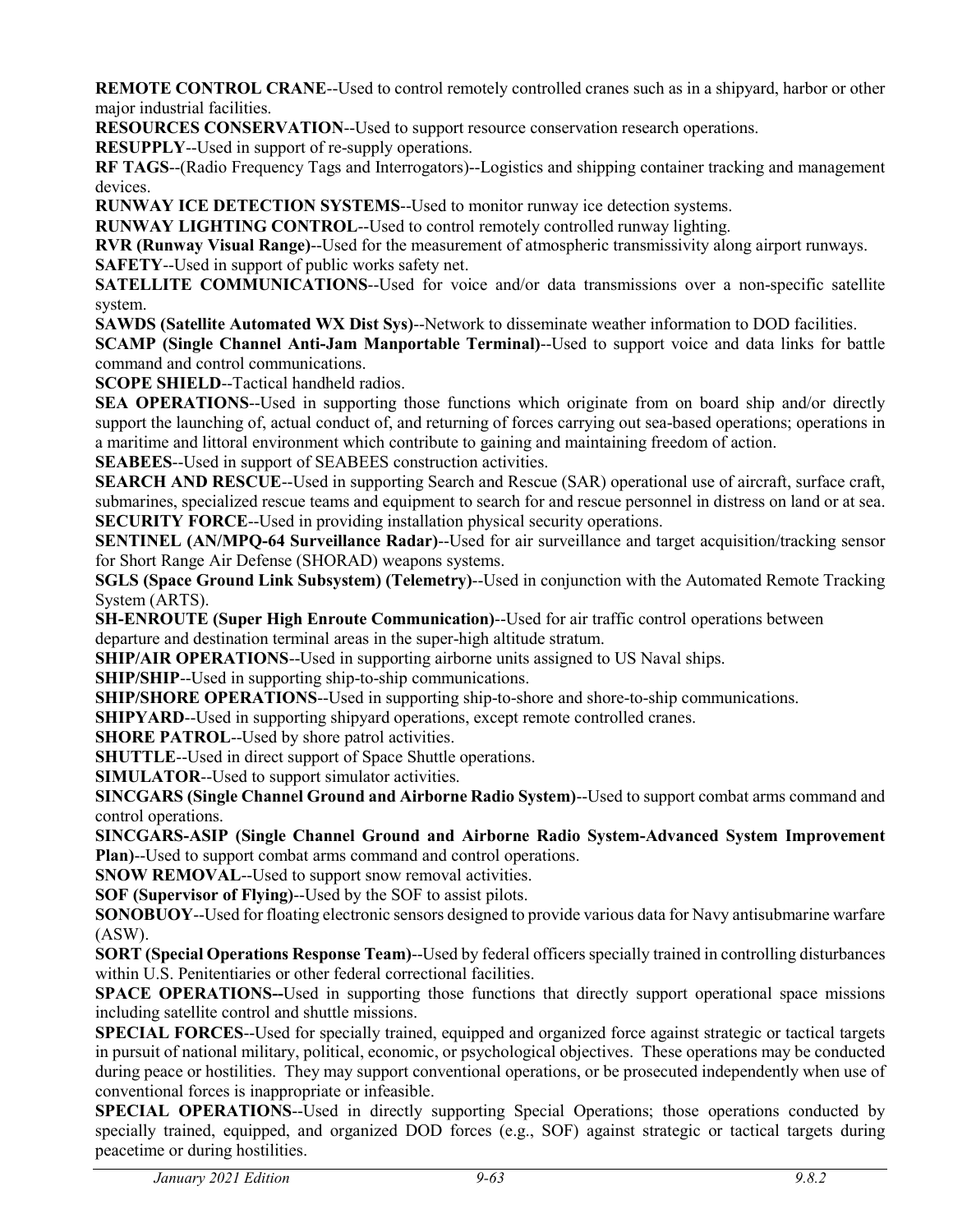**REMOTE CONTROL CRANE**--Used to control remotely controlled cranes such as in a shipyard, harbor or other major industrial facilities.

**RESOURCES CONSERVATION**--Used to support resource conservation research operations.

**RESUPPLY**--Used in support of re-supply operations.

**RF TAGS**--(Radio Frequency Tags and Interrogators)--Logistics and shipping container tracking and management devices.

**RUNWAY ICE DETECTION SYSTEMS**--Used to monitor runway ice detection systems.

**RUNWAY LIGHTING CONTROL**--Used to control remotely controlled runway lighting.

**RVR (Runway Visual Range)**--Used for the measurement of atmospheric transmissivity along airport runways.

**SAFETY**--Used in support of public works safety net.

**SATELLITE COMMUNICATIONS**--Used for voice and/or data transmissions over a non-specific satellite system.

**SAWDS (Satellite Automated WX Dist Sys)**--Network to disseminate weather information to DOD facilities.

**SCAMP (Single Channel Anti-Jam Manportable Terminal)**--Used to support voice and data links for battle command and control communications.

**SCOPE SHIELD**--Tactical handheld radios.

**SEA OPERATIONS**--Used in supporting those functions which originate from on board ship and/or directly support the launching of, actual conduct of, and returning of forces carrying out sea-based operations; operations in a maritime and littoral environment which contribute to gaining and maintaining freedom of action.

**SEABEES**--Used in support of SEABEES construction activities.

**SEARCH AND RESCUE**--Used in supporting Search and Rescue (SAR) operational use of aircraft, surface craft, submarines, specialized rescue teams and equipment to search for and rescue personnel in distress on land or at sea.

**SECURITY FORCE**--Used in providing installation physical security operations.

**SENTINEL (AN/MPQ-64 Surveillance Radar)**--Used for air surveillance and target acquisition/tracking sensor for Short Range Air Defense (SHORAD) weapons systems.

**SGLS (Space Ground Link Subsystem) (Telemetry)**--Used in conjunction with the Automated Remote Tracking System (ARTS).

**SH-ENROUTE (Super High Enroute Communication)**--Used for air traffic control operations between departure and destination terminal areas in the super-high altitude stratum.

**SHIP/AIR OPERATIONS**--Used in supporting airborne units assigned to US Naval ships.

**SHIP/SHIP**--Used in supporting ship-to-ship communications.

**SHIP/SHORE OPERATIONS**--Used in supporting ship-to-shore and shore-to-ship communications.

**SHIPYARD**--Used in supporting shipyard operations, except remote controlled cranes.

**SHORE PATROL**--Used by shore patrol activities.

**SHUTTLE**--Used in direct support of Space Shuttle operations.

**SIMULATOR**--Used to support simulator activities.

**SINCGARS (Single Channel Ground and Airborne Radio System)**--Used to support combat arms command and control operations.

**SINCGARS-ASIP (Single Channel Ground and Airborne Radio System-Advanced System Improvement Plan)**--Used to support combat arms command and control operations.

**SNOW REMOVAL**--Used to support snow removal activities.

**SOF (Supervisor of Flying)**--Used by the SOF to assist pilots.

**SONOBUOY**--Used for floating electronic sensors designed to provide various data for Navy antisubmarine warfare (ASW).

**SORT (Special Operations Response Team)**--Used by federal officers specially trained in controlling disturbances within U.S. Penitentiaries or other federal correctional facilities.

**SPACE OPERATIONS--**Used in supporting those functions that directly support operational space missions including satellite control and shuttle missions.

**SPECIAL FORCES**--Used for specially trained, equipped and organized force against strategic or tactical targets in pursuit of national military, political, economic, or psychological objectives. These operations may be conducted during peace or hostilities. They may support conventional operations, or be prosecuted independently when use of conventional forces is inappropriate or infeasible.

**SPECIAL OPERATIONS**--Used in directly supporting Special Operations; those operations conducted by specially trained, equipped, and organized DOD forces (e.g., SOF) against strategic or tactical targets during peacetime or during hostilities.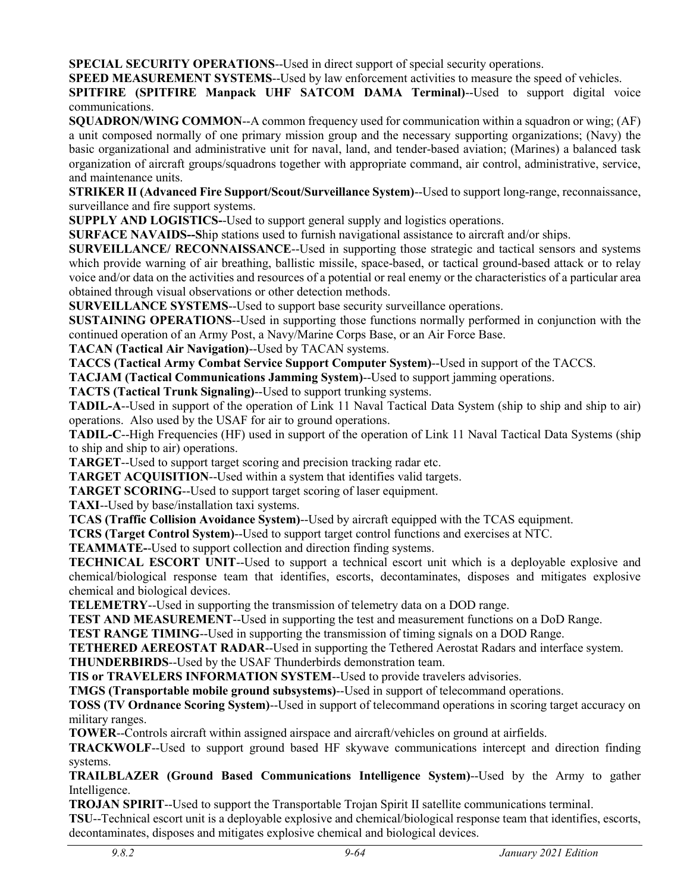**SPECIAL SECURITY OPERATIONS**--Used in direct support of special security operations.

**SPEED MEASUREMENT SYSTEMS**--Used by law enforcement activities to measure the speed of vehicles.

**SPITFIRE (SPITFIRE Manpack UHF SATCOM DAMA Terminal)**--Used to support digital voice communications.

**SQUADRON/WING COMMON**--A common frequency used for communication within a squadron or wing; (AF) a unit composed normally of one primary mission group and the necessary supporting organizations; (Navy) the basic organizational and administrative unit for naval, land, and tender-based aviation; (Marines) a balanced task organization of aircraft groups/squadrons together with appropriate command, air control, administrative, service, and maintenance units.

**STRIKER II (Advanced Fire Support/Scout/Surveillance System)**--Used to support long-range, reconnaissance, surveillance and fire support systems.

**SUPPLY AND LOGISTICS--**Used to support general supply and logistics operations.

**SURFACE NAVAIDS--S**hip stations used to furnish navigational assistance to aircraft and/or ships.

**SURVEILLANCE/ RECONNAISSANCE**--Used in supporting those strategic and tactical sensors and systems which provide warning of air breathing, ballistic missile, space-based, or tactical ground-based attack or to relay voice and/or data on the activities and resources of a potential or real enemy or the characteristics of a particular area obtained through visual observations or other detection methods.

**SURVEILLANCE SYSTEMS**--Used to support base security surveillance operations.

**SUSTAINING OPERATIONS**--Used in supporting those functions normally performed in conjunction with the continued operation of an Army Post, a Navy/Marine Corps Base, or an Air Force Base.

**TACAN (Tactical Air Navigation)**--Used by TACAN systems.

**TACCS (Tactical Army Combat Service Support Computer System)**--Used in support of the TACCS.

**TACJAM (Tactical Communications Jamming System)**--Used to support jamming operations.

**TACTS (Tactical Trunk Signaling)**--Used to support trunking systems.

**TADIL-A**--Used in support of the operation of Link 11 Naval Tactical Data System (ship to ship and ship to air) operations. Also used by the USAF for air to ground operations.

**TADIL-C**--High Frequencies (HF) used in support of the operation of Link 11 Naval Tactical Data Systems (ship to ship and ship to air) operations.

**TARGET**--Used to support target scoring and precision tracking radar etc.

**TARGET ACQUISITION**--Used within a system that identifies valid targets.

**TARGET SCORING**--Used to support target scoring of laser equipment.

**TAXI**--Used by base/installation taxi systems.

**TCAS (Traffic Collision Avoidance System)**--Used by aircraft equipped with the TCAS equipment.

**TCRS (Target Control System)**--Used to support target control functions and exercises at NTC.

**TEAMMATE-**-Used to support collection and direction finding systems.

**TECHNICAL ESCORT UNIT**--Used to support a technical escort unit which is a deployable explosive and chemical/biological response team that identifies, escorts, decontaminates, disposes and mitigates explosive chemical and biological devices.

**TELEMETRY**--Used in supporting the transmission of telemetry data on a DOD range.

**TEST AND MEASUREMENT**--Used in supporting the test and measurement functions on a DoD Range.

**TEST RANGE TIMING**--Used in supporting the transmission of timing signals on a DOD Range.

**TETHERED AEREOSTAT RADAR**--Used in supporting the Tethered Aerostat Radars and interface system.

**THUNDERBIRDS**--Used by the USAF Thunderbirds demonstration team.

**TIS or TRAVELERS INFORMATION SYSTEM**--Used to provide travelers advisories.

**TMGS (Transportable mobile ground subsystems)**--Used in support of telecommand operations.

**TOSS (TV Ordnance Scoring System)**--Used in support of telecommand operations in scoring target accuracy on military ranges.

**TOWER**--Controls aircraft within assigned airspace and aircraft/vehicles on ground at airfields.

**TRACKWOLF**--Used to support ground based HF skywave communications intercept and direction finding systems.

**TRAILBLAZER (Ground Based Communications Intelligence System)**--Used by the Army to gather Intelligence.

**TROJAN SPIRIT**--Used to support the Transportable Trojan Spirit II satellite communications terminal.

**TSU**--Technical escort unit is a deployable explosive and chemical/biological response team that identifies, escorts, decontaminates, disposes and mitigates explosive chemical and biological devices.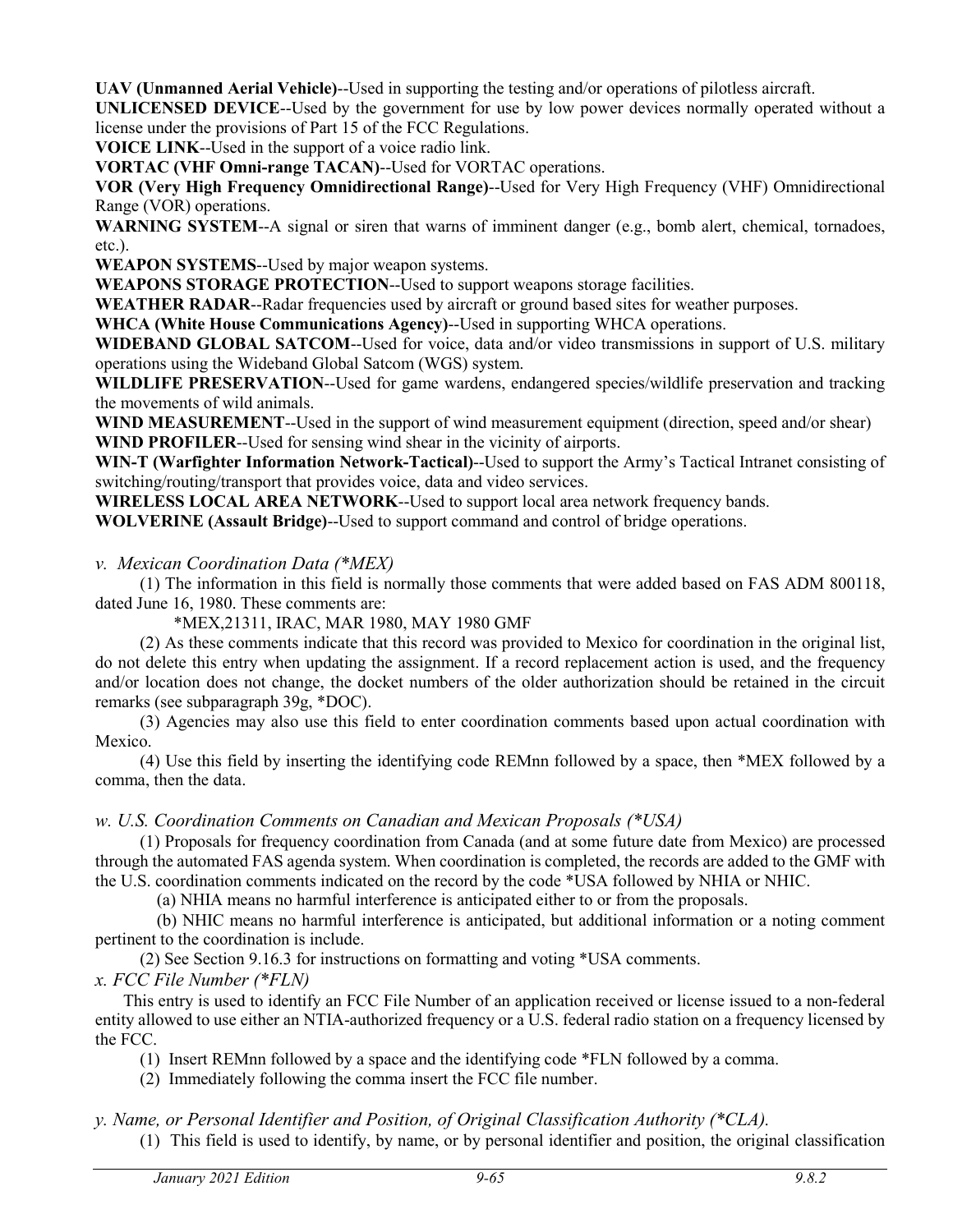**UAV (Unmanned Aerial Vehicle)**--Used in supporting the testing and/or operations of pilotless aircraft.

**UNLICENSED DEVICE**--Used by the government for use by low power devices normally operated without a license under the provisions of Part 15 of the FCC Regulations.

**VOICE LINK**--Used in the support of a voice radio link.

**VORTAC (VHF Omni-range TACAN)**--Used for VORTAC operations.

**VOR (Very High Frequency Omnidirectional Range)**--Used for Very High Frequency (VHF) Omnidirectional Range (VOR) operations.

**WARNING SYSTEM**--A signal or siren that warns of imminent danger (e.g., bomb alert, chemical, tornadoes, etc.).

**WEAPON SYSTEMS**--Used by major weapon systems.

**WEAPONS STORAGE PROTECTION**--Used to support weapons storage facilities.

**WEATHER RADAR**--Radar frequencies used by aircraft or ground based sites for weather purposes.

**WHCA (White House Communications Agency)**--Used in supporting WHCA operations.

**WIDEBAND GLOBAL SATCOM**--Used for voice, data and/or video transmissions in support of U.S. military operations using the Wideband Global Satcom (WGS) system.

**WILDLIFE PRESERVATION**--Used for game wardens, endangered species/wildlife preservation and tracking the movements of wild animals.

**WIND MEASUREMENT**--Used in the support of wind measurement equipment (direction, speed and/or shear)

**WIND PROFILER**--Used for sensing wind shear in the vicinity of airports.

**WIN-T (Warfighter Information Network-Tactical)**--Used to support the Army's Tactical Intranet consisting of switching/routing/transport that provides voice, data and video services.

**WIRELESS LOCAL AREA NETWORK**--Used to support local area network frequency bands.

**WOLVERINE (Assault Bridge)**--Used to support command and control of bridge operations.

*v. Mexican Coordination Data (*MEX)*

(1) The information in this field is normally those comments that were added based on FAS ADM 800118, dated June 16, 1980. These comments are:

*MEX,21311, IRAC, MAR 1980, MAY 1980 GMF

(2) As these comments indicate that this record was provided to Mexico for coordination in the original list, do not delete this entry when updating the assignment. If a record replacement action is used, and the frequency and/or location does not change, the docket numbers of the older authorization should be retained in the circuit remarks (see subparagraph 39g, *DOC).

(3) Agencies may also use this field to enter coordination comments based upon actual coordination with Mexico.

(4) Use this field by inserting the identifying code REMnn followed by a space, then *MEX followed by a comma, then the data.

*w. U.S. Coordination Comments on Canadian and Mexican Proposals (*USA)*

(1) Proposals for frequency coordination from Canada (and at some future date from Mexico) are processed through the automated FAS agenda system. When coordination is completed, the records are added to the GMF with the U.S. coordination comments indicated on the record by the code *USA followed by NHIA or NHIC.

(a) NHIA means no harmful interference is anticipated either to or from the proposals.

(b) NHIC means no harmful interference is anticipated, but additional information or a noting comment pertinent to the coordination is include.

(2) See Section 9.16.3 for instructions on formatting and voting *USA comments.

*x. FCC File Number (*FLN)*

This entry is used to identify an FCC File Number of an application received or license issued to a non-federal entity allowed to use either an NTIA-authorized frequency or a U.S. federal radio station on a frequency licensed by the FCC.

(1) Insert REMnn followed by a space and the identifying code *FLN followed by a comma.

(2) Immediately following the comma insert the FCC file number.

*y. Name, or Personal Identifier and Position, of Original Classification Authority (*CLA).*

(1) This field is used to identify, by name, or by personal identifier and position, the original classification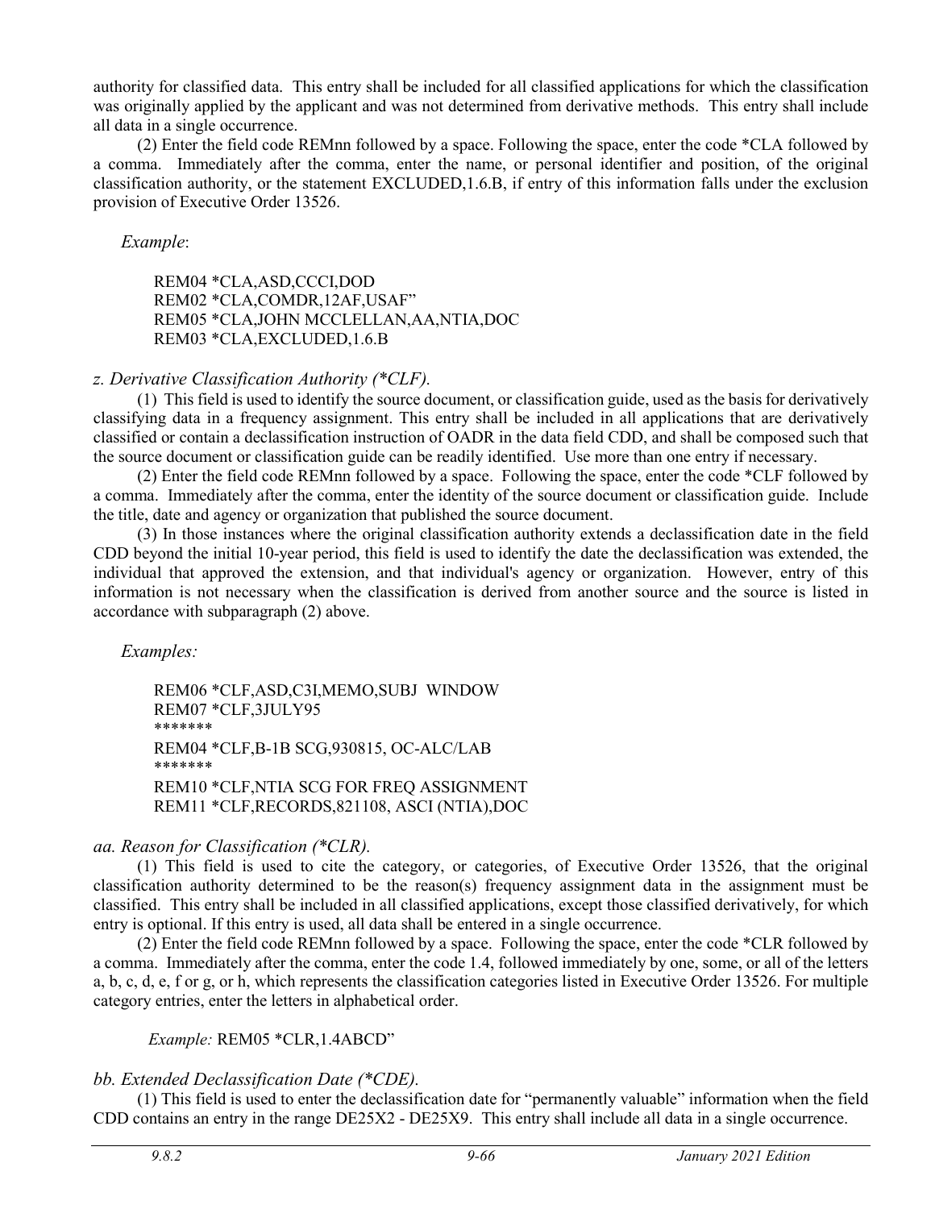authority for classified data. This entry shall be included for all classified applications for which the classification was originally applied by the applicant and was not determined from derivative methods. This entry shall include all data in a single occurrence.

(2) Enter the field code REMnn followed by a space. Following the space, enter the code *CLA followed by a comma. Immediately after the comma, enter the name, or personal identifier and position, of the original classification authority, or the statement EXCLUDED,1.6.B, if entry of this information falls under the exclusion provision of Executive Order 13526.

*Example*:

```
REM04 *CLA,ASD,CCCI,DOD
REM02 *CLA,COMDR,12AF,USAF"
REM05 *CLA,JOHN MCCLELLAN,AA,NTIA,DOC
REM03 *CLA,EXCLUDED,1.6.B
```

*z. Derivative Classification Authority (*CLF).*

(1) This field is used to identify the source document, or classification guide, used as the basis for derivatively classifying data in a frequency assignment. This entry shall be included in all applications that are derivatively classified or contain a declassification instruction of OADR in the data field CDD, and shall be composed such that the source document or classification guide can be readily identified. Use more than one entry if necessary.

(2) Enter the field code REMnn followed by a space. Following the space, enter the code *CLF followed by a comma. Immediately after the comma, enter the identity of the source document or classification guide. Include the title, date and agency or organization that published the source document.

(3) In those instances where the original classification authority extends a declassification date in the field CDD beyond the initial 10-year period, this field is used to identify the date the declassification was extended, the individual that approved the extension, and that individual's agency or organization. However, entry of this information is not necessary when the classification is derived from another source and the source is listed in accordance with subparagraph (2) above.

*Examples:*

```
REM06 *CLF,ASD,C3I,MEMO,SUBJ  WINDOW
REM07 *CLF,3JULY95
*******
REM04 *CLF,B-1B SCG,930815, OC-ALC/LAB
*******
REM10 *CLF,NTIA SCG FOR FREQ ASSIGNMENT
REM11 *CLF,RECORDS,821108, ASCI (NTIA),DOC
```

*aa. Reason for Classification (*CLR).*

(1) This field is used to cite the category, or categories, of Executive Order 13526, that the original classification authority determined to be the reason(s) frequency assignment data in the assignment must be classified. This entry shall be included in all classified applications, except those classified derivatively, for which entry is optional. If this entry is used, all data shall be entered in a single occurrence.

(2) Enter the field code REMnn followed by a space. Following the space, enter the code *CLR followed by a comma. Immediately after the comma, enter the code 1.4, followed immediately by one, some, or all of the letters a, b, c, d, e, f or g, or h, which represents the classification categories listed in Executive Order 13526. For multiple category entries, enter the letters in alphabetical order.

*Example:* REM05 *CLR,1.4ABCD"

*bb. Extended Declassification Date (*CDE).*

(1) This field is used to enter the declassification date for "permanently valuable" information when the field CDD contains an entry in the range DE25X2 - DE25X9. This entry shall include all data in a single occurrence.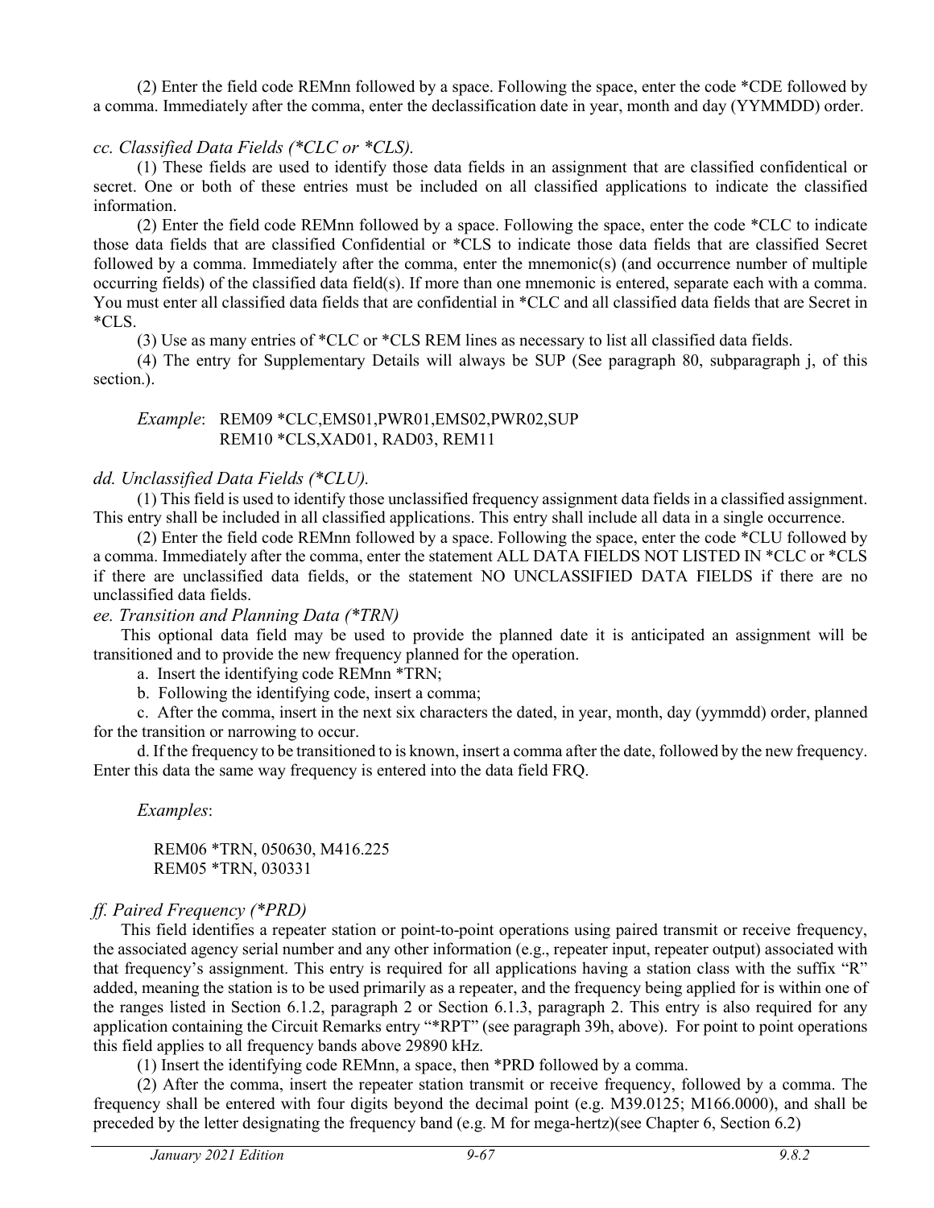(2) Enter the field code REMnn followed by a space. Following the space, enter the code *CDE followed by a comma. Immediately after the comma, enter the declassification date in year, month and day (YYMMDD) order.

*cc. Classified Data Fields (*CLC or *CLS).*

(1) These fields are used to identify those data fields in an assignment that are classified confidentical or secret. One or both of these entries must be included on all classified applications to indicate the classified information.

(2) Enter the field code REMnn followed by a space. Following the space, enter the code *CLC to indicate those data fields that are classified Confidential or *CLS to indicate those data fields that are classified Secret followed by a comma. Immediately after the comma, enter the mnemonic(s) (and occurrence number of multiple occurring fields) of the classified data field(s). If more than one mnemonic is entered, separate each with a comma. You must enter all classified data fields that are confidential in *CLC and all classified data fields that are Secret in *CLS.

(3) Use as many entries of *CLC or *CLS REM lines as necessary to list all classified data fields.

(4) The entry for Supplementary Details will always be SUP (See paragraph 80, subparagraph j, of this section.).

*Example*: REM09 *CLC,EMS01,PWR01,EMS02,PWR02,SUP
REM10 *CLS,XAD01, RAD03, REM11

*dd. Unclassified Data Fields (*CLU).*

(1) This field is used to identify those unclassified frequency assignment data fields in a classified assignment. This entry shall be included in all classified applications. This entry shall include all data in a single occurrence.

(2) Enter the field code REMnn followed by a space. Following the space, enter the code *CLU followed by a comma. Immediately after the comma, enter the statement ALL DATA FIELDS NOT LISTED IN *CLC or *CLS if there are unclassified data fields, or the statement NO UNCLASSIFIED DATA FIELDS if there are no unclassified data fields.

*ee. Transition and Planning Data (*TRN)*

This optional data field may be used to provide the planned date it is anticipated an assignment will be transitioned and to provide the new frequency planned for the operation.

a. Insert the identifying code REMnn *TRN;

b. Following the identifying code, insert a comma;

c. After the comma, insert in the next six characters the dated, in year, month, day (yymmdd) order, planned for the transition or narrowing to occur.

d. If the frequency to be transitioned to is known, insert a comma after the date, followed by the new frequency. Enter this data the same way frequency is entered into the data field FRQ.

*Examples*:

REM06 *TRN, 050630, M416.225
REM05 *TRN, 030331

*ff. Paired Frequency (*PRD)*

This field identifies a repeater station or point-to-point operations using paired transmit or receive frequency, the associated agency serial number and any other information (e.g., repeater input, repeater output) associated with that frequency's assignment. This entry is required for all applications having a station class with the suffix "R" added, meaning the station is to be used primarily as a repeater, and the frequency being applied for is within one of the ranges listed in Section 6.1.2, paragraph 2 or Section 6.1.3, paragraph 2. This entry is also required for any application containing the Circuit Remarks entry "*RPT" (see paragraph 39h, above). For point to point operations this field applies to all frequency bands above 29890 kHz.

(1) Insert the identifying code REMnn, a space, then *PRD followed by a comma.

(2) After the comma, insert the repeater station transmit or receive frequency, followed by a comma. The frequency shall be entered with four digits beyond the decimal point (e.g. M39.0125; M166.0000), and shall be preceded by the letter designating the frequency band (e.g. M for mega-hertz)(see Chapter 6, Section 6.2)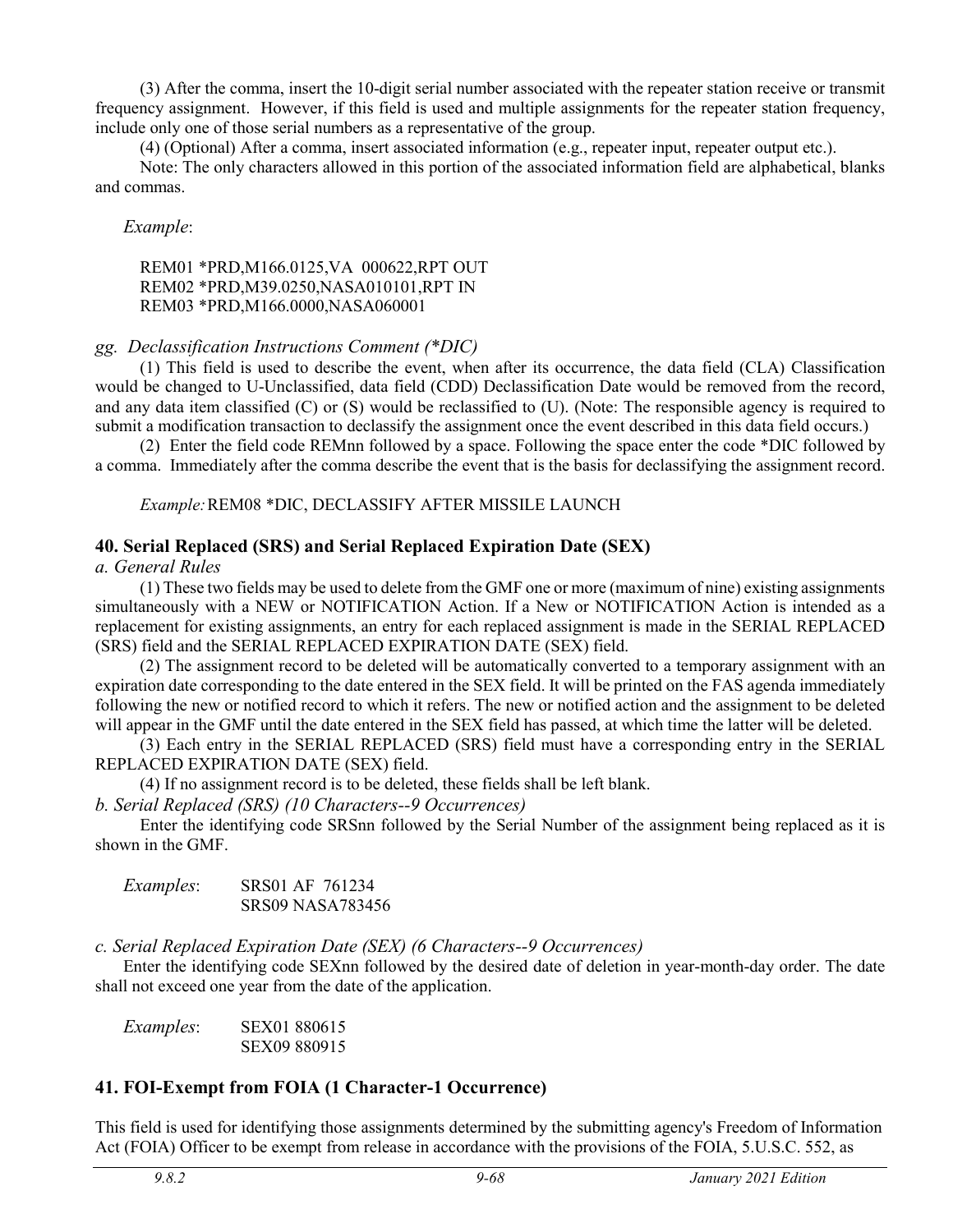(3) After the comma, insert the 10-digit serial number associated with the repeater station receive or transmit frequency assignment. However, if this field is used and multiple assignments for the repeater station frequency, include only one of those serial numbers as a representative of the group.

(4) (Optional) After a comma, insert associated information (e.g., repeater input, repeater output etc.).

Note: The only characters allowed in this portion of the associated information field are alphabetical, blanks and commas.

*Example*:

```
REM01 *PRD,M166.0125,VA  000622,RPT OUT
REM02 *PRD,M39.0250,NASA010101,RPT IN
REM03 *PRD,M166.0000,NASA060001
```

*gg. Declassification Instructions Comment (*DIC)*

(1) This field is used to describe the event, when after its occurrence, the data field (CLA) Classification would be changed to U-Unclassified, data field (CDD) Declassification Date would be removed from the record, and any data item classified (C) or (S) would be reclassified to (U). (Note: The responsible agency is required to submit a modification transaction to declassify the assignment once the event described in this data field occurs.)

(2) Enter the field code REMnn followed by a space. Following the space enter the code *DIC followed by a comma. Immediately after the comma describe the event that is the basis for declassifying the assignment record.

*Example:* REM08 *DIC, DECLASSIFY AFTER MISSILE LAUNCH

## 40. Serial Replaced (SRS) and Serial Replaced Expiration Date (SEX)

*a. General Rules*

(1) These two fields may be used to delete from the GMF one or more (maximum of nine) existing assignments simultaneously with a NEW or NOTIFICATION Action. If a New or NOTIFICATION Action is intended as a replacement for existing assignments, an entry for each replaced assignment is made in the SERIAL REPLACED (SRS) field and the SERIAL REPLACED EXPIRATION DATE (SEX) field.

(2) The assignment record to be deleted will be automatically converted to a temporary assignment with an expiration date corresponding to the date entered in the SEX field. It will be printed on the FAS agenda immediately following the new or notified record to which it refers. The new or notified action and the assignment to be deleted will appear in the GMF until the date entered in the SEX field has passed, at which time the latter will be deleted.

(3) Each entry in the SERIAL REPLACED (SRS) field must have a corresponding entry in the SERIAL REPLACED EXPIRATION DATE (SEX) field.

(4) If no assignment record is to be deleted, these fields shall be left blank.

*b. Serial Replaced (SRS) (10 Characters--9 Occurrences)*

Enter the identifying code SRSnn followed by the Serial Number of the assignment being replaced as it is shown in the GMF.

*Examples*:

```
SRS01 AF  761234
SRS09 NASA783456
```

*c. Serial Replaced Expiration Date (SEX) (6 Characters--9 Occurrences)*

Enter the identifying code SEXnn followed by the desired date of deletion in year-month-day order. The date shall not exceed one year from the date of the application.

*Examples*:

```
SEX01 880615
SEX09 880915
```

## 41. FOI-Exempt from FOIA (1 Character-1 Occurrence)

This field is used for identifying those assignments determined by the submitting agency's Freedom of Information Act (FOIA) Officer to be exempt from release in accordance with the provisions of the FOIA, 5.U.S.C. 552, as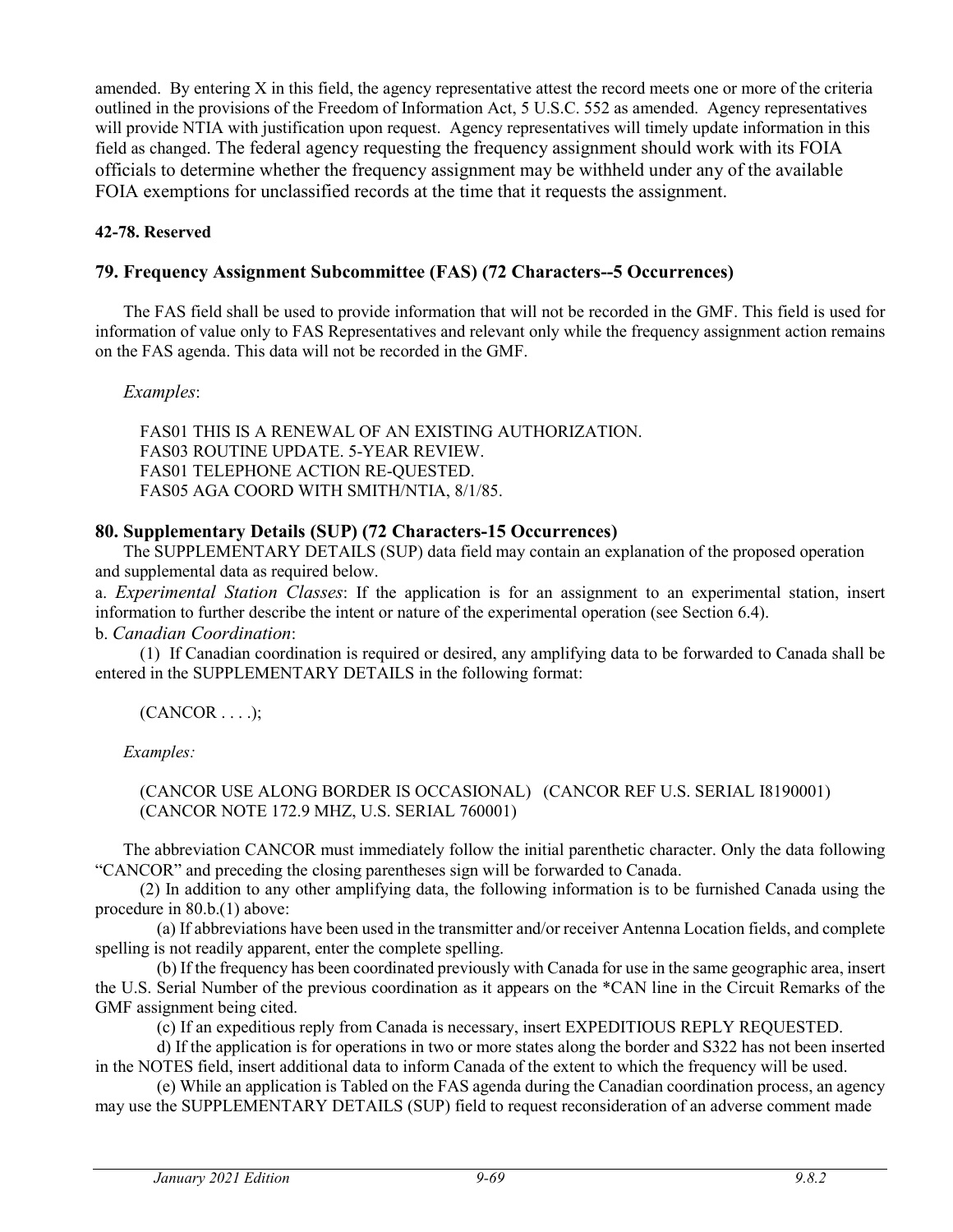amended. By entering X in this field, the agency representative attest the record meets one or more of the criteria outlined in the provisions of the Freedom of Information Act, 5 U.S.C. 552 as amended. Agency representatives will provide NTIA with justification upon request. Agency representatives will timely update information in this field as changed. The federal agency requesting the frequency assignment should work with its FOIA officials to determine whether the frequency assignment may be withheld under any of the available FOIA exemptions for unclassified records at the time that it requests the assignment.

**42-78. Reserved**

### 79. Frequency Assignment Subcommittee (FAS) (72 Characters--5 Occurrences)

The FAS field shall be used to provide information that will not be recorded in the GMF. This field is used for information of value only to FAS Representatives and relevant only while the frequency assignment action remains on the FAS agenda. This data will not be recorded in the GMF.

*Examples*:

FAS01 THIS IS A RENEWAL OF AN EXISTING AUTHORIZATION.
FAS03 ROUTINE UPDATE. 5-YEAR REVIEW.
FAS01 TELEPHONE ACTION RE-QUESTED.
FAS05 AGA COORD WITH SMITH/NTIA, 8/1/85.

### 80. Supplementary Details (SUP) (72 Characters-15 Occurrences)

The SUPPLEMENTARY DETAILS (SUP) data field may contain an explanation of the proposed operation and supplemental data as required below.

a. *Experimental Station Classes*: If the application is for an assignment to an experimental station, insert information to further describe the intent or nature of the experimental operation (see Section 6.4).

b. *Canadian Coordination*:

(1) If Canadian coordination is required or desired, any amplifying data to be forwarded to Canada shall be entered in the SUPPLEMENTARY DETAILS in the following format:

(CANCOR . . . .);

*Examples:*

(CANCOR USE ALONG BORDER IS OCCASIONAL) (CANCOR REF U.S. SERIAL I8190001)
(CANCOR NOTE 172.9 MHZ, U.S. SERIAL 760001)

The abbreviation CANCOR must immediately follow the initial parenthetic character. Only the data following "CANCOR" and preceding the closing parentheses sign will be forwarded to Canada.

(2) In addition to any other amplifying data, the following information is to be furnished Canada using the procedure in 80.b.(1) above:

(a) If abbreviations have been used in the transmitter and/or receiver Antenna Location fields, and complete spelling is not readily apparent, enter the complete spelling.

(b) If the frequency has been coordinated previously with Canada for use in the same geographic area, insert the U.S. Serial Number of the previous coordination as it appears on the *CAN line in the Circuit Remarks of the GMF assignment being cited.

(c) If an expeditious reply from Canada is necessary, insert EXPEDITIOUS REPLY REQUESTED.

d) If the application is for operations in two or more states along the border and S322 has not been inserted in the NOTES field, insert additional data to inform Canada of the extent to which the frequency will be used.

(e) While an application is Tabled on the FAS agenda during the Canadian coordination process, an agency may use the SUPPLEMENTARY DETAILS (SUP) field to request reconsideration of an adverse comment made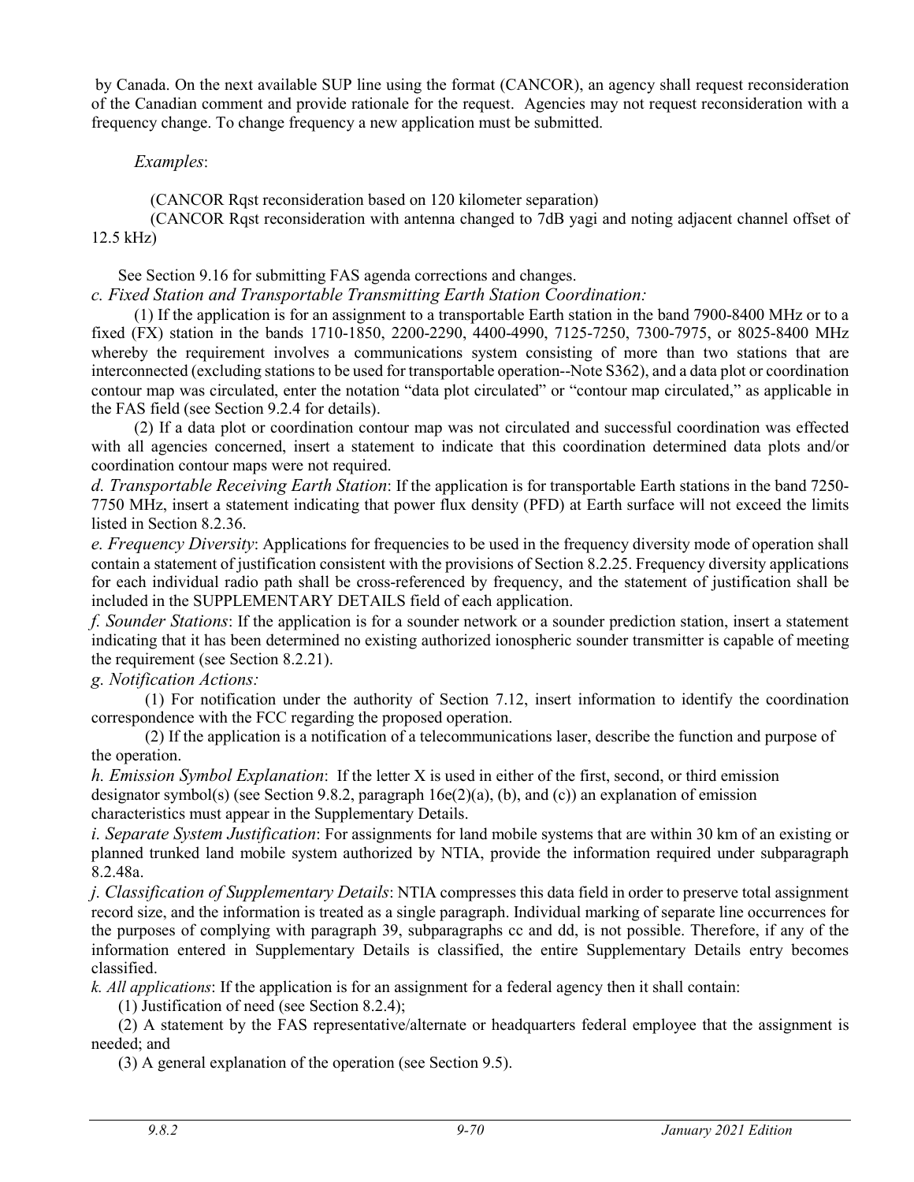by Canada. On the next available SUP line using the format (CANCOR), an agency shall request reconsideration of the Canadian comment and provide rationale for the request. Agencies may not request reconsideration with a frequency change. To change frequency a new application must be submitted.

*Examples*:

(CANCOR Rqst reconsideration based on 120 kilometer separation)

(CANCOR Rqst reconsideration with antenna changed to 7dB yagi and noting adjacent channel offset of 12.5 kHz)

See Section 9.16 for submitting FAS agenda corrections and changes.

*c. Fixed Station and Transportable Transmitting Earth Station Coordination:*

(1) If the application is for an assignment to a transportable Earth station in the band 7900-8400 MHz or to a fixed (FX) station in the bands 1710-1850, 2200-2290, 4400-4990, 7125-7250, 7300-7975, or 8025-8400 MHz whereby the requirement involves a communications system consisting of more than two stations that are interconnected (excluding stations to be used for transportable operation--Note S362), and a data plot or coordination contour map was circulated, enter the notation "data plot circulated" or "contour map circulated," as applicable in the FAS field (see Section 9.2.4 for details).

(2) If a data plot or coordination contour map was not circulated and successful coordination was effected with all agencies concerned, insert a statement to indicate that this coordination determined data plots and/or coordination contour maps were not required.

*d. Transportable Receiving Earth Station*: If the application is for transportable Earth stations in the band 7250-7750 MHz, insert a statement indicating that power flux density (PFD) at Earth surface will not exceed the limits listed in Section 8.2.36.

*e. Frequency Diversity*: Applications for frequencies to be used in the frequency diversity mode of operation shall contain a statement of justification consistent with the provisions of Section 8.2.25. Frequency diversity applications for each individual radio path shall be cross-referenced by frequency, and the statement of justification shall be included in the SUPPLEMENTARY DETAILS field of each application.

*f. Sounder Stations*: If the application is for a sounder network or a sounder prediction station, insert a statement indicating that it has been determined no existing authorized ionospheric sounder transmitter is capable of meeting the requirement (see Section 8.2.21).

*g. Notification Actions:*

(1) For notification under the authority of Section 7.12, insert information to identify the coordination correspondence with the FCC regarding the proposed operation.

(2) If the application is a notification of a telecommunications laser, describe the function and purpose of the operation.

*h. Emission Symbol Explanation*: If the letter X is used in either of the first, second, or third emission designator symbol(s) (see Section 9.8.2, paragraph 16e(2)(a), (b), and (c)) an explanation of emission characteristics must appear in the Supplementary Details.

*i. Separate System Justification*: For assignments for land mobile systems that are within 30 km of an existing or planned trunked land mobile system authorized by NTIA, provide the information required under subparagraph 8.2.48a.

*j. Classification of Supplementary Details*: NTIA compresses this data field in order to preserve total assignment record size, and the information is treated as a single paragraph. Individual marking of separate line occurrences for the purposes of complying with paragraph 39, subparagraphs cc and dd, is not possible. Therefore, if any of the information entered in Supplementary Details is classified, the entire Supplementary Details entry becomes classified.

*k. All applications*: If the application is for an assignment for a federal agency then it shall contain:

(1) Justification of need (see Section 8.2.4);

(2) A statement by the FAS representative/alternate or headquarters federal employee that the assignment is needed; and

(3) A general explanation of the operation (see Section 9.5).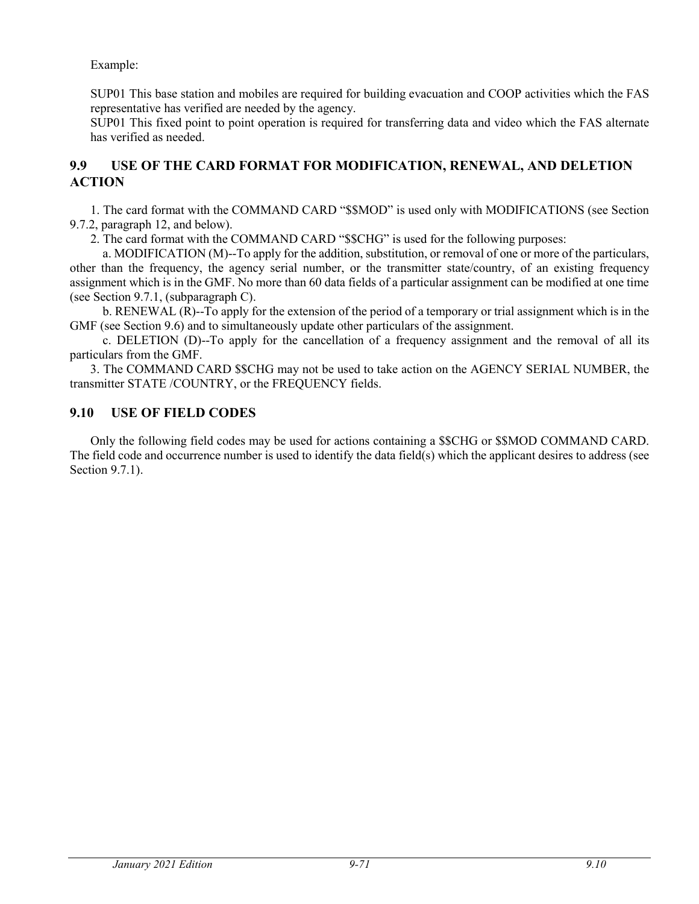Example:

SUP01 This base station and mobiles are required for building evacuation and COOP activities which the FAS representative has verified are needed by the agency.
SUP01 This fixed point to point operation is required for transferring data and video which the FAS alternate has verified as needed.

## 9.9 USE OF THE CARD FORMAT FOR MODIFICATION, RENEWAL, AND DELETION ACTION

1. The card format with the COMMAND CARD "$$MOD" is used only with MODIFICATIONS (see Section 9.7.2, paragraph 12, and below).

2. The card format with the COMMAND CARD "$$CHG" is used for the following purposes:

   a. MODIFICATION (M)--To apply for the addition, substitution, or removal of one or more of the particulars, other than the frequency, the agency serial number, or the transmitter state/country, of an existing frequency assignment which is in the GMF. No more than 60 data fields of a particular assignment can be modified at one time (see Section 9.7.1, (subparagraph C).

   b. RENEWAL (R)--To apply for the extension of the period of a temporary or trial assignment which is in the GMF (see Section 9.6) and to simultaneously update other particulars of the assignment.

   c. DELETION (D)--To apply for the cancellation of a frequency assignment and the removal of all its particulars from the GMF.

3. The COMMAND CARD $$CHG may not be used to take action on the AGENCY SERIAL NUMBER, the transmitter STATE /COUNTRY, or the FREQUENCY fields.

## 9.10 USE OF FIELD CODES

Only the following field codes may be used for actions containing a $$CHG or $$MOD COMMAND CARD. The field code and occurrence number is used to identify the data field(s) which the applicant desires to address (see Section 9.7.1).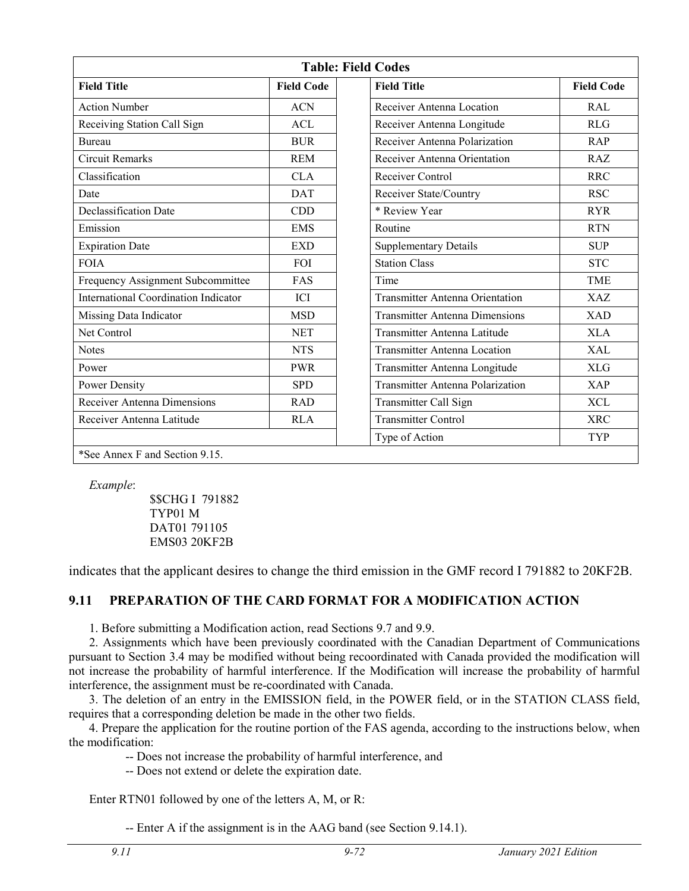| Table: Field Codes | | | | |
|---|---|---|---|---|
| **Field Title** | **Field Code** | | **Field Title** | **Field Code** |
| Action Number | ACN | | Receiver Antenna Location | RAL |
| Receiving Station Call Sign | ACL | | Receiver Antenna Longitude | RLG |
| Bureau | BUR | | Receiver Antenna Polarization | RAP |
| Circuit Remarks | REM | | Receiver Antenna Orientation | RAZ |
| Classification | CLA | | Receiver Control | RRC |
| Date | DAT | | Receiver State/Country | RSC |
| Declassification Date | CDD | | * Review Year | RYR |
| Emission | EMS | | Routine | RTN |
| Expiration Date | EXD | | Supplementary Details | SUP |
| FOIA | FOI | | Station Class | STC |
| Frequency Assignment Subcommittee | FAS | | Time | TME |
| International Coordination Indicator | ICI | | Transmitter Antenna Orientation | XAZ |
| Missing Data Indicator | MSD | | Transmitter Antenna Dimensions | XAD |
| Net Control | NET | | Transmitter Antenna Latitude | XLA |
| Notes | NTS | | Transmitter Antenna Location | XAL |
| Power | PWR | | Transmitter Antenna Longitude | XLG |
| Power Density | SPD | | Transmitter Antenna Polarization | XAP |
| Receiver Antenna Dimensions | RAD | | Transmitter Call Sign | XCL |
| Receiver Antenna Latitude | RLA | | Transmitter Control | XRC |
| | | | Type of Action | TYP |
| *See Annex F and Section 9.15. | | | | |

*Example*:

```
$$CHG I  791882
TYP01 M
DAT01 791105
EMS03 20KF2B
```

indicates that the applicant desires to change the third emission in the GMF record I 791882 to 20KF2B.

## 9.11 PREPARATION OF THE CARD FORMAT FOR A MODIFICATION ACTION

1. Before submitting a Modification action, read Sections 9.7 and 9.9.

2. Assignments which have been previously coordinated with the Canadian Department of Communications pursuant to Section 3.4 may be modified without being recoordinated with Canada provided the modification will not increase the probability of harmful interference. If the Modification will increase the probability of harmful interference, the assignment must be re-coordinated with Canada.

3. The deletion of an entry in the EMISSION field, in the POWER field, or in the STATION CLASS field, requires that a corresponding deletion be made in the other two fields.

4. Prepare the application for the routine portion of the FAS agenda, according to the instructions below, when the modification:

-- Does not increase the probability of harmful interference, and

-- Does not extend or delete the expiration date.

Enter RTN01 followed by one of the letters A, M, or R:

-- Enter A if the assignment is in the AAG band (see Section 9.14.1).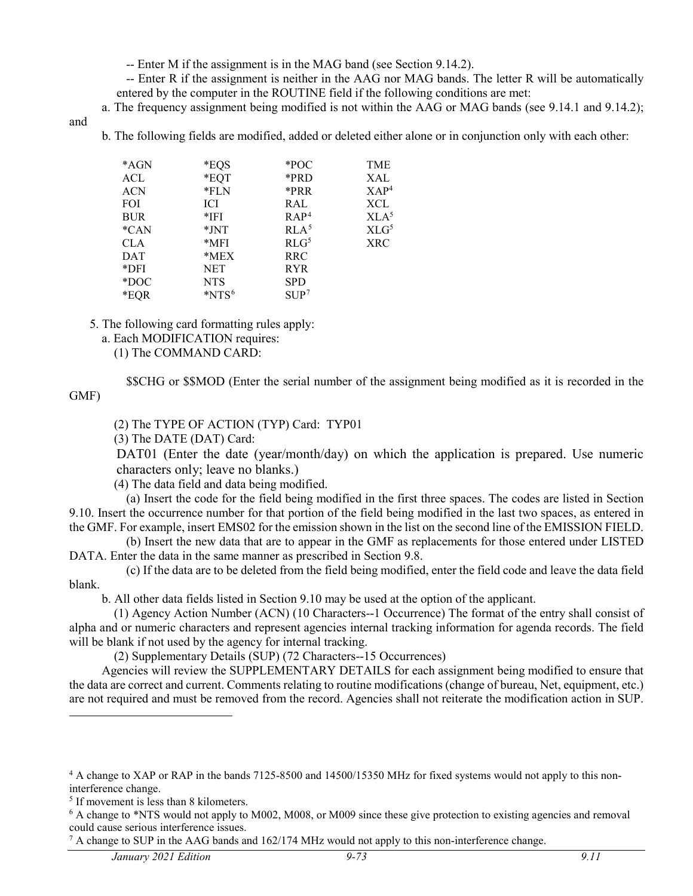-- Enter M if the assignment is in the MAG band (see Section 9.14.2).

-- Enter R if the assignment is neither in the AAG nor MAG bands. The letter R will be automatically entered by the computer in the ROUTINE field if the following conditions are met:

a. The frequency assignment being modified is not within the AAG or MAG bands (see 9.14.1 and 9.14.2); and

b. The following fields are modified, added or deleted either alone or in conjunction only with each other:

| | | | |
|---|---|---|---|
| *AGN | *EQS | *POC | TME |
| ACL | *EQT | *PRD | XAL |
| ACN | *FLN | *PRR | XAP[4] |
| FOI | ICI | RAL | XCL |
| BUR | *IFI | RAP[4] | XLA[5] |
| *CAN | *JNT | RLA[5] | XLG[5] |
| CLA | *MFI | RLG[5] | XRC |
| DAT | *MEX | RRC | |
| *DFI | NET | RYR | |
| *DOC | NTS | SPD | |
| *EQR | *NTS[6] | SUP[7] | |

5. The following card formatting rules apply:

a. Each MODIFICATION requires:

(1) The COMMAND CARD:

$$CHG or $$MOD (Enter the serial number of the assignment being modified as it is recorded in the GMF)

(2) The TYPE OF ACTION (TYP) Card: TYP01

(3) The DATE (DAT) Card:

DAT01 (Enter the date (year/month/day) on which the application is prepared. Use numeric characters only; leave no blanks.)

(4) The data field and data being modified.

(a) Insert the code for the field being modified in the first three spaces. The codes are listed in Section 9.10. Insert the occurrence number for that portion of the field being modified in the last two spaces, as entered in the GMF. For example, insert EMS02 for the emission shown in the list on the second line of the EMISSION FIELD.

(b) Insert the new data that are to appear in the GMF as replacements for those entered under LISTED DATA. Enter the data in the same manner as prescribed in Section 9.8.

(c) If the data are to be deleted from the field being modified, enter the field code and leave the data field blank.

b. All other data fields listed in Section 9.10 may be used at the option of the applicant.

(1) Agency Action Number (ACN) (10 Characters--1 Occurrence) The format of the entry shall consist of alpha and or numeric characters and represent agencies internal tracking information for agenda records. The field will be blank if not used by the agency for internal tracking.

(2) Supplementary Details (SUP) (72 Characters--15 Occurrences)

Agencies will review the SUPPLEMENTARY DETAILS for each assignment being modified to ensure that the data are correct and current. Comments relating to routine modifications (change of bureau, Net, equipment, etc.) are not required and must be removed from the record. Agencies shall not reiterate the modification action in SUP.

---

[4] A change to XAP or RAP in the bands 7125-8500 and 14500/15350 MHz for fixed systems would not apply to this non-interference change.

[5] If movement is less than 8 kilometers.

[6] A change to *NTS would not apply to M002, M008, or M009 since these give protection to existing agencies and removal could cause serious interference issues.

[7] A change to SUP in the AAG bands and 162/174 MHz would not apply to this non-interference change.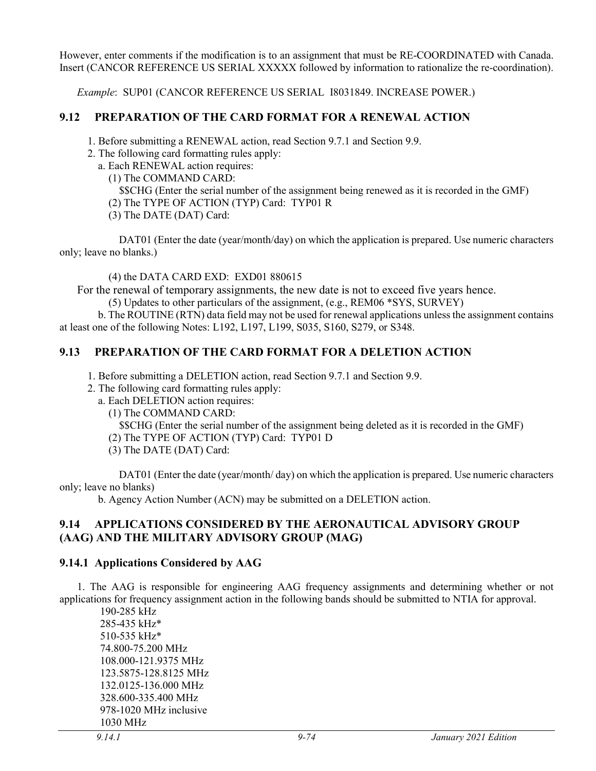However, enter comments if the modification is to an assignment that must be RE-COORDINATED with Canada. Insert (CANCOR REFERENCE US SERIAL XXXXX followed by information to rationalize the re-coordination).

*Example*: SUP01 (CANCOR REFERENCE US SERIAL I8031849. INCREASE POWER.)

## 9.12 PREPARATION OF THE CARD FORMAT FOR A RENEWAL ACTION

1. Before submitting a RENEWAL action, read Section 9.7.1 and Section 9.9.
2. The following card formatting rules apply:
   a. Each RENEWAL action requires:
      (1) The COMMAND CARD:
         $$CHG (Enter the serial number of the assignment being renewed as it is recorded in the GMF)
      (2) The TYPE OF ACTION (TYP) Card: TYP01 R
      (3) The DATE (DAT) Card:

         DAT01 (Enter the date (year/month/day) on which the application is prepared. Use numeric characters only; leave no blanks.)

      (4) the DATA CARD EXD: EXD01 880615

   For the renewal of temporary assignments, the new date is not to exceed five years hence.

      (5) Updates to other particulars of the assignment, (e.g., REM06 *SYS, SURVEY)

   b. The ROUTINE (RTN) data field may not be used for renewal applications unless the assignment contains at least one of the following Notes: L192, L197, L199, S035, S160, S279, or S348.

## 9.13 PREPARATION OF THE CARD FORMAT FOR A DELETION ACTION

1. Before submitting a DELETION action, read Section 9.7.1 and Section 9.9.
2. The following card formatting rules apply:
   a. Each DELETION action requires:
      (1) The COMMAND CARD:
         $$CHG (Enter the serial number of the assignment being deleted as it is recorded in the GMF)
      (2) The TYPE OF ACTION (TYP) Card: TYP01 D
      (3) The DATE (DAT) Card:

         DAT01 (Enter the date (year/month/ day) on which the application is prepared. Use numeric characters only; leave no blanks)

   b. Agency Action Number (ACN) may be submitted on a DELETION action.

## 9.14 APPLICATIONS CONSIDERED BY THE AERONAUTICAL ADVISORY GROUP (AAG) AND THE MILITARY ADVISORY GROUP (MAG)

### 9.14.1 Applications Considered by AAG

1. The AAG is responsible for engineering AAG frequency assignments and determining whether or not applications for frequency assignment action in the following bands should be submitted to NTIA for approval.

   190-285 kHz
   285-435 kHz*
   510-535 kHz*
   74.800-75.200 MHz
   108.000-121.9375 MHz
   123.5875-128.8125 MHz
   132.0125-136.000 MHz
   328.600-335.400 MHz
   978-1020 MHz inclusive
   1030 MHz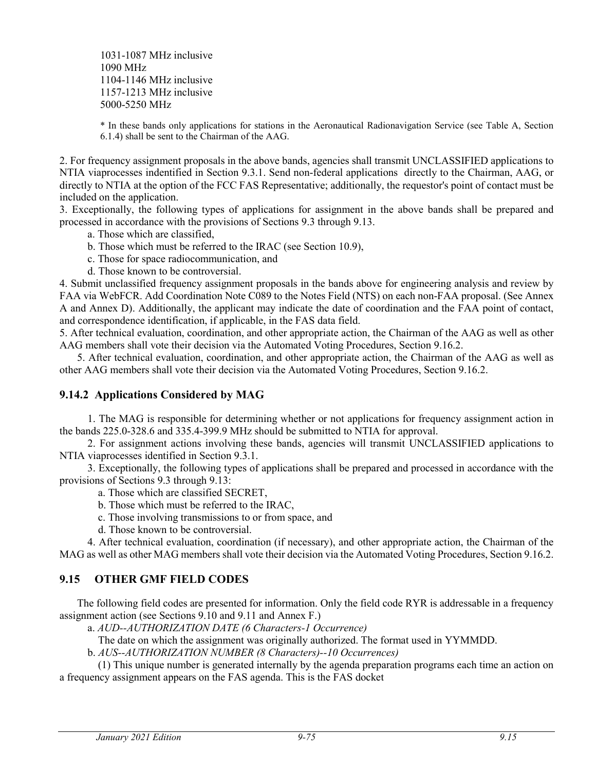1031-1087 MHz inclusive
1090 MHz
1104-1146 MHz inclusive
1157-1213 MHz inclusive
5000-5250 MHz

* In these bands only applications for stations in the Aeronautical Radionavigation Service (see Table A, Section 6.1.4) shall be sent to the Chairman of the AAG.

2. For frequency assignment proposals in the above bands, agencies shall transmit UNCLASSIFIED applications to NTIA viaprocesses indentified in Section 9.3.1. Send non-federal applications directly to the Chairman, AAG, or directly to NTIA at the option of the FCC FAS Representative; additionally, the requestor's point of contact must be included on the application.

3. Exceptionally, the following types of applications for assignment in the above bands shall be prepared and processed in accordance with the provisions of Sections 9.3 through 9.13.

a. Those which are classified,

b. Those which must be referred to the IRAC (see Section 10.9),

c. Those for space radiocommunication, and

d. Those known to be controversial.

4. Submit unclassified frequency assignment proposals in the bands above for engineering analysis and review by FAA via WebFCR. Add Coordination Note C089 to the Notes Field (NTS) on each non-FAA proposal. (See Annex A and Annex D). Additionally, the applicant may indicate the date of coordination and the FAA point of contact, and correspondence identification, if applicable, in the FAS data field.

5. After technical evaluation, coordination, and other appropriate action, the Chairman of the AAG as well as other AAG members shall vote their decision via the Automated Voting Procedures, Section 9.16.2.

5. After technical evaluation, coordination, and other appropriate action, the Chairman of the AAG as well as other AAG members shall vote their decision via the Automated Voting Procedures, Section 9.16.2.

### 9.14.2 Applications Considered by MAG

1. The MAG is responsible for determining whether or not applications for frequency assignment action in the bands 225.0-328.6 and 335.4-399.9 MHz should be submitted to NTIA for approval.

2. For assignment actions involving these bands, agencies will transmit UNCLASSIFIED applications to NTIA viaprocesses identified in Section 9.3.1.

3. Exceptionally, the following types of applications shall be prepared and processed in accordance with the provisions of Sections 9.3 through 9.13:

a. Those which are classified SECRET,

b. Those which must be referred to the IRAC,

c. Those involving transmissions to or from space, and

d. Those known to be controversial.

4. After technical evaluation, coordination (if necessary), and other appropriate action, the Chairman of the MAG as well as other MAG members shall vote their decision via the Automated Voting Procedures, Section 9.16.2.

## 9.15 OTHER GMF FIELD CODES

The following field codes are presented for information. Only the field code RYR is addressable in a frequency assignment action (see Sections 9.10 and 9.11 and Annex F.)

a. *AUD--AUTHORIZATION DATE (6 Characters-1 Occurrence)*

The date on which the assignment was originally authorized. The format used in YYMMDD.

b. *AUS--AUTHORIZATION NUMBER (8 Characters)--10 Occurrences)*

(1) This unique number is generated internally by the agenda preparation programs each time an action on a frequency assignment appears on the FAS agenda. This is the FAS docket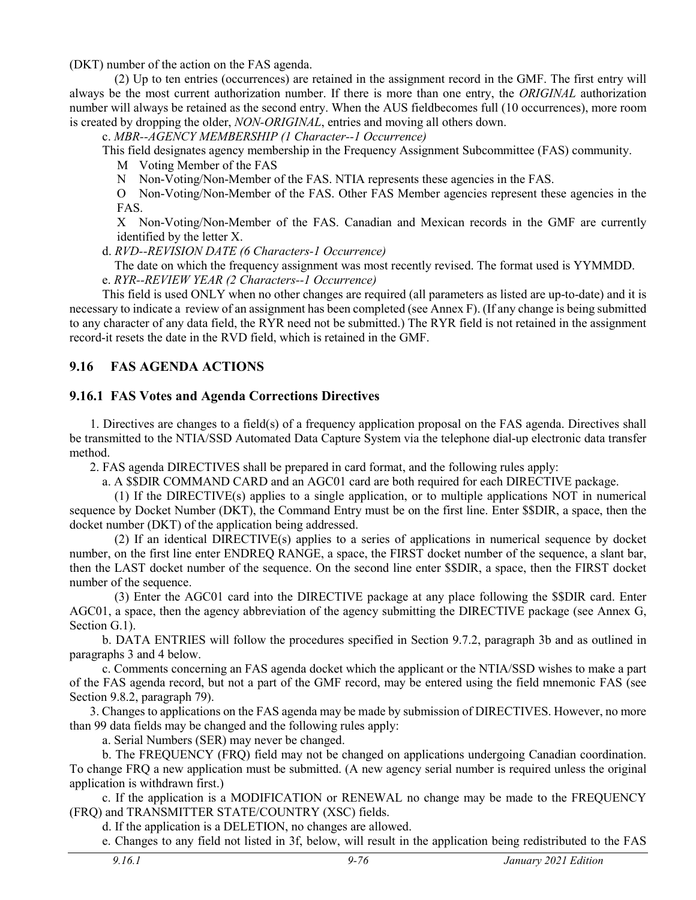(DKT) number of the action on the FAS agenda.

(2) Up to ten entries (occurrences) are retained in the assignment record in the GMF. The first entry will always be the most current authorization number. If there is more than one entry, the *ORIGINAL* authorization number will always be retained as the second entry. When the AUS fieldbecomes full (10 occurrences), more room is created by dropping the older, *NON-ORIGINAL*, entries and moving all others down.

c. *MBR--AGENCY MEMBERSHIP (1 Character--1 Occurrence)*

This field designates agency membership in the Frequency Assignment Subcommittee (FAS) community.

- M Voting Member of the FAS
- N Non-Voting/Non-Member of the FAS. NTIA represents these agencies in the FAS.
- O Non-Voting/Non-Member of the FAS. Other FAS Member agencies represent these agencies in the FAS.
- X Non-Voting/Non-Member of the FAS. Canadian and Mexican records in the GMF are currently identified by the letter X.

d. *RVD--REVISION DATE (6 Characters-1 Occurrence)*

The date on which the frequency assignment was most recently revised. The format used is YYMMDD.

e. *RYR--REVIEW YEAR (2 Characters--1 Occurrence)*

This field is used ONLY when no other changes are required (all parameters as listed are up-to-date) and it is necessary to indicate a review of an assignment has been completed (see Annex F). (If any change is being submitted to any character of any data field, the RYR need not be submitted.) The RYR field is not retained in the assignment record-it resets the date in the RVD field, which is retained in the GMF.

## 9.16 FAS AGENDA ACTIONS

### 9.16.1 FAS Votes and Agenda Corrections Directives

1. Directives are changes to a field(s) of a frequency application proposal on the FAS agenda. Directives shall be transmitted to the NTIA/SSD Automated Data Capture System via the telephone dial-up electronic data transfer method.

2. FAS agenda DIRECTIVES shall be prepared in card format, and the following rules apply:

a. A $$DIR COMMAND CARD and an AGC01 card are both required for each DIRECTIVE package.

(1) If the DIRECTIVE(s) applies to a single application, or to multiple applications NOT in numerical sequence by Docket Number (DKT), the Command Entry must be on the first line. Enter $$DIR, a space, then the docket number (DKT) of the application being addressed.

(2) If an identical DIRECTIVE(s) applies to a series of applications in numerical sequence by docket number, on the first line enter ENDREQ RANGE, a space, the FIRST docket number of the sequence, a slant bar, then the LAST docket number of the sequence. On the second line enter $$DIR, a space, then the FIRST docket number of the sequence.

(3) Enter the AGC01 card into the DIRECTIVE package at any place following the $$DIR card. Enter AGC01, a space, then the agency abbreviation of the agency submitting the DIRECTIVE package (see Annex G, Section G.1).

b. DATA ENTRIES will follow the procedures specified in Section 9.7.2, paragraph 3b and as outlined in paragraphs 3 and 4 below.

c. Comments concerning an FAS agenda docket which the applicant or the NTIA/SSD wishes to make a part of the FAS agenda record, but not a part of the GMF record, may be entered using the field mnemonic FAS (see Section 9.8.2, paragraph 79).

3. Changes to applications on the FAS agenda may be made by submission of DIRECTIVES. However, no more than 99 data fields may be changed and the following rules apply:

a. Serial Numbers (SER) may never be changed.

b. The FREQUENCY (FRQ) field may not be changed on applications undergoing Canadian coordination. To change FRQ a new application must be submitted. (A new agency serial number is required unless the original application is withdrawn first.)

c. If the application is a MODIFICATION or RENEWAL no change may be made to the FREQUENCY (FRQ) and TRANSMITTER STATE/COUNTRY (XSC) fields.

d. If the application is a DELETION, no changes are allowed.

e. Changes to any field not listed in 3f, below, will result in the application being redistributed to the FAS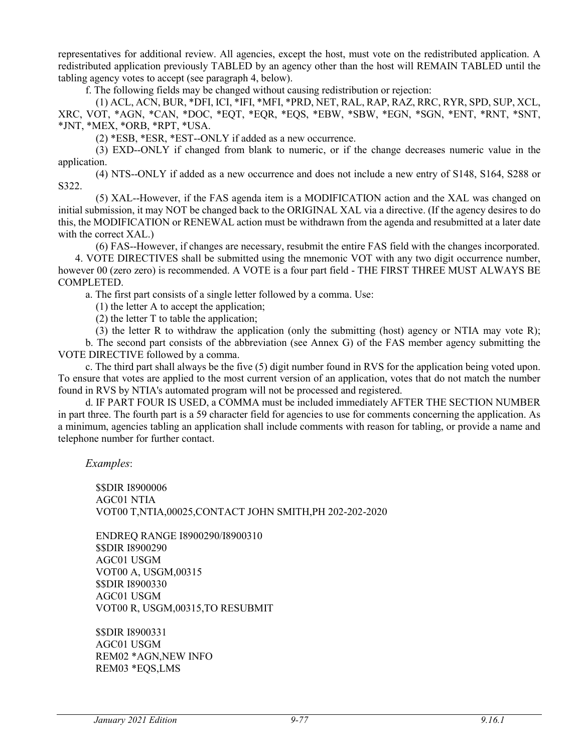representatives for additional review. All agencies, except the host, must vote on the redistributed application. A redistributed application previously TABLED by an agency other than the host will REMAIN TABLED until the tabling agency votes to accept (see paragraph 4, below).

f. The following fields may be changed without causing redistribution or rejection:

(1) ACL, ACN, BUR, *DFI, ICI, *IFI, *MFI, *PRD, NET, RAL, RAP, RAZ, RRC, RYR, SPD, SUP, XCL, XRC, VOT, *AGN, *CAN, *DOC, *EQT, *EQR, *EQS, *EBW, *SBW, *EGN, *SGN, *ENT, *RNT, *SNT, *JNT, *MEX, *ORB, *RPT, *USA.

(2) *ESB, *ESR, *EST--ONLY if added as a new occurrence.

(3) EXD--ONLY if changed from blank to numeric, or if the change decreases numeric value in the application.

(4) NTS--ONLY if added as a new occurrence and does not include a new entry of S148, S164, S288 or S322.

(5) XAL--However, if the FAS agenda item is a MODIFICATION action and the XAL was changed on initial submission, it may NOT be changed back to the ORIGINAL XAL via a directive. (If the agency desires to do this, the MODIFICATION or RENEWAL action must be withdrawn from the agenda and resubmitted at a later date with the correct XAL.)

(6) FAS--However, if changes are necessary, resubmit the entire FAS field with the changes incorporated.

4. VOTE DIRECTIVES shall be submitted using the mnemonic VOT with any two digit occurrence number, however 00 (zero zero) is recommended. A VOTE is a four part field - THE FIRST THREE MUST ALWAYS BE COMPLETED.

a. The first part consists of a single letter followed by a comma. Use:

(1) the letter A to accept the application;

(2) the letter T to table the application;

(3) the letter R to withdraw the application (only the submitting (host) agency or NTIA may vote R);

b. The second part consists of the abbreviation (see Annex G) of the FAS member agency submitting the VOTE DIRECTIVE followed by a comma.

c. The third part shall always be the five (5) digit number found in RVS for the application being voted upon. To ensure that votes are applied to the most current version of an application, votes that do not match the number found in RVS by NTIA's automated program will not be processed and registered.

d. IF PART FOUR IS USED, a COMMA must be included immediately AFTER THE SECTION NUMBER in part three. The fourth part is a 59 character field for agencies to use for comments concerning the application. As a minimum, agencies tabling an application shall include comments with reason for tabling, or provide a name and telephone number for further contact.

*Examples*:

```
$$DIR I8900006
AGC01 NTIA
VOT00 T,NTIA,00025,CONTACT JOHN SMITH,PH 202-202-2020

ENDREQ RANGE I8900290/I8900310
$$DIR I8900290
AGC01 USGM
VOT00 A, USGM,00315
$$DIR I8900330
AGC01 USGM
VOT00 R, USGM,00315,TO RESUBMIT

$$DIR I8900331
AGC01 USGM
REM02 *AGN,NEW INFO
REM03 *EQS,LMS
```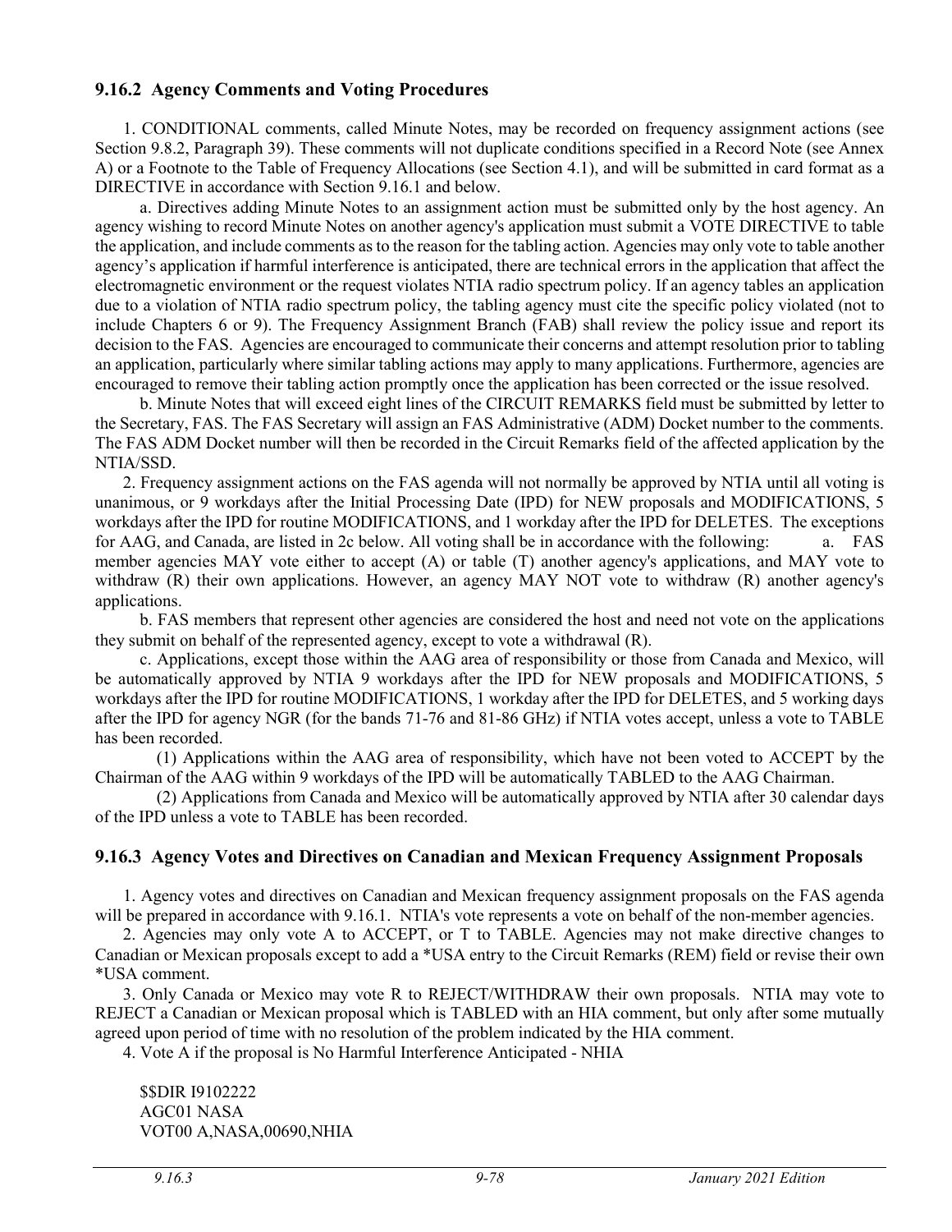### 9.16.2 Agency Comments and Voting Procedures

1. CONDITIONAL comments, called Minute Notes, may be recorded on frequency assignment actions (see Section 9.8.2, Paragraph 39). These comments will not duplicate conditions specified in a Record Note (see Annex A) or a Footnote to the Table of Frequency Allocations (see Section 4.1), and will be submitted in card format as a DIRECTIVE in accordance with Section 9.16.1 and below.

a. Directives adding Minute Notes to an assignment action must be submitted only by the host agency. An agency wishing to record Minute Notes on another agency's application must submit a VOTE DIRECTIVE to table the application, and include comments as to the reason for the tabling action. Agencies may only vote to table another agency's application if harmful interference is anticipated, there are technical errors in the application that affect the electromagnetic environment or the request violates NTIA radio spectrum policy. If an agency tables an application due to a violation of NTIA radio spectrum policy, the tabling agency must cite the specific policy violated (not to include Chapters 6 or 9). The Frequency Assignment Branch (FAB) shall review the policy issue and report its decision to the FAS. Agencies are encouraged to communicate their concerns and attempt resolution prior to tabling an application, particularly where similar tabling actions may apply to many applications. Furthermore, agencies are encouraged to remove their tabling action promptly once the application has been corrected or the issue resolved.

b. Minute Notes that will exceed eight lines of the CIRCUIT REMARKS field must be submitted by letter to the Secretary, FAS. The FAS Secretary will assign an FAS Administrative (ADM) Docket number to the comments. The FAS ADM Docket number will then be recorded in the Circuit Remarks field of the affected application by the NTIA/SSD.

2. Frequency assignment actions on the FAS agenda will not normally be approved by NTIA until all voting is unanimous, or 9 workdays after the Initial Processing Date (IPD) for NEW proposals and MODIFICATIONS, 5 workdays after the IPD for routine MODIFICATIONS, and 1 workday after the IPD for DELETES. The exceptions for AAG, and Canada, are listed in 2c below. All voting shall be in accordance with the following:

a. FAS member agencies MAY vote either to accept (A) or table (T) another agency's applications, and MAY vote to withdraw (R) their own applications. However, an agency MAY NOT vote to withdraw (R) another agency's applications.

b. FAS members that represent other agencies are considered the host and need not vote on the applications they submit on behalf of the represented agency, except to vote a withdrawal (R).

c. Applications, except those within the AAG area of responsibility or those from Canada and Mexico, will be automatically approved by NTIA 9 workdays after the IPD for NEW proposals and MODIFICATIONS, 5 workdays after the IPD for routine MODIFICATIONS, 1 workday after the IPD for DELETES, and 5 working days after the IPD for agency NGR (for the bands 71-76 and 81-86 GHz) if NTIA votes accept, unless a vote to TABLE has been recorded.

(1) Applications within the AAG area of responsibility, which have not been voted to ACCEPT by the Chairman of the AAG within 9 workdays of the IPD will be automatically TABLED to the AAG Chairman.

(2) Applications from Canada and Mexico will be automatically approved by NTIA after 30 calendar days of the IPD unless a vote to TABLE has been recorded.

### 9.16.3 Agency Votes and Directives on Canadian and Mexican Frequency Assignment Proposals

1. Agency votes and directives on Canadian and Mexican frequency assignment proposals on the FAS agenda will be prepared in accordance with 9.16.1. NTIA's vote represents a vote on behalf of the non-member agencies.

2. Agencies may only vote A to ACCEPT, or T to TABLE. Agencies may not make directive changes to Canadian or Mexican proposals except to add a *USA entry to the Circuit Remarks (REM) field or revise their own *USA comment.

3. Only Canada or Mexico may vote R to REJECT/WITHDRAW their own proposals. NTIA may vote to REJECT a Canadian or Mexican proposal which is TABLED with an HIA comment, but only after some mutually agreed upon period of time with no resolution of the problem indicated by the HIA comment.

4. Vote A if the proposal is No Harmful Interference Anticipated - NHIA

```
$$DIR I9102222
AGC01 NASA
VOT00 A,NASA,00690,NHIA
```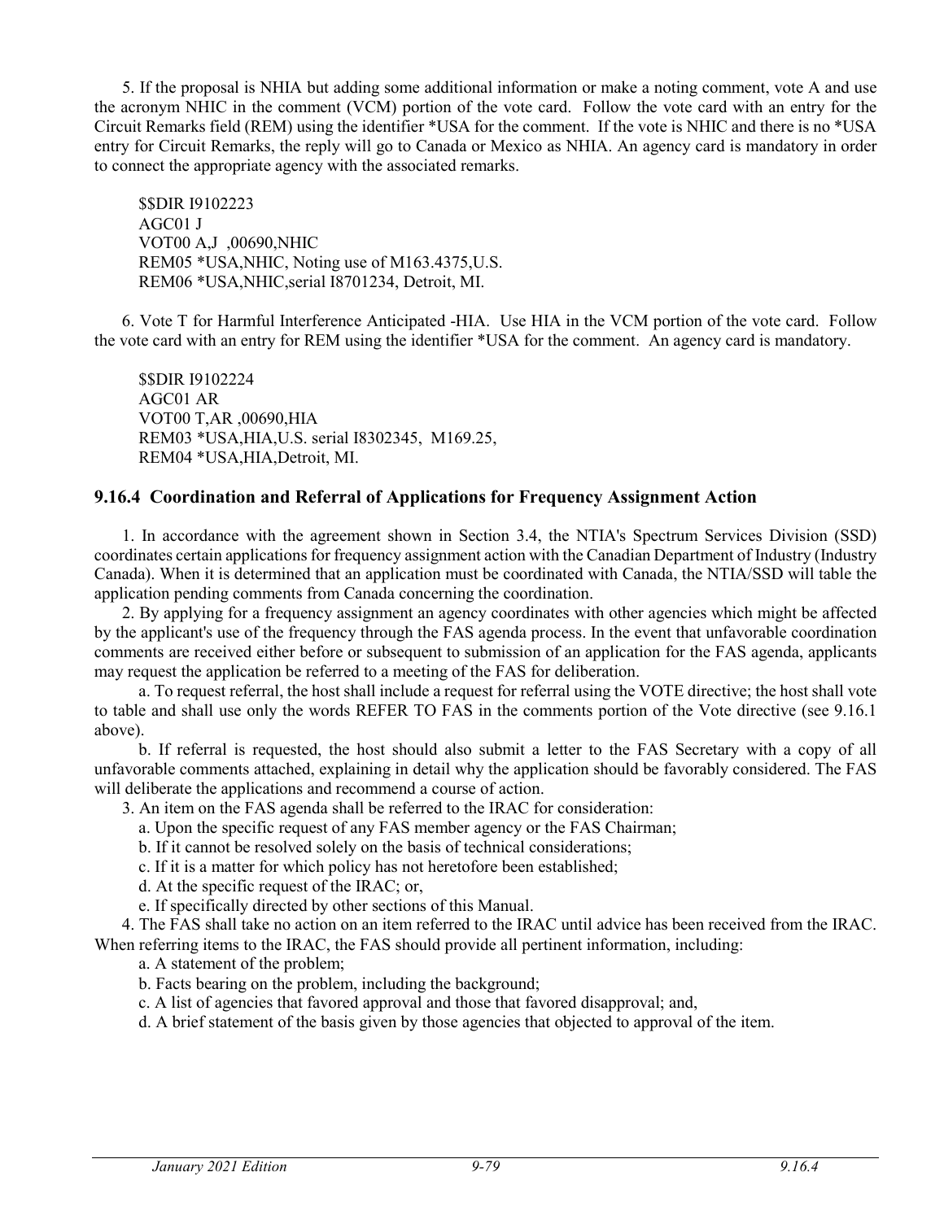5. If the proposal is NHIA but adding some additional information or make a noting comment, vote A and use the acronym NHIC in the comment (VCM) portion of the vote card. Follow the vote card with an entry for the Circuit Remarks field (REM) using the identifier *USA for the comment. If the vote is NHIC and there is no *USA entry for Circuit Remarks, the reply will go to Canada or Mexico as NHIA. An agency card is mandatory in order to connect the appropriate agency with the associated remarks.

```
$$DIR I9102223
AGC01 J
VOT00 A,J  ,00690,NHIC
REM05 *USA,NHIC, Noting use of M163.4375,U.S.
REM06 *USA,NHIC,serial I8701234, Detroit, MI.
```

6. Vote T for Harmful Interference Anticipated -HIA. Use HIA in the VCM portion of the vote card. Follow the vote card with an entry for REM using the identifier *USA for the comment. An agency card is mandatory.

```
$$DIR I9102224
AGC01 AR
VOT00 T,AR ,00690,HIA
REM03 *USA,HIA,U.S. serial I8302345,  M169.25,
REM04 *USA,HIA,Detroit, MI.
```

### 9.16.4 Coordination and Referral of Applications for Frequency Assignment Action

1. In accordance with the agreement shown in Section 3.4, the NTIA's Spectrum Services Division (SSD) coordinates certain applications for frequency assignment action with the Canadian Department of Industry (Industry Canada). When it is determined that an application must be coordinated with Canada, the NTIA/SSD will table the application pending comments from Canada concerning the coordination.

2. By applying for a frequency assignment an agency coordinates with other agencies which might be affected by the applicant's use of the frequency through the FAS agenda process. In the event that unfavorable coordination comments are received either before or subsequent to submission of an application for the FAS agenda, applicants may request the application be referred to a meeting of the FAS for deliberation.

a. To request referral, the host shall include a request for referral using the VOTE directive; the host shall vote to table and shall use only the words REFER TO FAS in the comments portion of the Vote directive (see 9.16.1 above).

b. If referral is requested, the host should also submit a letter to the FAS Secretary with a copy of all unfavorable comments attached, explaining in detail why the application should be favorably considered. The FAS will deliberate the applications and recommend a course of action.

3. An item on the FAS agenda shall be referred to the IRAC for consideration:

a. Upon the specific request of any FAS member agency or the FAS Chairman;

b. If it cannot be resolved solely on the basis of technical considerations;

c. If it is a matter for which policy has not heretofore been established;

d. At the specific request of the IRAC; or,

e. If specifically directed by other sections of this Manual.

4. The FAS shall take no action on an item referred to the IRAC until advice has been received from the IRAC. When referring items to the IRAC, the FAS should provide all pertinent information, including:

a. A statement of the problem;

b. Facts bearing on the problem, including the background;

c. A list of agencies that favored approval and those that favored disapproval; and,

d. A brief statement of the basis given by those agencies that objected to approval of the item.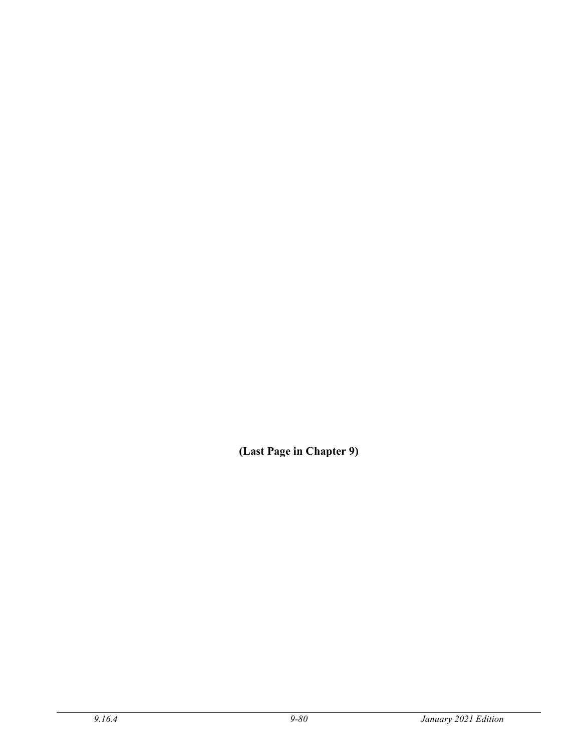**(Last Page in Chapter 9)**